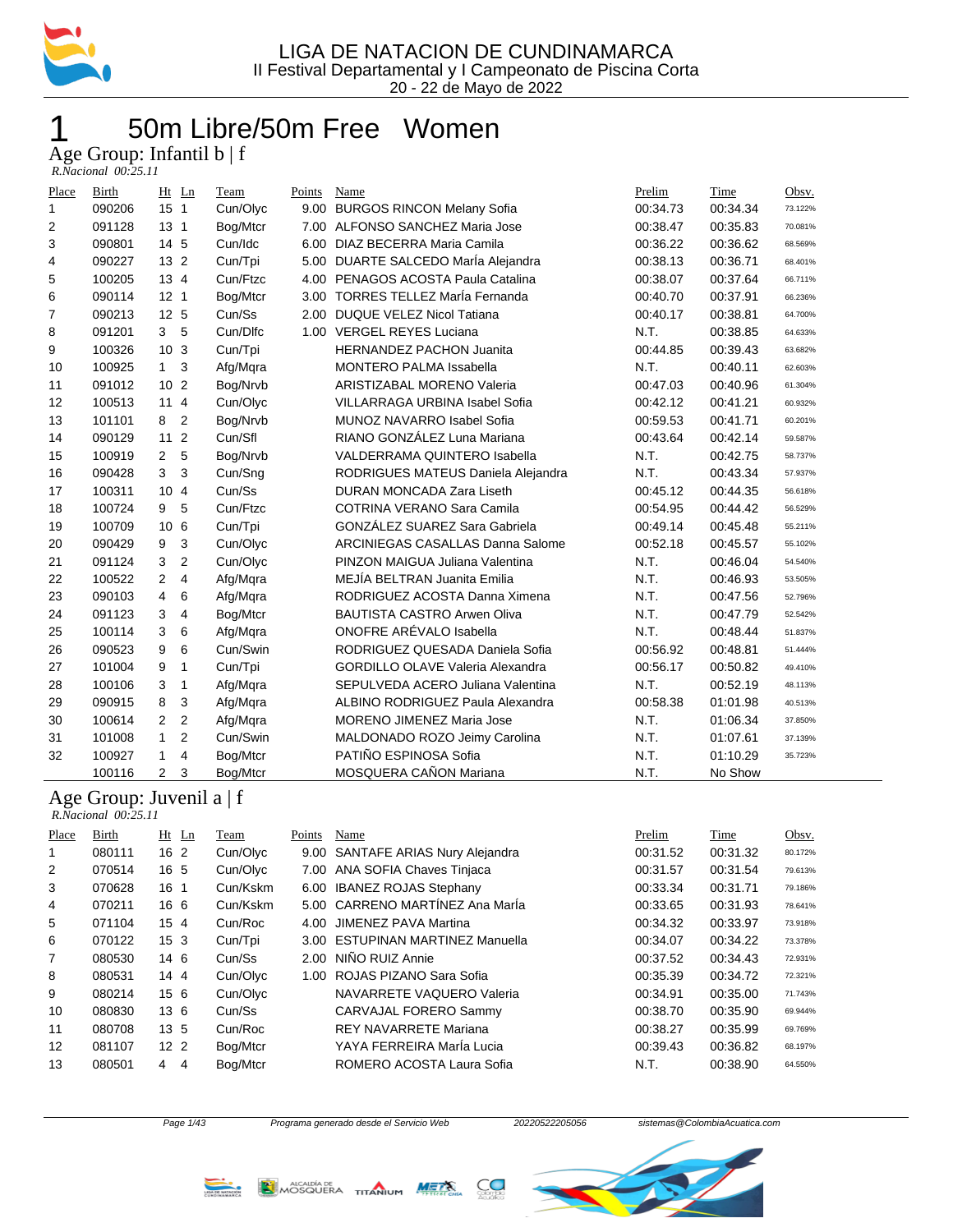# LIGA DE NATACION DE CUNDINAMARCA

II Festival Departamental y I Campeonato de Piscina Corta

20 - 22 de Mayo de 2022

## 1 50m Libre/50m Free Women

### Age Group: Infantil b | f

*R.Nacional 00:25.11*

| Place | Birth | Ht | Ln | Team | Points | Name | Prelim | Time | Obsv. |
|---|---|---|---|---|---|---|---|---|---|
| 1 | 090206 | 15 | 1 | Cun/Olyc | 9.00 | BURGOS RINCON Melany Sofia | 00:34.73 | 00:34.34 | 73.122% |
| 2 | 091128 | 13 | 1 | Bog/Mtcr | 7.00 | ALFONSO SANCHEZ Maria Jose | 00:38.47 | 00:35.83 | 70.081% |
| 3 | 090801 | 14 | 5 | Cun/Idc | 6.00 | DIAZ BECERRA Maria Camila | 00:36.22 | 00:36.62 | 68.569% |
| 4 | 090227 | 13 | 2 | Cun/Tpi | 5.00 | DUARTE SALCEDO MarÍa Alejandra | 00:38.13 | 00:36.71 | 68.401% |
| 5 | 100205 | 13 | 4 | Cun/Ftzc | 4.00 | PENAGOS ACOSTA Paula Catalina | 00:38.07 | 00:37.64 | 66.711% |
| 6 | 090114 | 12 | 1 | Bog/Mtcr | 3.00 | TORRES TELLEZ MarÍa Fernanda | 00:40.70 | 00:37.91 | 66.236% |
| 7 | 090213 | 12 | 5 | Cun/Ss | 2.00 | DUQUE VELEZ Nicol Tatiana | 00:40.17 | 00:38.81 | 64.700% |
| 8 | 091201 | 3 | 5 | Cun/Dlfc | 1.00 | VERGEL REYES Luciana | N.T. | 00:38.85 | 64.633% |
| 9 | 100326 | 10 | 3 | Cun/Tpi | | HERNANDEZ PACHON Juanita | 00:44.85 | 00:39.43 | 63.682% |
| 10 | 100925 | 1 | 3 | Afg/Mqra | | MONTERO PALMA Issabella | N.T. | 00:40.11 | 62.603% |
| 11 | 091012 | 10 | 2 | Bog/Nrvb | | ARISTIZABAL MORENO Valeria | 00:47.03 | 00:40.96 | 61.304% |
| 12 | 100513 | 11 | 4 | Cun/Olyc | | VILLARRAGA URBINA Isabel Sofia | 00:42.12 | 00:41.21 | 60.932% |
| 13 | 101101 | 8 | 2 | Bog/Nrvb | | MUNOZ NAVARRO Isabel Sofia | 00:59.53 | 00:41.71 | 60.201% |
| 14 | 090129 | 11 | 2 | Cun/Sfl | | RIANO GONZÁLEZ Luna Mariana | 00:43.64 | 00:42.14 | 59.587% |
| 15 | 100919 | 2 | 5 | Bog/Nrvb | | VALDERRAMA QUINTERO Isabella | N.T. | 00:42.75 | 58.737% |
| 16 | 090428 | 3 | 3 | Cun/Sng | | RODRIGUES MATEUS Daniela Alejandra | N.T. | 00:43.34 | 57.937% |
| 17 | 100311 | 10 | 4 | Cun/Ss | | DURAN MONCADA Zara Liseth | 00:45.12 | 00:44.35 | 56.618% |
| 18 | 100724 | 9 | 5 | Cun/Ftzc | | COTRINA VERANO Sara Camila | 00:54.95 | 00:44.42 | 56.529% |
| 19 | 100709 | 10 | 6 | Cun/Tpi | | GONZÁLEZ SUAREZ Sara Gabriela | 00:49.14 | 00:45.48 | 55.211% |
| 20 | 090429 | 9 | 3 | Cun/Olyc | | ARCINIEGAS CASALLAS Danna Salome | 00:52.18 | 00:45.57 | 55.102% |
| 21 | 091124 | 3 | 2 | Cun/Olyc | | PINZON MAIGUA Juliana Valentina | N.T. | 00:46.04 | 54.540% |
| 22 | 100522 | 2 | 4 | Afg/Mqra | | MEJÍA BELTRAN Juanita Emilia | N.T. | 00:46.93 | 53.505% |
| 23 | 090103 | 4 | 6 | Afg/Mqra | | RODRIGUEZ ACOSTA Danna Ximena | N.T. | 00:47.56 | 52.796% |
| 24 | 091123 | 3 | 4 | Bog/Mtcr | | BAUTISTA CASTRO Arwen Oliva | N.T. | 00:47.79 | 52.542% |
| 25 | 100114 | 3 | 6 | Afg/Mqra | | ONOFRE ARÉVALO Isabella | N.T. | 00:48.44 | 51.837% |
| 26 | 090523 | 9 | 6 | Cun/Swin | | RODRIGUEZ QUESADA Daniela Sofia | 00:56.92 | 00:48.81 | 51.444% |
| 27 | 101004 | 9 | 1 | Cun/Tpi | | GORDILLO OLAVE Valeria Alexandra | 00:56.17 | 00:50.82 | 49.410% |
| 28 | 100106 | 3 | 1 | Afg/Mqra | | SEPULVEDA ACERO Juliana Valentina | N.T. | 00:52.19 | 48.113% |
| 29 | 090915 | 8 | 3 | Afg/Mqra | | ALBINO RODRIGUEZ Paula Alexandra | 00:58.38 | 01:01.98 | 40.513% |
| 30 | 100614 | 2 | 2 | Afg/Mqra | | MORENO JIMENEZ Maria Jose | N.T. | 01:06.34 | 37.850% |
| 31 | 101008 | 1 | 2 | Cun/Swin | | MALDONADO ROZO Jeimy Carolina | N.T. | 01:07.61 | 37.139% |
| 32 | 100927 | 1 | 4 | Bog/Mtcr | | PATIÑO ESPINOSA Sofia | N.T. | 01:10.29 | 35.723% |
| | 100116 | 2 | 3 | Bog/Mtcr | | MOSQUERA CAÑON Mariana | N.T. | No Show | |

### Age Group: Juvenil a | f

*R.Nacional 00:25.11*

| Place | Birth | Ht | Ln | Team | Points | Name | Prelim | Time | Obsv. |
|---|---|---|---|---|---|---|---|---|---|
| 1 | 080111 | 16 | 2 | Cun/Olyc | 9.00 | SANTAFE ARIAS Nury Alejandra | 00:31.52 | 00:31.32 | 80.172% |
| 2 | 070514 | 16 | 5 | Cun/Olyc | 7.00 | ANA SOFIA Chaves Tinjaca | 00:31.57 | 00:31.54 | 79.613% |
| 3 | 070628 | 16 | 1 | Cun/Kskm | 6.00 | IBANEZ ROJAS Stephany | 00:33.34 | 00:31.71 | 79.186% |
| 4 | 070211 | 16 | 6 | Cun/Kskm | 5.00 | CARRENO MARTÍNEZ Ana MarÍa | 00:33.65 | 00:31.93 | 78.641% |
| 5 | 071104 | 15 | 4 | Cun/Roc | 4.00 | JIMENEZ PAVA Martina | 00:34.32 | 00:33.97 | 73.918% |
| 6 | 070122 | 15 | 3 | Cun/Tpi | 3.00 | ESTUPINAN MARTINEZ Manuella | 00:34.07 | 00:34.22 | 73.378% |
| 7 | 080530 | 14 | 6 | Cun/Ss | 2.00 | NIÑO RUIZ Annie | 00:37.52 | 00:34.43 | 72.931% |
| 8 | 080531 | 14 | 4 | Cun/Olyc | 1.00 | ROJAS PIZANO Sara Sofia | 00:35.39 | 00:34.72 | 72.321% |
| 9 | 080214 | 15 | 6 | Cun/Olyc | | NAVARRETE VAQUERO Valeria | 00:34.91 | 00:35.00 | 71.743% |
| 10 | 080830 | 13 | 6 | Cun/Ss | | CARVAJAL FORERO Sammy | 00:38.70 | 00:35.90 | 69.944% |
| 11 | 080708 | 13 | 5 | Cun/Roc | | REY NAVARRETE Mariana | 00:38.27 | 00:35.99 | 69.769% |
| 12 | 081107 | 12 | 2 | Bog/Mtcr | | YAYA FERREIRA MarÍa Lucia | 00:39.43 | 00:36.82 | 68.197% |
| 13 | 080501 | 4 | 4 | Bog/Mtcr | | ROMERO ACOSTA Laura Sofia | N.T. | 00:38.90 | 64.550% |

Programa generado desde el Servicio Web 20220522205056 sistemas@ColombiaAcuatica.com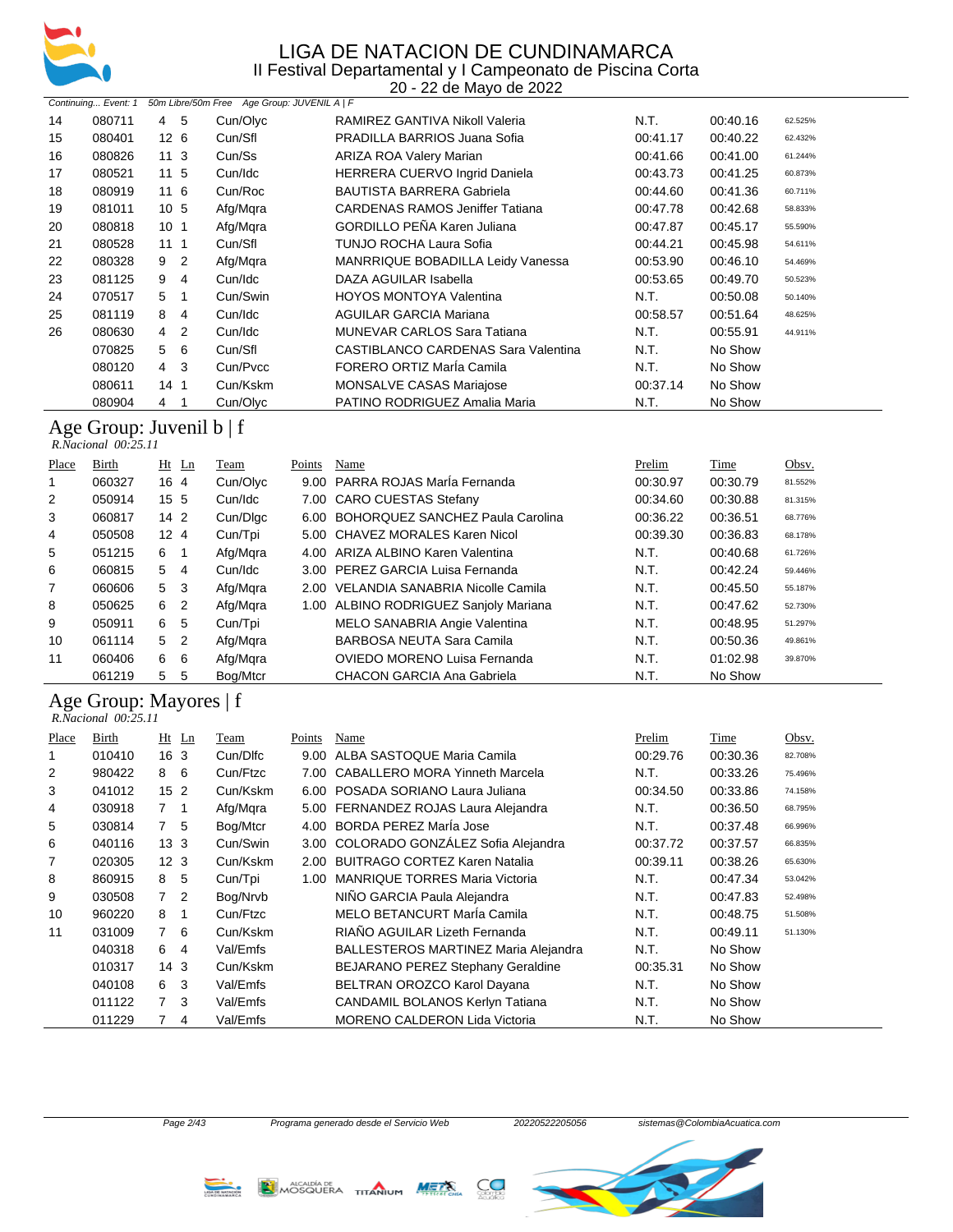# LIGA DE NATACION DE CUNDINAMARCA

II Festival Departamental y I Campeonato de Piscina Corta

20 - 22 de Mayo de 2022

*Continuing... Event: 1 50m Libre/50m Free Age Group: JUVENIL A | F*

| Place | Birth | Ht | Ln | Team | Points | Name | Prelim | Time | Obsv. |
|---|---|---|---|---|---|---|---|---|---|
| 14 | 080711 | 4 | 5 | Cun/Olyc | | RAMIREZ GANTIVA Nikoll Valeria | N.T. | 00:40.16 | 62.525% |
| 15 | 080401 | 12 | 6 | Cun/Sfl | | PRADILLA BARRIOS Juana Sofia | 00:41.17 | 00:40.22 | 62.432% |
| 16 | 080826 | 11 | 3 | Cun/Ss | | ARIZA ROA Valery Marian | 00:41.66 | 00:41.00 | 61.244% |
| 17 | 080521 | 11 | 5 | Cun/Idc | | HERRERA CUERVO Ingrid Daniela | 00:43.73 | 00:41.25 | 60.873% |
| 18 | 080919 | 11 | 6 | Cun/Roc | | BAUTISTA BARRERA Gabriela | 00:44.60 | 00:41.36 | 60.711% |
| 19 | 081011 | 10 | 5 | Afg/Mqra | | CARDENAS RAMOS Jeniffer Tatiana | 00:47.78 | 00:42.68 | 58.833% |
| 20 | 080818 | 10 | 1 | Afg/Mqra | | GORDILLO PEÑA Karen Juliana | 00:47.87 | 00:45.17 | 55.590% |
| 21 | 080528 | 11 | 1 | Cun/Sfl | | TUNJO ROCHA Laura Sofia | 00:44.21 | 00:45.98 | 54.611% |
| 22 | 080328 | 9 | 2 | Afg/Mqra | | MANRRIQUE BOBADILLA Leidy Vanessa | 00:53.90 | 00:46.10 | 54.469% |
| 23 | 081125 | 9 | 4 | Cun/Idc | | DAZA AGUILAR Isabella | 00:53.65 | 00:49.70 | 50.523% |
| 24 | 070517 | 5 | 1 | Cun/Swin | | HOYOS MONTOYA Valentina | N.T. | 00:50.08 | 50.140% |
| 25 | 081119 | 8 | 4 | Cun/Idc | | AGUILAR GARCIA Mariana | 00:58.57 | 00:51.64 | 48.625% |
| 26 | 080630 | 4 | 2 | Cun/Idc | | MUNEVAR CARLOS Sara Tatiana | N.T. | 00:55.91 | 44.911% |
| | 070825 | 5 | 6 | Cun/Sfl | | CASTIBLANCO CARDENAS Sara Valentina | N.T. | No Show | |
| | 080120 | 4 | 3 | Cun/Pvcc | | FORERO ORTIZ MarÍa Camila | N.T. | No Show | |
| | 080611 | 14 | 1 | Cun/Kskm | | MONSALVE CASAS Mariajose | 00:37.14 | No Show | |
| | 080904 | 4 | 1 | Cun/Olyc | | PATINO RODRIGUEZ Amalia Maria | N.T. | No Show | |

## Age Group: Juvenil b | f

*R.Nacional 00:25.11*

| Place | Birth | Ht | Ln | Team | Points | Name | Prelim | Time | Obsv. |
|---|---|---|---|---|---|---|---|---|---|
| 1 | 060327 | 16 | 4 | Cun/Olyc | 9.00 | PARRA ROJAS MarÍa Fernanda | 00:30.97 | 00:30.79 | 81.552% |
| 2 | 050914 | 15 | 5 | Cun/Idc | 7.00 | CARO CUESTAS Stefany | 00:34.60 | 00:30.88 | 81.315% |
| 3 | 060817 | 14 | 2 | Cun/Dlgc | 6.00 | BOHORQUEZ SANCHEZ Paula Carolina | 00:36.22 | 00:36.51 | 68.776% |
| 4 | 050508 | 12 | 4 | Cun/Tpi | 5.00 | CHAVEZ MORALES Karen Nicol | 00:39.30 | 00:36.83 | 68.178% |
| 5 | 051215 | 6 | 1 | Afg/Mqra | 4.00 | ARIZA ALBINO Karen Valentina | N.T. | 00:40.68 | 61.726% |
| 6 | 060815 | 5 | 4 | Cun/Idc | 3.00 | PEREZ GARCIA Luisa Fernanda | N.T. | 00:42.24 | 59.446% |
| 7 | 060606 | 5 | 3 | Afg/Mqra | 2.00 | VELANDIA SANABRIA Nicolle Camila | N.T. | 00:45.50 | 55.187% |
| 8 | 050625 | 6 | 2 | Afg/Mqra | 1.00 | ALBINO RODRIGUEZ Sanjoly Mariana | N.T. | 00:47.62 | 52.730% |
| 9 | 050911 | 6 | 5 | Cun/Tpi | | MELO SANABRIA Angie Valentina | N.T. | 00:48.95 | 51.297% |
| 10 | 061114 | 5 | 2 | Afg/Mqra | | BARBOSA NEUTA Sara Camila | N.T. | 00:50.36 | 49.861% |
| 11 | 060406 | 6 | 6 | Afg/Mqra | | OVIEDO MORENO Luisa Fernanda | N.T. | 01:02.98 | 39.870% |
| | 061219 | 5 | 5 | Bog/Mtcr | | CHACON GARCIA Ana Gabriela | N.T. | No Show | |

## Age Group: Mayores | f

*R.Nacional 00:25.11*

| Place | Birth | Ht | Ln | Team | Points | Name | Prelim | Time | Obsv. |
|---|---|---|---|---|---|---|---|---|---|
| 1 | 010410 | 16 | 3 | Cun/Dlfc | 9.00 | ALBA SASTOQUE Maria Camila | 00:29.76 | 00:30.36 | 82.708% |
| 2 | 980422 | 8 | 6 | Cun/Ftzc | 7.00 | CABALLERO MORA Yinneth Marcela | N.T. | 00:33.26 | 75.496% |
| 3 | 041012 | 15 | 2 | Cun/Kskm | 6.00 | POSADA SORIANO Laura Juliana | 00:34.50 | 00:33.86 | 74.158% |
| 4 | 030918 | 7 | 1 | Afg/Mqra | 5.00 | FERNANDEZ ROJAS Laura Alejandra | N.T. | 00:36.50 | 68.795% |
| 5 | 030814 | 7 | 5 | Bog/Mtcr | 4.00 | BORDA PEREZ MarÍa Jose | N.T. | 00:37.48 | 66.996% |
| 6 | 040116 | 13 | 3 | Cun/Swin | 3.00 | COLORADO GONZÁLEZ Sofia Alejandra | 00:37.72 | 00:37.57 | 66.835% |
| 7 | 020305 | 12 | 3 | Cun/Kskm | 2.00 | BUITRAGO CORTEZ Karen Natalia | 00:39.11 | 00:38.26 | 65.630% |
| 8 | 860915 | 8 | 5 | Cun/Tpi | 1.00 | MANRIQUE TORRES Maria Victoria | N.T. | 00:47.34 | 53.042% |
| 9 | 030508 | 7 | 2 | Bog/Nrvb | | NIÑO GARCIA Paula Alejandra | N.T. | 00:47.83 | 52.498% |
| 10 | 960220 | 8 | 1 | Cun/Ftzc | | MELO BETANCURT MarÍa Camila | N.T. | 00:48.75 | 51.508% |
| 11 | 031009 | 7 | 6 | Cun/Kskm | | RIAÑO AGUILAR Lizeth Fernanda | N.T. | 00:49.11 | 51.130% |
| | 040318 | 6 | 4 | Val/Emfs | | BALLESTEROS MARTINEZ Maria Alejandra | N.T. | No Show | |
| | 010317 | 14 | 3 | Cun/Kskm | | BEJARANO PEREZ Stephany Geraldine | 00:35.31 | No Show | |
| | 040108 | 6 | 3 | Val/Emfs | | BELTRAN OROZCO Karol Dayana | N.T. | No Show | |
| | 011122 | 7 | 3 | Val/Emfs | | CANDAMIL BOLANOS Kerlyn Tatiana | N.T. | No Show | |
| | 011229 | 7 | 4 | Val/Emfs | | MORENO CALDERON Lida Victoria | N.T. | No Show | |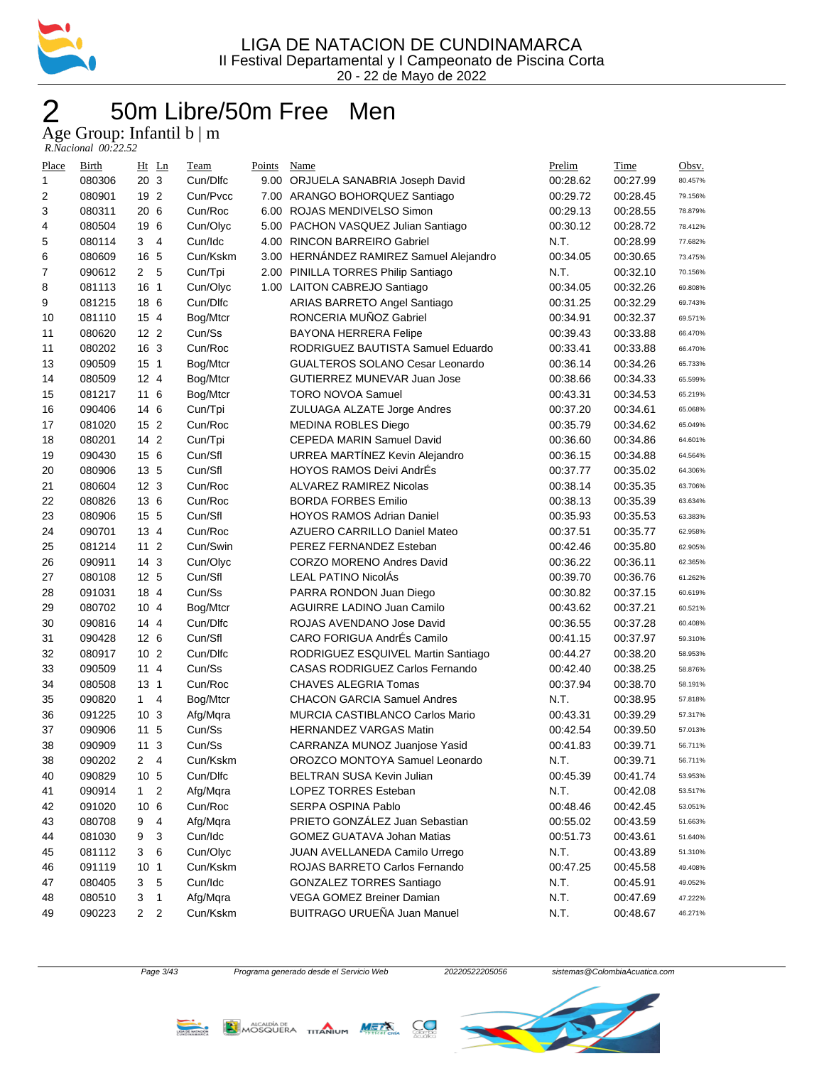# LIGA DE NATACION DE CUNDINAMARCA

II Festival Departamental y I Campeonato de Piscina Corta

20 - 22 de Mayo de 2022

## 2 50m Libre/50m Free Men

### Age Group: Infantil b | m

*R.Nacional 00:22.52*

| Place | Birth | Ht | Ln | Team | Points | Name | Prelim | Time | Obsv. |
|---|---|---|---|---|---|---|---|---|---|
| 1 | 080306 | 20 | 3 | Cun/Dlfc | 9.00 | ORJUELA SANABRIA Joseph David | 00:28.62 | 00:27.99 | 80.457% |
| 2 | 080901 | 19 | 2 | Cun/Pvcc | 7.00 | ARANGO BOHORQUEZ Santiago | 00:29.72 | 00:28.45 | 79.156% |
| 3 | 080311 | 20 | 6 | Cun/Roc | 6.00 | ROJAS MENDIVELSO Simon | 00:29.13 | 00:28.55 | 78.879% |
| 4 | 080504 | 19 | 6 | Cun/Olyc | 5.00 | PACHON VASQUEZ Julian Santiago | 00:30.12 | 00:28.72 | 78.412% |
| 5 | 080114 | 3 | 4 | Cun/Idc | 4.00 | RINCON BARREIRO Gabriel | N.T. | 00:28.99 | 77.682% |
| 6 | 080609 | 16 | 5 | Cun/Kskm | 3.00 | HERNÁNDEZ RAMIREZ Samuel Alejandro | 00:34.05 | 00:30.65 | 73.475% |
| 7 | 090612 | 2 | 5 | Cun/Tpi | 2.00 | PINILLA TORRES Philip Santiago | N.T. | 00:32.10 | 70.156% |
| 8 | 081113 | 16 | 1 | Cun/Olyc | 1.00 | LAITON CABREJO Santiago | 00:34.05 | 00:32.26 | 69.808% |
| 9 | 081215 | 18 | 6 | Cun/Dlfc | | ARIAS BARRETO Angel Santiago | 00:31.25 | 00:32.29 | 69.743% |
| 10 | 081110 | 15 | 4 | Bog/Mtcr | | RONCERIA MUÑOZ Gabriel | 00:34.91 | 00:32.37 | 69.571% |
| 11 | 080620 | 12 | 2 | Cun/Ss | | BAYONA HERRERA Felipe | 00:39.43 | 00:33.88 | 66.470% |
| 11 | 080202 | 16 | 3 | Cun/Roc | | RODRIGUEZ BAUTISTA Samuel Eduardo | 00:33.41 | 00:33.88 | 66.470% |
| 13 | 090509 | 15 | 1 | Bog/Mtcr | | GUALTEROS SOLANO Cesar Leonardo | 00:36.14 | 00:34.26 | 65.733% |
| 14 | 080509 | 12 | 4 | Bog/Mtcr | | GUTIERREZ MUNEVAR Juan Jose | 00:38.66 | 00:34.33 | 65.599% |
| 15 | 081217 | 11 | 6 | Bog/Mtcr | | TORO NOVOA Samuel | 00:43.31 | 00:34.53 | 65.219% |
| 16 | 090406 | 14 | 6 | Cun/Tpi | | ZULUAGA ALZATE Jorge Andres | 00:37.20 | 00:34.61 | 65.068% |
| 17 | 081020 | 15 | 2 | Cun/Roc | | MEDINA ROBLES Diego | 00:35.79 | 00:34.62 | 65.049% |
| 18 | 080201 | 14 | 2 | Cun/Tpi | | CEPEDA MARIN Samuel David | 00:36.60 | 00:34.86 | 64.601% |
| 19 | 090430 | 15 | 6 | Cun/Sfl | | URREA MARTÍNEZ Kevin Alejandro | 00:36.15 | 00:34.88 | 64.564% |
| 20 | 080906 | 13 | 5 | Cun/Sfl | | HOYOS RAMOS Deivi AndrÉs | 00:37.77 | 00:35.02 | 64.306% |
| 21 | 080604 | 12 | 3 | Cun/Roc | | ALVAREZ RAMIREZ Nicolas | 00:38.14 | 00:35.35 | 63.706% |
| 22 | 080826 | 13 | 6 | Cun/Roc | | BORDA FORBES Emilio | 00:38.13 | 00:35.39 | 63.634% |
| 23 | 080906 | 15 | 5 | Cun/Sfl | | HOYOS RAMOS Adrian Daniel | 00:35.93 | 00:35.53 | 63.383% |
| 24 | 090701 | 13 | 4 | Cun/Roc | | AZUERO CARRILLO Daniel Mateo | 00:37.51 | 00:35.77 | 62.958% |
| 25 | 081214 | 11 | 2 | Cun/Swin | | PEREZ FERNANDEZ Esteban | 00:42.46 | 00:35.80 | 62.905% |
| 26 | 090911 | 14 | 3 | Cun/Olyc | | CORZO MORENO Andres David | 00:36.22 | 00:36.11 | 62.365% |
| 27 | 080108 | 12 | 5 | Cun/Sfl | | LEAL PATINO NicolÁs | 00:39.70 | 00:36.76 | 61.262% |
| 28 | 091031 | 18 | 4 | Cun/Ss | | PARRA RONDON Juan Diego | 00:30.82 | 00:37.15 | 60.619% |
| 29 | 080702 | 10 | 4 | Bog/Mtcr | | AGUIRRE LADINO Juan Camilo | 00:43.62 | 00:37.21 | 60.521% |
| 30 | 090816 | 14 | 4 | Cun/Dlfc | | ROJAS AVENDANO Jose David | 00:36.55 | 00:37.28 | 60.408% |
| 31 | 090428 | 12 | 6 | Cun/Sfl | | CARO FORIGUA AndrÉs Camilo | 00:41.15 | 00:37.97 | 59.310% |
| 32 | 080917 | 10 | 2 | Cun/Dlfc | | RODRIGUEZ ESQUIVEL Martin Santiago | 00:44.27 | 00:38.20 | 58.953% |
| 33 | 090509 | 11 | 4 | Cun/Ss | | CASAS RODRIGUEZ Carlos Fernando | 00:42.40 | 00:38.25 | 58.876% |
| 34 | 080508 | 13 | 1 | Cun/Roc | | CHAVES ALEGRIA Tomas | 00:37.94 | 00:38.70 | 58.191% |
| 35 | 090820 | 1 | 4 | Bog/Mtcr | | CHACON GARCIA Samuel Andres | N.T. | 00:38.95 | 57.818% |
| 36 | 091225 | 10 | 3 | Afg/Mqra | | MURCIA CASTIBLANCO Carlos Mario | 00:43.31 | 00:39.29 | 57.317% |
| 37 | 090906 | 11 | 5 | Cun/Ss | | HERNANDEZ VARGAS Matin | 00:42.54 | 00:39.50 | 57.013% |
| 38 | 090909 | 11 | 3 | Cun/Ss | | CARRANZA MUNOZ Juanjose Yasid | 00:41.83 | 00:39.71 | 56.711% |
| 38 | 090202 | 2 | 4 | Cun/Kskm | | OROZCO MONTOYA Samuel Leonardo | N.T. | 00:39.71 | 56.711% |
| 40 | 090829 | 10 | 5 | Cun/Dlfc | | BELTRAN SUSA Kevin Julian | 00:45.39 | 00:41.74 | 53.953% |
| 41 | 090914 | 1 | 2 | Afg/Mqra | | LOPEZ TORRES Esteban | N.T. | 00:42.08 | 53.517% |
| 42 | 091020 | 10 | 6 | Cun/Roc | | SERPA OSPINA Pablo | 00:48.46 | 00:42.45 | 53.051% |
| 43 | 080708 | 9 | 4 | Afg/Mqra | | PRIETO GONZÁLEZ Juan Sebastian | 00:55.02 | 00:43.59 | 51.663% |
| 44 | 081030 | 9 | 3 | Cun/Idc | | GOMEZ GUATAVA Johan Matias | 00:51.73 | 00:43.61 | 51.640% |
| 45 | 081112 | 3 | 6 | Cun/Olyc | | JUAN AVELLANEDA Camilo Urrego | N.T. | 00:43.89 | 51.310% |
| 46 | 091119 | 10 | 1 | Cun/Kskm | | ROJAS BARRETO Carlos Fernando | 00:47.25 | 00:45.58 | 49.408% |
| 47 | 080405 | 3 | 5 | Cun/Idc | | GONZALEZ TORRES Santiago | N.T. | 00:45.91 | 49.052% |
| 48 | 080510 | 3 | 1 | Afg/Mqra | | VEGA GOMEZ Breiner Damian | N.T. | 00:47.69 | 47.222% |
| 49 | 090223 | 2 | 2 | Cun/Kskm | | BUITRAGO URUEÑA Juan Manuel | N.T. | 00:48.67 | 46.271% |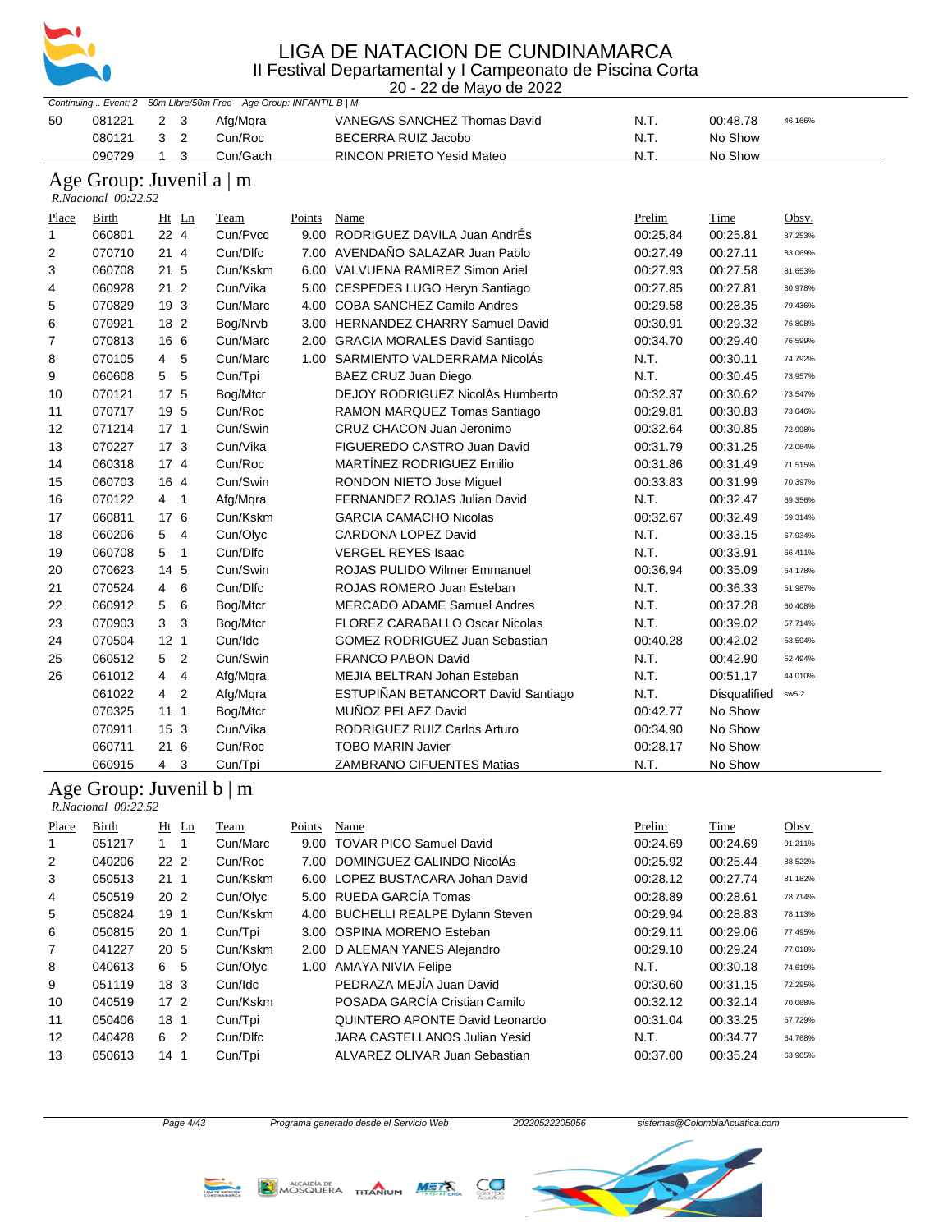# LIGA DE NATACION DE CUNDINAMARCA

II Festival Departamental y I Campeonato de Piscina Corta

20 - 22 de Mayo de 2022

*Continuing... Event: 2 50m Libre/50m Free Age Group: INFANTIL B | M*

| Place | Birth | Ht | Ln | Team | Points | Name | Prelim | Time | Obsv. |
|---|---|---|---|---|---|---|---|---|---|
| 50 | 081221 | 2 | 3 | Afg/Mqra | | VANEGAS SANCHEZ Thomas David | N.T. | 00:48.78 | 46.166% |
| | 080121 | 3 | 2 | Cun/Roc | | BECERRA RUIZ Jacobo | N.T. | No Show | |
| | 090729 | 1 | 3 | Cun/Gach | | RINCON PRIETO Yesid Mateo | N.T. | No Show | |

## Age Group: Juvenil a | m

*R.Nacional 00:22.52*

| Place | Birth | Ht | Ln | Team | Points | Name | Prelim | Time | Obsv. |
|---|---|---|---|---|---|---|---|---|---|
| 1 | 060801 | 22 | 4 | Cun/Pvcc | 9.00 | RODRIGUEZ DAVILA Juan AndrÉs | 00:25.84 | 00:25.81 | 87.253% |
| 2 | 070710 | 21 | 4 | Cun/Dlfc | 7.00 | AVENDAÑO SALAZAR Juan Pablo | 00:27.49 | 00:27.11 | 83.069% |
| 3 | 060708 | 21 | 5 | Cun/Kskm | 6.00 | VALVUENA RAMIREZ Simon Ariel | 00:27.93 | 00:27.58 | 81.653% |
| 4 | 060928 | 21 | 2 | Cun/Vika | 5.00 | CESPEDES LUGO Heryn Santiago | 00:27.85 | 00:27.81 | 80.978% |
| 5 | 070829 | 19 | 3 | Cun/Marc | 4.00 | COBA SANCHEZ Camilo Andres | 00:29.58 | 00:28.35 | 79.436% |
| 6 | 070921 | 18 | 2 | Bog/Nrvb | 3.00 | HERNANDEZ CHARRY Samuel David | 00:30.91 | 00:29.32 | 76.808% |
| 7 | 070813 | 16 | 6 | Cun/Marc | 2.00 | GRACIA MORALES David Santiago | 00:34.70 | 00:29.40 | 76.599% |
| 8 | 070105 | 4 | 5 | Cun/Marc | 1.00 | SARMIENTO VALDERRAMA NicolÁs | N.T. | 00:30.11 | 74.792% |
| 9 | 060608 | 5 | 5 | Cun/Tpi | | BAEZ CRUZ Juan Diego | N.T. | 00:30.45 | 73.957% |
| 10 | 070121 | 17 | 5 | Bog/Mtcr | | DEJOY RODRIGUEZ NicolÁs Humberto | 00:32.37 | 00:30.62 | 73.547% |
| 11 | 070717 | 19 | 5 | Cun/Roc | | RAMON MARQUEZ Tomas Santiago | 00:29.81 | 00:30.83 | 73.046% |
| 12 | 071214 | 17 | 1 | Cun/Swin | | CRUZ CHACON Juan Jeronimo | 00:32.64 | 00:30.85 | 72.998% |
| 13 | 070227 | 17 | 3 | Cun/Vika | | FIGUEREDO CASTRO Juan David | 00:31.79 | 00:31.25 | 72.064% |
| 14 | 060318 | 17 | 4 | Cun/Roc | | MARTÍNEZ RODRIGUEZ Emilio | 00:31.86 | 00:31.49 | 71.515% |
| 15 | 060703 | 16 | 4 | Cun/Swin | | RONDON NIETO Jose Miguel | 00:33.83 | 00:31.99 | 70.397% |
| 16 | 070122 | 4 | 1 | Afg/Mqra | | FERNANDEZ ROJAS Julian David | N.T. | 00:32.47 | 69.356% |
| 17 | 060811 | 17 | 6 | Cun/Kskm | | GARCIA CAMACHO Nicolas | 00:32.67 | 00:32.49 | 69.314% |
| 18 | 060206 | 5 | 4 | Cun/Olyc | | CARDONA LOPEZ David | N.T. | 00:33.15 | 67.934% |
| 19 | 060708 | 5 | 1 | Cun/Dlfc | | VERGEL REYES Isaac | N.T. | 00:33.91 | 66.411% |
| 20 | 070623 | 14 | 5 | Cun/Swin | | ROJAS PULIDO Wilmer Emmanuel | 00:36.94 | 00:35.09 | 64.178% |
| 21 | 070524 | 4 | 6 | Cun/Dlfc | | ROJAS ROMERO Juan Esteban | N.T. | 00:36.33 | 61.987% |
| 22 | 060912 | 5 | 6 | Bog/Mtcr | | MERCADO ADAME Samuel Andres | N.T. | 00:37.28 | 60.408% |
| 23 | 070903 | 3 | 3 | Bog/Mtcr | | FLOREZ CARABALLO Oscar Nicolas | N.T. | 00:39.02 | 57.714% |
| 24 | 070504 | 12 | 1 | Cun/Idc | | GOMEZ RODRIGUEZ Juan Sebastian | 00:40.28 | 00:42.02 | 53.594% |
| 25 | 060512 | 5 | 2 | Cun/Swin | | FRANCO PABON David | N.T. | 00:42.90 | 52.494% |
| 26 | 061012 | 4 | 4 | Afg/Mqra | | MEJIA BELTRAN Johan Esteban | N.T. | 00:51.17 | 44.010% |
| | 061022 | 4 | 2 | Afg/Mqra | | ESTUPIÑAN BETANCORT David Santiago | N.T. | Disqualified | sw5.2 |
| | 070325 | 11 | 1 | Bog/Mtcr | | MUÑOZ PELAEZ David | 00:42.77 | No Show | |
| | 070911 | 15 | 3 | Cun/Vika | | RODRIGUEZ RUIZ Carlos Arturo | 00:34.90 | No Show | |
| | 060711 | 21 | 6 | Cun/Roc | | TOBO MARIN Javier | 00:28.17 | No Show | |
| | 060915 | 4 | 3 | Cun/Tpi | | ZAMBRANO CIFUENTES Matias | N.T. | No Show | |

## Age Group: Juvenil b | m

*R.Nacional 00:22.52*

| Place | Birth | Ht | Ln | Team | Points | Name | Prelim | Time | Obsv. |
|---|---|---|---|---|---|---|---|---|---|
| 1 | 051217 | 1 | 1 | Cun/Marc | 9.00 | TOVAR PICO Samuel David | 00:24.69 | 00:24.69 | 91.211% |
| 2 | 040206 | 22 | 2 | Cun/Roc | 7.00 | DOMINGUEZ GALINDO NicolÁs | 00:25.92 | 00:25.44 | 88.522% |
| 3 | 050513 | 21 | 1 | Cun/Kskm | 6.00 | LOPEZ BUSTACARA Johan David | 00:28.12 | 00:27.74 | 81.182% |
| 4 | 050519 | 20 | 2 | Cun/Olyc | 5.00 | RUEDA GARCÍA Tomas | 00:28.89 | 00:28.61 | 78.714% |
| 5 | 050824 | 19 | 1 | Cun/Kskm | 4.00 | BUCHELLI REALPE Dylann Steven | 00:29.94 | 00:28.83 | 78.113% |
| 6 | 050815 | 20 | 1 | Cun/Tpi | 3.00 | OSPINA MORENO Esteban | 00:29.11 | 00:29.06 | 77.495% |
| 7 | 041227 | 20 | 5 | Cun/Kskm | 2.00 | D ALEMAN YANES Alejandro | 00:29.10 | 00:29.24 | 77.018% |
| 8 | 040613 | 6 | 5 | Cun/Olyc | 1.00 | AMAYA NIVIA Felipe | N.T. | 00:30.18 | 74.619% |
| 9 | 051119 | 18 | 3 | Cun/Idc | | PEDRAZA MEJÍA Juan David | 00:30.60 | 00:31.15 | 72.295% |
| 10 | 040519 | 17 | 2 | Cun/Kskm | | POSADA GARCÍA Cristian Camilo | 00:32.12 | 00:32.14 | 70.068% |
| 11 | 050406 | 18 | 1 | Cun/Tpi | | QUINTERO APONTE David Leonardo | 00:31.04 | 00:33.25 | 67.729% |
| 12 | 040428 | 6 | 2 | Cun/Dlfc | | JARA CASTELLANOS Julian Yesid | N.T. | 00:34.77 | 64.768% |
| 13 | 050613 | 14 | 1 | Cun/Tpi | | ALVAREZ OLIVAR Juan Sebastian | 00:37.00 | 00:35.24 | 63.905% |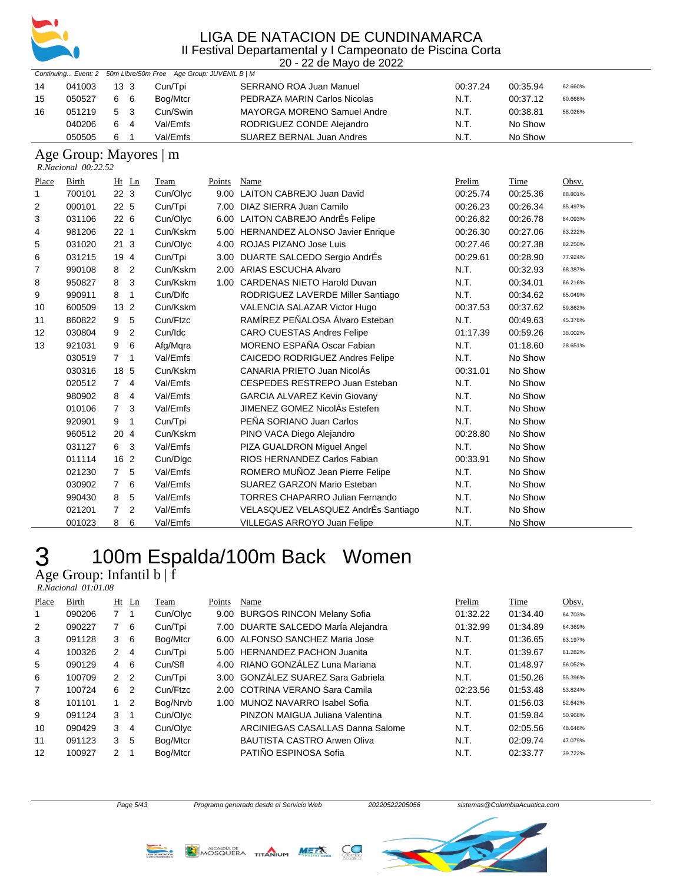# LIGA DE NATACION DE CUNDINAMARCA

II Festival Departamental y I Campeonato de Piscina Corta

20 - 22 de Mayo de 2022

*Continuing... Event: 2 50m Libre/50m Free Age Group: JUVENIL B | M*

| Place | Birth | Ht | Ln | Team | Points | Name | Prelim | Time | Obsv. |
|---|---|---|---|---|---|---|---|---|---|
| 14 | 041003 | 13 | 3 | Cun/Tpi | | SERRANO ROA Juan Manuel | 00:37.24 | 00:35.94 | 62.660% |
| 15 | 050527 | 6 | 6 | Bog/Mtcr | | PEDRAZA MARIN Carlos Nicolas | N.T. | 00:37.12 | 60.668% |
| 16 | 051219 | 5 | 3 | Cun/Swin | | MAYORGA MORENO Samuel Andre | N.T. | 00:38.81 | 58.026% |
| | 040206 | 6 | 4 | Val/Emfs | | RODRIGUEZ CONDE Alejandro | N.T. | No Show | |
| | 050505 | 6 | 1 | Val/Emfs | | SUAREZ BERNAL Juan Andres | N.T. | No Show | |

## Age Group: Mayores | m

*R.Nacional 00:22.52*

| Place | Birth | Ht | Ln | Team | Points | Name | Prelim | Time | Obsv. |
|---|---|---|---|---|---|---|---|---|---|
| 1 | 700101 | 22 | 3 | Cun/Olyc | 9.00 | LAITON CABREJO Juan David | 00:25.74 | 00:25.36 | 88.801% |
| 2 | 000101 | 22 | 5 | Cun/Tpi | 7.00 | DIAZ SIERRA Juan Camilo | 00:26.23 | 00:26.34 | 85.497% |
| 3 | 031106 | 22 | 6 | Cun/Olyc | 6.00 | LAITON CABREJO AndrÉs Felipe | 00:26.82 | 00:26.78 | 84.093% |
| 4 | 981206 | 22 | 1 | Cun/Kskm | 5.00 | HERNANDEZ ALONSO Javier Enrique | 00:26.30 | 00:27.06 | 83.222% |
| 5 | 031020 | 21 | 3 | Cun/Olyc | 4.00 | ROJAS PIZANO Jose Luis | 00:27.46 | 00:27.38 | 82.250% |
| 6 | 031215 | 19 | 4 | Cun/Tpi | 3.00 | DUARTE SALCEDO Sergio AndrÉs | 00:29.61 | 00:28.90 | 77.924% |
| 7 | 990108 | 8 | 2 | Cun/Kskm | 2.00 | ARIAS ESCUCHA Alvaro | N.T. | 00:32.93 | 68.387% |
| 8 | 950827 | 8 | 3 | Cun/Kskm | 1.00 | CARDENAS NIETO Harold Duvan | N.T. | 00:34.01 | 66.216% |
| 9 | 990911 | 8 | 1 | Cun/Dlfc | | RODRIGUEZ LAVERDE Miller Santiago | N.T. | 00:34.62 | 65.049% |
| 10 | 600509 | 13 | 2 | Cun/Kskm | | VALENCIA SALAZAR Victor Hugo | 00:37.53 | 00:37.62 | 59.862% |
| 11 | 860822 | 9 | 5 | Cun/Ftzc | | RAMÍREZ PEÑALOSA Álvaro Esteban | N.T. | 00:49.63 | 45.376% |
| 12 | 030804 | 9 | 2 | Cun/Idc | | CARO CUESTAS Andres Felipe | 01:17.39 | 00:59.26 | 38.002% |
| 13 | 921031 | 9 | 6 | Afg/Mqra | | MORENO ESPAÑA Oscar Fabian | N.T. | 01:18.60 | 28.651% |
| | 030519 | 7 | 1 | Val/Emfs | | CAICEDO RODRIGUEZ Andres Felipe | N.T. | No Show | |
| | 030316 | 18 | 5 | Cun/Kskm | | CANARIA PRIETO Juan NicolÁs | 00:31.01 | No Show | |
| | 020512 | 7 | 4 | Val/Emfs | | CESPEDES RESTREPO Juan Esteban | N.T. | No Show | |
| | 980902 | 8 | 4 | Val/Emfs | | GARCIA ALVAREZ Kevin Giovany | N.T. | No Show | |
| | 010106 | 7 | 3 | Val/Emfs | | JIMENEZ GOMEZ NicolÁs Estefen | N.T. | No Show | |
| | 920901 | 9 | 1 | Cun/Tpi | | PEÑA SORIANO Juan Carlos | N.T. | No Show | |
| | 960512 | 20 | 4 | Cun/Kskm | | PINO VACA Diego Alejandro | 00:28.80 | No Show | |
| | 031127 | 6 | 3 | Val/Emfs | | PIZA GUALDRON Miguel Angel | N.T. | No Show | |
| | 011114 | 16 | 2 | Cun/Dlgc | | RIOS HERNANDEZ Carlos Fabian | 00:33.91 | No Show | |
| | 021230 | 7 | 5 | Val/Emfs | | ROMERO MUÑOZ Jean Pierre Felipe | N.T. | No Show | |
| | 030902 | 7 | 6 | Val/Emfs | | SUAREZ GARZON Mario Esteban | N.T. | No Show | |
| | 990430 | 8 | 5 | Val/Emfs | | TORRES CHAPARRO Julian Fernando | N.T. | No Show | |
| | 021201 | 7 | 2 | Val/Emfs | | VELASQUEZ VELASQUEZ AndrÉs Santiago | N.T. | No Show | |
| | 001023 | 8 | 6 | Val/Emfs | | VILLEGAS ARROYO Juan Felipe | N.T. | No Show | |

# 3 100m Espalda/100m Back Women

## Age Group: Infantil b | f

*R.Nacional 01:01.08*

| Place | Birth | Ht | Ln | Team | Points | Name | Prelim | Time | Obsv. |
|---|---|---|---|---|---|---|---|---|---|
| 1 | 090206 | 7 | 1 | Cun/Olyc | 9.00 | BURGOS RINCON Melany Sofia | 01:32.22 | 01:34.40 | 64.703% |
| 2 | 090227 | 7 | 6 | Cun/Tpi | 7.00 | DUARTE SALCEDO MarÍa Alejandra | 01:32.99 | 01:34.89 | 64.369% |
| 3 | 091128 | 3 | 6 | Bog/Mtcr | 6.00 | ALFONSO SANCHEZ Maria Jose | N.T. | 01:36.65 | 63.197% |
| 4 | 100326 | 2 | 4 | Cun/Tpi | 5.00 | HERNANDEZ PACHON Juanita | N.T. | 01:39.67 | 61.282% |
| 5 | 090129 | 4 | 6 | Cun/Sfl | 4.00 | RIANO GONZÁLEZ Luna Mariana | N.T. | 01:48.97 | 56.052% |
| 6 | 100709 | 2 | 2 | Cun/Tpi | 3.00 | GONZÁLEZ SUAREZ Sara Gabriela | N.T. | 01:50.26 | 55.396% |
| 7 | 100724 | 6 | 2 | Cun/Ftzc | 2.00 | COTRINA VERANO Sara Camila | 02:23.56 | 01:53.48 | 53.824% |
| 8 | 101101 | 1 | 2 | Bog/Nrvb | 1.00 | MUNOZ NAVARRO Isabel Sofia | N.T. | 01:56.03 | 52.642% |
| 9 | 091124 | 3 | 1 | Cun/Olyc | | PINZON MAIGUA Juliana Valentina | N.T. | 01:59.84 | 50.968% |
| 10 | 090429 | 3 | 4 | Cun/Olyc | | ARCINIEGAS CASALLAS Danna Salome | N.T. | 02:05.56 | 48.646% |
| 11 | 091123 | 3 | 5 | Bog/Mtcr | | BAUTISTA CASTRO Arwen Oliva | N.T. | 02:09.74 | 47.079% |
| 12 | 100927 | 2 | 1 | Bog/Mtcr | | PATIÑO ESPINOSA Sofia | N.T. | 02:33.77 | 39.722% |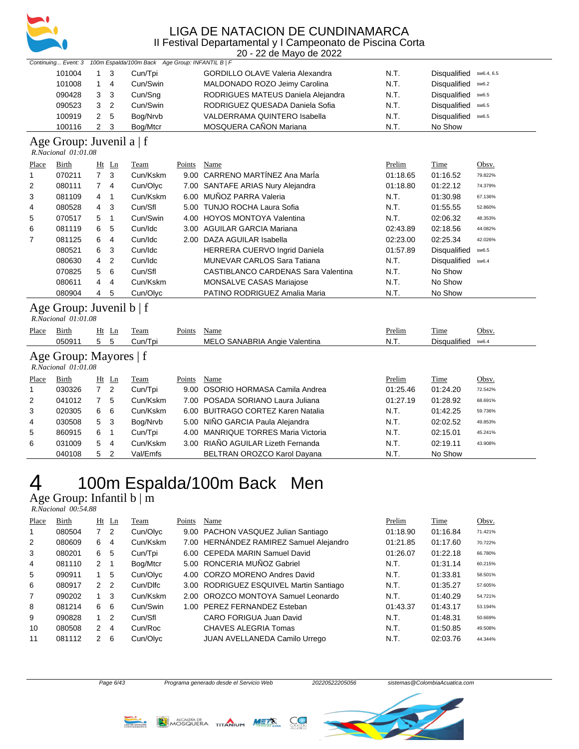# LIGA DE NATACION DE CUNDINAMARCA

II Festival Departamental y I Campeonato de Piscina Corta

20 - 22 de Mayo de 2022

*Continuing... Event: 3 100m Espalda/100m Back Age Group: INFANTIL B | F*

| Place | Birth | Ht | Ln | Team | Points | Name | Prelim | Time | Obsv. |
|---|---|---|---|---|---|---|---|---|---|
| | 101004 | 1 | 3 | Cun/Tpi | | GORDILLO OLAVE Valeria Alexandra | N.T. | Disqualified | sw6.4, 6.5 |
| | 101008 | 1 | 4 | Cun/Swin | | MALDONADO ROZO Jeimy Carolina | N.T. | Disqualified | sw6.2 |
| | 090428 | 3 | 3 | Cun/Sng | | RODRIGUES MATEUS Daniela Alejandra | N.T. | Disqualified | sw6.5 |
| | 090523 | 3 | 2 | Cun/Swin | | RODRIGUEZ QUESADA Daniela Sofia | N.T. | Disqualified | sw6.5 |
| | 100919 | 2 | 5 | Bog/Nrvb | | VALDERRAMA QUINTERO Isabella | N.T. | Disqualified | sw6.5 |
| | 100116 | 2 | 3 | Bog/Mtcr | | MOSQUERA CAÑON Mariana | N.T. | No Show | |

## Age Group: Juvenil a | f

*R.Nacional 01:01.08*

| Place | Birth | Ht | Ln | Team | Points | Name | Prelim | Time | Obsv. |
|---|---|---|---|---|---|---|---|---|---|
| 1 | 070211 | 7 | 3 | Cun/Kskm | 9.00 | CARRENO MARTÍNEZ Ana MarÍa | 01:18.65 | 01:16.52 | 79.822% |
| 2 | 080111 | 7 | 4 | Cun/Olyc | 7.00 | SANTAFE ARIAS Nury Alejandra | 01:18.80 | 01:22.12 | 74.379% |
| 3 | 081109 | 4 | 1 | Cun/Kskm | 6.00 | MUÑOZ PARRA Valeria | N.T. | 01:30.98 | 67.136% |
| 4 | 080528 | 4 | 3 | Cun/Sfl | 5.00 | TUNJO ROCHA Laura Sofia | N.T. | 01:55.55 | 52.860% |
| 5 | 070517 | 5 | 1 | Cun/Swin | 4.00 | HOYOS MONTOYA Valentina | N.T. | 02:06.32 | 48.353% |
| 6 | 081119 | 6 | 5 | Cun/Idc | 3.00 | AGUILAR GARCIA Mariana | 02:43.89 | 02:18.56 | 44.082% |
| 7 | 081125 | 6 | 4 | Cun/Idc | 2.00 | DAZA AGUILAR Isabella | 02:23.00 | 02:25.34 | 42.026% |
| | 080521 | 6 | 3 | Cun/Idc | | HERRERA CUERVO Ingrid Daniela | 01:57.89 | Disqualified | sw6.5 |
| | 080630 | 4 | 2 | Cun/Idc | | MUNEVAR CARLOS Sara Tatiana | N.T. | Disqualified | sw6.4 |
| | 070825 | 5 | 6 | Cun/Sfl | | CASTIBLANCO CARDENAS Sara Valentina | N.T. | No Show | |
| | 080611 | 4 | 4 | Cun/Kskm | | MONSALVE CASAS Mariajose | N.T. | No Show | |
| | 080904 | 4 | 5 | Cun/Olyc | | PATINO RODRIGUEZ Amalia Maria | N.T. | No Show | |

## Age Group: Juvenil b | f

*R.Nacional 01:01.08*

| Place | Birth | Ht | Ln | Team | Points | Name | Prelim | Time | Obsv. |
|---|---|---|---|---|---|---|---|---|---|
| | 050911 | 5 | 5 | Cun/Tpi | | MELO SANABRIA Angie Valentina | N.T. | Disqualified | sw6.4 |

## Age Group: Mayores | f

*R.Nacional 01:01.08*

| Place | Birth | Ht | Ln | Team | Points | Name | Prelim | Time | Obsv. |
|---|---|---|---|---|---|---|---|---|---|
| 1 | 030326 | 7 | 2 | Cun/Tpi | 9.00 | OSORIO HORMASA Camila Andrea | 01:25.46 | 01:24.20 | 72.542% |
| 2 | 041012 | 7 | 5 | Cun/Kskm | 7.00 | POSADA SORIANO Laura Juliana | 01:27.19 | 01:28.92 | 68.691% |
| 3 | 020305 | 6 | 6 | Cun/Kskm | 6.00 | BUITRAGO CORTEZ Karen Natalia | N.T. | 01:42.25 | 59.736% |
| 4 | 030508 | 5 | 3 | Bog/Nrvb | 5.00 | NIÑO GARCIA Paula Alejandra | N.T. | 02:02.52 | 49.853% |
| 5 | 860915 | 6 | 1 | Cun/Tpi | 4.00 | MANRIQUE TORRES Maria Victoria | N.T. | 02:15.01 | 45.241% |
| 6 | 031009 | 5 | 4 | Cun/Kskm | 3.00 | RIAÑO AGUILAR Lizeth Fernanda | N.T. | 02:19.11 | 43.908% |
| | 040108 | 5 | 2 | Val/Emfs | | BELTRAN OROZCO Karol Dayana | N.T. | No Show | |

# 4 100m Espalda/100m Back Men

## Age Group: Infantil b | m

*R.Nacional 00:54.88*

| Place | Birth | Ht | Ln | Team | Points | Name | Prelim | Time | Obsv. |
|---|---|---|---|---|---|---|---|---|---|
| 1 | 080504 | 7 | 2 | Cun/Olyc | 9.00 | PACHON VASQUEZ Julian Santiago | 01:18.90 | 01:16.84 | 71.421% |
| 2 | 080609 | 6 | 4 | Cun/Kskm | 7.00 | HERNÁNDEZ RAMIREZ Samuel Alejandro | 01:21.85 | 01:17.60 | 70.722% |
| 3 | 080201 | 6 | 5 | Cun/Tpi | 6.00 | CEPEDA MARIN Samuel David | 01:26.07 | 01:22.18 | 66.780% |
| 4 | 081110 | 2 | 1 | Bog/Mtcr | 5.00 | RONCERIA MUÑOZ Gabriel | N.T. | 01:31.14 | 60.215% |
| 5 | 090911 | 1 | 5 | Cun/Olyc | 4.00 | CORZO MORENO Andres David | N.T. | 01:33.81 | 58.501% |
| 6 | 080917 | 2 | 2 | Cun/Dlfc | 3.00 | RODRIGUEZ ESQUIVEL Martin Santiago | N.T. | 01:35.27 | 57.605% |
| 7 | 090202 | 1 | 3 | Cun/Kskm | 2.00 | OROZCO MONTOYA Samuel Leonardo | N.T. | 01:40.29 | 54.721% |
| 8 | 081214 | 6 | 6 | Cun/Swin | 1.00 | PEREZ FERNANDEZ Esteban | 01:43.37 | 01:43.17 | 53.194% |
| 9 | 090828 | 1 | 2 | Cun/Sfl | | CARO FORIGUA Juan David | N.T. | 01:48.31 | 50.669% |
| 10 | 080508 | 2 | 4 | Cun/Roc | | CHAVES ALEGRIA Tomas | N.T. | 01:50.85 | 49.508% |
| 11 | 081112 | 2 | 6 | Cun/Olyc | | JUAN AVELLANEDA Camilo Urrego | N.T. | 02:03.76 | 44.344% |

Programa generado desde el Servicio Web 20220522205056 sistemas@ColombiaAcuatica.com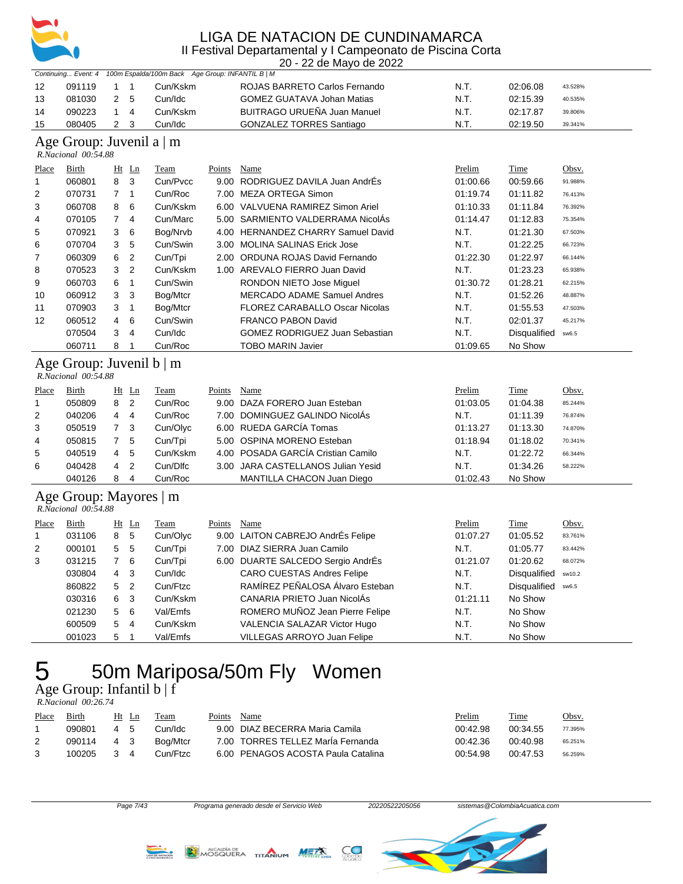# LIGA DE NATACION DE CUNDINAMARCA

II Festival Departamental y I Campeonato de Piscina Corta

20 - 22 de Mayo de 2022

*Continuing... Event: 4 100m Espalda/100m Back Age Group: INFANTIL B | M*

| Place | Birth | Ht | Ln | Team | Points | Name | Prelim | Time | Obsv. |
|---|---|---|---|---|---|---|---|---|---|
| 12 | 091119 | 1 | 1 | Cun/Kskm | | ROJAS BARRETO Carlos Fernando | N.T. | 02:06.08 | 43.528% |
| 13 | 081030 | 2 | 5 | Cun/Idc | | GOMEZ GUATAVA Johan Matias | N.T. | 02:15.39 | 40.535% |
| 14 | 090223 | 1 | 4 | Cun/Kskm | | BUITRAGO URUEÑA Juan Manuel | N.T. | 02:17.87 | 39.806% |
| 15 | 080405 | 2 | 3 | Cun/Idc | | GONZALEZ TORRES Santiago | N.T. | 02:19.50 | 39.341% |

## Age Group: Juvenil a | m

*R.Nacional 00:54.88*

| Place | Birth | Ht | Ln | Team | Points | Name | Prelim | Time | Obsv. |
|---|---|---|---|---|---|---|---|---|---|
| 1 | 060801 | 8 | 3 | Cun/Pvcc | 9.00 | RODRIGUEZ DAVILA Juan AndrÉs | 01:00.66 | 00:59.66 | 91.988% |
| 2 | 070731 | 7 | 1 | Cun/Roc | 7.00 | MEZA ORTEGA Simon | 01:19.74 | 01:11.82 | 76.413% |
| 3 | 060708 | 8 | 6 | Cun/Kskm | 6.00 | VALVUENA RAMIREZ Simon Ariel | 01:10.33 | 01:11.84 | 76.392% |
| 4 | 070105 | 7 | 4 | Cun/Marc | 5.00 | SARMIENTO VALDERRAMA NicolÁs | 01:14.47 | 01:12.83 | 75.354% |
| 5 | 070921 | 3 | 6 | Bog/Nrvb | 4.00 | HERNANDEZ CHARRY Samuel David | N.T. | 01:21.30 | 67.503% |
| 6 | 070704 | 3 | 5 | Cun/Swin | 3.00 | MOLINA SALINAS Erick Jose | N.T. | 01:22.25 | 66.723% |
| 7 | 060309 | 6 | 2 | Cun/Tpi | 2.00 | ORDUNA ROJAS David Fernando | 01:22.30 | 01:22.97 | 66.144% |
| 8 | 070523 | 3 | 2 | Cun/Kskm | 1.00 | AREVALO FIERRO Juan David | N.T. | 01:23.23 | 65.938% |
| 9 | 060703 | 6 | 1 | Cun/Swin | | RONDON NIETO Jose Miguel | 01:30.72 | 01:28.21 | 62.215% |
| 10 | 060912 | 3 | 3 | Bog/Mtcr | | MERCADO ADAME Samuel Andres | N.T. | 01:52.26 | 48.887% |
| 11 | 070903 | 3 | 1 | Bog/Mtcr | | FLOREZ CARABALLO Oscar Nicolas | N.T. | 01:55.53 | 47.503% |
| 12 | 060512 | 4 | 6 | Cun/Swin | | FRANCO PABON David | N.T. | 02:01.37 | 45.217% |
| | 070504 | 3 | 4 | Cun/Idc | | GOMEZ RODRIGUEZ Juan Sebastian | N.T. | Disqualified | sw6.5 |
| | 060711 | 8 | 1 | Cun/Roc | | TOBO MARIN Javier | 01:09.65 | No Show | |

## Age Group: Juvenil b | m

*R.Nacional 00:54.88*

| Place | Birth | Ht | Ln | Team | Points | Name | Prelim | Time | Obsv. |
|---|---|---|---|---|---|---|---|---|---|
| 1 | 050809 | 8 | 2 | Cun/Roc | 9.00 | DAZA FORERO Juan Esteban | 01:03.05 | 01:04.38 | 85.244% |
| 2 | 040206 | 4 | 4 | Cun/Roc | 7.00 | DOMINGUEZ GALINDO NicolÁs | N.T. | 01:11.39 | 76.874% |
| 3 | 050519 | 7 | 3 | Cun/Olyc | 6.00 | RUEDA GARCÍA Tomas | 01:13.27 | 01:13.30 | 74.870% |
| 4 | 050815 | 7 | 5 | Cun/Tpi | 5.00 | OSPINA MORENO Esteban | 01:18.94 | 01:18.02 | 70.341% |
| 5 | 040519 | 4 | 5 | Cun/Kskm | 4.00 | POSADA GARCÍA Cristian Camilo | N.T. | 01:22.72 | 66.344% |
| 6 | 040428 | 4 | 2 | Cun/Dlfc | 3.00 | JARA CASTELLANOS Julian Yesid | N.T. | 01:34.26 | 58.222% |
| | 040126 | 8 | 4 | Cun/Roc | | MANTILLA CHACON Juan Diego | 01:02.43 | No Show | |

## Age Group: Mayores | m

*R.Nacional 00:54.88*

| Place | Birth | Ht | Ln | Team | Points | Name | Prelim | Time | Obsv. |
|---|---|---|---|---|---|---|---|---|---|
| 1 | 031106 | 8 | 5 | Cun/Olyc | 9.00 | LAITON CABREJO AndrÉs Felipe | 01:07.27 | 01:05.52 | 83.761% |
| 2 | 000101 | 5 | 5 | Cun/Tpi | 7.00 | DIAZ SIERRA Juan Camilo | N.T. | 01:05.77 | 83.442% |
| 3 | 031215 | 7 | 6 | Cun/Tpi | 6.00 | DUARTE SALCEDO Sergio AndrÉs | 01:21.07 | 01:20.62 | 68.072% |
| | 030804 | 4 | 3 | Cun/Idc | | CARO CUESTAS Andres Felipe | N.T. | Disqualified | sw10.2 |
| | 860822 | 5 | 2 | Cun/Ftzc | | RAMÍREZ PEÑALOSA Álvaro Esteban | N.T. | Disqualified | sw6.5 |
| | 030316 | 6 | 3 | Cun/Kskm | | CANARIA PRIETO Juan NicolÁs | 01:21.11 | No Show | |
| | 021230 | 5 | 6 | Val/Emfs | | ROMERO MUÑOZ Jean Pierre Felipe | N.T. | No Show | |
| | 600509 | 5 | 4 | Cun/Kskm | | VALENCIA SALAZAR Victor Hugo | N.T. | No Show | |
| | 001023 | 5 | 1 | Val/Emfs | | VILLEGAS ARROYO Juan Felipe | N.T. | No Show | |

# 5 50m Mariposa/50m Fly Women

## Age Group: Infantil b | f

*R.Nacional 00:26.74*

| Place | Birth | Ht | Ln | Team | Points | Name | Prelim | Time | Obsv. |
|---|---|---|---|---|---|---|---|---|---|
| 1 | 090801 | 4 | 5 | Cun/Idc | 9.00 | DIAZ BECERRA Maria Camila | 00:42.98 | 00:34.55 | 77.395% |
| 2 | 090114 | 4 | 3 | Bog/Mtcr | 7.00 | TORRES TELLEZ MarÍa Fernanda | 00:42.36 | 00:40.98 | 65.251% |
| 3 | 100205 | 3 | 4 | Cun/Ftzc | 6.00 | PENAGOS ACOSTA Paula Catalina | 00:54.98 | 00:47.53 | 56.259% |

Programa generado desde el Servicio Web 20220522205056 sistemas@ColombiaAcuatica.com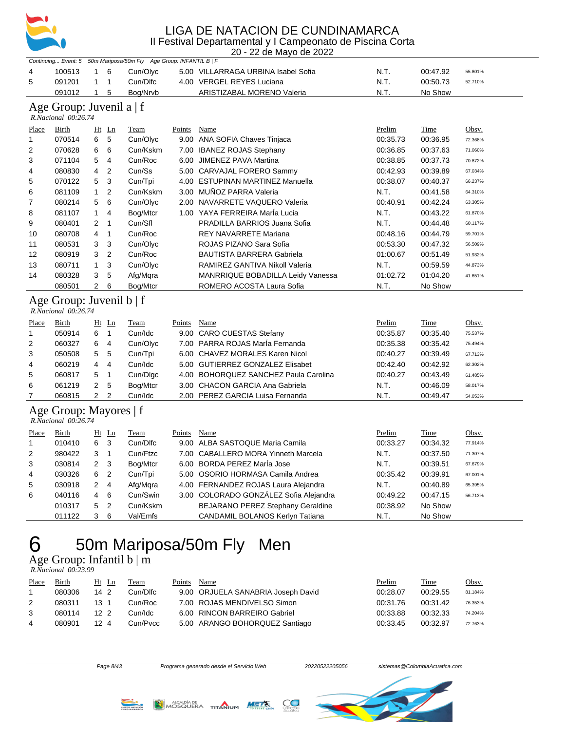Continuing... Event: 5 50m Mariposa/50m Fly Age Group: INFANTIL B | F

| Place | Birth | Ht | Ln | Team | Points | Name | Prelim | Time | Obsv. |
|---|---|---|---|---|---|---|---|---|---|
| 4 | 100513 | 1 | 6 | Cun/Olyc | 5.00 | VILLARRAGA URBINA Isabel Sofia | N.T. | 00:47.92 | 55.801% |
| 5 | 091201 | 1 | 1 | Cun/Dlfc | 4.00 | VERGEL REYES Luciana | N.T. | 00:50.73 | 52.710% |
| | 091012 | 1 | 5 | Bog/Nrvb | | ARISTIZABAL MORENO Valeria | N.T. | No Show | |

## Age Group: Juvenil a | f

*R.Nacional 00:26.74*

| Place | Birth | Ht | Ln | Team | Points | Name | Prelim | Time | Obsv. |
|---|---|---|---|---|---|---|---|---|---|
| 1 | 070514 | 6 | 5 | Cun/Olyc | 9.00 | ANA SOFIA Chaves Tinjaca | 00:35.73 | 00:36.95 | 72.368% |
| 2 | 070628 | 6 | 6 | Cun/Kskm | 7.00 | IBANEZ ROJAS Stephany | 00:36.85 | 00:37.63 | 71.060% |
| 3 | 071104 | 5 | 4 | Cun/Roc | 6.00 | JIMENEZ PAVA Martina | 00:38.85 | 00:37.73 | 70.872% |
| 4 | 080830 | 4 | 2 | Cun/Ss | 5.00 | CARVAJAL FORERO Sammy | 00:42.93 | 00:39.89 | 67.034% |
| 5 | 070122 | 5 | 3 | Cun/Tpi | 4.00 | ESTUPINAN MARTINEZ Manuella | 00:38.07 | 00:40.37 | 66.237% |
| 6 | 081109 | 1 | 2 | Cun/Kskm | 3.00 | MUÑOZ PARRA Valeria | N.T. | 00:41.58 | 64.310% |
| 7 | 080214 | 5 | 6 | Cun/Olyc | 2.00 | NAVARRETE VAQUERO Valeria | 00:40.91 | 00:42.24 | 63.305% |
| 8 | 081107 | 1 | 4 | Bog/Mtcr | 1.00 | YAYA FERREIRA MarÍa Lucia | N.T. | 00:43.22 | 61.870% |
| 9 | 080401 | 2 | 1 | Cun/Sfl | | PRADILLA BARRIOS Juana Sofia | N.T. | 00:44.48 | 60.117% |
| 10 | 080708 | 4 | 1 | Cun/Roc | | REY NAVARRETE Mariana | 00:48.16 | 00:44.79 | 59.701% |
| 11 | 080531 | 3 | 3 | Cun/Olyc | | ROJAS PIZANO Sara Sofia | 00:53.30 | 00:47.32 | 56.509% |
| 12 | 080919 | 3 | 2 | Cun/Roc | | BAUTISTA BARRERA Gabriela | 01:00.67 | 00:51.49 | 51.932% |
| 13 | 080711 | 1 | 3 | Cun/Olyc | | RAMIREZ GANTIVA Nikoll Valeria | N.T. | 00:59.59 | 44.873% |
| 14 | 080328 | 3 | 5 | Afg/Mqra | | MANRRIQUE BOBADILLA Leidy Vanessa | 01:02.72 | 01:04.20 | 41.651% |
| | 080501 | 2 | 6 | Bog/Mtcr | | ROMERO ACOSTA Laura Sofia | N.T. | No Show | |

## Age Group: Juvenil b | f

*R.Nacional 00:26.74*

| Place | Birth | Ht | Ln | Team | Points | Name | Prelim | Time | Obsv. |
|---|---|---|---|---|---|---|---|---|---|
| 1 | 050914 | 6 | 1 | Cun/Idc | 9.00 | CARO CUESTAS Stefany | 00:35.87 | 00:35.40 | 75.537% |
| 2 | 060327 | 6 | 4 | Cun/Olyc | 7.00 | PARRA ROJAS MarÍa Fernanda | 00:35.38 | 00:35.42 | 75.494% |
| 3 | 050508 | 5 | 5 | Cun/Tpi | 6.00 | CHAVEZ MORALES Karen Nicol | 00:40.27 | 00:39.49 | 67.713% |
| 4 | 060219 | 4 | 4 | Cun/Idc | 5.00 | GUTIERREZ GONZALEZ Elisabet | 00:42.40 | 00:42.92 | 62.302% |
| 5 | 060817 | 5 | 1 | Cun/Dlgc | 4.00 | BOHORQUEZ SANCHEZ Paula Carolina | 00:40.27 | 00:43.49 | 61.485% |
| 6 | 061219 | 2 | 5 | Bog/Mtcr | 3.00 | CHACON GARCIA Ana Gabriela | N.T. | 00:46.09 | 58.017% |
| 7 | 060815 | 2 | 2 | Cun/Idc | 2.00 | PEREZ GARCIA Luisa Fernanda | N.T. | 00:49.47 | 54.053% |

## Age Group: Mayores | f

*R.Nacional 00:26.74*

| Place | Birth | Ht | Ln | Team | Points | Name | Prelim | Time | Obsv. |
|---|---|---|---|---|---|---|---|---|---|
| 1 | 010410 | 6 | 3 | Cun/Dlfc | 9.00 | ALBA SASTOQUE Maria Camila | 00:33.27 | 00:34.32 | 77.914% |
| 2 | 980422 | 3 | 1 | Cun/Ftzc | 7.00 | CABALLERO MORA Yinneth Marcela | N.T. | 00:37.50 | 71.307% |
| 3 | 030814 | 2 | 3 | Bog/Mtcr | 6.00 | BORDA PEREZ MarÍa Jose | N.T. | 00:39.51 | 67.679% |
| 4 | 030326 | 6 | 2 | Cun/Tpi | 5.00 | OSORIO HORMASA Camila Andrea | 00:35.42 | 00:39.91 | 67.001% |
| 5 | 030918 | 2 | 4 | Afg/Mqra | 4.00 | FERNANDEZ ROJAS Laura Alejandra | N.T. | 00:40.89 | 65.395% |
| 6 | 040116 | 4 | 6 | Cun/Swin | 3.00 | COLORADO GONZÁLEZ Sofia Alejandra | 00:49.22 | 00:47.15 | 56.713% |
| | 010317 | 5 | 2 | Cun/Kskm | | BEJARANO PEREZ Stephany Geraldine | 00:38.92 | No Show | |
| | 011122 | 3 | 6 | Val/Emfs | | CANDAMIL BOLANOS Kerlyn Tatiana | N.T. | No Show | |

# 6 50m Mariposa/50m Fly Men

## Age Group: Infantil b | m

*R.Nacional 00:23.99*

| Place | Birth | Ht | Ln | Team | Points | Name | Prelim | Time | Obsv. |
|---|---|---|---|---|---|---|---|---|---|
| 1 | 080306 | 14 | 2 | Cun/Dlfc | 9.00 | ORJUELA SANABRIA Joseph David | 00:28.07 | 00:29.55 | 81.184% |
| 2 | 080311 | 13 | 1 | Cun/Roc | 7.00 | ROJAS MENDIVELSO Simon | 00:31.76 | 00:31.42 | 76.353% |
| 3 | 080114 | 12 | 2 | Cun/Idc | 6.00 | RINCON BARREIRO Gabriel | 00:33.88 | 00:32.33 | 74.204% |
| 4 | 080901 | 12 | 4 | Cun/Pvcc | 5.00 | ARANGO BOHORQUEZ Santiago | 00:33.45 | 00:32.97 | 72.763% |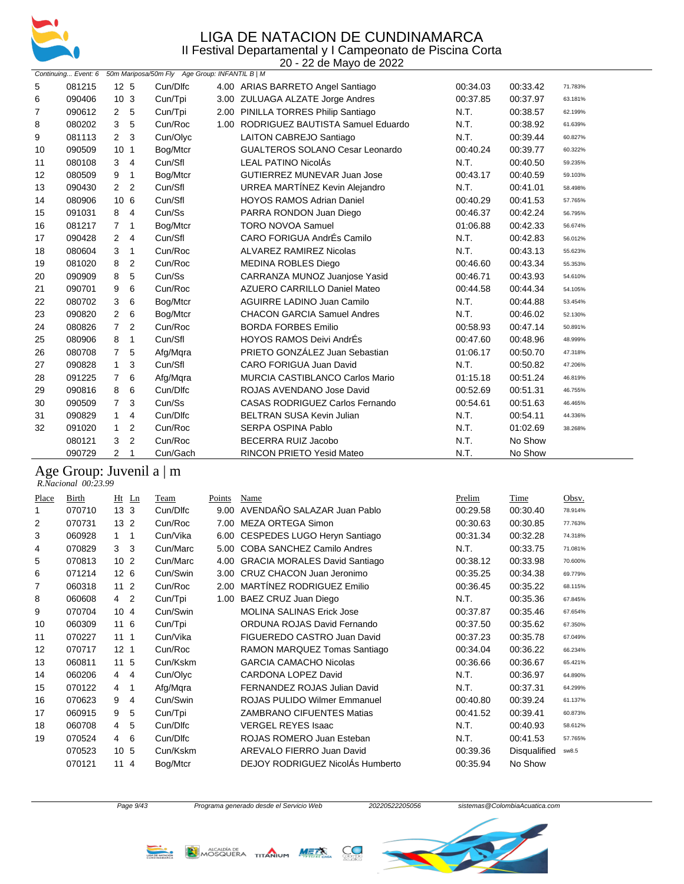# LIGA DE NATACION DE CUNDINAMARCA
## II Festival Departamental y I Campeonato de Piscina Corta
20 - 22 de Mayo de 2022

*Continuing... Event: 6 50m Mariposa/50m Fly Age Group: INFANTIL B | M*

| Place | Birth | Ht | Ln | Team | Points | Name | Prelim | Time | Obsv. |
|---|---|---|---|---|---|---|---|---|---|
| 5 | 081215 | 12 | 5 | Cun/Dlfc | 4.00 | ARIAS BARRETO Angel Santiago | 00:34.03 | 00:33.42 | 71.783% |
| 6 | 090406 | 10 | 3 | Cun/Tpi | 3.00 | ZULUAGA ALZATE Jorge Andres | 00:37.85 | 00:37.97 | 63.181% |
| 7 | 090612 | 2 | 5 | Cun/Tpi | 2.00 | PINILLA TORRES Philip Santiago | N.T. | 00:38.57 | 62.199% |
| 8 | 080202 | 3 | 5 | Cun/Roc | 1.00 | RODRIGUEZ BAUTISTA Samuel Eduardo | N.T. | 00:38.92 | 61.639% |
| 9 | 081113 | 2 | 3 | Cun/Olyc | | LAITON CABREJO Santiago | N.T. | 00:39.44 | 60.827% |
| 10 | 090509 | 10 | 1 | Bog/Mtcr | | GUALTEROS SOLANO Cesar Leonardo | 00:40.24 | 00:39.77 | 60.322% |
| 11 | 080108 | 3 | 4 | Cun/Sfl | | LEAL PATINO NicolÁs | N.T. | 00:40.50 | 59.235% |
| 12 | 080509 | 9 | 1 | Bog/Mtcr | | GUTIERREZ MUNEVAR Juan Jose | 00:43.17 | 00:40.59 | 59.103% |
| 13 | 090430 | 2 | 2 | Cun/Sfl | | URREA MARTÍNEZ Kevin Alejandro | N.T. | 00:41.01 | 58.498% |
| 14 | 080906 | 10 | 6 | Cun/Sfl | | HOYOS RAMOS Adrian Daniel | 00:40.29 | 00:41.53 | 57.765% |
| 15 | 091031 | 8 | 4 | Cun/Ss | | PARRA RONDON Juan Diego | 00:46.37 | 00:42.24 | 56.795% |
| 16 | 081217 | 7 | 1 | Bog/Mtcr | | TORO NOVOA Samuel | 01:06.88 | 00:42.33 | 56.674% |
| 17 | 090428 | 2 | 4 | Cun/Sfl | | CARO FORIGUA AndrÉs Camilo | N.T. | 00:42.83 | 56.012% |
| 18 | 080604 | 3 | 1 | Cun/Roc | | ALVAREZ RAMIREZ Nicolas | N.T. | 00:43.13 | 55.623% |
| 19 | 081020 | 8 | 2 | Cun/Roc | | MEDINA ROBLES Diego | 00:46.60 | 00:43.34 | 55.353% |
| 20 | 090909 | 8 | 5 | Cun/Ss | | CARRANZA MUNOZ Juanjose Yasid | 00:46.71 | 00:43.93 | 54.610% |
| 21 | 090701 | 9 | 6 | Cun/Roc | | AZUERO CARRILLO Daniel Mateo | 00:44.58 | 00:44.34 | 54.105% |
| 22 | 080702 | 3 | 6 | Bog/Mtcr | | AGUIRRE LADINO Juan Camilo | N.T. | 00:44.88 | 53.454% |
| 23 | 090820 | 2 | 6 | Bog/Mtcr | | CHACON GARCIA Samuel Andres | N.T. | 00:46.02 | 52.130% |
| 24 | 080826 | 7 | 2 | Cun/Roc | | BORDA FORBES Emilio | 00:58.93 | 00:47.14 | 50.891% |
| 25 | 080906 | 8 | 1 | Cun/Sfl | | HOYOS RAMOS Deivi AndrÉs | 00:47.60 | 00:48.96 | 48.999% |
| 26 | 080708 | 7 | 5 | Afg/Mqra | | PRIETO GONZÁLEZ Juan Sebastian | 01:06.17 | 00:50.70 | 47.318% |
| 27 | 090828 | 1 | 3 | Cun/Sfl | | CARO FORIGUA Juan David | N.T. | 00:50.82 | 47.206% |
| 28 | 091225 | 7 | 6 | Afg/Mqra | | MURCIA CASTIBLANCO Carlos Mario | 01:15.18 | 00:51.24 | 46.819% |
| 29 | 090816 | 8 | 6 | Cun/Dlfc | | ROJAS AVENDANO Jose David | 00:52.69 | 00:51.31 | 46.755% |
| 30 | 090509 | 7 | 3 | Cun/Ss | | CASAS RODRIGUEZ Carlos Fernando | 00:54.61 | 00:51.63 | 46.465% |
| 31 | 090829 | 1 | 4 | Cun/Dlfc | | BELTRAN SUSA Kevin Julian | N.T. | 00:54.11 | 44.336% |
| 32 | 091020 | 1 | 2 | Cun/Roc | | SERPA OSPINA Pablo | N.T. | 01:02.69 | 38.268% |
| | 080121 | 3 | 2 | Cun/Roc | | BECERRA RUIZ Jacobo | N.T. | No Show | |
| | 090729 | 2 | 1 | Cun/Gach | | RINCON PRIETO Yesid Mateo | N.T. | No Show | |

## Age Group: Juvenil a | m

*R.Nacional 00:23.99*

| Place | Birth | Ht | Ln | Team | Points | Name | Prelim | Time | Obsv. |
|---|---|---|---|---|---|---|---|---|---|
| 1 | 070710 | 13 | 3 | Cun/Dlfc | 9.00 | AVENDAÑO SALAZAR Juan Pablo | 00:29.58 | 00:30.40 | 78.914% |
| 2 | 070731 | 13 | 2 | Cun/Roc | 7.00 | MEZA ORTEGA Simon | 00:30.63 | 00:30.85 | 77.763% |
| 3 | 060928 | 1 | 1 | Cun/Vika | 6.00 | CESPEDES LUGO Heryn Santiago | 00:31.34 | 00:32.28 | 74.318% |
| 4 | 070829 | 3 | 3 | Cun/Marc | 5.00 | COBA SANCHEZ Camilo Andres | N.T. | 00:33.75 | 71.081% |
| 5 | 070813 | 10 | 2 | Cun/Marc | 4.00 | GRACIA MORALES David Santiago | 00:38.12 | 00:33.98 | 70.600% |
| 6 | 071214 | 12 | 6 | Cun/Swin | 3.00 | CRUZ CHACON Juan Jeronimo | 00:35.25 | 00:34.38 | 69.779% |
| 7 | 060318 | 11 | 2 | Cun/Roc | 2.00 | MARTÍNEZ RODRIGUEZ Emilio | 00:36.45 | 00:35.22 | 68.115% |
| 8 | 060608 | 4 | 2 | Cun/Tpi | 1.00 | BAEZ CRUZ Juan Diego | N.T. | 00:35.36 | 67.845% |
| 9 | 070704 | 10 | 4 | Cun/Swin | | MOLINA SALINAS Erick Jose | 00:37.87 | 00:35.46 | 67.654% |
| 10 | 060309 | 11 | 6 | Cun/Tpi | | ORDUNA ROJAS David Fernando | 00:37.50 | 00:35.62 | 67.350% |
| 11 | 070227 | 11 | 1 | Cun/Vika | | FIGUEREDO CASTRO Juan David | 00:37.23 | 00:35.78 | 67.049% |
| 12 | 070717 | 12 | 1 | Cun/Roc | | RAMON MARQUEZ Tomas Santiago | 00:34.04 | 00:36.22 | 66.234% |
| 13 | 060811 | 11 | 5 | Cun/Kskm | | GARCIA CAMACHO Nicolas | 00:36.66 | 00:36.67 | 65.421% |
| 14 | 060206 | 4 | 4 | Cun/Olyc | | CARDONA LOPEZ David | N.T. | 00:36.97 | 64.890% |
| 15 | 070122 | 4 | 1 | Afg/Mqra | | FERNANDEZ ROJAS Julian David | N.T. | 00:37.31 | 64.299% |
| 16 | 070623 | 9 | 4 | Cun/Swin | | ROJAS PULIDO Wilmer Emmanuel | 00:40.80 | 00:39.24 | 61.137% |
| 17 | 060915 | 9 | 5 | Cun/Tpi | | ZAMBRANO CIFUENTES Matias | 00:41.52 | 00:39.41 | 60.873% |
| 18 | 060708 | 4 | 5 | Cun/Dlfc | | VERGEL REYES Isaac | N.T. | 00:40.93 | 58.612% |
| 19 | 070524 | 4 | 6 | Cun/Dlfc | | ROJAS ROMERO Juan Esteban | N.T. | 00:41.53 | 57.765% |
| | 070523 | 10 | 5 | Cun/Kskm | | AREVALO FIERRO Juan David | 00:39.36 | Disqualified | sw8.5 |
| | 070121 | 11 | 4 | Bog/Mtcr | | DEJOY RODRIGUEZ NicolÁs Humberto | 00:35.94 | No Show | |

Programa generado desde el Servicio Web 20220522205056 sistemas@ColombiaAcuatica.com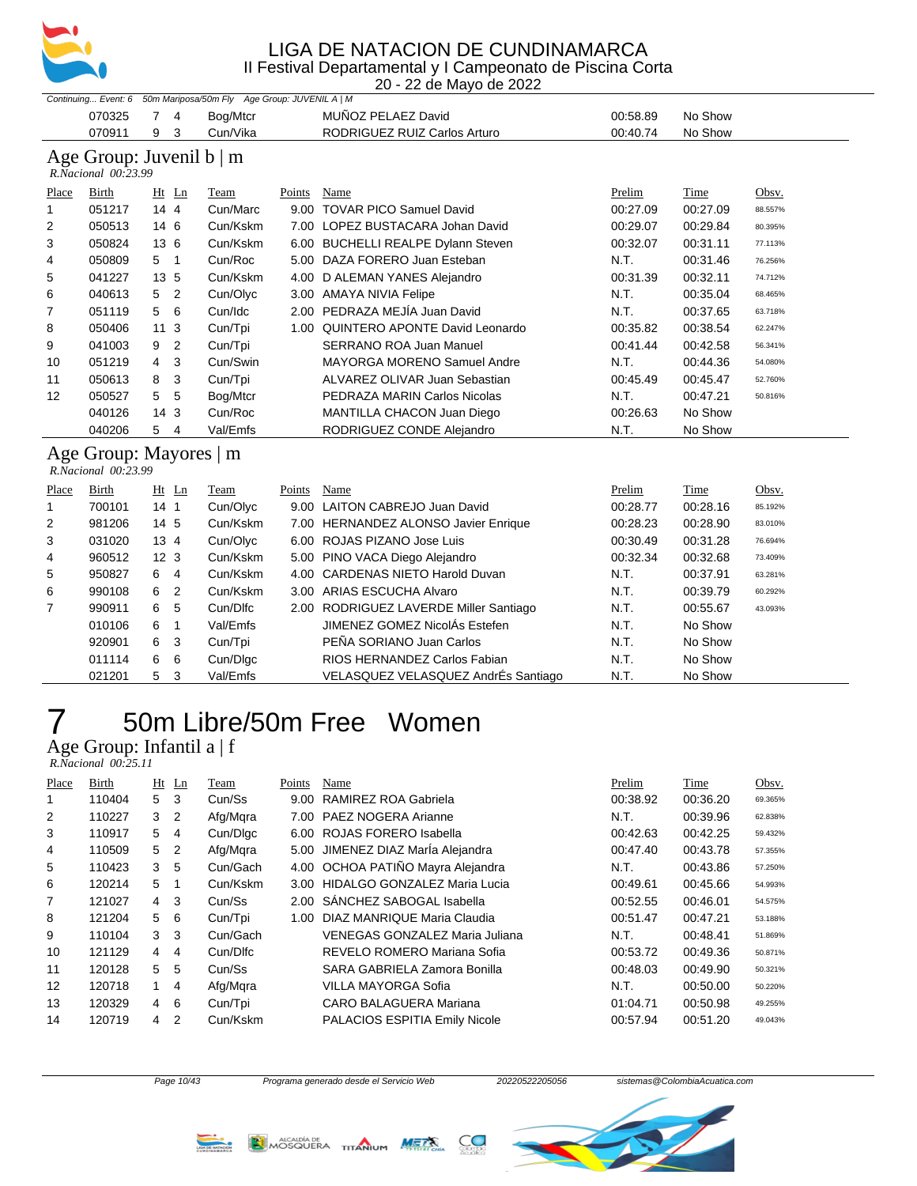Continuing... Event: 6 50m Mariposa/50m Fly Age Group: JUVENIL A | M

| Place | Birth | Ht | Ln | Team | Points | Name | Prelim | Time | Obsv. |
|---|---|---|---|---|---|---|---|---|---|
| | 070325 | 7 | 4 | Bog/Mtcr | | MUÑOZ PELAEZ David | 00:58.89 | No Show | |
| | 070911 | 9 | 3 | Cun/Vika | | RODRIGUEZ RUIZ Carlos Arturo | 00:40.74 | No Show | |

## Age Group: Juvenil b | m

*R.Nacional 00:23.99*

| Place | Birth | Ht | Ln | Team | Points | Name | Prelim | Time | Obsv. |
|---|---|---|---|---|---|---|---|---|---|
| 1 | 051217 | 14 | 4 | Cun/Marc | 9.00 | TOVAR PICO Samuel David | 00:27.09 | 00:27.09 | 88.557% |
| 2 | 050513 | 14 | 6 | Cun/Kskm | 7.00 | LOPEZ BUSTACARA Johan David | 00:29.07 | 00:29.84 | 80.395% |
| 3 | 050824 | 13 | 6 | Cun/Kskm | 6.00 | BUCHELLI REALPE Dylann Steven | 00:32.07 | 00:31.11 | 77.113% |
| 4 | 050809 | 5 | 1 | Cun/Roc | 5.00 | DAZA FORERO Juan Esteban | N.T. | 00:31.46 | 76.256% |
| 5 | 041227 | 13 | 5 | Cun/Kskm | 4.00 | D ALEMAN YANES Alejandro | 00:31.39 | 00:32.11 | 74.712% |
| 6 | 040613 | 5 | 2 | Cun/Olyc | 3.00 | AMAYA NIVIA Felipe | N.T. | 00:35.04 | 68.465% |
| 7 | 051119 | 5 | 6 | Cun/Idc | 2.00 | PEDRAZA MEJÍA Juan David | N.T. | 00:37.65 | 63.718% |
| 8 | 050406 | 11 | 3 | Cun/Tpi | 1.00 | QUINTERO APONTE David Leonardo | 00:35.82 | 00:38.54 | 62.247% |
| 9 | 041003 | 9 | 2 | Cun/Tpi | | SERRANO ROA Juan Manuel | 00:41.44 | 00:42.58 | 56.341% |
| 10 | 051219 | 4 | 3 | Cun/Swin | | MAYORGA MORENO Samuel Andre | N.T. | 00:44.36 | 54.080% |
| 11 | 050613 | 8 | 3 | Cun/Tpi | | ALVAREZ OLIVAR Juan Sebastian | 00:45.49 | 00:45.47 | 52.760% |
| 12 | 050527 | 5 | 5 | Bog/Mtcr | | PEDRAZA MARIN Carlos Nicolas | N.T. | 00:47.21 | 50.816% |
| | 040126 | 14 | 3 | Cun/Roc | | MANTILLA CHACON Juan Diego | 00:26.63 | No Show | |
| | 040206 | 5 | 4 | Val/Emfs | | RODRIGUEZ CONDE Alejandro | N.T. | No Show | |

## Age Group: Mayores | m

*R.Nacional 00:23.99*

| Place | Birth | Ht | Ln | Team | Points | Name | Prelim | Time | Obsv. |
|---|---|---|---|---|---|---|---|---|---|
| 1 | 700101 | 14 | 1 | Cun/Olyc | 9.00 | LAITON CABREJO Juan David | 00:28.77 | 00:28.16 | 85.192% |
| 2 | 981206 | 14 | 5 | Cun/Kskm | 7.00 | HERNANDEZ ALONSO Javier Enrique | 00:28.23 | 00:28.90 | 83.010% |
| 3 | 031020 | 13 | 4 | Cun/Olyc | 6.00 | ROJAS PIZANO Jose Luis | 00:30.49 | 00:31.28 | 76.694% |
| 4 | 960512 | 12 | 3 | Cun/Kskm | 5.00 | PINO VACA Diego Alejandro | 00:32.34 | 00:32.68 | 73.409% |
| 5 | 950827 | 6 | 4 | Cun/Kskm | 4.00 | CARDENAS NIETO Harold Duvan | N.T. | 00:37.91 | 63.281% |
| 6 | 990108 | 6 | 2 | Cun/Kskm | 3.00 | ARIAS ESCUCHA Alvaro | N.T. | 00:39.79 | 60.292% |
| 7 | 990911 | 6 | 5 | Cun/Dlfc | 2.00 | RODRIGUEZ LAVERDE Miller Santiago | N.T. | 00:55.67 | 43.093% |
| | 010106 | 6 | 1 | Val/Emfs | | JIMENEZ GOMEZ NicolÁs Estefen | N.T. | No Show | |
| | 920901 | 6 | 3 | Cun/Tpi | | PEÑA SORIANO Juan Carlos | N.T. | No Show | |
| | 011114 | 6 | 6 | Cun/Dlgc | | RIOS HERNANDEZ Carlos Fabian | N.T. | No Show | |
| | 021201 | 5 | 3 | Val/Emfs | | VELASQUEZ VELASQUEZ AndrÉs Santiago | N.T. | No Show | |

# 7 50m Libre/50m Free Women

## Age Group: Infantil a | f

*R.Nacional 00:25.11*

| Place | Birth | Ht | Ln | Team | Points | Name | Prelim | Time | Obsv. |
|---|---|---|---|---|---|---|---|---|---|
| 1 | 110404 | 5 | 3 | Cun/Ss | 9.00 | RAMIREZ ROA Gabriela | 00:38.92 | 00:36.20 | 69.365% |
| 2 | 110227 | 3 | 2 | Afg/Mqra | 7.00 | PAEZ NOGERA Arianne | N.T. | 00:39.96 | 62.838% |
| 3 | 110917 | 5 | 4 | Cun/Dlgc | 6.00 | ROJAS FORERO Isabella | 00:42.63 | 00:42.25 | 59.432% |
| 4 | 110509 | 5 | 2 | Afg/Mqra | 5.00 | JIMENEZ DIAZ MarÍa Alejandra | 00:47.40 | 00:43.78 | 57.355% |
| 5 | 110423 | 3 | 5 | Cun/Gach | 4.00 | OCHOA PATIÑO Mayra Alejandra | N.T. | 00:43.86 | 57.250% |
| 6 | 120214 | 5 | 1 | Cun/Kskm | 3.00 | HIDALGO GONZALEZ Maria Lucia | 00:49.61 | 00:45.66 | 54.993% |
| 7 | 121027 | 4 | 3 | Cun/Ss | 2.00 | SÁNCHEZ SABOGAL Isabella | 00:52.55 | 00:46.01 | 54.575% |
| 8 | 121204 | 5 | 6 | Cun/Tpi | 1.00 | DIAZ MANRIQUE Maria Claudia | 00:51.47 | 00:47.21 | 53.188% |
| 9 | 110104 | 3 | 3 | Cun/Gach | | VENEGAS GONZALEZ Maria Juliana | N.T. | 00:48.41 | 51.869% |
| 10 | 121129 | 4 | 4 | Cun/Dlfc | | REVELO ROMERO Mariana Sofia | 00:53.72 | 00:49.36 | 50.871% |
| 11 | 120128 | 5 | 5 | Cun/Ss | | SARA GABRIELA Zamora Bonilla | 00:48.03 | 00:49.90 | 50.321% |
| 12 | 120718 | 1 | 4 | Afg/Mqra | | VILLA MAYORGA Sofia | N.T. | 00:50.00 | 50.220% |
| 13 | 120329 | 4 | 6 | Cun/Tpi | | CARO BALAGUERA Mariana | 01:04.71 | 00:50.98 | 49.255% |
| 14 | 120719 | 4 | 2 | Cun/Kskm | | PALACIOS ESPITIA Emily Nicole | 00:57.94 | 00:51.20 | 49.043% |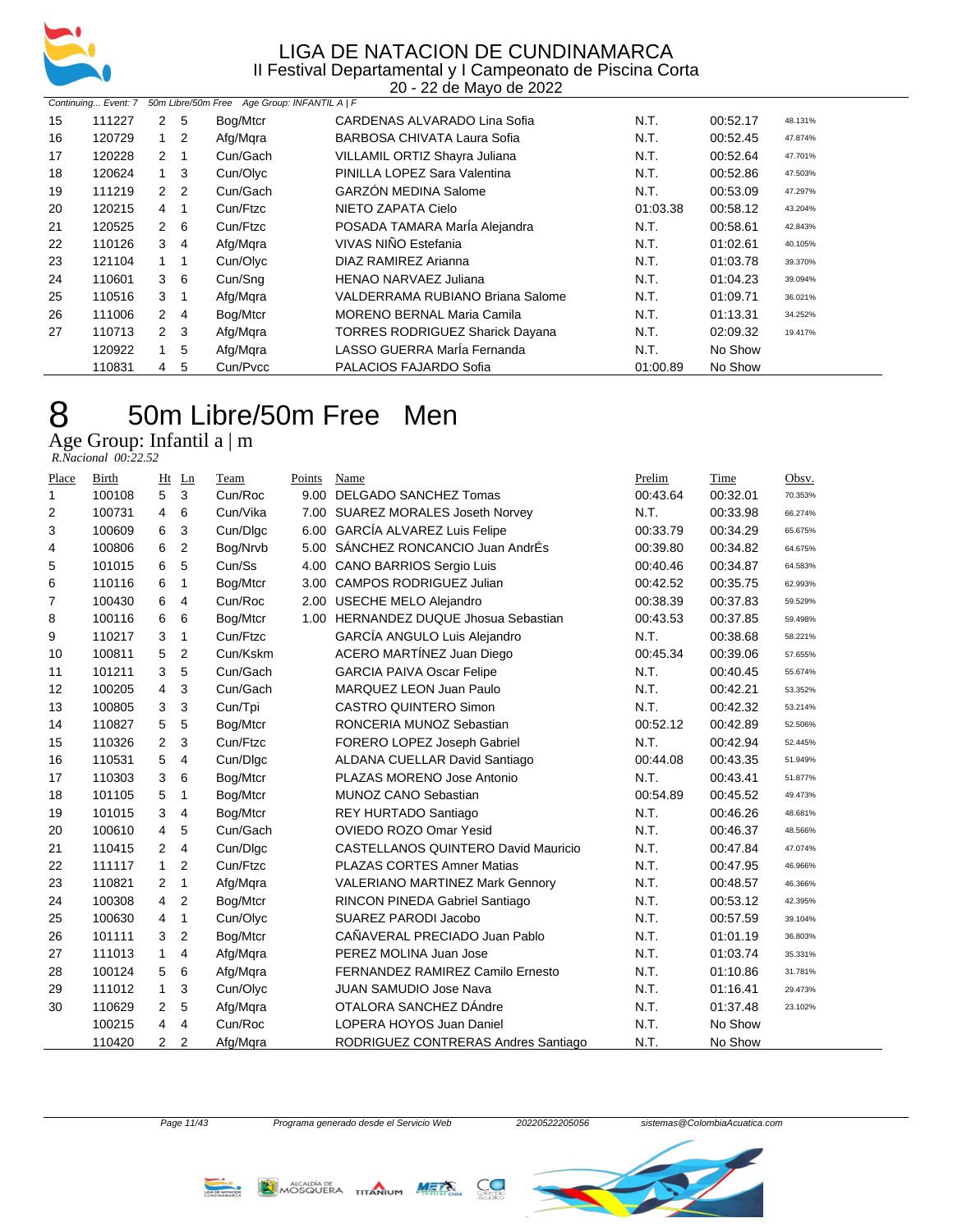Continuing... Event: 7 50m Libre/50m Free Age Group: INFANTIL A | F

| Place | Birth | Ht | Ln | Team | Points | Name | Prelim | Time | Obsv. |
|---|---|---|---|---|---|---|---|---|---|
| 15 | 111227 | 2 | 5 | Bog/Mtcr | | CARDENAS ALVARADO Lina Sofia | N.T. | 00:52.17 | 48.131% |
| 16 | 120729 | 1 | 2 | Afg/Mqra | | BARBOSA CHIVATA Laura Sofia | N.T. | 00:52.45 | 47.874% |
| 17 | 120228 | 2 | 1 | Cun/Gach | | VILLAMIL ORTIZ Shayra Juliana | N.T. | 00:52.64 | 47.701% |
| 18 | 120624 | 1 | 3 | Cun/Olyc | | PINILLA LOPEZ Sara Valentina | N.T. | 00:52.86 | 47.503% |
| 19 | 111219 | 2 | 2 | Cun/Gach | | GARZÓN MEDINA Salome | N.T. | 00:53.09 | 47.297% |
| 20 | 120215 | 4 | 1 | Cun/Ftzc | | NIETO ZAPATA Cielo | 01:03.38 | 00:58.12 | 43.204% |
| 21 | 120525 | 2 | 6 | Cun/Ftzc | | POSADA TAMARA MarÍa Alejandra | N.T. | 00:58.61 | 42.843% |
| 22 | 110126 | 3 | 4 | Afg/Mqra | | VIVAS NIÑO Estefania | N.T. | 01:02.61 | 40.105% |
| 23 | 121104 | 1 | 1 | Cun/Olyc | | DIAZ RAMIREZ Arianna | N.T. | 01:03.78 | 39.370% |
| 24 | 110601 | 3 | 6 | Cun/Sng | | HENAO NARVAEZ Juliana | N.T. | 01:04.23 | 39.094% |
| 25 | 110516 | 3 | 1 | Afg/Mqra | | VALDERRAMA RUBIANO Briana Salome | N.T. | 01:09.71 | 36.021% |
| 26 | 111006 | 2 | 4 | Bog/Mtcr | | MORENO BERNAL Maria Camila | N.T. | 01:13.31 | 34.252% |
| 27 | 110713 | 2 | 3 | Afg/Mqra | | TORRES RODRIGUEZ Sharick Dayana | N.T. | 02:09.32 | 19.417% |
| | 120922 | 1 | 5 | Afg/Mqra | | LASSO GUERRA MarÍa Fernanda | N.T. | No Show | |
| | 110831 | 4 | 5 | Cun/Pvcc | | PALACIOS FAJARDO Sofia | 01:00.89 | No Show | |

# 8 50m Libre/50m Free Men

## Age Group: Infantil a | m

*R.Nacional 00:22.52*

| Place | Birth | Ht | Ln | Team | Points | Name | Prelim | Time | Obsv. |
|---|---|---|---|---|---|---|---|---|---|
| 1 | 100108 | 5 | 3 | Cun/Roc | 9.00 | DELGADO SANCHEZ Tomas | 00:43.64 | 00:32.01 | 70.353% |
| 2 | 100731 | 4 | 6 | Cun/Vika | 7.00 | SUAREZ MORALES Joseth Norvey | N.T. | 00:33.98 | 66.274% |
| 3 | 100609 | 6 | 3 | Cun/Dlgc | 6.00 | GARCÍA ALVAREZ Luis Felipe | 00:33.79 | 00:34.29 | 65.675% |
| 4 | 100806 | 6 | 2 | Bog/Nrvb | 5.00 | SÁNCHEZ RONCANCIO Juan AndrÉs | 00:39.80 | 00:34.82 | 64.675% |
| 5 | 101015 | 6 | 5 | Cun/Ss | 4.00 | CANO BARRIOS Sergio Luis | 00:40.46 | 00:34.87 | 64.583% |
| 6 | 110116 | 6 | 1 | Bog/Mtcr | 3.00 | CAMPOS RODRIGUEZ Julian | 00:42.52 | 00:35.75 | 62.993% |
| 7 | 100430 | 6 | 4 | Cun/Roc | 2.00 | USECHE MELO Alejandro | 00:38.39 | 00:37.83 | 59.529% |
| 8 | 100116 | 6 | 6 | Bog/Mtcr | 1.00 | HERNANDEZ DUQUE Jhosua Sebastian | 00:43.53 | 00:37.85 | 59.498% |
| 9 | 110217 | 3 | 1 | Cun/Ftzc | | GARCÍA ANGULO Luis Alejandro | N.T. | 00:38.68 | 58.221% |
| 10 | 100811 | 5 | 2 | Cun/Kskm | | ACERO MARTÍNEZ Juan Diego | 00:45.34 | 00:39.06 | 57.655% |
| 11 | 101211 | 3 | 5 | Cun/Gach | | GARCIA PAIVA Oscar Felipe | N.T. | 00:40.45 | 55.674% |
| 12 | 100205 | 4 | 3 | Cun/Gach | | MARQUEZ LEON Juan Paulo | N.T. | 00:42.21 | 53.352% |
| 13 | 100805 | 3 | 3 | Cun/Tpi | | CASTRO QUINTERO Simon | N.T. | 00:42.32 | 53.214% |
| 14 | 110827 | 5 | 5 | Bog/Mtcr | | RONCERIA MUNOZ Sebastian | 00:52.12 | 00:42.89 | 52.506% |
| 15 | 110326 | 2 | 3 | Cun/Ftzc | | FORERO LOPEZ Joseph Gabriel | N.T. | 00:42.94 | 52.445% |
| 16 | 110531 | 5 | 4 | Cun/Dlgc | | ALDANA CUELLAR David Santiago | 00:44.08 | 00:43.35 | 51.949% |
| 17 | 110303 | 3 | 6 | Bog/Mtcr | | PLAZAS MORENO Jose Antonio | N.T. | 00:43.41 | 51.877% |
| 18 | 101105 | 5 | 1 | Bog/Mtcr | | MUNOZ CANO Sebastian | 00:54.89 | 00:45.52 | 49.473% |
| 19 | 101015 | 3 | 4 | Bog/Mtcr | | REY HURTADO Santiago | N.T. | 00:46.26 | 48.681% |
| 20 | 100610 | 4 | 5 | Cun/Gach | | OVIEDO ROZO Omar Yesid | N.T. | 00:46.37 | 48.566% |
| 21 | 110415 | 2 | 4 | Cun/Dlgc | | CASTELLANOS QUINTERO David Mauricio | N.T. | 00:47.84 | 47.074% |
| 22 | 111117 | 1 | 2 | Cun/Ftzc | | PLAZAS CORTES Amner Matias | N.T. | 00:47.95 | 46.966% |
| 23 | 110821 | 2 | 1 | Afg/Mqra | | VALERIANO MARTINEZ Mark Gennory | N.T. | 00:48.57 | 46.366% |
| 24 | 100308 | 4 | 2 | Bog/Mtcr | | RINCON PINEDA Gabriel Santiago | N.T. | 00:53.12 | 42.395% |
| 25 | 100630 | 4 | 1 | Cun/Olyc | | SUAREZ PARODI Jacobo | N.T. | 00:57.59 | 39.104% |
| 26 | 101111 | 3 | 2 | Bog/Mtcr | | CAÑAVERAL PRECIADO Juan Pablo | N.T. | 01:01.19 | 36.803% |
| 27 | 111013 | 1 | 4 | Afg/Mqra | | PEREZ MOLINA Juan Jose | N.T. | 01:03.74 | 35.331% |
| 28 | 100124 | 5 | 6 | Afg/Mqra | | FERNANDEZ RAMIREZ Camilo Ernesto | N.T. | 01:10.86 | 31.781% |
| 29 | 111012 | 1 | 3 | Cun/Olyc | | JUAN SAMUDIO Jose Nava | N.T. | 01:16.41 | 29.473% |
| 30 | 110629 | 2 | 5 | Afg/Mqra | | OTALORA SANCHEZ DAndre | N.T. | 01:37.48 | 23.102% |
| | 100215 | 4 | 4 | Cun/Roc | | LOPERA HOYOS Juan Daniel | N.T. | No Show | |
| | 110420 | 2 | 2 | Afg/Mqra | | RODRIGUEZ CONTRERAS Andres Santiago | N.T. | No Show | |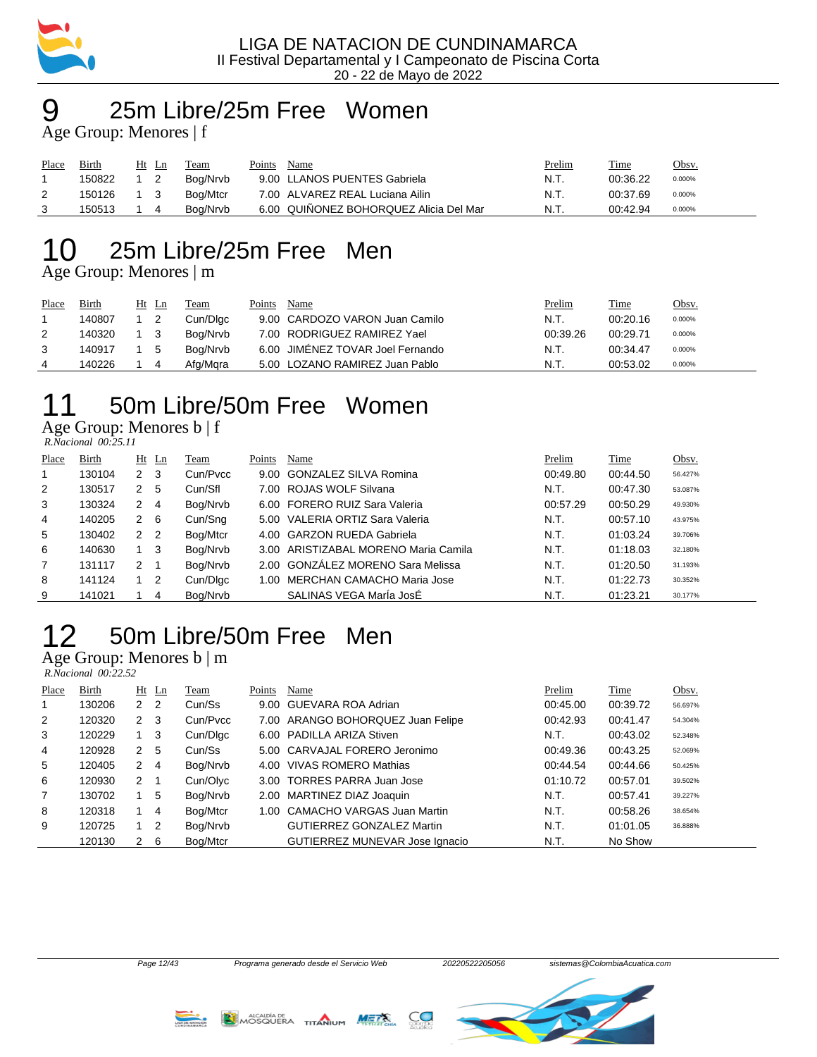LIGA DE NATACION DE CUNDINAMARCA
II Festival Departamental y I Campeonato de Piscina Corta
20 - 22 de Mayo de 2022

# 9 25m Libre/25m Free Women

Age Group: Menores | f

| Place | Birth | Ht | Ln | Team | Points | Name | Prelim | Time | Obsv. |
|---|---|---|---|---|---|---|---|---|---|
| 1 | 150822 | 1 | 2 | Bog/Nrvb | 9.00 | LLANOS PUENTES Gabriela | N.T. | 00:36.22 | 0.000% |
| 2 | 150126 | 1 | 3 | Bog/Mtcr | 7.00 | ALVAREZ REAL Luciana Ailin | N.T. | 00:37.69 | 0.000% |
| 3 | 150513 | 1 | 4 | Bog/Nrvb | 6.00 | QUIÑONEZ BOHORQUEZ Alicia Del Mar | N.T. | 00:42.94 | 0.000% |

# 10 25m Libre/25m Free Men

Age Group: Menores | m

| Place | Birth | Ht | Ln | Team | Points | Name | Prelim | Time | Obsv. |
|---|---|---|---|---|---|---|---|---|---|
| 1 | 140807 | 1 | 2 | Cun/Dlgc | 9.00 | CARDOZO VARON Juan Camilo | N.T. | 00:20.16 | 0.000% |
| 2 | 140320 | 1 | 3 | Bog/Nrvb | 7.00 | RODRIGUEZ RAMIREZ Yael | 00:39.26 | 00:29.71 | 0.000% |
| 3 | 140917 | 1 | 5 | Bog/Nrvb | 6.00 | JIMÉNEZ TOVAR Joel Fernando | N.T. | 00:34.47 | 0.000% |
| 4 | 140226 | 1 | 4 | Afg/Mqra | 5.00 | LOZANO RAMIREZ Juan Pablo | N.T. | 00:53.02 | 0.000% |

# 11 50m Libre/50m Free Women

Age Group: Menores b | f

*R.Nacional 00:25.11*

| Place | Birth | Ht | Ln | Team | Points | Name | Prelim | Time | Obsv. |
|---|---|---|---|---|---|---|---|---|---|
| 1 | 130104 | 2 | 3 | Cun/Pvcc | 9.00 | GONZALEZ SILVA Romina | 00:49.80 | 00:44.50 | 56.427% |
| 2 | 130517 | 2 | 5 | Cun/Sfl | 7.00 | ROJAS WOLF Silvana | N.T. | 00:47.30 | 53.087% |
| 3 | 130324 | 2 | 4 | Bog/Nrvb | 6.00 | FORERO RUIZ Sara Valeria | 00:57.29 | 00:50.29 | 49.930% |
| 4 | 140205 | 2 | 6 | Cun/Sng | 5.00 | VALERIA ORTIZ Sara Valeria | N.T. | 00:57.10 | 43.975% |
| 5 | 130402 | 2 | 2 | Bog/Mtcr | 4.00 | GARZON RUEDA Gabriela | N.T. | 01:03.24 | 39.706% |
| 6 | 140630 | 1 | 3 | Bog/Nrvb | 3.00 | ARISTIZABAL MORENO Maria Camila | N.T. | 01:18.03 | 32.180% |
| 7 | 131117 | 2 | 1 | Bog/Nrvb | 2.00 | GONZÁLEZ MORENO Sara Melissa | N.T. | 01:20.50 | 31.193% |
| 8 | 141124 | 1 | 2 | Cun/Dlgc | 1.00 | MERCHAN CAMACHO Maria Jose | N.T. | 01:22.73 | 30.352% |
| 9 | 141021 | 1 | 4 | Bog/Nrvb | | SALINAS VEGA MarÍa JosÉ | N.T. | 01:23.21 | 30.177% |

# 12 50m Libre/50m Free Men

Age Group: Menores b | m

*R.Nacional 00:22.52*

| Place | Birth | Ht | Ln | Team | Points | Name | Prelim | Time | Obsv. |
|---|---|---|---|---|---|---|---|---|---|
| 1 | 130206 | 2 | 2 | Cun/Ss | 9.00 | GUEVARA ROA Adrian | 00:45.00 | 00:39.72 | 56.697% |
| 2 | 120320 | 2 | 3 | Cun/Pvcc | 7.00 | ARANGO BOHORQUEZ Juan Felipe | 00:42.93 | 00:41.47 | 54.304% |
| 3 | 120229 | 1 | 3 | Cun/Dlgc | 6.00 | PADILLA ARIZA Stiven | N.T. | 00:43.02 | 52.348% |
| 4 | 120928 | 2 | 5 | Cun/Ss | 5.00 | CARVAJAL FORERO Jeronimo | 00:49.36 | 00:43.25 | 52.069% |
| 5 | 120405 | 2 | 4 | Bog/Nrvb | 4.00 | VIVAS ROMERO Mathias | 00:44.54 | 00:44.66 | 50.425% |
| 6 | 120930 | 2 | 1 | Cun/Olyc | 3.00 | TORRES PARRA Juan Jose | 01:10.72 | 00:57.01 | 39.502% |
| 7 | 130702 | 1 | 5 | Bog/Nrvb | 2.00 | MARTINEZ DIAZ Joaquin | N.T. | 00:57.41 | 39.227% |
| 8 | 120318 | 1 | 4 | Bog/Mtcr | 1.00 | CAMACHO VARGAS Juan Martin | N.T. | 00:58.26 | 38.654% |
| 9 | 120725 | 1 | 2 | Bog/Nrvb | | GUTIERREZ GONZALEZ Martin | N.T. | 01:01.05 | 36.888% |
| | 120130 | 2 | 6 | Bog/Mtcr | | GUTIERREZ MUNEVAR Jose Ignacio | N.T. | No Show | |

Programa generado desde el Servicio Web    20220522205056    sistemas@ColombiaAcuatica.com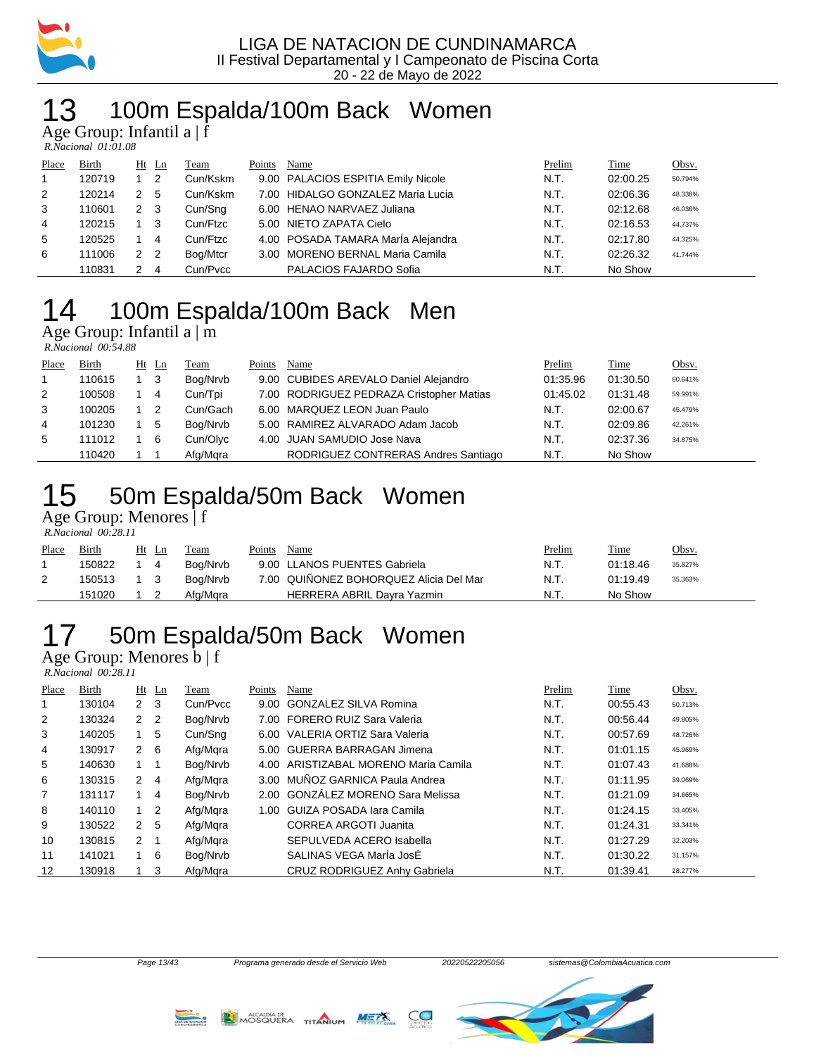LIGA DE NATACION DE CUNDINAMARCA
II Festival Departamental y I Campeonato de Piscina Corta
20 - 22 de Mayo de 2022

# 13 100m Espalda/100m Back Women

Age Group: Infantil a | f

*R.Nacional 01:01.08*

| Place | Birth | Ht | Ln | Team | Points | Name | Prelim | Time | Obsv. |
|---|---|---|---|---|---|---|---|---|---|
| 1 | 120719 | 1 | 2 | Cun/Kskm | 9.00 | PALACIOS ESPITIA Emily Nicole | N.T. | 02:00.25 | 50.794% |
| 2 | 120214 | 2 | 5 | Cun/Kskm | 7.00 | HIDALGO GONZALEZ Maria Lucia | N.T. | 02:06.36 | 48.338% |
| 3 | 110601 | 2 | 3 | Cun/Sng | 6.00 | HENAO NARVAEZ Juliana | N.T. | 02:12.68 | 46.036% |
| 4 | 120215 | 1 | 3 | Cun/Ftzc | 5.00 | NIETO ZAPATA Cielo | N.T. | 02:16.53 | 44.737% |
| 5 | 120525 | 1 | 4 | Cun/Ftzc | 4.00 | POSADA TAMARA MarÍa Alejandra | N.T. | 02:17.80 | 44.325% |
| 6 | 111006 | 2 | 2 | Bog/Mtcr | 3.00 | MORENO BERNAL Maria Camila | N.T. | 02:26.32 | 41.744% |
|  | 110831 | 2 | 4 | Cun/Pvcc |  | PALACIOS FAJARDO Sofia | N.T. | No Show |  |

# 14 100m Espalda/100m Back Men

Age Group: Infantil a | m

*R.Nacional 00:54.88*

| Place | Birth | Ht | Ln | Team | Points | Name | Prelim | Time | Obsv. |
|---|---|---|---|---|---|---|---|---|---|
| 1 | 110615 | 1 | 3 | Bog/Nrvb | 9.00 | CUBIDES AREVALO Daniel Alejandro | 01:35.96 | 01:30.50 | 60.641% |
| 2 | 100508 | 1 | 4 | Cun/Tpi | 7.00 | RODRIGUEZ PEDRAZA Cristopher Matias | 01:45.02 | 01:31.48 | 59.991% |
| 3 | 100205 | 1 | 2 | Cun/Gach | 6.00 | MARQUEZ LEON Juan Paulo | N.T. | 02:00.67 | 45.479% |
| 4 | 101230 | 1 | 5 | Bog/Nrvb | 5.00 | RAMIREZ ALVARADO Adam Jacob | N.T. | 02:09.86 | 42.261% |
| 5 | 111012 | 1 | 6 | Cun/Olyc | 4.00 | JUAN SAMUDIO Jose Nava | N.T. | 02:37.36 | 34.875% |
|  | 110420 | 1 | 1 | Afg/Mqra |  | RODRIGUEZ CONTRERAS Andres Santiago | N.T. | No Show |  |

# 15 50m Espalda/50m Back Women

Age Group: Menores | f

*R.Nacional 00:28.11*

| Place | Birth | Ht | Ln | Team | Points | Name | Prelim | Time | Obsv. |
|---|---|---|---|---|---|---|---|---|---|
| 1 | 150822 | 1 | 4 | Bog/Nrvb | 9.00 | LLANOS PUENTES Gabriela | N.T. | 01:18.46 | 35.827% |
| 2 | 150513 | 1 | 3 | Bog/Nrvb | 7.00 | QUIÑONEZ BOHORQUEZ Alicia Del Mar | N.T. | 01:19.49 | 35.363% |
|  | 151020 | 1 | 2 | Afg/Mqra |  | HERRERA ABRIL Dayra Yazmin | N.T. | No Show |  |

# 17 50m Espalda/50m Back Women

Age Group: Menores b | f

*R.Nacional 00:28.11*

| Place | Birth | Ht | Ln | Team | Points | Name | Prelim | Time | Obsv. |
|---|---|---|---|---|---|---|---|---|---|
| 1 | 130104 | 2 | 3 | Cun/Pvcc | 9.00 | GONZALEZ SILVA Romina | N.T. | 00:55.43 | 50.713% |
| 2 | 130324 | 2 | 2 | Bog/Nrvb | 7.00 | FORERO RUIZ Sara Valeria | N.T. | 00:56.44 | 49.805% |
| 3 | 140205 | 1 | 5 | Cun/Sng | 6.00 | VALERIA ORTIZ Sara Valeria | N.T. | 00:57.69 | 48.726% |
| 4 | 130917 | 2 | 6 | Afg/Mqra | 5.00 | GUERRA BARRAGAN Jimena | N.T. | 01:01.15 | 45.969% |
| 5 | 140630 | 1 | 1 | Bog/Nrvb | 4.00 | ARISTIZABAL MORENO Maria Camila | N.T. | 01:07.43 | 41.688% |
| 6 | 130315 | 2 | 4 | Afg/Mqra | 3.00 | MUÑOZ GARNICA Paula Andrea | N.T. | 01:11.95 | 39.069% |
| 7 | 131117 | 1 | 4 | Bog/Nrvb | 2.00 | GONZÁLEZ MORENO Sara Melissa | N.T. | 01:21.09 | 34.665% |
| 8 | 140110 | 1 | 2 | Afg/Mqra | 1.00 | GUIZA POSADA Iara Camila | N.T. | 01:24.15 | 33.405% |
| 9 | 130522 | 2 | 5 | Afg/Mqra |  | CORREA ARGOTI Juanita | N.T. | 01:24.31 | 33.341% |
| 10 | 130815 | 2 | 1 | Afg/Mqra |  | SEPULVEDA ACERO Isabella | N.T. | 01:27.29 | 32.203% |
| 11 | 141021 | 1 | 6 | Bog/Nrvb |  | SALINAS VEGA MarÍa JosÉ | N.T. | 01:30.22 | 31.157% |
| 12 | 130918 | 1 | 3 | Afg/Mqra |  | CRUZ RODRIGUEZ Anhy Gabriela | N.T. | 01:39.41 | 28.277% |

Programa generado desde el Servicio Web 20220522205056 sistemas@ColombiaAcuatica.com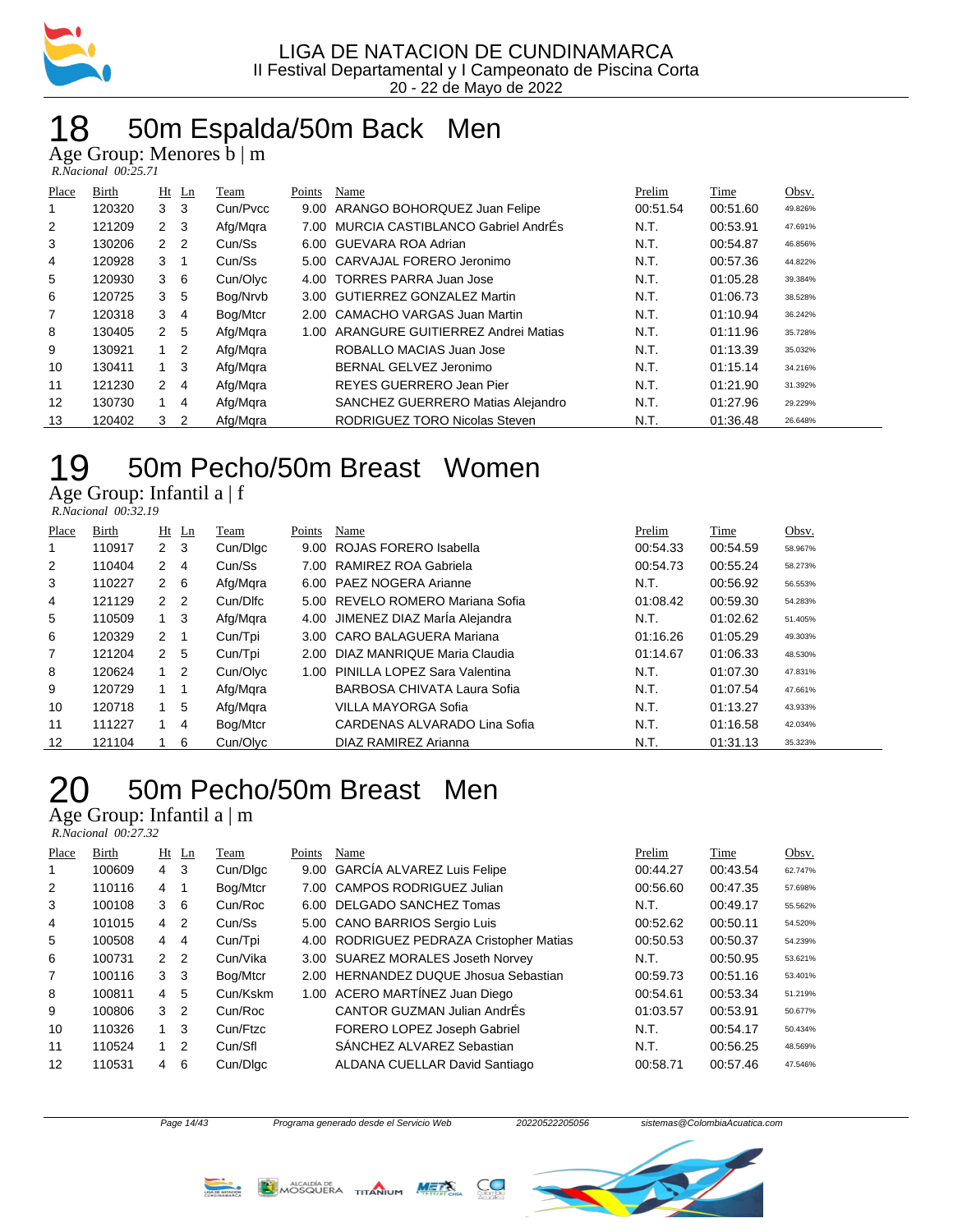LIGA DE NATACION DE CUNDINAMARCA
II Festival Departamental y I Campeonato de Piscina Corta
20 - 22 de Mayo de 2022

# 18 50m Espalda/50m Back Men

Age Group: Menores b | m

*R.Nacional 00:25.71*

| Place | Birth | Ht | Ln | Team | Points | Name | Prelim | Time | Obsv. |
|---|---|---|---|---|---|---|---|---|---|
| 1 | 120320 | 3 | 3 | Cun/Pvcc | 9.00 | ARANGO BOHORQUEZ Juan Felipe | 00:51.54 | 00:51.60 | 49.826% |
| 2 | 121209 | 2 | 3 | Afg/Mqra | 7.00 | MURCIA CASTIBLANCO Gabriel AndrÉs | N.T. | 00:53.91 | 47.691% |
| 3 | 130206 | 2 | 2 | Cun/Ss | 6.00 | GUEVARA ROA Adrian | N.T. | 00:54.87 | 46.856% |
| 4 | 120928 | 3 | 1 | Cun/Ss | 5.00 | CARVAJAL FORERO Jeronimo | N.T. | 00:57.36 | 44.822% |
| 5 | 120930 | 3 | 6 | Cun/Olyc | 4.00 | TORRES PARRA Juan Jose | N.T. | 01:05.28 | 39.384% |
| 6 | 120725 | 3 | 5 | Bog/Nrvb | 3.00 | GUTIERREZ GONZALEZ Martin | N.T. | 01:06.73 | 38.528% |
| 7 | 120318 | 3 | 4 | Bog/Mtcr | 2.00 | CAMACHO VARGAS Juan Martin | N.T. | 01:10.94 | 36.242% |
| 8 | 130405 | 2 | 5 | Afg/Mqra | 1.00 | ARANGURE GUITIERREZ Andrei Matias | N.T. | 01:11.96 | 35.728% |
| 9 | 130921 | 1 | 2 | Afg/Mqra | | ROBALLO MACIAS Juan Jose | N.T. | 01:13.39 | 35.032% |
| 10 | 130411 | 1 | 3 | Afg/Mqra | | BERNAL GELVEZ Jeronimo | N.T. | 01:15.14 | 34.216% |
| 11 | 121230 | 2 | 4 | Afg/Mqra | | REYES GUERRERO Jean Pier | N.T. | 01:21.90 | 31.392% |
| 12 | 130730 | 1 | 4 | Afg/Mqra | | SANCHEZ GUERRERO Matias Alejandro | N.T. | 01:27.96 | 29.229% |
| 13 | 120402 | 3 | 2 | Afg/Mqra | | RODRIGUEZ TORO Nicolas Steven | N.T. | 01:36.48 | 26.648% |

# 19 50m Pecho/50m Breast Women

Age Group: Infantil a | f

*R.Nacional 00:32.19*

| Place | Birth | Ht | Ln | Team | Points | Name | Prelim | Time | Obsv. |
|---|---|---|---|---|---|---|---|---|---|
| 1 | 110917 | 2 | 3 | Cun/Dlgc | 9.00 | ROJAS FORERO Isabella | 00:54.33 | 00:54.59 | 58.967% |
| 2 | 110404 | 2 | 4 | Cun/Ss | 7.00 | RAMIREZ ROA Gabriela | 00:54.73 | 00:55.24 | 58.273% |
| 3 | 110227 | 2 | 6 | Afg/Mqra | 6.00 | PAEZ NOGERA Arianne | N.T. | 00:56.92 | 56.553% |
| 4 | 121129 | 2 | 2 | Cun/Dlfc | 5.00 | REVELO ROMERO Mariana Sofia | 01:08.42 | 00:59.30 | 54.283% |
| 5 | 110509 | 1 | 3 | Afg/Mqra | 4.00 | JIMENEZ DIAZ MarÍa Alejandra | N.T. | 01:02.62 | 51.405% |
| 6 | 120329 | 2 | 1 | Cun/Tpi | 3.00 | CARO BALAGUERA Mariana | 01:16.26 | 01:05.29 | 49.303% |
| 7 | 121204 | 2 | 5 | Cun/Tpi | 2.00 | DIAZ MANRIQUE Maria Claudia | 01:14.67 | 01:06.33 | 48.530% |
| 8 | 120624 | 1 | 2 | Cun/Olyc | 1.00 | PINILLA LOPEZ Sara Valentina | N.T. | 01:07.30 | 47.831% |
| 9 | 120729 | 1 | 1 | Afg/Mqra | | BARBOSA CHIVATA Laura Sofia | N.T. | 01:07.54 | 47.661% |
| 10 | 120718 | 1 | 5 | Afg/Mqra | | VILLA MAYORGA Sofia | N.T. | 01:13.27 | 43.933% |
| 11 | 111227 | 1 | 4 | Bog/Mtcr | | CARDENAS ALVARADO Lina Sofia | N.T. | 01:16.58 | 42.034% |
| 12 | 121104 | 1 | 6 | Cun/Olyc | | DIAZ RAMIREZ Arianna | N.T. | 01:31.13 | 35.323% |

# 20 50m Pecho/50m Breast Men

Age Group: Infantil a | m

*R.Nacional 00:27.32*

| Place | Birth | Ht | Ln | Team | Points | Name | Prelim | Time | Obsv. |
|---|---|---|---|---|---|---|---|---|---|
| 1 | 100609 | 4 | 3 | Cun/Dlgc | 9.00 | GARCÍA ALVAREZ Luis Felipe | 00:44.27 | 00:43.54 | 62.747% |
| 2 | 110116 | 4 | 1 | Bog/Mtcr | 7.00 | CAMPOS RODRIGUEZ Julian | 00:56.60 | 00:47.35 | 57.698% |
| 3 | 100108 | 3 | 6 | Cun/Roc | 6.00 | DELGADO SANCHEZ Tomas | N.T. | 00:49.17 | 55.562% |
| 4 | 101015 | 4 | 2 | Cun/Ss | 5.00 | CANO BARRIOS Sergio Luis | 00:52.62 | 00:50.11 | 54.520% |
| 5 | 100508 | 4 | 4 | Cun/Tpi | 4.00 | RODRIGUEZ PEDRAZA Cristopher Matias | 00:50.53 | 00:50.37 | 54.239% |
| 6 | 100731 | 2 | 2 | Cun/Vika | 3.00 | SUAREZ MORALES Joseth Norvey | N.T. | 00:50.95 | 53.621% |
| 7 | 100116 | 3 | 3 | Bog/Mtcr | 2.00 | HERNANDEZ DUQUE Jhosua Sebastian | 00:59.73 | 00:51.16 | 53.401% |
| 8 | 100811 | 4 | 5 | Cun/Kskm | 1.00 | ACERO MARTÍNEZ Juan Diego | 00:54.61 | 00:53.34 | 51.219% |
| 9 | 100806 | 3 | 2 | Cun/Roc | | CANTOR GUZMAN Julian AndrÉs | 01:03.57 | 00:53.91 | 50.677% |
| 10 | 110326 | 1 | 3 | Cun/Ftzc | | FORERO LOPEZ Joseph Gabriel | N.T. | 00:54.17 | 50.434% |
| 11 | 110524 | 1 | 2 | Cun/Sfl | | SÁNCHEZ ALVAREZ Sebastian | N.T. | 00:56.25 | 48.569% |
| 12 | 110531 | 4 | 6 | Cun/Dlgc | | ALDANA CUELLAR David Santiago | 00:58.71 | 00:57.46 | 47.546% |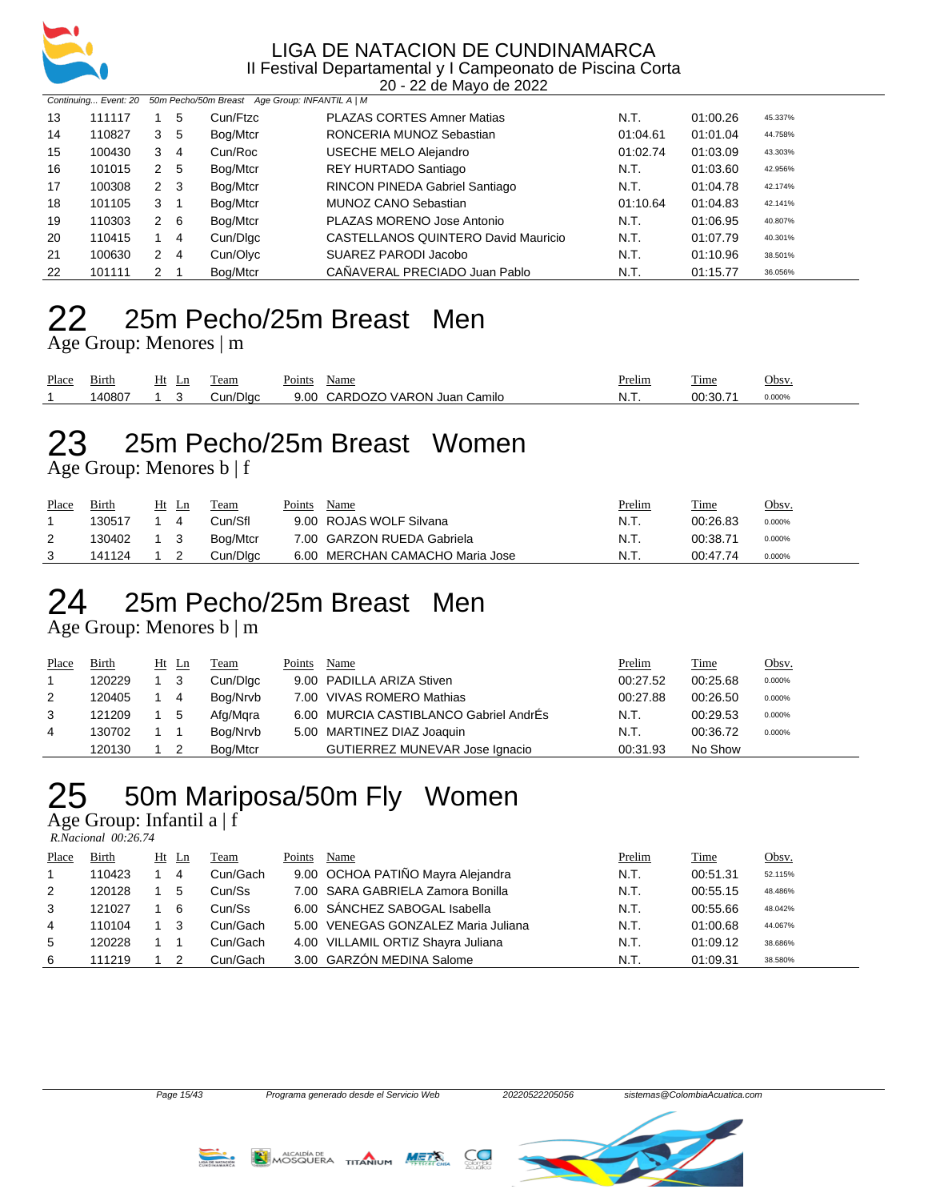Continuing... Event: 20 50m Pecho/50m Breast Age Group: INFANTIL A | M

| Place | Birth | Ht | Ln | Team | Points | Name | Prelim | Time | Obsv. |
|---|---|---|---|---|---|---|---|---|---|
| 13 | 111117 | 1 | 5 | Cun/Ftzc | | PLAZAS CORTES Amner Matias | N.T. | 01:00.26 | 45.337% |
| 14 | 110827 | 3 | 5 | Bog/Mtcr | | RONCERIA MUNOZ Sebastian | 01:04.61 | 01:01.04 | 44.758% |
| 15 | 100430 | 3 | 4 | Cun/Roc | | USECHE MELO Alejandro | 01:02.74 | 01:03.09 | 43.303% |
| 16 | 101015 | 2 | 5 | Bog/Mtcr | | REY HURTADO Santiago | N.T. | 01:03.60 | 42.956% |
| 17 | 100308 | 2 | 3 | Bog/Mtcr | | RINCON PINEDA Gabriel Santiago | N.T. | 01:04.78 | 42.174% |
| 18 | 101105 | 3 | 1 | Bog/Mtcr | | MUNOZ CANO Sebastian | 01:10.64 | 01:04.83 | 42.141% |
| 19 | 110303 | 2 | 6 | Bog/Mtcr | | PLAZAS MORENO Jose Antonio | N.T. | 01:06.95 | 40.807% |
| 20 | 110415 | 1 | 4 | Cun/Dlgc | | CASTELLANOS QUINTERO David Mauricio | N.T. | 01:07.79 | 40.301% |
| 21 | 100630 | 2 | 4 | Cun/Olyc | | SUAREZ PARODI Jacobo | N.T. | 01:10.96 | 38.501% |
| 22 | 101111 | 2 | 1 | Bog/Mtcr | | CAÑAVERAL PRECIADO Juan Pablo | N.T. | 01:15.77 | 36.056% |

# 22 25m Pecho/25m Breast Men

Age Group: Menores | m

| Place | Birth | Ht | Ln | Team | Points | Name | Prelim | Time | Obsv. |
|---|---|---|---|---|---|---|---|---|---|
| 1 | 140807 | 1 | 3 | Cun/Dlgc | 9.00 | CARDOZO VARON Juan Camilo | N.T. | 00:30.71 | 0.000% |

# 23 25m Pecho/25m Breast Women

Age Group: Menores b | f

| Place | Birth | Ht | Ln | Team | Points | Name | Prelim | Time | Obsv. |
|---|---|---|---|---|---|---|---|---|---|
| 1 | 130517 | 1 | 4 | Cun/Sfl | 9.00 | ROJAS WOLF Silvana | N.T. | 00:26.83 | 0.000% |
| 2 | 130402 | 1 | 3 | Bog/Mtcr | 7.00 | GARZON RUEDA Gabriela | N.T. | 00:38.71 | 0.000% |
| 3 | 141124 | 1 | 2 | Cun/Dlgc | 6.00 | MERCHAN CAMACHO Maria Jose | N.T. | 00:47.74 | 0.000% |

# 24 25m Pecho/25m Breast Men

Age Group: Menores b | m

| Place | Birth | Ht | Ln | Team | Points | Name | Prelim | Time | Obsv. |
|---|---|---|---|---|---|---|---|---|---|
| 1 | 120229 | 1 | 3 | Cun/Dlgc | 9.00 | PADILLA ARIZA Stiven | 00:27.52 | 00:25.68 | 0.000% |
| 2 | 120405 | 1 | 4 | Bog/Nrvb | 7.00 | VIVAS ROMERO Mathias | 00:27.88 | 00:26.50 | 0.000% |
| 3 | 121209 | 1 | 5 | Afg/Mqra | 6.00 | MURCIA CASTIBLANCO Gabriel AndrÉs | N.T. | 00:29.53 | 0.000% |
| 4 | 130702 | 1 | 1 | Bog/Nrvb | 5.00 | MARTINEZ DIAZ Joaquin | N.T. | 00:36.72 | 0.000% |
| | 120130 | 1 | 2 | Bog/Mtcr | | GUTIERREZ MUNEVAR Jose Ignacio | 00:31.93 | No Show | |

# 25 50m Mariposa/50m Fly Women

Age Group: Infantil a | f

*R.Nacional 00:26.74*

| Place | Birth | Ht | Ln | Team | Points | Name | Prelim | Time | Obsv. |
|---|---|---|---|---|---|---|---|---|---|
| 1 | 110423 | 1 | 4 | Cun/Gach | 9.00 | OCHOA PATIÑO Mayra Alejandra | N.T. | 00:51.31 | 52.115% |
| 2 | 120128 | 1 | 5 | Cun/Ss | 7.00 | SARA GABRIELA Zamora Bonilla | N.T. | 00:55.15 | 48.486% |
| 3 | 121027 | 1 | 6 | Cun/Ss | 6.00 | SÁNCHEZ SABOGAL Isabella | N.T. | 00:55.66 | 48.042% |
| 4 | 110104 | 1 | 3 | Cun/Gach | 5.00 | VENEGAS GONZALEZ Maria Juliana | N.T. | 01:00.68 | 44.067% |
| 5 | 120228 | 1 | 1 | Cun/Gach | 4.00 | VILLAMIL ORTIZ Shayra Juliana | N.T. | 01:09.12 | 38.686% |
| 6 | 111219 | 1 | 2 | Cun/Gach | 3.00 | GARZÓN MEDINA Salome | N.T. | 01:09.31 | 38.580% |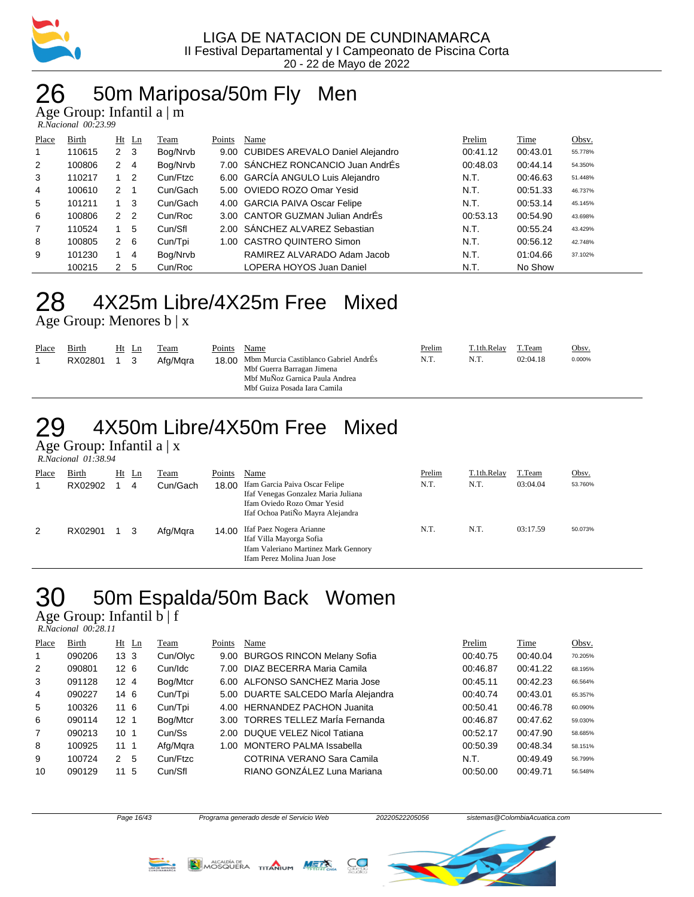LIGA DE NATACION DE CUNDINAMARCA
II Festival Departamental y I Campeonato de Piscina Corta
20 - 22 de Mayo de 2022

## 26 50m Mariposa/50m Fly Men

Age Group: Infantil a | m

*R.Nacional 00:23.99*

| Place | Birth | Ht | Ln | Team | Points | Name | Prelim | Time | Obsv. |
|---|---|---|---|---|---|---|---|---|---|
| 1 | 110615 | 2 | 3 | Bog/Nrvb | 9.00 | CUBIDES AREVALO Daniel Alejandro | 00:41.12 | 00:43.01 | 55.778% |
| 2 | 100806 | 2 | 4 | Bog/Nrvb | 7.00 | SÁNCHEZ RONCANCIO Juan AndrÉs | 00:48.03 | 00:44.14 | 54.350% |
| 3 | 110217 | 1 | 2 | Cun/Ftzc | 6.00 | GARCÍA ANGULO Luis Alejandro | N.T. | 00:46.63 | 51.448% |
| 4 | 100610 | 2 | 1 | Cun/Gach | 5.00 | OVIEDO ROZO Omar Yesid | N.T. | 00:51.33 | 46.737% |
| 5 | 101211 | 1 | 3 | Cun/Gach | 4.00 | GARCIA PAIVA Oscar Felipe | N.T. | 00:53.14 | 45.145% |
| 6 | 100806 | 2 | 2 | Cun/Roc | 3.00 | CANTOR GUZMAN Julian AndrÉs | 00:53.13 | 00:54.90 | 43.698% |
| 7 | 110524 | 1 | 5 | Cun/Sfl | 2.00 | SÁNCHEZ ALVAREZ Sebastian | N.T. | 00:55.24 | 43.429% |
| 8 | 100805 | 2 | 6 | Cun/Tpi | 1.00 | CASTRO QUINTERO Simon | N.T. | 00:56.12 | 42.748% |
| 9 | 101230 | 1 | 4 | Bog/Nrvb | | RAMIREZ ALVARADO Adam Jacob | N.T. | 01:04.66 | 37.102% |
| | 100215 | 2 | 5 | Cun/Roc | | LOPERA HOYOS Juan Daniel | N.T. | No Show | |

## 28 4X25m Libre/4X25m Free Mixed

Age Group: Menores b | x

| Place | Birth | Ht | Ln | Team | Points | Name | Prelim | T.1th.Relay | T.Team | Obsv. |
|---|---|---|---|---|---|---|---|---|---|---|
| 1 | RX02801 | 1 | 3 | Afg/Mqra | 18.00 | Mbm Murcia Castiblanco Gabriel AndrÉs<br>Mbf Guerra Barragan Jimena<br>Mbf MuÑoz Garnica Paula Andrea<br>Mbf Guiza Posada Iara Camila | N.T. | N.T. | 02:04.18 | 0.000% |

## 29 4X50m Libre/4X50m Free Mixed

Age Group: Infantil a | x

*R.Nacional 01:38.94*

| Place | Birth | Ht | Ln | Team | Points | Name | Prelim | T.1th.Relay | T.Team | Obsv. |
|---|---|---|---|---|---|---|---|---|---|---|
| 1 | RX02902 | 1 | 4 | Cun/Gach | 18.00 | Ifam Garcia Paiva Oscar Felipe<br>Ifaf Venegas Gonzalez Maria Juliana<br>Ifam Oviedo Rozo Omar Yesid<br>Ifaf Ochoa PatiÑo Mayra Alejandra | N.T. | N.T. | 03:04.04 | 53.760% |
| 2 | RX02901 | 1 | 3 | Afg/Mqra | 14.00 | Ifaf Paez Nogera Arianne<br>Ifaf Villa Mayorga Sofia<br>Ifam Valeriano Martinez Mark Gennory<br>Ifam Perez Molina Juan Jose | N.T. | N.T. | 03:17.59 | 50.073% |

## 30 50m Espalda/50m Back Women

Age Group: Infantil b | f

*R.Nacional 00:28.11*

| Place | Birth | Ht | Ln | Team | Points | Name | Prelim | Time | Obsv. |
|---|---|---|---|---|---|---|---|---|---|
| 1 | 090206 | 13 | 3 | Cun/Olyc | 9.00 | BURGOS RINCON Melany Sofia | 00:40.75 | 00:40.04 | 70.205% |
| 2 | 090801 | 12 | 6 | Cun/Idc | 7.00 | DIAZ BECERRA Maria Camila | 00:46.87 | 00:41.22 | 68.195% |
| 3 | 091128 | 12 | 4 | Bog/Mtcr | 6.00 | ALFONSO SANCHEZ Maria Jose | 00:45.11 | 00:42.23 | 66.564% |
| 4 | 090227 | 14 | 6 | Cun/Tpi | 5.00 | DUARTE SALCEDO MarÍa Alejandra | 00:40.74 | 00:43.01 | 65.357% |
| 5 | 100326 | 11 | 6 | Cun/Tpi | 4.00 | HERNANDEZ PACHON Juanita | 00:50.41 | 00:46.78 | 60.090% |
| 6 | 090114 | 12 | 1 | Bog/Mtcr | 3.00 | TORRES TELLEZ MarÍa Fernanda | 00:46.87 | 00:47.62 | 59.030% |
| 7 | 090213 | 10 | 1 | Cun/Ss | 2.00 | DUQUE VELEZ Nicol Tatiana | 00:52.17 | 00:47.90 | 58.685% |
| 8 | 100925 | 11 | 1 | Afg/Mqra | 1.00 | MONTERO PALMA Issabella | 00:50.39 | 00:48.34 | 58.151% |
| 9 | 100724 | 2 | 5 | Cun/Ftzc | | COTRINA VERANO Sara Camila | N.T. | 00:49.49 | 56.799% |
| 10 | 090129 | 11 | 5 | Cun/Sfl | | RIANO GONZÁLEZ Luna Mariana | 00:50.00 | 00:49.71 | 56.548% |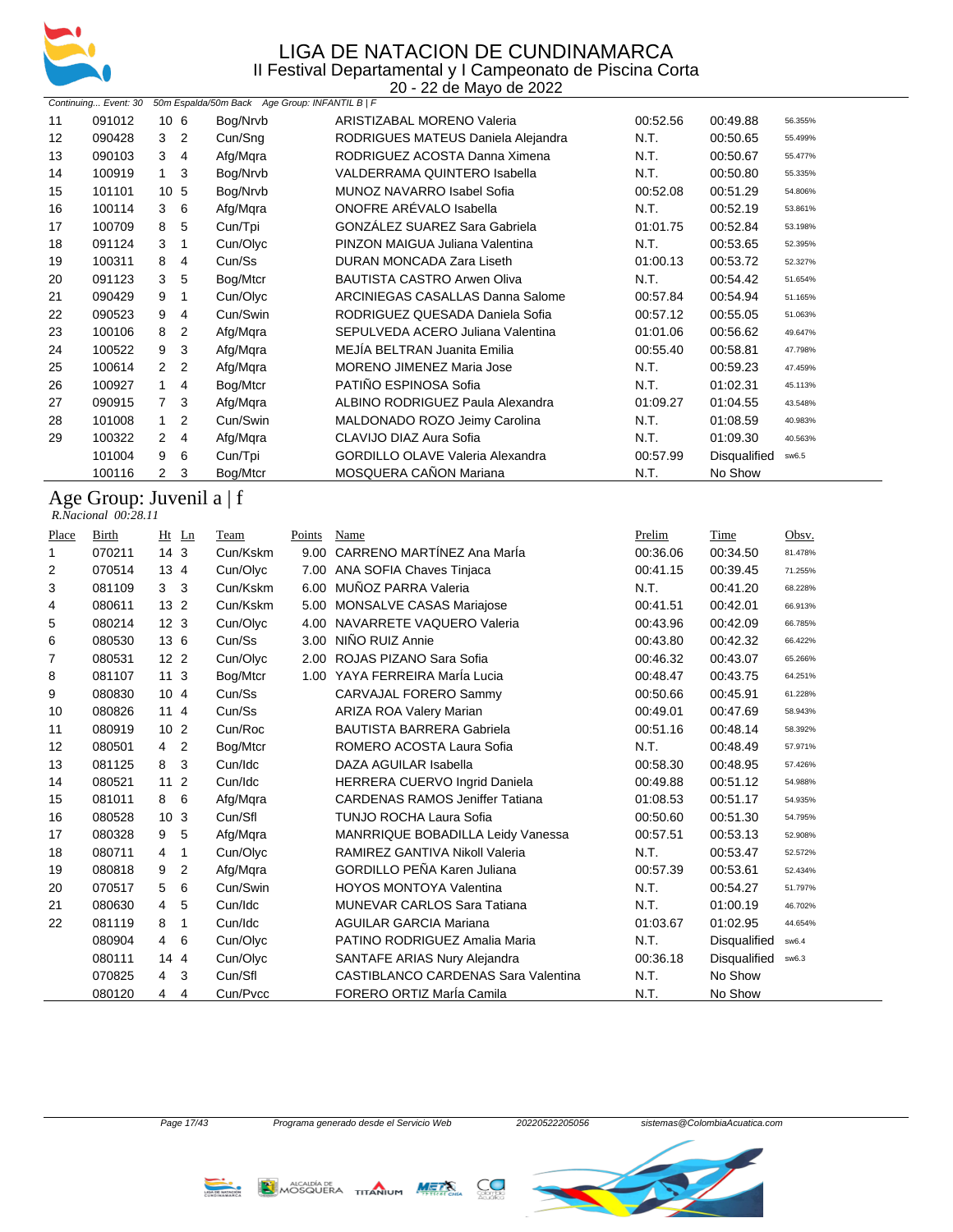# LIGA DE NATACION DE CUNDINAMARCA

## II Festival Departamental y I Campeonato de Piscina Corta

20 - 22 de Mayo de 2022

*Continuing... Event: 30 50m Espalda/50m Back Age Group: INFANTIL B | F*

| Place | Birth | Ht | Ln | Team | Points | Name | Prelim | Time | Obsv. |
|---|---|---|---|---|---|---|---|---|---|
| 11 | 091012 | 10 | 6 | Bog/Nrvb | | ARISTIZABAL MORENO Valeria | 00:52.56 | 00:49.88 | 56.355% |
| 12 | 090428 | 3 | 2 | Cun/Sng | | RODRIGUES MATEUS Daniela Alejandra | N.T. | 00:50.65 | 55.499% |
| 13 | 090103 | 3 | 4 | Afg/Mqra | | RODRIGUEZ ACOSTA Danna Ximena | N.T. | 00:50.67 | 55.477% |
| 14 | 100919 | 1 | 3 | Bog/Nrvb | | VALDERRAMA QUINTERO Isabella | N.T. | 00:50.80 | 55.335% |
| 15 | 101101 | 10 | 5 | Bog/Nrvb | | MUNOZ NAVARRO Isabel Sofia | 00:52.08 | 00:51.29 | 54.806% |
| 16 | 100114 | 3 | 6 | Afg/Mqra | | ONOFRE ARÉVALO Isabella | N.T. | 00:52.19 | 53.861% |
| 17 | 100709 | 8 | 5 | Cun/Tpi | | GONZÁLEZ SUAREZ Sara Gabriela | 01:01.75 | 00:52.84 | 53.198% |
| 18 | 091124 | 3 | 1 | Cun/Olyc | | PINZON MAIGUA Juliana Valentina | N.T. | 00:53.65 | 52.395% |
| 19 | 100311 | 8 | 4 | Cun/Ss | | DURAN MONCADA Zara Liseth | 01:00.13 | 00:53.72 | 52.327% |
| 20 | 091123 | 3 | 5 | Bog/Mtcr | | BAUTISTA CASTRO Arwen Oliva | N.T. | 00:54.42 | 51.654% |
| 21 | 090429 | 9 | 1 | Cun/Olyc | | ARCINIEGAS CASALLAS Danna Salome | 00:57.84 | 00:54.94 | 51.165% |
| 22 | 090523 | 9 | 4 | Cun/Swin | | RODRIGUEZ QUESADA Daniela Sofia | 00:57.12 | 00:55.05 | 51.063% |
| 23 | 100106 | 8 | 2 | Afg/Mqra | | SEPULVEDA ACERO Juliana Valentina | 01:01.06 | 00:56.62 | 49.647% |
| 24 | 100522 | 9 | 3 | Afg/Mqra | | MEJÍA BELTRAN Juanita Emilia | 00:55.40 | 00:58.81 | 47.798% |
| 25 | 100614 | 2 | 2 | Afg/Mqra | | MORENO JIMENEZ Maria Jose | N.T. | 00:59.23 | 47.459% |
| 26 | 100927 | 1 | 4 | Bog/Mtcr | | PATIÑO ESPINOSA Sofia | N.T. | 01:02.31 | 45.113% |
| 27 | 090915 | 7 | 3 | Afg/Mqra | | ALBINO RODRIGUEZ Paula Alexandra | 01:09.27 | 01:04.55 | 43.548% |
| 28 | 101008 | 1 | 2 | Cun/Swin | | MALDONADO ROZO Jeimy Carolina | N.T. | 01:08.59 | 40.983% |
| 29 | 100322 | 2 | 4 | Afg/Mqra | | CLAVIJO DIAZ Aura Sofia | N.T. | 01:09.30 | 40.563% |
| | 101004 | 9 | 6 | Cun/Tpi | | GORDILLO OLAVE Valeria Alexandra | 00:57.99 | Disqualified | sw6.5 |
| | 100116 | 2 | 3 | Bog/Mtcr | | MOSQUERA CAÑON Mariana | N.T. | No Show | |

## Age Group: Juvenil a | f

*R.Nacional 00:28.11*

| Place | Birth | Ht | Ln | Team | Points | Name | Prelim | Time | Obsv. |
|---|---|---|---|---|---|---|---|---|---|
| 1 | 070211 | 14 | 3 | Cun/Kskm | 9.00 | CARRENO MARTÍNEZ Ana MarÍa | 00:36.06 | 00:34.50 | 81.478% |
| 2 | 070514 | 13 | 4 | Cun/Olyc | 7.00 | ANA SOFIA Chaves Tinjaca | 00:41.15 | 00:39.45 | 71.255% |
| 3 | 081109 | 3 | 3 | Cun/Kskm | 6.00 | MUÑOZ PARRA Valeria | N.T. | 00:41.20 | 68.228% |
| 4 | 080611 | 13 | 2 | Cun/Kskm | 5.00 | MONSALVE CASAS Mariajose | 00:41.51 | 00:42.01 | 66.913% |
| 5 | 080214 | 12 | 3 | Cun/Olyc | 4.00 | NAVARRETE VAQUERO Valeria | 00:43.96 | 00:42.09 | 66.785% |
| 6 | 080530 | 13 | 6 | Cun/Ss | 3.00 | NIÑO RUIZ Annie | 00:43.80 | 00:42.32 | 66.422% |
| 7 | 080531 | 12 | 2 | Cun/Olyc | 2.00 | ROJAS PIZANO Sara Sofia | 00:46.32 | 00:43.07 | 65.266% |
| 8 | 081107 | 11 | 3 | Bog/Mtcr | 1.00 | YAYA FERREIRA MarÍa Lucia | 00:48.47 | 00:43.75 | 64.251% |
| 9 | 080830 | 10 | 4 | Cun/Ss | | CARVAJAL FORERO Sammy | 00:50.66 | 00:45.91 | 61.228% |
| 10 | 080826 | 11 | 4 | Cun/Ss | | ARIZA ROA Valery Marian | 00:49.01 | 00:47.69 | 58.943% |
| 11 | 080919 | 10 | 2 | Cun/Roc | | BAUTISTA BARRERA Gabriela | 00:51.16 | 00:48.14 | 58.392% |
| 12 | 080501 | 4 | 2 | Bog/Mtcr | | ROMERO ACOSTA Laura Sofia | N.T. | 00:48.49 | 57.971% |
| 13 | 081125 | 8 | 3 | Cun/Idc | | DAZA AGUILAR Isabella | 00:58.30 | 00:48.95 | 57.426% |
| 14 | 080521 | 11 | 2 | Cun/Idc | | HERRERA CUERVO Ingrid Daniela | 00:49.88 | 00:51.12 | 54.988% |
| 15 | 081011 | 8 | 6 | Afg/Mqra | | CARDENAS RAMOS Jeniffer Tatiana | 01:08.53 | 00:51.17 | 54.935% |
| 16 | 080528 | 10 | 3 | Cun/Sfl | | TUNJO ROCHA Laura Sofia | 00:50.60 | 00:51.30 | 54.795% |
| 17 | 080328 | 9 | 5 | Afg/Mqra | | MANRRIQUE BOBADILLA Leidy Vanessa | 00:57.51 | 00:53.13 | 52.908% |
| 18 | 080711 | 4 | 1 | Cun/Olyc | | RAMIREZ GANTIVA Nikoll Valeria | N.T. | 00:53.47 | 52.572% |
| 19 | 080818 | 9 | 2 | Afg/Mqra | | GORDILLO PEÑA Karen Juliana | 00:57.39 | 00:53.61 | 52.434% |
| 20 | 070517 | 5 | 6 | Cun/Swin | | HOYOS MONTOYA Valentina | N.T. | 00:54.27 | 51.797% |
| 21 | 080630 | 4 | 5 | Cun/Idc | | MUNEVAR CARLOS Sara Tatiana | N.T. | 01:00.19 | 46.702% |
| 22 | 081119 | 8 | 1 | Cun/Idc | | AGUILAR GARCIA Mariana | 01:03.67 | 01:02.95 | 44.654% |
| | 080904 | 4 | 6 | Cun/Olyc | | PATINO RODRIGUEZ Amalia Maria | N.T. | Disqualified | sw6.4 |
| | 080111 | 14 | 4 | Cun/Olyc | | SANTAFE ARIAS Nury Alejandra | 00:36.18 | Disqualified | sw6.3 |
| | 070825 | 4 | 3 | Cun/Sfl | | CASTIBLANCO CARDENAS Sara Valentina | N.T. | No Show | |
| | 080120 | 4 | 4 | Cun/Pvcc | | FORERO ORTIZ MarÍa Camila | N.T. | No Show | |

Programa generado desde el Servicio Web 20220522205056 sistemas@ColombiaAcuatica.com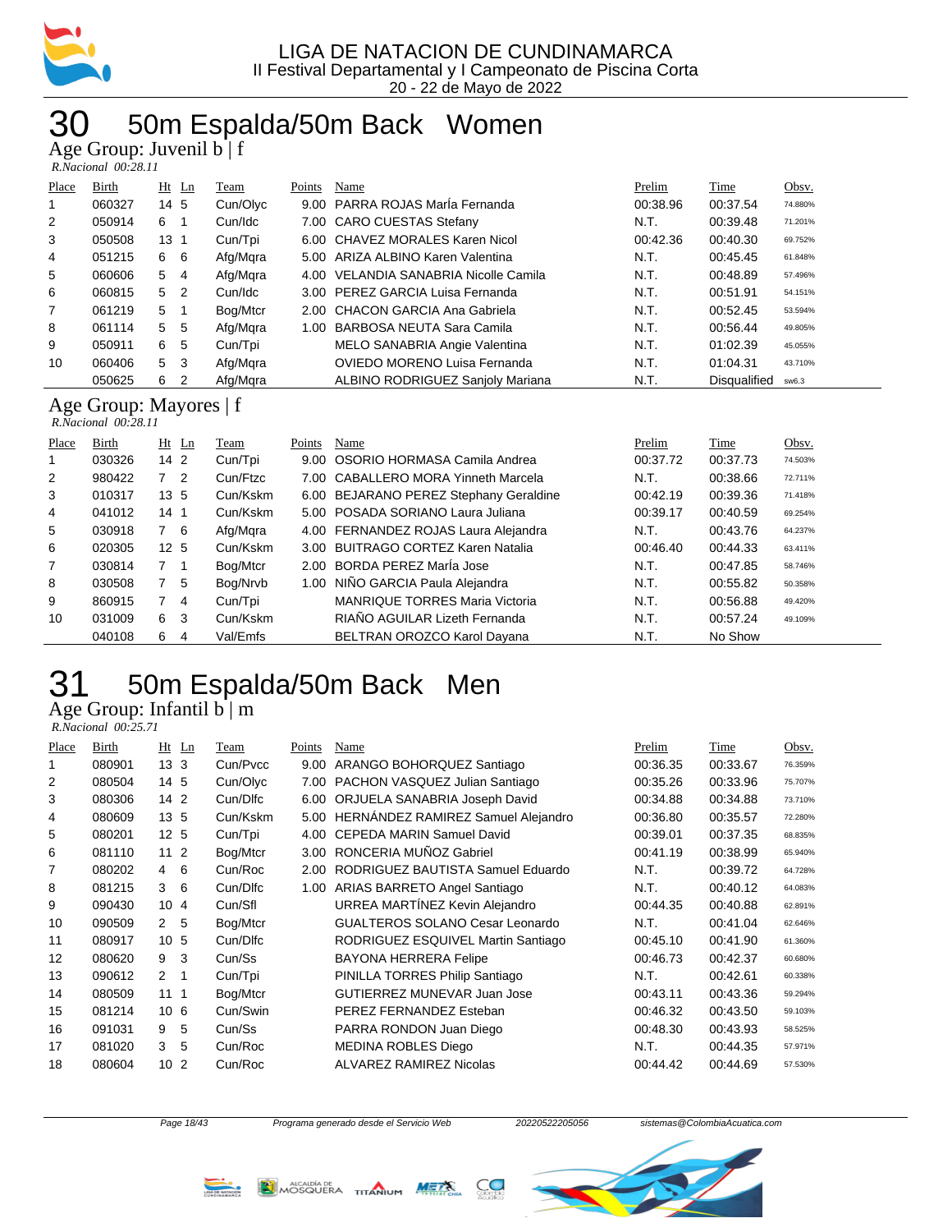# 30 50m Espalda/50m Back Women

## Age Group: Juvenil b | f

*R.Nacional 00:28.11*

| Place | Birth | Ht | Ln | Team | Points | Name | Prelim | Time | Obsv. |
|---|---|---|---|---|---|---|---|---|---|
| 1 | 060327 | 14 | 5 | Cun/Olyc | 9.00 | PARRA ROJAS MarÍa Fernanda | 00:38.96 | 00:37.54 | 74.880% |
| 2 | 050914 | 6 | 1 | Cun/Idc | 7.00 | CARO CUESTAS Stefany | N.T. | 00:39.48 | 71.201% |
| 3 | 050508 | 13 | 1 | Cun/Tpi | 6.00 | CHAVEZ MORALES Karen Nicol | 00:42.36 | 00:40.30 | 69.752% |
| 4 | 051215 | 6 | 6 | Afg/Mqra | 5.00 | ARIZA ALBINO Karen Valentina | N.T. | 00:45.45 | 61.848% |
| 5 | 060606 | 5 | 4 | Afg/Mqra | 4.00 | VELANDIA SANABRIA Nicolle Camila | N.T. | 00:48.89 | 57.496% |
| 6 | 060815 | 5 | 2 | Cun/Idc | 3.00 | PEREZ GARCIA Luisa Fernanda | N.T. | 00:51.91 | 54.151% |
| 7 | 061219 | 5 | 1 | Bog/Mtcr | 2.00 | CHACON GARCIA Ana Gabriela | N.T. | 00:52.45 | 53.594% |
| 8 | 061114 | 5 | 5 | Afg/Mqra | 1.00 | BARBOSA NEUTA Sara Camila | N.T. | 00:56.44 | 49.805% |
| 9 | 050911 | 6 | 5 | Cun/Tpi | | MELO SANABRIA Angie Valentina | N.T. | 01:02.39 | 45.055% |
| 10 | 060406 | 5 | 3 | Afg/Mqra | | OVIEDO MORENO Luisa Fernanda | N.T. | 01:04.31 | 43.710% |
| | 050625 | 6 | 2 | Afg/Mqra | | ALBINO RODRIGUEZ Sanjoly Mariana | N.T. | Disqualified | sw6.3 |

## Age Group: Mayores | f

*R.Nacional 00:28.11*

| Place | Birth | Ht | Ln | Team | Points | Name | Prelim | Time | Obsv. |
|---|---|---|---|---|---|---|---|---|---|
| 1 | 030326 | 14 | 2 | Cun/Tpi | 9.00 | OSORIO HORMASA Camila Andrea | 00:37.72 | 00:37.73 | 74.503% |
| 2 | 980422 | 7 | 2 | Cun/Ftzc | 7.00 | CABALLERO MORA Yinneth Marcela | N.T. | 00:38.66 | 72.711% |
| 3 | 010317 | 13 | 5 | Cun/Kskm | 6.00 | BEJARANO PEREZ Stephany Geraldine | 00:42.19 | 00:39.36 | 71.418% |
| 4 | 041012 | 14 | 1 | Cun/Kskm | 5.00 | POSADA SORIANO Laura Juliana | 00:39.17 | 00:40.59 | 69.254% |
| 5 | 030918 | 7 | 6 | Afg/Mqra | 4.00 | FERNANDEZ ROJAS Laura Alejandra | N.T. | 00:43.76 | 64.237% |
| 6 | 020305 | 12 | 5 | Cun/Kskm | 3.00 | BUITRAGO CORTEZ Karen Natalia | 00:46.40 | 00:44.33 | 63.411% |
| 7 | 030814 | 7 | 1 | Bog/Mtcr | 2.00 | BORDA PEREZ MarÍa Jose | N.T. | 00:47.85 | 58.746% |
| 8 | 030508 | 7 | 5 | Bog/Nrvb | 1.00 | NIÑO GARCIA Paula Alejandra | N.T. | 00:55.82 | 50.358% |
| 9 | 860915 | 7 | 4 | Cun/Tpi | | MANRIQUE TORRES Maria Victoria | N.T. | 00:56.88 | 49.420% |
| 10 | 031009 | 6 | 3 | Cun/Kskm | | RIAÑO AGUILAR Lizeth Fernanda | N.T. | 00:57.24 | 49.109% |
| | 040108 | 6 | 4 | Val/Emfs | | BELTRAN OROZCO Karol Dayana | N.T. | No Show | |

# 31 50m Espalda/50m Back Men

## Age Group: Infantil b | m

*R.Nacional 00:25.71*

| Place | Birth | Ht | Ln | Team | Points | Name | Prelim | Time | Obsv. |
|---|---|---|---|---|---|---|---|---|---|
| 1 | 080901 | 13 | 3 | Cun/Pvcc | 9.00 | ARANGO BOHORQUEZ Santiago | 00:36.35 | 00:33.67 | 76.359% |
| 2 | 080504 | 14 | 5 | Cun/Olyc | 7.00 | PACHON VASQUEZ Julian Santiago | 00:35.26 | 00:33.96 | 75.707% |
| 3 | 080306 | 14 | 2 | Cun/Dlfc | 6.00 | ORJUELA SANABRIA Joseph David | 00:34.88 | 00:34.88 | 73.710% |
| 4 | 080609 | 13 | 5 | Cun/Kskm | 5.00 | HERNÁNDEZ RAMIREZ Samuel Alejandro | 00:36.80 | 00:35.57 | 72.280% |
| 5 | 080201 | 12 | 5 | Cun/Tpi | 4.00 | CEPEDA MARIN Samuel David | 00:39.01 | 00:37.35 | 68.835% |
| 6 | 081110 | 11 | 2 | Bog/Mtcr | 3.00 | RONCERIA MUÑOZ Gabriel | 00:41.19 | 00:38.99 | 65.940% |
| 7 | 080202 | 4 | 6 | Cun/Roc | 2.00 | RODRIGUEZ BAUTISTA Samuel Eduardo | N.T. | 00:39.72 | 64.728% |
| 8 | 081215 | 3 | 6 | Cun/Dlfc | 1.00 | ARIAS BARRETO Angel Santiago | N.T. | 00:40.12 | 64.083% |
| 9 | 090430 | 10 | 4 | Cun/Sfl | | URREA MARTÍNEZ Kevin Alejandro | 00:44.35 | 00:40.88 | 62.891% |
| 10 | 090509 | 2 | 5 | Bog/Mtcr | | GUALTEROS SOLANO Cesar Leonardo | N.T. | 00:41.04 | 62.646% |
| 11 | 080917 | 10 | 5 | Cun/Dlfc | | RODRIGUEZ ESQUIVEL Martin Santiago | 00:45.10 | 00:41.90 | 61.360% |
| 12 | 080620 | 9 | 3 | Cun/Ss | | BAYONA HERRERA Felipe | 00:46.73 | 00:42.37 | 60.680% |
| 13 | 090612 | 2 | 1 | Cun/Tpi | | PINILLA TORRES Philip Santiago | N.T. | 00:42.61 | 60.338% |
| 14 | 080509 | 11 | 1 | Bog/Mtcr | | GUTIERREZ MUNEVAR Juan Jose | 00:43.11 | 00:43.36 | 59.294% |
| 15 | 081214 | 10 | 6 | Cun/Swin | | PEREZ FERNANDEZ Esteban | 00:46.32 | 00:43.50 | 59.103% |
| 16 | 091031 | 9 | 5 | Cun/Ss | | PARRA RONDON Juan Diego | 00:48.30 | 00:43.93 | 58.525% |
| 17 | 081020 | 3 | 5 | Cun/Roc | | MEDINA ROBLES Diego | N.T. | 00:44.35 | 57.971% |
| 18 | 080604 | 10 | 2 | Cun/Roc | | ALVAREZ RAMIREZ Nicolas | 00:44.42 | 00:44.69 | 57.530% |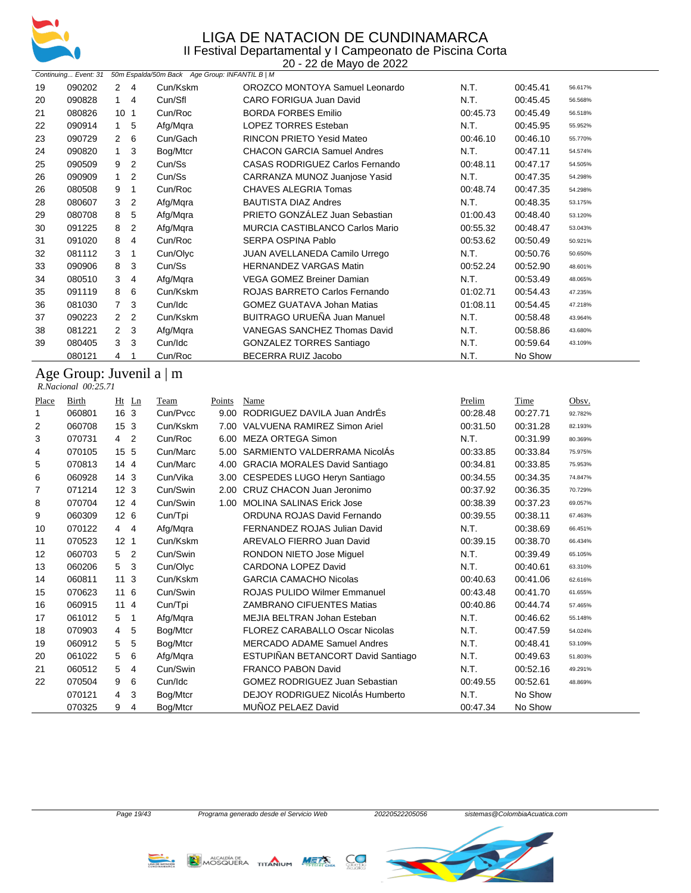# LIGA DE NATACION DE CUNDINAMARCA

II Festival Departamental y I Campeonato de Piscina Corta

20 - 22 de Mayo de 2022

*Continuing... Event: 31 50m Espalda/50m Back Age Group: INFANTIL B | M*

| Place | Birth | Ht | Ln | Team | Points | Name | Prelim | Time | Obsv. |
|---|---|---|---|---|---|---|---|---|---|
| 19 | 090202 | 2 | 4 | Cun/Kskm | | OROZCO MONTOYA Samuel Leonardo | N.T. | 00:45.41 | 56.617% |
| 20 | 090828 | 1 | 4 | Cun/Sfl | | CARO FORIGUA Juan David | N.T. | 00:45.45 | 56.568% |
| 21 | 080826 | 10 | 1 | Cun/Roc | | BORDA FORBES Emilio | 00:45.73 | 00:45.49 | 56.518% |
| 22 | 090914 | 1 | 5 | Afg/Mqra | | LOPEZ TORRES Esteban | N.T. | 00:45.95 | 55.952% |
| 23 | 090729 | 2 | 6 | Cun/Gach | | RINCON PRIETO Yesid Mateo | 00:46.10 | 00:46.10 | 55.770% |
| 24 | 090820 | 1 | 3 | Bog/Mtcr | | CHACON GARCIA Samuel Andres | N.T. | 00:47.11 | 54.574% |
| 25 | 090509 | 9 | 2 | Cun/Ss | | CASAS RODRIGUEZ Carlos Fernando | 00:48.11 | 00:47.17 | 54.505% |
| 26 | 090909 | 1 | 2 | Cun/Ss | | CARRANZA MUNOZ Juanjose Yasid | N.T. | 00:47.35 | 54.298% |
| 26 | 080508 | 9 | 1 | Cun/Roc | | CHAVES ALEGRIA Tomas | 00:48.74 | 00:47.35 | 54.298% |
| 28 | 080607 | 3 | 2 | Afg/Mqra | | BAUTISTA DIAZ Andres | N.T. | 00:48.35 | 53.175% |
| 29 | 080708 | 8 | 5 | Afg/Mqra | | PRIETO GONZÁLEZ Juan Sebastian | 01:00.43 | 00:48.40 | 53.120% |
| 30 | 091225 | 8 | 2 | Afg/Mqra | | MURCIA CASTIBLANCO Carlos Mario | 00:55.32 | 00:48.47 | 53.043% |
| 31 | 091020 | 8 | 4 | Cun/Roc | | SERPA OSPINA Pablo | 00:53.62 | 00:50.49 | 50.921% |
| 32 | 081112 | 3 | 1 | Cun/Olyc | | JUAN AVELLANEDA Camilo Urrego | N.T. | 00:50.76 | 50.650% |
| 33 | 090906 | 8 | 3 | Cun/Ss | | HERNANDEZ VARGAS Matin | 00:52.24 | 00:52.90 | 48.601% |
| 34 | 080510 | 3 | 4 | Afg/Mqra | | VEGA GOMEZ Breiner Damian | N.T. | 00:53.49 | 48.065% |
| 35 | 091119 | 8 | 6 | Cun/Kskm | | ROJAS BARRETO Carlos Fernando | 01:02.71 | 00:54.43 | 47.235% |
| 36 | 081030 | 7 | 3 | Cun/Idc | | GOMEZ GUATAVA Johan Matias | 01:08.11 | 00:54.45 | 47.218% |
| 37 | 090223 | 2 | 2 | Cun/Kskm | | BUITRAGO URUEÑA Juan Manuel | N.T. | 00:58.48 | 43.964% |
| 38 | 081221 | 2 | 3 | Afg/Mqra | | VANEGAS SANCHEZ Thomas David | N.T. | 00:58.86 | 43.680% |
| 39 | 080405 | 3 | 3 | Cun/Idc | | GONZALEZ TORRES Santiago | N.T. | 00:59.64 | 43.109% |
| | 080121 | 4 | 1 | Cun/Roc | | BECERRA RUIZ Jacobo | N.T. | No Show | |

## Age Group: Juvenil a | m

*R.Nacional 00:25.71*

| Place | Birth | Ht | Ln | Team | Points | Name | Prelim | Time | Obsv. |
|---|---|---|---|---|---|---|---|---|---|
| 1 | 060801 | 16 | 3 | Cun/Pvcc | 9.00 | RODRIGUEZ DAVILA Juan AndrÉs | 00:28.48 | 00:27.71 | 92.782% |
| 2 | 060708 | 15 | 3 | Cun/Kskm | 7.00 | VALVUENA RAMIREZ Simon Ariel | 00:31.50 | 00:31.28 | 82.193% |
| 3 | 070731 | 4 | 2 | Cun/Roc | 6.00 | MEZA ORTEGA Simon | N.T. | 00:31.99 | 80.369% |
| 4 | 070105 | 15 | 5 | Cun/Marc | 5.00 | SARMIENTO VALDERRAMA NicolÁs | 00:33.85 | 00:33.84 | 75.975% |
| 5 | 070813 | 14 | 4 | Cun/Marc | 4.00 | GRACIA MORALES David Santiago | 00:34.81 | 00:33.85 | 75.953% |
| 6 | 060928 | 14 | 3 | Cun/Vika | 3.00 | CESPEDES LUGO Heryn Santiago | 00:34.55 | 00:34.35 | 74.847% |
| 7 | 071214 | 12 | 3 | Cun/Swin | 2.00 | CRUZ CHACON Juan Jeronimo | 00:37.92 | 00:36.35 | 70.729% |
| 8 | 070704 | 12 | 4 | Cun/Swin | 1.00 | MOLINA SALINAS Erick Jose | 00:38.39 | 00:37.23 | 69.057% |
| 9 | 060309 | 12 | 6 | Cun/Tpi | | ORDUNA ROJAS David Fernando | 00:39.55 | 00:38.11 | 67.463% |
| 10 | 070122 | 4 | 4 | Afg/Mqra | | FERNANDEZ ROJAS Julian David | N.T. | 00:38.69 | 66.451% |
| 11 | 070523 | 12 | 1 | Cun/Kskm | | AREVALO FIERRO Juan David | 00:39.15 | 00:38.70 | 66.434% |
| 12 | 060703 | 5 | 2 | Cun/Swin | | RONDON NIETO Jose Miguel | N.T. | 00:39.49 | 65.105% |
| 13 | 060206 | 5 | 3 | Cun/Olyc | | CARDONA LOPEZ David | N.T. | 00:40.61 | 63.310% |
| 14 | 060811 | 11 | 3 | Cun/Kskm | | GARCIA CAMACHO Nicolas | 00:40.63 | 00:41.06 | 62.616% |
| 15 | 070623 | 11 | 6 | Cun/Swin | | ROJAS PULIDO Wilmer Emmanuel | 00:43.48 | 00:41.70 | 61.655% |
| 16 | 060915 | 11 | 4 | Cun/Tpi | | ZAMBRANO CIFUENTES Matias | 00:40.86 | 00:44.74 | 57.465% |
| 17 | 061012 | 5 | 1 | Afg/Mqra | | MEJIA BELTRAN Johan Esteban | N.T. | 00:46.62 | 55.148% |
| 18 | 070903 | 4 | 5 | Bog/Mtcr | | FLOREZ CARABALLO Oscar Nicolas | N.T. | 00:47.59 | 54.024% |
| 19 | 060912 | 5 | 5 | Bog/Mtcr | | MERCADO ADAME Samuel Andres | N.T. | 00:48.41 | 53.109% |
| 20 | 061022 | 5 | 6 | Afg/Mqra | | ESTUPIÑAN BETANCORT David Santiago | N.T. | 00:49.63 | 51.803% |
| 21 | 060512 | 5 | 4 | Cun/Swin | | FRANCO PABON David | N.T. | 00:52.16 | 49.291% |
| 22 | 070504 | 9 | 6 | Cun/Idc | | GOMEZ RODRIGUEZ Juan Sebastian | 00:49.55 | 00:52.61 | 48.869% |
| | 070121 | 4 | 3 | Bog/Mtcr | | DEJOY RODRIGUEZ NicolÁs Humberto | N.T. | No Show | |
| | 070325 | 9 | 4 | Bog/Mtcr | | MUÑOZ PELAEZ David | 00:47.34 | No Show | |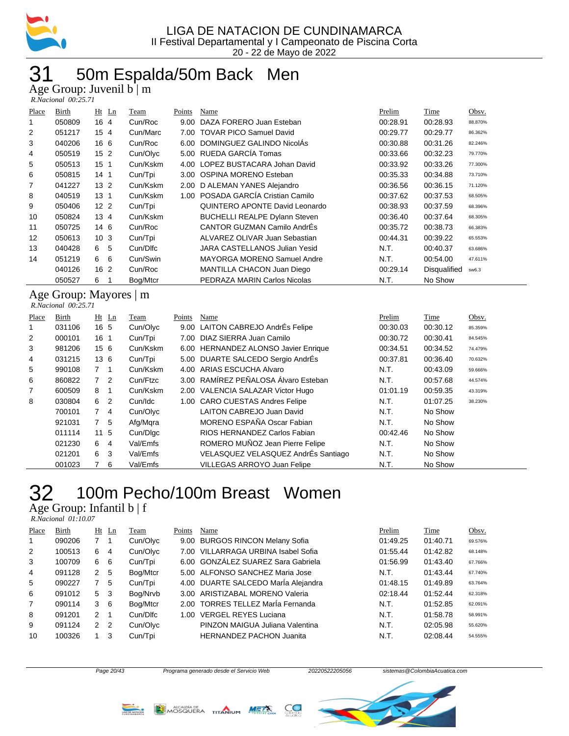LIGA DE NATACION DE CUNDINAMARCA
II Festival Departamental y I Campeonato de Piscina Corta
20 - 22 de Mayo de 2022

# 31 50m Espalda/50m Back Men

## Age Group: Juvenil b | m

*R.Nacional 00:25.71*

| Place | Birth | Ht | Ln | Team | Points | Name | Prelim | Time | Obsv. |
|---|---|---|---|---|---|---|---|---|---|
| 1 | 050809 | 16 | 4 | Cun/Roc | 9.00 | DAZA FORERO Juan Esteban | 00:28.91 | 00:28.93 | 88.870% |
| 2 | 051217 | 15 | 4 | Cun/Marc | 7.00 | TOVAR PICO Samuel David | 00:29.77 | 00:29.77 | 86.362% |
| 3 | 040206 | 16 | 6 | Cun/Roc | 6.00 | DOMINGUEZ GALINDO NicolÁs | 00:30.88 | 00:31.26 | 82.246% |
| 4 | 050519 | 15 | 2 | Cun/Olyc | 5.00 | RUEDA GARCÍA Tomas | 00:33.66 | 00:32.23 | 79.770% |
| 5 | 050513 | 15 | 1 | Cun/Kskm | 4.00 | LOPEZ BUSTACARA Johan David | 00:33.92 | 00:33.26 | 77.300% |
| 6 | 050815 | 14 | 1 | Cun/Tpi | 3.00 | OSPINA MORENO Esteban | 00:35.33 | 00:34.88 | 73.710% |
| 7 | 041227 | 13 | 2 | Cun/Kskm | 2.00 | D ALEMAN YANES Alejandro | 00:36.56 | 00:36.15 | 71.120% |
| 8 | 040519 | 13 | 1 | Cun/Kskm | 1.00 | POSADA GARCÍA Cristian Camilo | 00:37.62 | 00:37.53 | 68.505% |
| 9 | 050406 | 12 | 2 | Cun/Tpi | | QUINTERO APONTE David Leonardo | 00:38.93 | 00:37.59 | 68.396% |
| 10 | 050824 | 13 | 4 | Cun/Kskm | | BUCHELLI REALPE Dylann Steven | 00:36.40 | 00:37.64 | 68.305% |
| 11 | 050725 | 14 | 6 | Cun/Roc | | CANTOR GUZMAN Camilo AndrÉs | 00:35.72 | 00:38.73 | 66.383% |
| 12 | 050613 | 10 | 3 | Cun/Tpi | | ALVAREZ OLIVAR Juan Sebastian | 00:44.31 | 00:39.22 | 65.553% |
| 13 | 040428 | 6 | 5 | Cun/Dlfc | | JARA CASTELLANOS Julian Yesid | N.T. | 00:40.37 | 63.686% |
| 14 | 051219 | 6 | 6 | Cun/Swin | | MAYORGA MORENO Samuel Andre | N.T. | 00:54.00 | 47.611% |
| | 040126 | 16 | 2 | Cun/Roc | | MANTILLA CHACON Juan Diego | 00:29.14 | Disqualified | sw6.3 |
| | 050527 | 6 | 1 | Bog/Mtcr | | PEDRAZA MARIN Carlos Nicolas | N.T. | No Show | |

## Age Group: Mayores | m

*R.Nacional 00:25.71*

| Place | Birth | Ht | Ln | Team | Points | Name | Prelim | Time | Obsv. |
|---|---|---|---|---|---|---|---|---|---|
| 1 | 031106 | 16 | 5 | Cun/Olyc | 9.00 | LAITON CABREJO AndrÉs Felipe | 00:30.03 | 00:30.12 | 85.359% |
| 2 | 000101 | 16 | 1 | Cun/Tpi | 7.00 | DIAZ SIERRA Juan Camilo | 00:30.72 | 00:30.41 | 84.545% |
| 3 | 981206 | 15 | 6 | Cun/Kskm | 6.00 | HERNANDEZ ALONSO Javier Enrique | 00:34.51 | 00:34.52 | 74.479% |
| 4 | 031215 | 13 | 6 | Cun/Tpi | 5.00 | DUARTE SALCEDO Sergio AndrÉs | 00:37.81 | 00:36.40 | 70.632% |
| 5 | 990108 | 7 | 1 | Cun/Kskm | 4.00 | ARIAS ESCUCHA Alvaro | N.T. | 00:43.09 | 59.666% |
| 6 | 860822 | 7 | 2 | Cun/Ftzc | 3.00 | RAMÍREZ PEÑALOSA Álvaro Esteban | N.T. | 00:57.68 | 44.574% |
| 7 | 600509 | 8 | 1 | Cun/Kskm | 2.00 | VALENCIA SALAZAR Victor Hugo | 01:01.19 | 00:59.35 | 43.319% |
| 8 | 030804 | 6 | 2 | Cun/Idc | 1.00 | CARO CUESTAS Andres Felipe | N.T. | 01:07.25 | 38.230% |
| | 700101 | 7 | 4 | Cun/Olyc | | LAITON CABREJO Juan David | N.T. | No Show | |
| | 921031 | 7 | 5 | Afg/Mqra | | MORENO ESPAÑA Oscar Fabian | N.T. | No Show | |
| | 011114 | 11 | 5 | Cun/Dlgc | | RIOS HERNANDEZ Carlos Fabian | 00:42.46 | No Show | |
| | 021230 | 6 | 4 | Val/Emfs | | ROMERO MUÑOZ Jean Pierre Felipe | N.T. | No Show | |
| | 021201 | 6 | 3 | Val/Emfs | | VELASQUEZ VELASQUEZ AndrÉs Santiago | N.T. | No Show | |
| | 001023 | 7 | 6 | Val/Emfs | | VILLEGAS ARROYO Juan Felipe | N.T. | No Show | |

# 32 100m Pecho/100m Breast Women

## Age Group: Infantil b | f

*R.Nacional 01:10.07*

| Place | Birth | Ht | Ln | Team | Points | Name | Prelim | Time | Obsv. |
|---|---|---|---|---|---|---|---|---|---|
| 1 | 090206 | 7 | 1 | Cun/Olyc | 9.00 | BURGOS RINCON Melany Sofia | 01:49.25 | 01:40.71 | 69.576% |
| 2 | 100513 | 6 | 4 | Cun/Olyc | 7.00 | VILLARRAGA URBINA Isabel Sofia | 01:55.44 | 01:42.82 | 68.148% |
| 3 | 100709 | 6 | 6 | Cun/Tpi | 6.00 | GONZÁLEZ SUAREZ Sara Gabriela | 01:56.99 | 01:43.40 | 67.766% |
| 4 | 091128 | 2 | 5 | Bog/Mtcr | 5.00 | ALFONSO SANCHEZ Maria Jose | N.T. | 01:43.44 | 67.740% |
| 5 | 090227 | 7 | 5 | Cun/Tpi | 4.00 | DUARTE SALCEDO MarÍa Alejandra | 01:48.15 | 01:49.89 | 63.764% |
| 6 | 091012 | 5 | 3 | Bog/Nrvb | 3.00 | ARISTIZABAL MORENO Valeria | 02:18.44 | 01:52.44 | 62.318% |
| 7 | 090114 | 3 | 6 | Bog/Mtcr | 2.00 | TORRES TELLEZ MarÍa Fernanda | N.T. | 01:52.85 | 62.091% |
| 8 | 091201 | 2 | 1 | Cun/Dlfc | 1.00 | VERGEL REYES Luciana | N.T. | 01:58.78 | 58.991% |
| 9 | 091124 | 2 | 2 | Cun/Olyc | | PINZON MAIGUA Juliana Valentina | N.T. | 02:05.98 | 55.620% |
| 10 | 100326 | 1 | 3 | Cun/Tpi | | HERNANDEZ PACHON Juanita | N.T. | 02:08.44 | 54.555% |

Programa generado desde el Servicio Web — 20220522205056 — sistemas@ColombiaAcuatica.com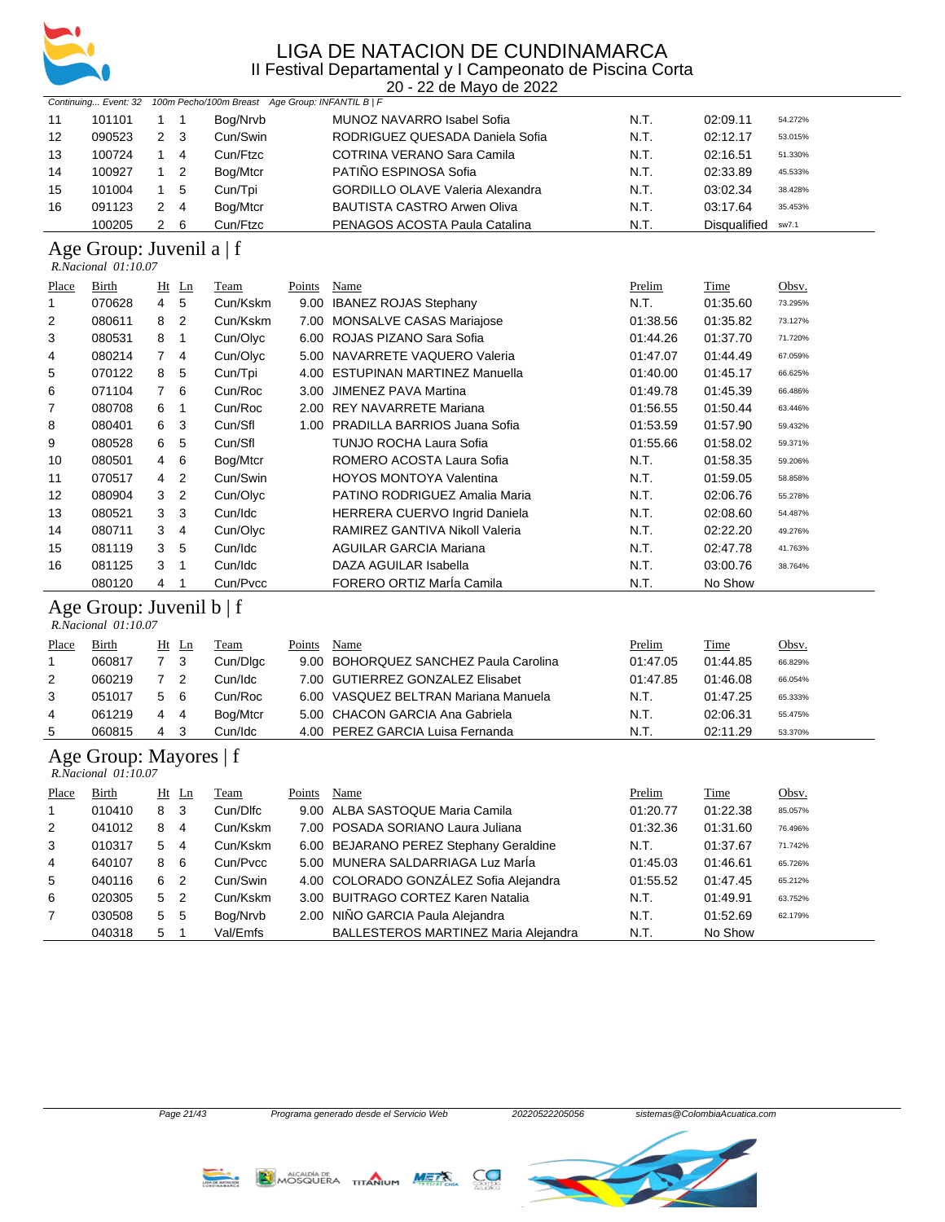# LIGA DE NATACION DE CUNDINAMARCA

II Festival Departamental y I Campeonato de Piscina Corta

20 - 22 de Mayo de 2022

*Continuing... Event: 32 100m Pecho/100m Breast Age Group: INFANTIL B | F*

| Place | Birth | Ht | Ln | Team | Points | Name | Prelim | Time | Obsv. |
|---|---|---|---|---|---|---|---|---|---|
| 11 | 101101 | 1 | 1 | Bog/Nrvb | | MUNOZ NAVARRO Isabel Sofia | N.T. | 02:09.11 | 54.272% |
| 12 | 090523 | 2 | 3 | Cun/Swin | | RODRIGUEZ QUESADA Daniela Sofia | N.T. | 02:12.17 | 53.015% |
| 13 | 100724 | 1 | 4 | Cun/Ftzc | | COTRINA VERANO Sara Camila | N.T. | 02:16.51 | 51.330% |
| 14 | 100927 | 1 | 2 | Bog/Mtcr | | PATIÑO ESPINOSA Sofia | N.T. | 02:33.89 | 45.533% |
| 15 | 101004 | 1 | 5 | Cun/Tpi | | GORDILLO OLAVE Valeria Alexandra | N.T. | 03:02.34 | 38.428% |
| 16 | 091123 | 2 | 4 | Bog/Mtcr | | BAUTISTA CASTRO Arwen Oliva | N.T. | 03:17.64 | 35.453% |
| | 100205 | 2 | 6 | Cun/Ftzc | | PENAGOS ACOSTA Paula Catalina | N.T. | Disqualified | sw7.1 |

## Age Group: Juvenil a | f

*R.Nacional 01:10.07*

| Place | Birth | Ht | Ln | Team | Points | Name | Prelim | Time | Obsv. |
|---|---|---|---|---|---|---|---|---|---|
| 1 | 070628 | 4 | 5 | Cun/Kskm | 9.00 | IBANEZ ROJAS Stephany | N.T. | 01:35.60 | 73.295% |
| 2 | 080611 | 8 | 2 | Cun/Kskm | 7.00 | MONSALVE CASAS Mariajose | 01:38.56 | 01:35.82 | 73.127% |
| 3 | 080531 | 8 | 1 | Cun/Olyc | 6.00 | ROJAS PIZANO Sara Sofia | 01:44.26 | 01:37.70 | 71.720% |
| 4 | 080214 | 7 | 4 | Cun/Olyc | 5.00 | NAVARRETE VAQUERO Valeria | 01:47.07 | 01:44.49 | 67.059% |
| 5 | 070122 | 8 | 5 | Cun/Tpi | 4.00 | ESTUPINAN MARTINEZ Manuella | 01:40.00 | 01:45.17 | 66.625% |
| 6 | 071104 | 7 | 6 | Cun/Roc | 3.00 | JIMENEZ PAVA Martina | 01:49.78 | 01:45.39 | 66.486% |
| 7 | 080708 | 6 | 1 | Cun/Roc | 2.00 | REY NAVARRETE Mariana | 01:56.55 | 01:50.44 | 63.446% |
| 8 | 080401 | 6 | 3 | Cun/Sfl | 1.00 | PRADILLA BARRIOS Juana Sofia | 01:53.59 | 01:57.90 | 59.432% |
| 9 | 080528 | 6 | 5 | Cun/Sfl | | TUNJO ROCHA Laura Sofia | 01:55.66 | 01:58.02 | 59.371% |
| 10 | 080501 | 4 | 6 | Bog/Mtcr | | ROMERO ACOSTA Laura Sofia | N.T. | 01:58.35 | 59.206% |
| 11 | 070517 | 4 | 2 | Cun/Swin | | HOYOS MONTOYA Valentina | N.T. | 01:59.05 | 58.858% |
| 12 | 080904 | 3 | 2 | Cun/Olyc | | PATINO RODRIGUEZ Amalia Maria | N.T. | 02:06.76 | 55.278% |
| 13 | 080521 | 3 | 3 | Cun/Idc | | HERRERA CUERVO Ingrid Daniela | N.T. | 02:08.60 | 54.487% |
| 14 | 080711 | 3 | 4 | Cun/Olyc | | RAMIREZ GANTIVA Nikoll Valeria | N.T. | 02:22.20 | 49.276% |
| 15 | 081119 | 3 | 5 | Cun/Idc | | AGUILAR GARCIA Mariana | N.T. | 02:47.78 | 41.763% |
| 16 | 081125 | 3 | 1 | Cun/Idc | | DAZA AGUILAR Isabella | N.T. | 03:00.76 | 38.764% |
| | 080120 | 4 | 1 | Cun/Pvcc | | FORERO ORTIZ MarÍa Camila | N.T. | No Show | |

## Age Group: Juvenil b | f

*R.Nacional 01:10.07*

| Place | Birth | Ht | Ln | Team | Points | Name | Prelim | Time | Obsv. |
|---|---|---|---|---|---|---|---|---|---|
| 1 | 060817 | 7 | 3 | Cun/Dlgc | 9.00 | BOHORQUEZ SANCHEZ Paula Carolina | 01:47.05 | 01:44.85 | 66.829% |
| 2 | 060219 | 7 | 2 | Cun/Idc | 7.00 | GUTIERREZ GONZALEZ Elisabet | 01:47.85 | 01:46.08 | 66.054% |
| 3 | 051017 | 5 | 6 | Cun/Roc | 6.00 | VASQUEZ BELTRAN Mariana Manuela | N.T. | 01:47.25 | 65.333% |
| 4 | 061219 | 4 | 4 | Bog/Mtcr | 5.00 | CHACON GARCIA Ana Gabriela | N.T. | 02:06.31 | 55.475% |
| 5 | 060815 | 4 | 3 | Cun/Idc | 4.00 | PEREZ GARCIA Luisa Fernanda | N.T. | 02:11.29 | 53.370% |

## Age Group: Mayores | f

*R.Nacional 01:10.07*

| Place | Birth | Ht | Ln | Team | Points | Name | Prelim | Time | Obsv. |
|---|---|---|---|---|---|---|---|---|---|
| 1 | 010410 | 8 | 3 | Cun/Dlfc | 9.00 | ALBA SASTOQUE Maria Camila | 01:20.77 | 01:22.38 | 85.057% |
| 2 | 041012 | 8 | 4 | Cun/Kskm | 7.00 | POSADA SORIANO Laura Juliana | 01:32.36 | 01:31.60 | 76.496% |
| 3 | 010317 | 5 | 4 | Cun/Kskm | 6.00 | BEJARANO PEREZ Stephany Geraldine | N.T. | 01:37.67 | 71.742% |
| 4 | 640107 | 8 | 6 | Cun/Pvcc | 5.00 | MUNERA SALDARRIAGA Luz MarÍa | 01:45.03 | 01:46.61 | 65.726% |
| 5 | 040116 | 6 | 2 | Cun/Swin | 4.00 | COLORADO GONZÁLEZ Sofia Alejandra | 01:55.52 | 01:47.45 | 65.212% |
| 6 | 020305 | 5 | 2 | Cun/Kskm | 3.00 | BUITRAGO CORTEZ Karen Natalia | N.T. | 01:49.91 | 63.752% |
| 7 | 030508 | 5 | 5 | Bog/Nrvb | 2.00 | NIÑO GARCIA Paula Alejandra | N.T. | 01:52.69 | 62.179% |
| | 040318 | 5 | 1 | Val/Emfs | | BALLESTEROS MARTINEZ Maria Alejandra | N.T. | No Show | |

Programa generado desde el Servicio Web 20220522205056 sistemas@ColombiaAcuatica.com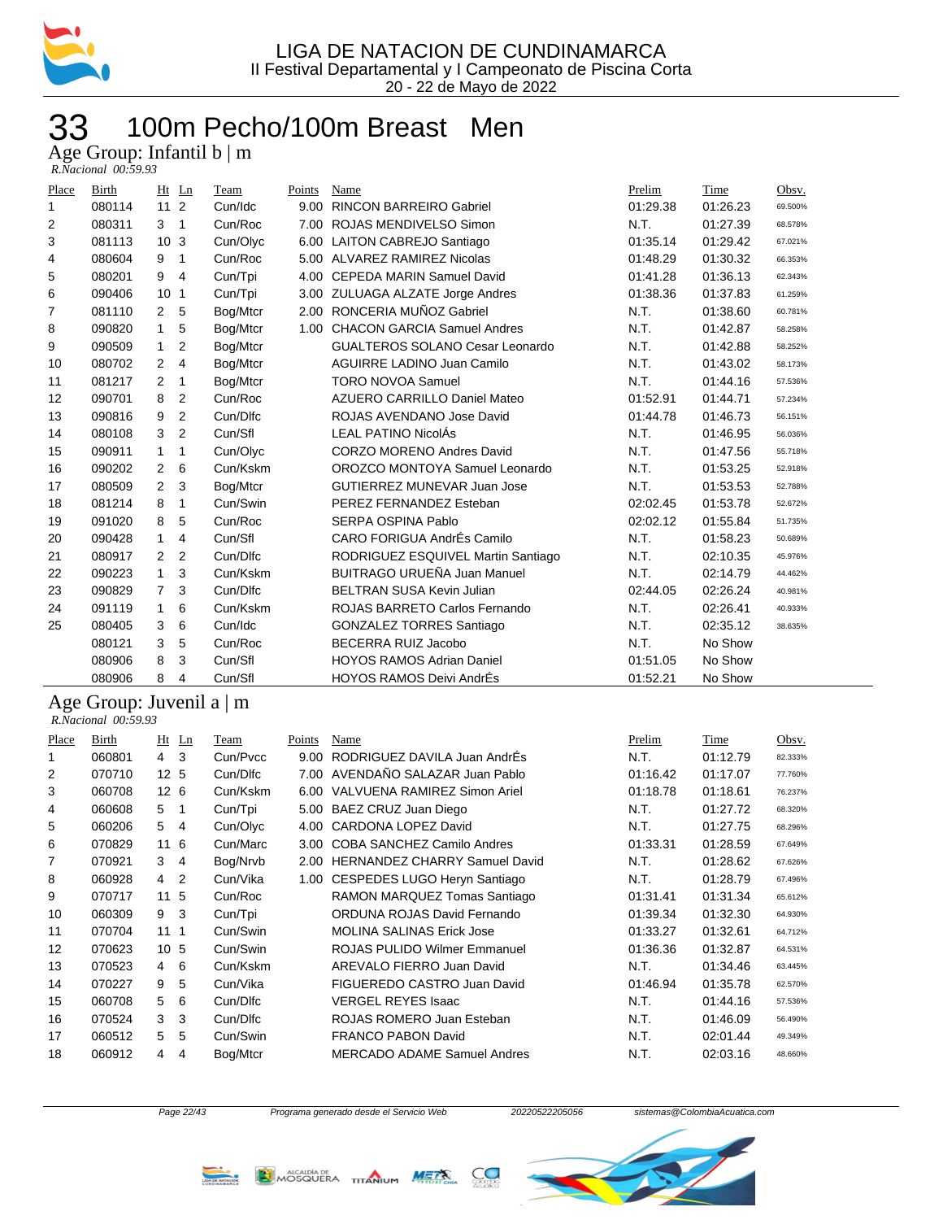# LIGA DE NATACION DE CUNDINAMARCA

II Festival Departamental y I Campeonato de Piscina Corta

20 - 22 de Mayo de 2022

# 33 100m Pecho/100m Breast Men

## Age Group: Infantil b | m

*R.Nacional 00:59.93*

| Place | Birth | Ht | Ln | Team | Points | Name | Prelim | Time | Obsv. |
|---|---|---|---|---|---|---|---|---|---|
| 1 | 080114 | 11 | 2 | Cun/Idc | 9.00 | RINCON BARREIRO Gabriel | 01:29.38 | 01:26.23 | 69.500% |
| 2 | 080311 | 3 | 1 | Cun/Roc | 7.00 | ROJAS MENDIVELSO Simon | N.T. | 01:27.39 | 68.578% |
| 3 | 081113 | 10 | 3 | Cun/Olyc | 6.00 | LAITON CABREJO Santiago | 01:35.14 | 01:29.42 | 67.021% |
| 4 | 080604 | 9 | 1 | Cun/Roc | 5.00 | ALVAREZ RAMIREZ Nicolas | 01:48.29 | 01:30.32 | 66.353% |
| 5 | 080201 | 9 | 4 | Cun/Tpi | 4.00 | CEPEDA MARIN Samuel David | 01:41.28 | 01:36.13 | 62.343% |
| 6 | 090406 | 10 | 1 | Cun/Tpi | 3.00 | ZULUAGA ALZATE Jorge Andres | 01:38.36 | 01:37.83 | 61.259% |
| 7 | 081110 | 2 | 5 | Bog/Mtcr | 2.00 | RONCERIA MUÑOZ Gabriel | N.T. | 01:38.60 | 60.781% |
| 8 | 090820 | 1 | 5 | Bog/Mtcr | 1.00 | CHACON GARCIA Samuel Andres | N.T. | 01:42.87 | 58.258% |
| 9 | 090509 | 1 | 2 | Bog/Mtcr | | GUALTEROS SOLANO Cesar Leonardo | N.T. | 01:42.88 | 58.252% |
| 10 | 080702 | 2 | 4 | Bog/Mtcr | | AGUIRRE LADINO Juan Camilo | N.T. | 01:43.02 | 58.173% |
| 11 | 081217 | 2 | 1 | Bog/Mtcr | | TORO NOVOA Samuel | N.T. | 01:44.16 | 57.536% |
| 12 | 090701 | 8 | 2 | Cun/Roc | | AZUERO CARRILLO Daniel Mateo | 01:52.91 | 01:44.71 | 57.234% |
| 13 | 090816 | 9 | 2 | Cun/Dlfc | | ROJAS AVENDANO Jose David | 01:44.78 | 01:46.73 | 56.151% |
| 14 | 080108 | 3 | 2 | Cun/Sfl | | LEAL PATINO NicolÁs | N.T. | 01:46.95 | 56.036% |
| 15 | 090911 | 1 | 1 | Cun/Olyc | | CORZO MORENO Andres David | N.T. | 01:47.56 | 55.718% |
| 16 | 090202 | 2 | 6 | Cun/Kskm | | OROZCO MONTOYA Samuel Leonardo | N.T. | 01:53.25 | 52.918% |
| 17 | 080509 | 2 | 3 | Bog/Mtcr | | GUTIERREZ MUNEVAR Juan Jose | N.T. | 01:53.53 | 52.788% |
| 18 | 081214 | 8 | 1 | Cun/Swin | | PEREZ FERNANDEZ Esteban | 02:02.45 | 01:53.78 | 52.672% |
| 19 | 091020 | 8 | 5 | Cun/Roc | | SERPA OSPINA Pablo | 02:02.12 | 01:55.84 | 51.735% |
| 20 | 090428 | 1 | 4 | Cun/Sfl | | CARO FORIGUA AndrÉs Camilo | N.T. | 01:58.23 | 50.689% |
| 21 | 080917 | 2 | 2 | Cun/Dlfc | | RODRIGUEZ ESQUIVEL Martin Santiago | N.T. | 02:10.35 | 45.976% |
| 22 | 090223 | 1 | 3 | Cun/Kskm | | BUITRAGO URUEÑA Juan Manuel | N.T. | 02:14.79 | 44.462% |
| 23 | 090829 | 7 | 3 | Cun/Dlfc | | BELTRAN SUSA Kevin Julian | 02:44.05 | 02:26.24 | 40.981% |
| 24 | 091119 | 1 | 6 | Cun/Kskm | | ROJAS BARRETO Carlos Fernando | N.T. | 02:26.41 | 40.933% |
| 25 | 080405 | 3 | 6 | Cun/Idc | | GONZALEZ TORRES Santiago | N.T. | 02:35.12 | 38.635% |
| | 080121 | 3 | 5 | Cun/Roc | | BECERRA RUIZ Jacobo | N.T. | No Show | |
| | 080906 | 8 | 3 | Cun/Sfl | | HOYOS RAMOS Adrian Daniel | 01:51.05 | No Show | |
| | 080906 | 8 | 4 | Cun/Sfl | | HOYOS RAMOS Deivi AndrÉs | 01:52.21 | No Show | |

## Age Group: Juvenil a | m

*R.Nacional 00:59.93*

| Place | Birth | Ht | Ln | Team | Points | Name | Prelim | Time | Obsv. |
|---|---|---|---|---|---|---|---|---|---|
| 1 | 060801 | 4 | 3 | Cun/Pvcc | 9.00 | RODRIGUEZ DAVILA Juan AndrÉs | N.T. | 01:12.79 | 82.333% |
| 2 | 070710 | 12 | 5 | Cun/Dlfc | 7.00 | AVENDAÑO SALAZAR Juan Pablo | 01:16.42 | 01:17.07 | 77.760% |
| 3 | 060708 | 12 | 6 | Cun/Kskm | 6.00 | VALVUENA RAMIREZ Simon Ariel | 01:18.78 | 01:18.61 | 76.237% |
| 4 | 060608 | 5 | 1 | Cun/Tpi | 5.00 | BAEZ CRUZ Juan Diego | N.T. | 01:27.72 | 68.320% |
| 5 | 060206 | 5 | 4 | Cun/Olyc | 4.00 | CARDONA LOPEZ David | N.T. | 01:27.75 | 68.296% |
| 6 | 070829 | 11 | 6 | Cun/Marc | 3.00 | COBA SANCHEZ Camilo Andres | 01:33.31 | 01:28.59 | 67.649% |
| 7 | 070921 | 3 | 4 | Bog/Nrvb | 2.00 | HERNANDEZ CHARRY Samuel David | N.T. | 01:28.62 | 67.626% |
| 8 | 060928 | 4 | 2 | Cun/Vika | 1.00 | CESPEDES LUGO Heryn Santiago | N.T. | 01:28.79 | 67.496% |
| 9 | 070717 | 11 | 5 | Cun/Roc | | RAMON MARQUEZ Tomas Santiago | 01:31.41 | 01:31.34 | 65.612% |
| 10 | 060309 | 9 | 3 | Cun/Tpi | | ORDUNA ROJAS David Fernando | 01:39.34 | 01:32.30 | 64.930% |
| 11 | 070704 | 11 | 1 | Cun/Swin | | MOLINA SALINAS Erick Jose | 01:33.27 | 01:32.61 | 64.712% |
| 12 | 070623 | 10 | 5 | Cun/Swin | | ROJAS PULIDO Wilmer Emmanuel | 01:36.36 | 01:32.87 | 64.531% |
| 13 | 070523 | 4 | 6 | Cun/Kskm | | AREVALO FIERRO Juan David | N.T. | 01:34.46 | 63.445% |
| 14 | 070227 | 9 | 5 | Cun/Vika | | FIGUEREDO CASTRO Juan David | 01:46.94 | 01:35.78 | 62.570% |
| 15 | 060708 | 5 | 6 | Cun/Dlfc | | VERGEL REYES Isaac | N.T. | 01:44.16 | 57.536% |
| 16 | 070524 | 3 | 3 | Cun/Dlfc | | ROJAS ROMERO Juan Esteban | N.T. | 01:46.09 | 56.490% |
| 17 | 060512 | 5 | 5 | Cun/Swin | | FRANCO PABON David | N.T. | 02:01.44 | 49.349% |
| 18 | 060912 | 4 | 4 | Bog/Mtcr | | MERCADO ADAME Samuel Andres | N.T. | 02:03.16 | 48.660% |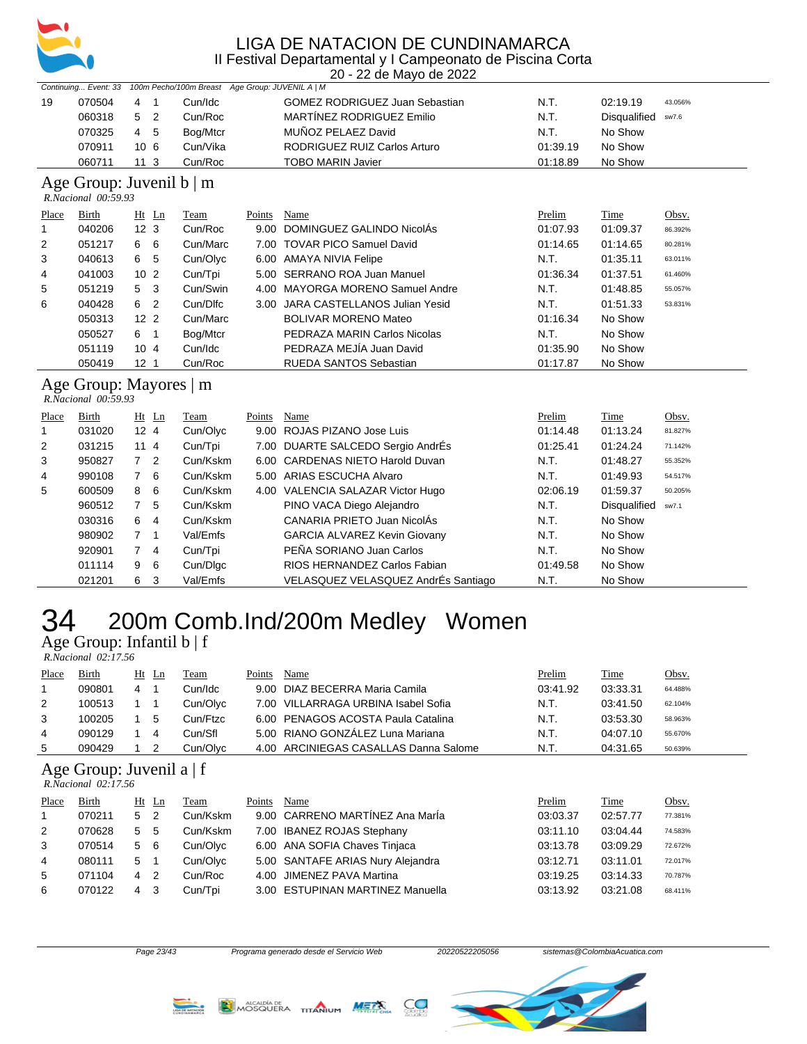# LIGA DE NATACION DE CUNDINAMARCA

II Festival Departamental y I Campeonato de Piscina Corta

20 - 22 de Mayo de 2022

*Continuing... Event: 33 100m Pecho/100m Breast Age Group: JUVENIL A | M*

| Place | Birth | Ht | Ln | Team | Points | Name | Prelim | Time | Obsv. |
|---|---|---|---|---|---|---|---|---|---|
| 19 | 070504 | 4 | 1 | Cun/Idc | | GOMEZ RODRIGUEZ Juan Sebastian | N.T. | 02:19.19 | 43.056% |
| | 060318 | 5 | 2 | Cun/Roc | | MARTÍNEZ RODRIGUEZ Emilio | N.T. | Disqualified | sw7.6 |
| | 070325 | 4 | 5 | Bog/Mtcr | | MUÑOZ PELAEZ David | N.T. | No Show | |
| | 070911 | 10 | 6 | Cun/Vika | | RODRIGUEZ RUIZ Carlos Arturo | 01:39.19 | No Show | |
| | 060711 | 11 | 3 | Cun/Roc | | TOBO MARIN Javier | 01:18.89 | No Show | |

## Age Group: Juvenil b | m

*R.Nacional 00:59.93*

| Place | Birth | Ht | Ln | Team | Points | Name | Prelim | Time | Obsv. |
|---|---|---|---|---|---|---|---|---|---|
| 1 | 040206 | 12 | 3 | Cun/Roc | 9.00 | DOMINGUEZ GALINDO NicolÁs | 01:07.93 | 01:09.37 | 86.392% |
| 2 | 051217 | 6 | 6 | Cun/Marc | 7.00 | TOVAR PICO Samuel David | 01:14.65 | 01:14.65 | 80.281% |
| 3 | 040613 | 6 | 5 | Cun/Olyc | 6.00 | AMAYA NIVIA Felipe | N.T. | 01:35.11 | 63.011% |
| 4 | 041003 | 10 | 2 | Cun/Tpi | 5.00 | SERRANO ROA Juan Manuel | 01:36.34 | 01:37.51 | 61.460% |
| 5 | 051219 | 5 | 3 | Cun/Swin | 4.00 | MAYORGA MORENO Samuel Andre | N.T. | 01:48.85 | 55.057% |
| 6 | 040428 | 6 | 2 | Cun/Dlfc | 3.00 | JARA CASTELLANOS Julian Yesid | N.T. | 01:51.33 | 53.831% |
| | 050313 | 12 | 2 | Cun/Marc | | BOLIVAR MORENO Mateo | 01:16.34 | No Show | |
| | 050527 | 6 | 1 | Bog/Mtcr | | PEDRAZA MARIN Carlos Nicolas | N.T. | No Show | |
| | 051119 | 10 | 4 | Cun/Idc | | PEDRAZA MEJÍA Juan David | 01:35.90 | No Show | |
| | 050419 | 12 | 1 | Cun/Roc | | RUEDA SANTOS Sebastian | 01:17.87 | No Show | |

## Age Group: Mayores | m

*R.Nacional 00:59.93*

| Place | Birth | Ht | Ln | Team | Points | Name | Prelim | Time | Obsv. |
|---|---|---|---|---|---|---|---|---|---|
| 1 | 031020 | 12 | 4 | Cun/Olyc | 9.00 | ROJAS PIZANO Jose Luis | 01:14.48 | 01:13.24 | 81.827% |
| 2 | 031215 | 11 | 4 | Cun/Tpi | 7.00 | DUARTE SALCEDO Sergio AndrÉs | 01:25.41 | 01:24.24 | 71.142% |
| 3 | 950827 | 7 | 2 | Cun/Kskm | 6.00 | CARDENAS NIETO Harold Duvan | N.T. | 01:48.27 | 55.352% |
| 4 | 990108 | 7 | 6 | Cun/Kskm | 5.00 | ARIAS ESCUCHA Alvaro | N.T. | 01:49.93 | 54.517% |
| 5 | 600509 | 8 | 6 | Cun/Kskm | 4.00 | VALENCIA SALAZAR Victor Hugo | 02:06.19 | 01:59.37 | 50.205% |
| | 960512 | 7 | 5 | Cun/Kskm | | PINO VACA Diego Alejandro | N.T. | Disqualified | sw7.1 |
| | 030316 | 6 | 4 | Cun/Kskm | | CANARIA PRIETO Juan NicolÁs | N.T. | No Show | |
| | 980902 | 7 | 1 | Val/Emfs | | GARCIA ALVAREZ Kevin Giovany | N.T. | No Show | |
| | 920901 | 7 | 4 | Cun/Tpi | | PEÑA SORIANO Juan Carlos | N.T. | No Show | |
| | 011114 | 9 | 6 | Cun/Dlgc | | RIOS HERNANDEZ Carlos Fabian | 01:49.58 | No Show | |
| | 021201 | 6 | 3 | Val/Emfs | | VELASQUEZ VELASQUEZ AndrÉs Santiago | N.T. | No Show | |

# 34 200m Comb.Ind/200m Medley Women

## Age Group: Infantil b | f

*R.Nacional 02:17.56*

| Place | Birth | Ht | Ln | Team | Points | Name | Prelim | Time | Obsv. |
|---|---|---|---|---|---|---|---|---|---|
| 1 | 090801 | 4 | 1 | Cun/Idc | 9.00 | DIAZ BECERRA Maria Camila | 03:41.92 | 03:33.31 | 64.488% |
| 2 | 100513 | 1 | 1 | Cun/Olyc | 7.00 | VILLARRAGA URBINA Isabel Sofia | N.T. | 03:41.50 | 62.104% |
| 3 | 100205 | 1 | 5 | Cun/Ftzc | 6.00 | PENAGOS ACOSTA Paula Catalina | N.T. | 03:53.30 | 58.963% |
| 4 | 090129 | 1 | 4 | Cun/Sfl | 5.00 | RIANO GONZÁLEZ Luna Mariana | N.T. | 04:07.10 | 55.670% |
| 5 | 090429 | 1 | 2 | Cun/Olyc | 4.00 | ARCINIEGAS CASALLAS Danna Salome | N.T. | 04:31.65 | 50.639% |

## Age Group: Juvenil a | f

*R.Nacional 02:17.56*

| Place | Birth | Ht | Ln | Team | Points | Name | Prelim | Time | Obsv. |
|---|---|---|---|---|---|---|---|---|---|
| 1 | 070211 | 5 | 2 | Cun/Kskm | 9.00 | CARRENO MARTÍNEZ Ana MarÍa | 03:03.37 | 02:57.77 | 77.381% |
| 2 | 070628 | 5 | 5 | Cun/Kskm | 7.00 | IBANEZ ROJAS Stephany | 03:11.10 | 03:04.44 | 74.583% |
| 3 | 070514 | 5 | 6 | Cun/Olyc | 6.00 | ANA SOFIA Chaves Tinjaca | 03:13.78 | 03:09.29 | 72.672% |
| 4 | 080111 | 5 | 1 | Cun/Olyc | 5.00 | SANTAFE ARIAS Nury Alejandra | 03:12.71 | 03:11.01 | 72.017% |
| 5 | 071104 | 4 | 2 | Cun/Roc | 4.00 | JIMENEZ PAVA Martina | 03:19.25 | 03:14.33 | 70.787% |
| 6 | 070122 | 4 | 3 | Cun/Tpi | 3.00 | ESTUPINAN MARTINEZ Manuella | 03:13.92 | 03:21.08 | 68.411% |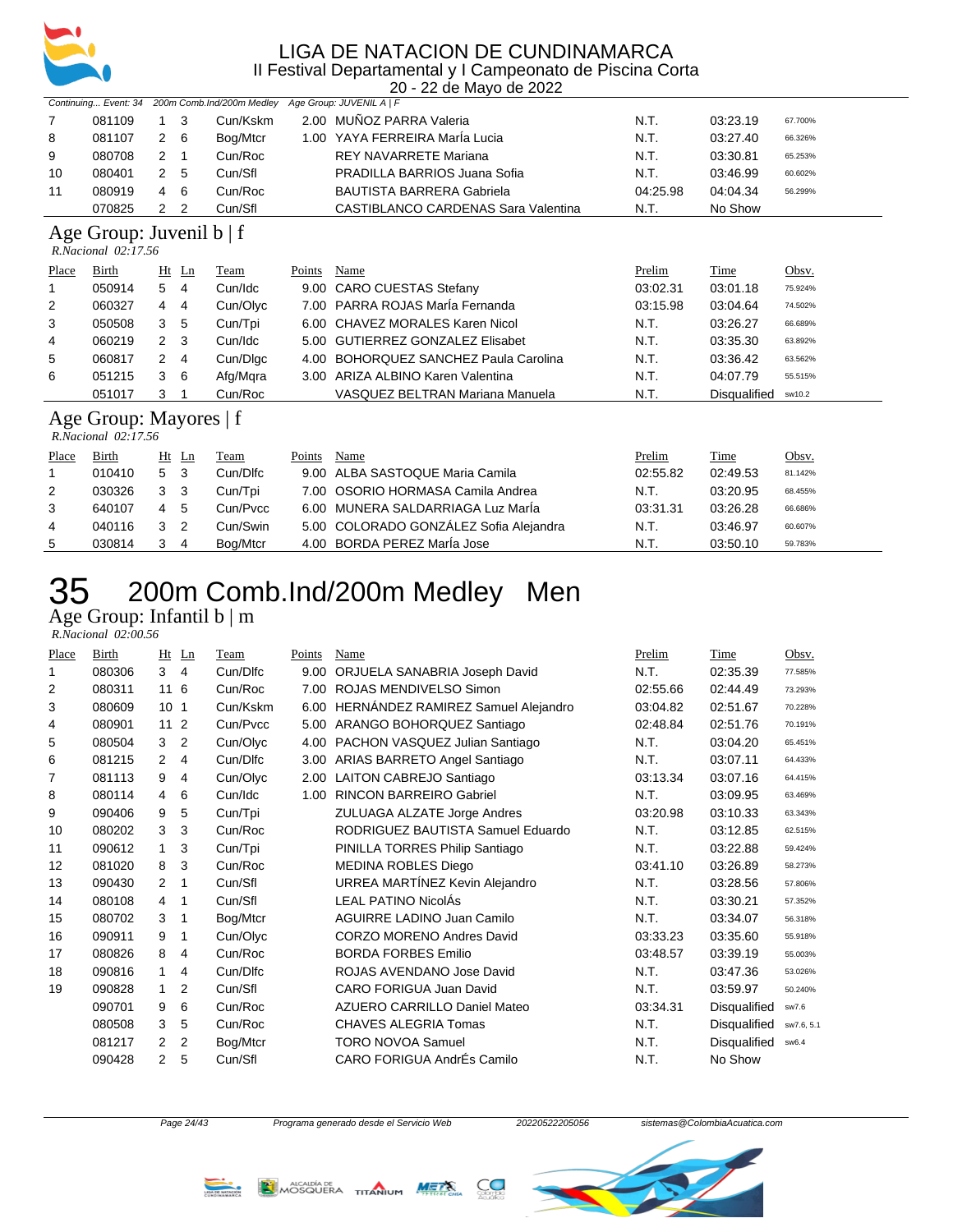Continuing... Event: 34 200m Comb.Ind/200m Medley Age Group: JUVENIL A | F

| Place | Birth | Ht | Ln | Team | Points | Name | Prelim | Time | Obsv. |
|---|---|---|---|---|---|---|---|---|---|
| 7 | 081109 | 1 | 3 | Cun/Kskm | 2.00 | MUÑOZ PARRA Valeria | N.T. | 03:23.19 | 67.700% |
| 8 | 081107 | 2 | 6 | Bog/Mtcr | 1.00 | YAYA FERREIRA MarÍa Lucia | N.T. | 03:27.40 | 66.326% |
| 9 | 080708 | 2 | 1 | Cun/Roc | | REY NAVARRETE Mariana | N.T. | 03:30.81 | 65.253% |
| 10 | 080401 | 2 | 5 | Cun/Sfl | | PRADILLA BARRIOS Juana Sofia | N.T. | 03:46.99 | 60.602% |
| 11 | 080919 | 4 | 6 | Cun/Roc | | BAUTISTA BARRERA Gabriela | 04:25.98 | 04:04.34 | 56.299% |
| | 070825 | 2 | 2 | Cun/Sfl | | CASTIBLANCO CARDENAS Sara Valentina | N.T. | No Show | |

## Age Group: Juvenil b | f

*R.Nacional 02:17.56*

| Place | Birth | Ht | Ln | Team | Points | Name | Prelim | Time | Obsv. |
|---|---|---|---|---|---|---|---|---|---|
| 1 | 050914 | 5 | 4 | Cun/Idc | 9.00 | CARO CUESTAS Stefany | 03:02.31 | 03:01.18 | 75.924% |
| 2 | 060327 | 4 | 4 | Cun/Olyc | 7.00 | PARRA ROJAS MarÍa Fernanda | 03:15.98 | 03:04.64 | 74.502% |
| 3 | 050508 | 3 | 5 | Cun/Tpi | 6.00 | CHAVEZ MORALES Karen Nicol | N.T. | 03:26.27 | 66.689% |
| 4 | 060219 | 2 | 3 | Cun/Idc | 5.00 | GUTIERREZ GONZALEZ Elisabet | N.T. | 03:35.30 | 63.892% |
| 5 | 060817 | 2 | 4 | Cun/Dlgc | 4.00 | BOHORQUEZ SANCHEZ Paula Carolina | N.T. | 03:36.42 | 63.562% |
| 6 | 051215 | 3 | 6 | Afg/Mqra | 3.00 | ARIZA ALBINO Karen Valentina | N.T. | 04:07.79 | 55.515% |
| | 051017 | 3 | 1 | Cun/Roc | | VASQUEZ BELTRAN Mariana Manuela | N.T. | Disqualified | sw10.2 |

## Age Group: Mayores | f

*R.Nacional 02:17.56*

| Place | Birth | Ht | Ln | Team | Points | Name | Prelim | Time | Obsv. |
|---|---|---|---|---|---|---|---|---|---|
| 1 | 010410 | 5 | 3 | Cun/Dlfc | 9.00 | ALBA SASTOQUE Maria Camila | 02:55.82 | 02:49.53 | 81.142% |
| 2 | 030326 | 3 | 3 | Cun/Tpi | 7.00 | OSORIO HORMASA Camila Andrea | N.T. | 03:20.95 | 68.455% |
| 3 | 640107 | 4 | 5 | Cun/Pvcc | 6.00 | MUNERA SALDARRIAGA Luz MarÍa | 03:31.31 | 03:26.28 | 66.686% |
| 4 | 040116 | 3 | 2 | Cun/Swin | 5.00 | COLORADO GONZÁLEZ Sofia Alejandra | N.T. | 03:46.97 | 60.607% |
| 5 | 030814 | 3 | 4 | Bog/Mtcr | 4.00 | BORDA PEREZ MarÍa Jose | N.T. | 03:50.10 | 59.783% |

# 35 200m Comb.Ind/200m Medley Men

## Age Group: Infantil b | m

*R.Nacional 02:00.56*

| Place | Birth | Ht | Ln | Team | Points | Name | Prelim | Time | Obsv. |
|---|---|---|---|---|---|---|---|---|---|
| 1 | 080306 | 3 | 4 | Cun/Dlfc | 9.00 | ORJUELA SANABRIA Joseph David | N.T. | 02:35.39 | 77.585% |
| 2 | 080311 | 11 | 6 | Cun/Roc | 7.00 | ROJAS MENDIVELSO Simon | 02:55.66 | 02:44.49 | 73.293% |
| 3 | 080609 | 10 | 1 | Cun/Kskm | 6.00 | HERNÁNDEZ RAMIREZ Samuel Alejandro | 03:04.82 | 02:51.67 | 70.228% |
| 4 | 080901 | 11 | 2 | Cun/Pvcc | 5.00 | ARANGO BOHORQUEZ Santiago | 02:48.84 | 02:51.76 | 70.191% |
| 5 | 080504 | 3 | 2 | Cun/Olyc | 4.00 | PACHON VASQUEZ Julian Santiago | N.T. | 03:04.20 | 65.451% |
| 6 | 081215 | 2 | 4 | Cun/Dlfc | 3.00 | ARIAS BARRETO Angel Santiago | N.T. | 03:07.11 | 64.433% |
| 7 | 081113 | 9 | 4 | Cun/Olyc | 2.00 | LAITON CABREJO Santiago | 03:13.34 | 03:07.16 | 64.415% |
| 8 | 080114 | 4 | 6 | Cun/Idc | 1.00 | RINCON BARREIRO Gabriel | N.T. | 03:09.95 | 63.469% |
| 9 | 090406 | 9 | 5 | Cun/Tpi | | ZULUAGA ALZATE Jorge Andres | 03:20.98 | 03:10.33 | 63.343% |
| 10 | 080202 | 3 | 3 | Cun/Roc | | RODRIGUEZ BAUTISTA Samuel Eduardo | N.T. | 03:12.85 | 62.515% |
| 11 | 090612 | 1 | 3 | Cun/Tpi | | PINILLA TORRES Philip Santiago | N.T. | 03:22.88 | 59.424% |
| 12 | 081020 | 8 | 3 | Cun/Roc | | MEDINA ROBLES Diego | 03:41.10 | 03:26.89 | 58.273% |
| 13 | 090430 | 2 | 1 | Cun/Sfl | | URREA MARTÍNEZ Kevin Alejandro | N.T. | 03:28.56 | 57.806% |
| 14 | 080108 | 4 | 1 | Cun/Sfl | | LEAL PATINO NicolÁs | N.T. | 03:30.21 | 57.352% |
| 15 | 080702 | 3 | 1 | Bog/Mtcr | | AGUIRRE LADINO Juan Camilo | N.T. | 03:34.07 | 56.318% |
| 16 | 090911 | 9 | 1 | Cun/Olyc | | CORZO MORENO Andres David | 03:33.23 | 03:35.60 | 55.918% |
| 17 | 080826 | 8 | 4 | Cun/Roc | | BORDA FORBES Emilio | 03:48.57 | 03:39.19 | 55.003% |
| 18 | 090816 | 1 | 4 | Cun/Dlfc | | ROJAS AVENDANO Jose David | N.T. | 03:47.36 | 53.026% |
| 19 | 090828 | 1 | 2 | Cun/Sfl | | CARO FORIGUA Juan David | N.T. | 03:59.97 | 50.240% |
| | 090701 | 9 | 6 | Cun/Roc | | AZUERO CARRILLO Daniel Mateo | 03:34.31 | Disqualified | sw7.6 |
| | 080508 | 3 | 5 | Cun/Roc | | CHAVES ALEGRIA Tomas | N.T. | Disqualified | sw7.6, 5.1 |
| | 081217 | 2 | 2 | Bog/Mtcr | | TORO NOVOA Samuel | N.T. | Disqualified | sw6.4 |
| | 090428 | 2 | 5 | Cun/Sfl | | CARO FORIGUA AndrÉs Camilo | N.T. | No Show | |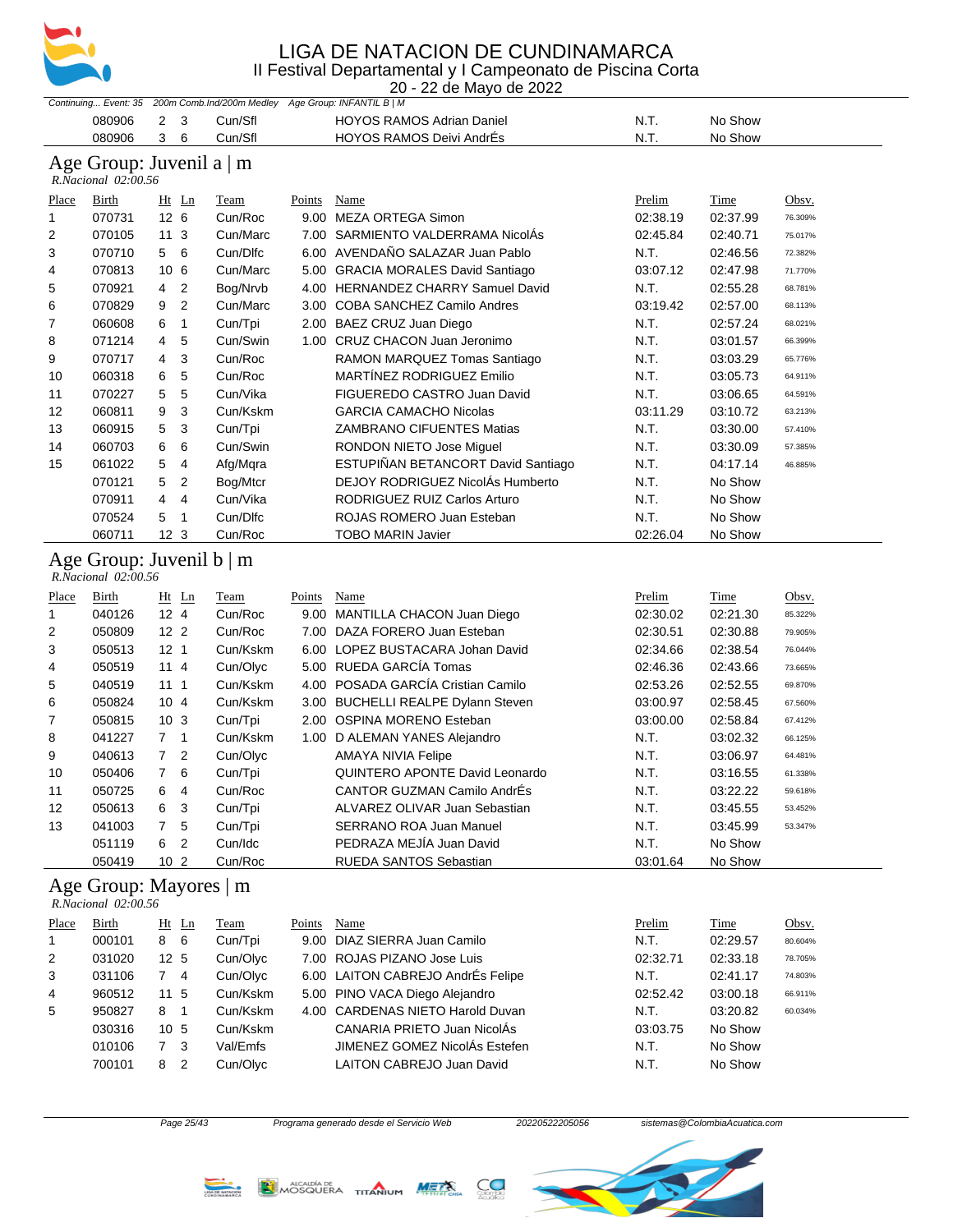# LIGA DE NATACION DE CUNDINAMARCA

II Festival Departamental y I Campeonato de Piscina Corta

20 - 22 de Mayo de 2022

*Continuing... Event: 35 200m Comb.Ind/200m Medley Age Group: INFANTIL B | M*

| Place | Birth | Ht | Ln | Team | Points | Name | Prelim | Time | Obsv. |
|---|---|---|---|---|---|---|---|---|---|
| | 080906 | 2 | 3 | Cun/Sfl | | HOYOS RAMOS Adrian Daniel | N.T. | No Show | |
| | 080906 | 3 | 6 | Cun/Sfl | | HOYOS RAMOS Deivi AndrÉs | N.T. | No Show | |

## Age Group: Juvenil a | m

*R.Nacional 02:00.56*

| Place | Birth | Ht | Ln | Team | Points | Name | Prelim | Time | Obsv. |
|---|---|---|---|---|---|---|---|---|---|
| 1 | 070731 | 12 | 6 | Cun/Roc | 9.00 | MEZA ORTEGA Simon | 02:38.19 | 02:37.99 | 76.309% |
| 2 | 070105 | 11 | 3 | Cun/Marc | 7.00 | SARMIENTO VALDERRAMA NicolÁs | 02:45.84 | 02:40.71 | 75.017% |
| 3 | 070710 | 5 | 6 | Cun/Dlfc | 6.00 | AVENDAÑO SALAZAR Juan Pablo | N.T. | 02:46.56 | 72.382% |
| 4 | 070813 | 10 | 6 | Cun/Marc | 5.00 | GRACIA MORALES David Santiago | 03:07.12 | 02:47.98 | 71.770% |
| 5 | 070921 | 4 | 2 | Bog/Nrvb | 4.00 | HERNANDEZ CHARRY Samuel David | N.T. | 02:55.28 | 68.781% |
| 6 | 070829 | 9 | 2 | Cun/Marc | 3.00 | COBA SANCHEZ Camilo Andres | 03:19.42 | 02:57.00 | 68.113% |
| 7 | 060608 | 6 | 1 | Cun/Tpi | 2.00 | BAEZ CRUZ Juan Diego | N.T. | 02:57.24 | 68.021% |
| 8 | 071214 | 4 | 5 | Cun/Swin | 1.00 | CRUZ CHACON Juan Jeronimo | N.T. | 03:01.57 | 66.399% |
| 9 | 070717 | 4 | 3 | Cun/Roc | | RAMON MARQUEZ Tomas Santiago | N.T. | 03:03.29 | 65.776% |
| 10 | 060318 | 6 | 5 | Cun/Roc | | MARTÍNEZ RODRIGUEZ Emilio | N.T. | 03:05.73 | 64.911% |
| 11 | 070227 | 5 | 5 | Cun/Vika | | FIGUEREDO CASTRO Juan David | N.T. | 03:06.65 | 64.591% |
| 12 | 060811 | 9 | 3 | Cun/Kskm | | GARCIA CAMACHO Nicolas | 03:11.29 | 03:10.72 | 63.213% |
| 13 | 060915 | 5 | 3 | Cun/Tpi | | ZAMBRANO CIFUENTES Matias | N.T. | 03:30.00 | 57.410% |
| 14 | 060703 | 6 | 6 | Cun/Swin | | RONDON NIETO Jose Miguel | N.T. | 03:30.09 | 57.385% |
| 15 | 061022 | 5 | 4 | Afg/Mqra | | ESTUPIÑAN BETANCORT David Santiago | N.T. | 04:17.14 | 46.885% |
| | 070121 | 5 | 2 | Bog/Mtcr | | DEJOY RODRIGUEZ NicolÁs Humberto | N.T. | No Show | |
| | 070911 | 4 | 4 | Cun/Vika | | RODRIGUEZ RUIZ Carlos Arturo | N.T. | No Show | |
| | 070524 | 5 | 1 | Cun/Dlfc | | ROJAS ROMERO Juan Esteban | N.T. | No Show | |
| | 060711 | 12 | 3 | Cun/Roc | | TOBO MARIN Javier | 02:26.04 | No Show | |

## Age Group: Juvenil b | m

*R.Nacional 02:00.56*

| Place | Birth | Ht | Ln | Team | Points | Name | Prelim | Time | Obsv. |
|---|---|---|---|---|---|---|---|---|---|
| 1 | 040126 | 12 | 4 | Cun/Roc | 9.00 | MANTILLA CHACON Juan Diego | 02:30.02 | 02:21.30 | 85.322% |
| 2 | 050809 | 12 | 2 | Cun/Roc | 7.00 | DAZA FORERO Juan Esteban | 02:30.51 | 02:30.88 | 79.905% |
| 3 | 050513 | 12 | 1 | Cun/Kskm | 6.00 | LOPEZ BUSTACARA Johan David | 02:34.66 | 02:38.54 | 76.044% |
| 4 | 050519 | 11 | 4 | Cun/Olyc | 5.00 | RUEDA GARCÍA Tomas | 02:46.36 | 02:43.66 | 73.665% |
| 5 | 040519 | 11 | 1 | Cun/Kskm | 4.00 | POSADA GARCÍA Cristian Camilo | 02:53.26 | 02:52.55 | 69.870% |
| 6 | 050824 | 10 | 4 | Cun/Kskm | 3.00 | BUCHELLI REALPE Dylann Steven | 03:00.97 | 02:58.45 | 67.560% |
| 7 | 050815 | 10 | 3 | Cun/Tpi | 2.00 | OSPINA MORENO Esteban | 03:00.00 | 02:58.84 | 67.412% |
| 8 | 041227 | 7 | 1 | Cun/Kskm | 1.00 | D ALEMAN YANES Alejandro | N.T. | 03:02.32 | 66.125% |
| 9 | 040613 | 7 | 2 | Cun/Olyc | | AMAYA NIVIA Felipe | N.T. | 03:06.97 | 64.481% |
| 10 | 050406 | 7 | 6 | Cun/Tpi | | QUINTERO APONTE David Leonardo | N.T. | 03:16.55 | 61.338% |
| 11 | 050725 | 6 | 4 | Cun/Roc | | CANTOR GUZMAN Camilo AndrÉs | N.T. | 03:22.22 | 59.618% |
| 12 | 050613 | 6 | 3 | Cun/Tpi | | ALVAREZ OLIVAR Juan Sebastian | N.T. | 03:45.55 | 53.452% |
| 13 | 041003 | 7 | 5 | Cun/Tpi | | SERRANO ROA Juan Manuel | N.T. | 03:45.99 | 53.347% |
| | 051119 | 6 | 2 | Cun/Idc | | PEDRAZA MEJÍA Juan David | N.T. | No Show | |
| | 050419 | 10 | 2 | Cun/Roc | | RUEDA SANTOS Sebastian | 03:01.64 | No Show | |

## Age Group: Mayores | m

*R.Nacional 02:00.56*

| Place | Birth | Ht | Ln | Team | Points | Name | Prelim | Time | Obsv. |
|---|---|---|---|---|---|---|---|---|---|
| 1 | 000101 | 8 | 6 | Cun/Tpi | 9.00 | DIAZ SIERRA Juan Camilo | N.T. | 02:29.57 | 80.604% |
| 2 | 031020 | 12 | 5 | Cun/Olyc | 7.00 | ROJAS PIZANO Jose Luis | 02:32.71 | 02:33.18 | 78.705% |
| 3 | 031106 | 7 | 4 | Cun/Olyc | 6.00 | LAITON CABREJO AndrÉs Felipe | N.T. | 02:41.17 | 74.803% |
| 4 | 960512 | 11 | 5 | Cun/Kskm | 5.00 | PINO VACA Diego Alejandro | 02:52.42 | 03:00.18 | 66.911% |
| 5 | 950827 | 8 | 1 | Cun/Kskm | 4.00 | CARDENAS NIETO Harold Duvan | N.T. | 03:20.82 | 60.034% |
| | 030316 | 10 | 5 | Cun/Kskm | | CANARIA PRIETO Juan NicolÁs | 03:03.75 | No Show | |
| | 010106 | 7 | 3 | Val/Emfs | | JIMENEZ GOMEZ NicolÁs Estefen | N.T. | No Show | |
| | 700101 | 8 | 2 | Cun/Olyc | | LAITON CABREJO Juan David | N.T. | No Show | |

Programa generado desde el Servicio Web 20220522205056 sistemas@ColombiaAcuatica.com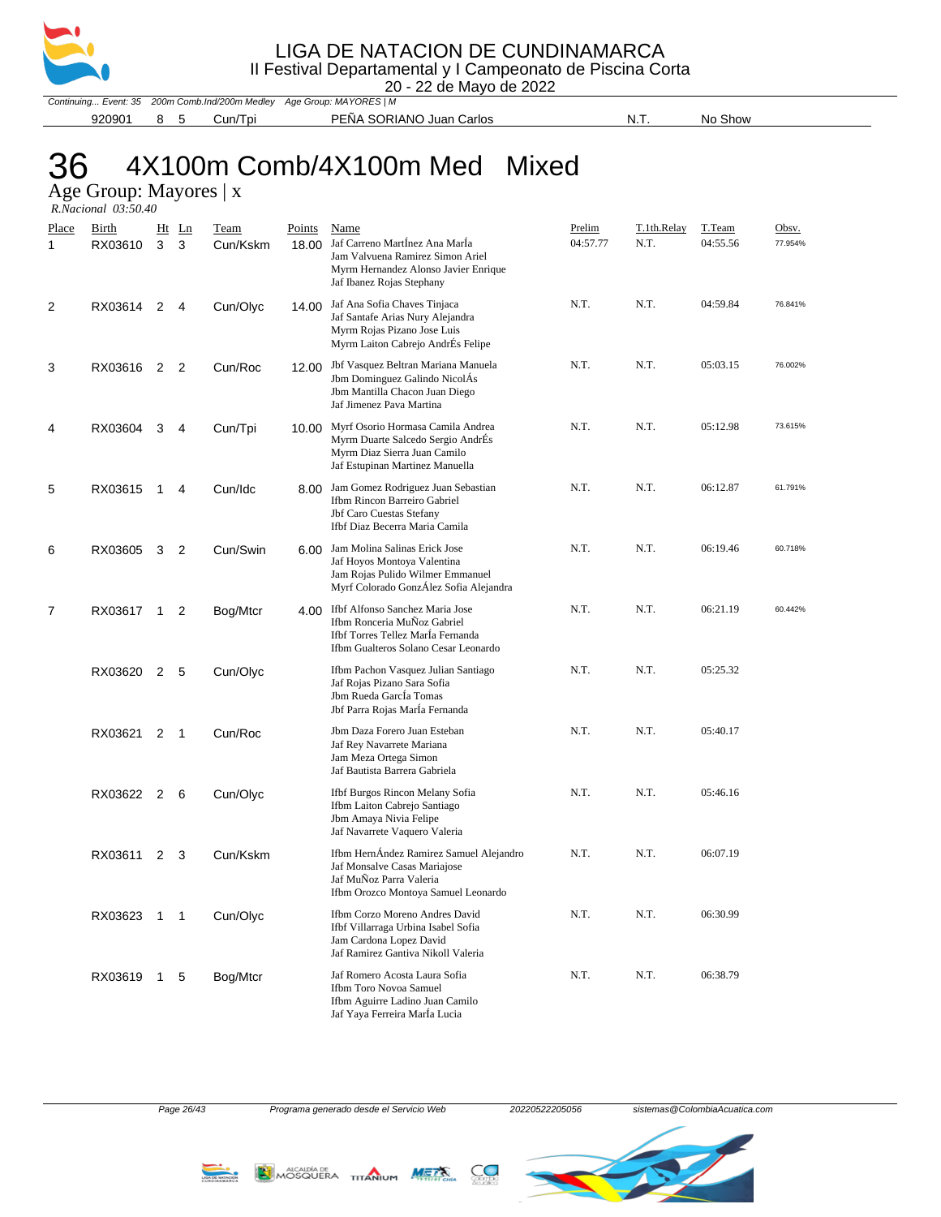*Continuing... Event: 35 200m Comb.Ind/200m Medley Age Group: MAYORES | M*

| | | | | | | | |
|---|---|---|---|---|---|---|---|
| 920901 | 8 | 5 | Cun/Tpi | PEÑA SORIANO Juan Carlos | N.T. | No Show | |

# 36 4X100m Comb/4X100m Med Mixed

## Age Group: Mayores | x

*R.Nacional 03:50.40*

| Place | Birth | Ht | Ln | Team | Points | Name | Prelim | T.1th.Relay | T.Team | Obsv. |
|---|---|---|---|---|---|---|---|---|---|---|
| 1 | RX03610 | 3 | 3 | Cun/Kskm | 18.00 | Jaf Carreno MartÍnez Ana MarÍa<br>Jam Valvuena Ramirez Simon Ariel<br>Myrm Hernandez Alonso Javier Enrique<br>Jaf Ibanez Rojas Stephany | 04:57.77 | N.T. | 04:55.56 | 77.954% |
| 2 | RX03614 | 2 | 4 | Cun/Olyc | 14.00 | Jaf Ana Sofia Chaves Tinjaca<br>Jaf Santafe Arias Nury Alejandra<br>Myrm Rojas Pizano Jose Luis<br>Myrm Laiton Cabrejo AndrÉs Felipe | N.T. | N.T. | 04:59.84 | 76.841% |
| 3 | RX03616 | 2 | 2 | Cun/Roc | 12.00 | Jbf Vasquez Beltran Mariana Manuela<br>Jbm Dominguez Galindo NicolÁs<br>Jbm Mantilla Chacon Juan Diego<br>Jaf Jimenez Pava Martina | N.T. | N.T. | 05:03.15 | 76.002% |
| 4 | RX03604 | 3 | 4 | Cun/Tpi | 10.00 | Myrf Osorio Hormasa Camila Andrea<br>Myrm Duarte Salcedo Sergio AndrÉs<br>Myrm Diaz Sierra Juan Camilo<br>Jaf Estupinan Martinez Manuella | N.T. | N.T. | 05:12.98 | 73.615% |
| 5 | RX03615 | 1 | 4 | Cun/Idc | 8.00 | Jam Gomez Rodriguez Juan Sebastian<br>Ifbm Rincon Barreiro Gabriel<br>Jbf Caro Cuestas Stefany<br>Ifbf Diaz Becerra Maria Camila | N.T. | N.T. | 06:12.87 | 61.791% |
| 6 | RX03605 | 3 | 2 | Cun/Swin | 6.00 | Jam Molina Salinas Erick Jose<br>Jaf Hoyos Montoya Valentina<br>Jam Rojas Pulido Wilmer Emmanuel<br>Myrf Colorado GonzÁlez Sofia Alejandra | N.T. | N.T. | 06:19.46 | 60.718% |
| 7 | RX03617 | 1 | 2 | Bog/Mtcr | 4.00 | Ifbf Alfonso Sanchez Maria Jose<br>Ifbm Ronceria MuÑoz Gabriel<br>Ifbf Torres Tellez MarÍa Fernanda<br>Ifbm Gualteros Solano Cesar Leonardo | N.T. | N.T. | 06:21.19 | 60.442% |
| | RX03620 | 2 | 5 | Cun/Olyc | | Ifbm Pachon Vasquez Julian Santiago<br>Jaf Rojas Pizano Sara Sofia<br>Jbm Rueda GarcÍa Tomas<br>Jbf Parra Rojas MarÍa Fernanda | N.T. | N.T. | 05:25.32 | |
| | RX03621 | 2 | 1 | Cun/Roc | | Jbm Daza Forero Juan Esteban<br>Jaf Rey Navarrete Mariana<br>Jam Meza Ortega Simon<br>Jaf Bautista Barrera Gabriela | N.T. | N.T. | 05:40.17 | |
| | RX03622 | 2 | 6 | Cun/Olyc | | Ifbf Burgos Rincon Melany Sofia<br>Ifbm Laiton Cabrejo Santiago<br>Jbm Amaya Nivia Felipe<br>Jaf Navarrete Vaquero Valeria | N.T. | N.T. | 05:46.16 | |
| | RX03611 | 2 | 3 | Cun/Kskm | | Ifbm HernÁndez Ramirez Samuel Alejandro<br>Jaf Monsalve Casas Mariajose<br>Jaf MuÑoz Parra Valeria<br>Ifbm Orozco Montoya Samuel Leonardo | N.T. | N.T. | 06:07.19 | |
| | RX03623 | 1 | 1 | Cun/Olyc | | Ifbm Corzo Moreno Andres David<br>Ifbf Villarraga Urbina Isabel Sofia<br>Jam Cardona Lopez David<br>Jaf Ramirez Gantiva Nikoll Valeria | N.T. | N.T. | 06:30.99 | |
| | RX03619 | 1 | 5 | Bog/Mtcr | | Jaf Romero Acosta Laura Sofia<br>Ifbm Toro Novoa Samuel<br>Ifbm Aguirre Ladino Juan Camilo<br>Jaf Yaya Ferreira MarÍa Lucia | N.T. | N.T. | 06:38.79 | |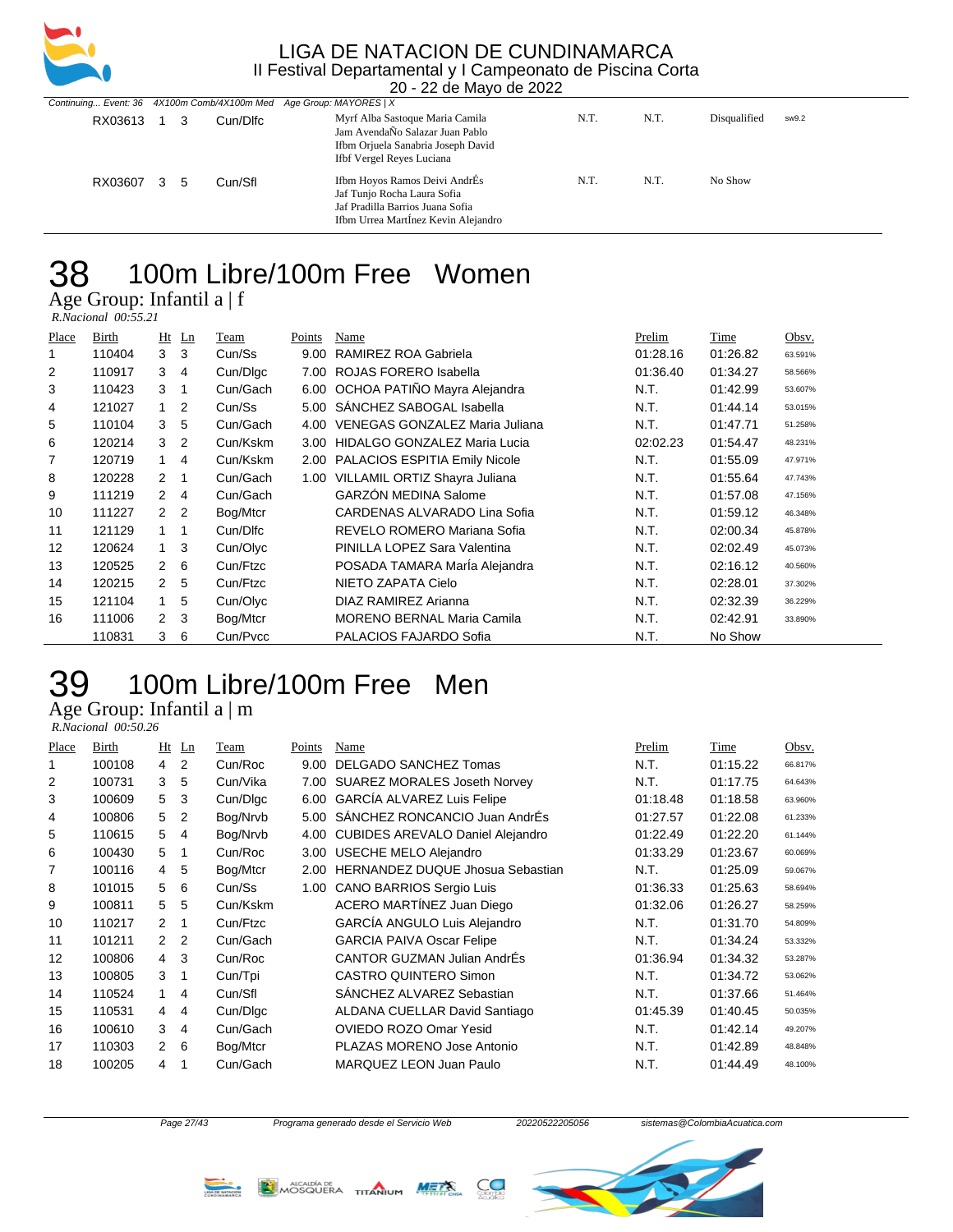# LIGA DE NATACION DE CUNDINAMARCA

II Festival Departamental y I Campeonato de Piscina Corta

20 - 22 de Mayo de 2022

*Continuing... Event: 36 4X100m Comb/4X100m Med Age Group: MAYORES | X*

| | | | | | | | | |
|---|---|---|---|---|---|---|---|---|
| RX03613 | 1 | 3 | Cun/Dlfc | Myrf Alba Sastoque Maria Camila<br>Jam AvendaÑo Salazar Juan Pablo<br>Ifbm Orjuela Sanabria Joseph David<br>Ifbf Vergel Reyes Luciana | N.T. | N.T. | Disqualified | sw9.2 |
| RX03607 | 3 | 5 | Cun/Sfl | Ifbm Hoyos Ramos Deivi AndrÉs<br>Jaf Tunjo Rocha Laura Sofia<br>Jaf Pradilla Barrios Juana Sofia<br>Ifbm Urrea MartÍnez Kevin Alejandro | N.T. | N.T. | No Show | |

# 38 100m Libre/100m Free Women

## Age Group: Infantil a | f

*R.Nacional 00:55.21*

| Place | Birth | Ht | Ln | Team | Points | Name | Prelim | Time | Obsv. |
|---|---|---|---|---|---|---|---|---|---|
| 1 | 110404 | 3 | 3 | Cun/Ss | 9.00 | RAMIREZ ROA Gabriela | 01:28.16 | 01:26.82 | 63.591% |
| 2 | 110917 | 3 | 4 | Cun/Dlgc | 7.00 | ROJAS FORERO Isabella | 01:36.40 | 01:34.27 | 58.566% |
| 3 | 110423 | 3 | 1 | Cun/Gach | 6.00 | OCHOA PATIÑO Mayra Alejandra | N.T. | 01:42.99 | 53.607% |
| 4 | 121027 | 1 | 2 | Cun/Ss | 5.00 | SÁNCHEZ SABOGAL Isabella | N.T. | 01:44.14 | 53.015% |
| 5 | 110104 | 3 | 5 | Cun/Gach | 4.00 | VENEGAS GONZALEZ Maria Juliana | N.T. | 01:47.71 | 51.258% |
| 6 | 120214 | 3 | 2 | Cun/Kskm | 3.00 | HIDALGO GONZALEZ Maria Lucia | 02:02.23 | 01:54.47 | 48.231% |
| 7 | 120719 | 1 | 4 | Cun/Kskm | 2.00 | PALACIOS ESPITIA Emily Nicole | N.T. | 01:55.09 | 47.971% |
| 8 | 120228 | 2 | 1 | Cun/Gach | 1.00 | VILLAMIL ORTIZ Shayra Juliana | N.T. | 01:55.64 | 47.743% |
| 9 | 111219 | 2 | 4 | Cun/Gach | | GARZÓN MEDINA Salome | N.T. | 01:57.08 | 47.156% |
| 10 | 111227 | 2 | 2 | Bog/Mtcr | | CARDENAS ALVARADO Lina Sofia | N.T. | 01:59.12 | 46.348% |
| 11 | 121129 | 1 | 1 | Cun/Dlfc | | REVELO ROMERO Mariana Sofia | N.T. | 02:00.34 | 45.878% |
| 12 | 120624 | 1 | 3 | Cun/Olyc | | PINILLA LOPEZ Sara Valentina | N.T. | 02:02.49 | 45.073% |
| 13 | 120525 | 2 | 6 | Cun/Ftzc | | POSADA TAMARA MarÍa Alejandra | N.T. | 02:16.12 | 40.560% |
| 14 | 120215 | 2 | 5 | Cun/Ftzc | | NIETO ZAPATA Cielo | N.T. | 02:28.01 | 37.302% |
| 15 | 121104 | 1 | 5 | Cun/Olyc | | DIAZ RAMIREZ Arianna | N.T. | 02:32.39 | 36.229% |
| 16 | 111006 | 2 | 3 | Bog/Mtcr | | MORENO BERNAL Maria Camila | N.T. | 02:42.91 | 33.890% |
| | 110831 | 3 | 6 | Cun/Pvcc | | PALACIOS FAJARDO Sofia | N.T. | No Show | |

# 39 100m Libre/100m Free Men

## Age Group: Infantil a | m

*R.Nacional 00:50.26*

| Place | Birth | Ht | Ln | Team | Points | Name | Prelim | Time | Obsv. |
|---|---|---|---|---|---|---|---|---|---|
| 1 | 100108 | 4 | 2 | Cun/Roc | 9.00 | DELGADO SANCHEZ Tomas | N.T. | 01:15.22 | 66.817% |
| 2 | 100731 | 3 | 5 | Cun/Vika | 7.00 | SUAREZ MORALES Joseth Norvey | N.T. | 01:17.75 | 64.643% |
| 3 | 100609 | 5 | 3 | Cun/Dlgc | 6.00 | GARCÍA ALVAREZ Luis Felipe | 01:18.48 | 01:18.58 | 63.960% |
| 4 | 100806 | 5 | 2 | Bog/Nrvb | 5.00 | SÁNCHEZ RONCANCIO Juan AndrÉs | 01:27.57 | 01:22.08 | 61.233% |
| 5 | 110615 | 5 | 4 | Bog/Nrvb | 4.00 | CUBIDES AREVALO Daniel Alejandro | 01:22.49 | 01:22.20 | 61.144% |
| 6 | 100430 | 5 | 1 | Cun/Roc | 3.00 | USECHE MELO Alejandro | 01:33.29 | 01:23.67 | 60.069% |
| 7 | 100116 | 4 | 5 | Bog/Mtcr | 2.00 | HERNANDEZ DUQUE Jhosua Sebastian | N.T. | 01:25.09 | 59.067% |
| 8 | 101015 | 5 | 6 | Cun/Ss | 1.00 | CANO BARRIOS Sergio Luis | 01:36.33 | 01:25.63 | 58.694% |
| 9 | 100811 | 5 | 5 | Cun/Kskm | | ACERO MARTÍNEZ Juan Diego | 01:32.06 | 01:26.27 | 58.259% |
| 10 | 110217 | 2 | 1 | Cun/Ftzc | | GARCÍA ANGULO Luis Alejandro | N.T. | 01:31.70 | 54.809% |
| 11 | 101211 | 2 | 2 | Cun/Gach | | GARCIA PAIVA Oscar Felipe | N.T. | 01:34.24 | 53.332% |
| 12 | 100806 | 4 | 3 | Cun/Roc | | CANTOR GUZMAN Julian AndrÉs | 01:36.94 | 01:34.32 | 53.287% |
| 13 | 100805 | 3 | 1 | Cun/Tpi | | CASTRO QUINTERO Simon | N.T. | 01:34.72 | 53.062% |
| 14 | 110524 | 1 | 4 | Cun/Sfl | | SÁNCHEZ ALVAREZ Sebastian | N.T. | 01:37.66 | 51.464% |
| 15 | 110531 | 4 | 4 | Cun/Dlgc | | ALDANA CUELLAR David Santiago | 01:45.39 | 01:40.45 | 50.035% |
| 16 | 100610 | 3 | 4 | Cun/Gach | | OVIEDO ROZO Omar Yesid | N.T. | 01:42.14 | 49.207% |
| 17 | 110303 | 2 | 6 | Bog/Mtcr | | PLAZAS MORENO Jose Antonio | N.T. | 01:42.89 | 48.848% |
| 18 | 100205 | 4 | 1 | Cun/Gach | | MARQUEZ LEON Juan Paulo | N.T. | 01:44.49 | 48.100% |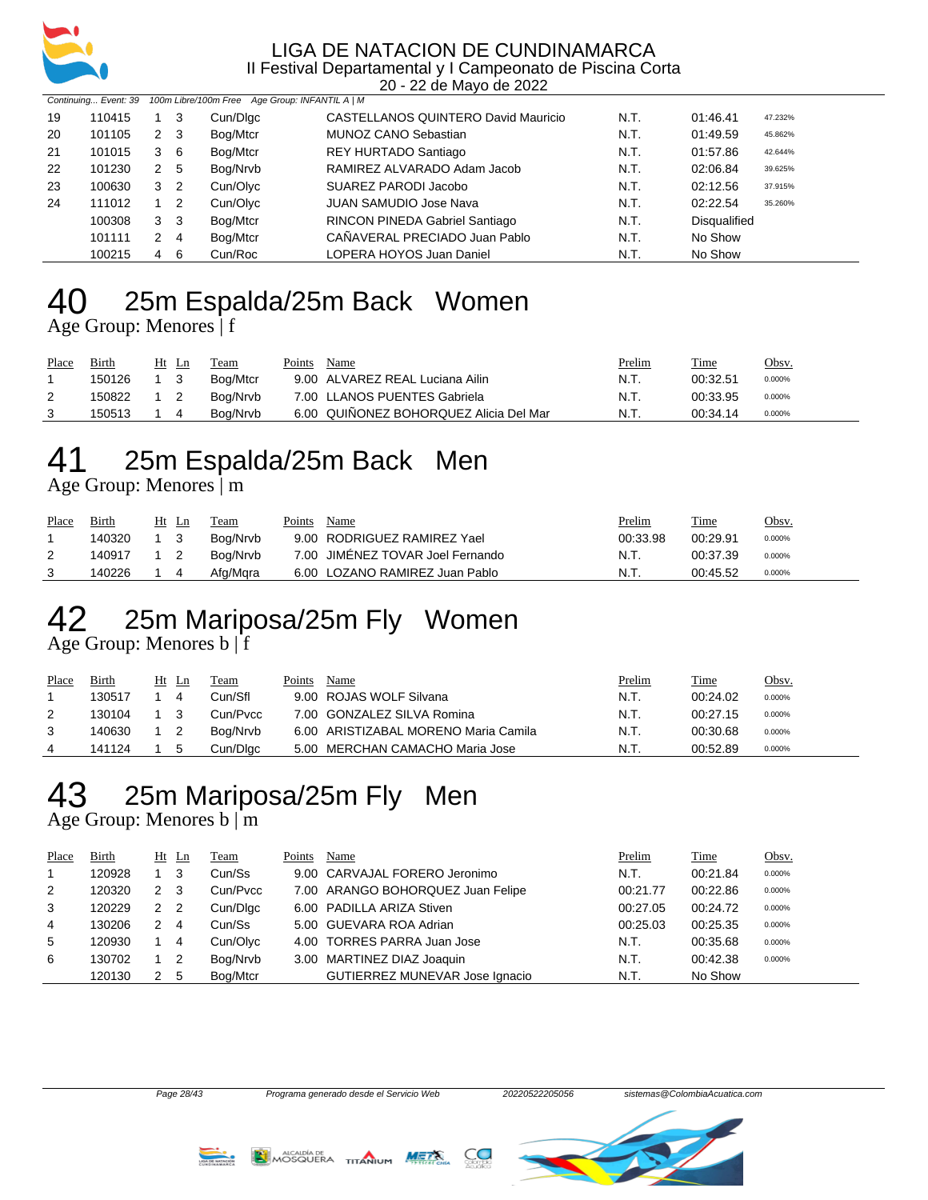Continuing... Event: 39 100m Libre/100m Free Age Group: INFANTIL A | M

| | | | | | | | | |
|---|---|---|---|---|---|---|---|---|
| 19 | 110415 | 1 | 3 | Cun/Dlgc | CASTELLANOS QUINTERO David Mauricio | N.T. | 01:46.41 | 47.232% |
| 20 | 101105 | 2 | 3 | Bog/Mtcr | MUNOZ CANO Sebastian | N.T. | 01:49.59 | 45.862% |
| 21 | 101015 | 3 | 6 | Bog/Mtcr | REY HURTADO Santiago | N.T. | 01:57.86 | 42.644% |
| 22 | 101230 | 2 | 5 | Bog/Nrvb | RAMIREZ ALVARADO Adam Jacob | N.T. | 02:06.84 | 39.625% |
| 23 | 100630 | 3 | 2 | Cun/Olyc | SUAREZ PARODI Jacobo | N.T. | 02:12.56 | 37.915% |
| 24 | 111012 | 1 | 2 | Cun/Olyc | JUAN SAMUDIO Jose Nava | N.T. | 02:22.54 | 35.260% |
| | 100308 | 3 | 3 | Bog/Mtcr | RINCON PINEDA Gabriel Santiago | N.T. | Disqualified | |
| | 101111 | 2 | 4 | Bog/Mtcr | CAÑAVERAL PRECIADO Juan Pablo | N.T. | No Show | |
| | 100215 | 4 | 6 | Cun/Roc | LOPERA HOYOS Juan Daniel | N.T. | No Show | |

# 40 25m Espalda/25m Back Women

Age Group: Menores | f

| Place | Birth | Ht | Ln | Team | Points | Name | Prelim | Time | Obsv. |
|---|---|---|---|---|---|---|---|---|---|
| 1 | 150126 | 1 | 3 | Bog/Mtcr | 9.00 | ALVAREZ REAL Luciana Ailin | N.T. | 00:32.51 | 0.000% |
| 2 | 150822 | 1 | 2 | Bog/Nrvb | 7.00 | LLANOS PUENTES Gabriela | N.T. | 00:33.95 | 0.000% |
| 3 | 150513 | 1 | 4 | Bog/Nrvb | 6.00 | QUIÑONEZ BOHORQUEZ Alicia Del Mar | N.T. | 00:34.14 | 0.000% |

# 41 25m Espalda/25m Back Men

Age Group: Menores | m

| Place | Birth | Ht | Ln | Team | Points | Name | Prelim | Time | Obsv. |
|---|---|---|---|---|---|---|---|---|---|
| 1 | 140320 | 1 | 3 | Bog/Nrvb | 9.00 | RODRIGUEZ RAMIREZ Yael | 00:33.98 | 00:29.91 | 0.000% |
| 2 | 140917 | 1 | 2 | Bog/Nrvb | 7.00 | JIMÉNEZ TOVAR Joel Fernando | N.T. | 00:37.39 | 0.000% |
| 3 | 140226 | 1 | 4 | Afg/Mqra | 6.00 | LOZANO RAMIREZ Juan Pablo | N.T. | 00:45.52 | 0.000% |

# 42 25m Mariposa/25m Fly Women

Age Group: Menores b | f

| Place | Birth | Ht | Ln | Team | Points | Name | Prelim | Time | Obsv. |
|---|---|---|---|---|---|---|---|---|---|
| 1 | 130517 | 1 | 4 | Cun/Sfl | 9.00 | ROJAS WOLF Silvana | N.T. | 00:24.02 | 0.000% |
| 2 | 130104 | 1 | 3 | Cun/Pvcc | 7.00 | GONZALEZ SILVA Romina | N.T. | 00:27.15 | 0.000% |
| 3 | 140630 | 1 | 2 | Bog/Nrvb | 6.00 | ARISTIZABAL MORENO Maria Camila | N.T. | 00:30.68 | 0.000% |
| 4 | 141124 | 1 | 5 | Cun/Dlgc | 5.00 | MERCHAN CAMACHO Maria Jose | N.T. | 00:52.89 | 0.000% |

# 43 25m Mariposa/25m Fly Men

Age Group: Menores b | m

| Place | Birth | Ht | Ln | Team | Points | Name | Prelim | Time | Obsv. |
|---|---|---|---|---|---|---|---|---|---|
| 1 | 120928 | 1 | 3 | Cun/Ss | 9.00 | CARVAJAL FORERO Jeronimo | N.T. | 00:21.84 | 0.000% |
| 2 | 120320 | 2 | 3 | Cun/Pvcc | 7.00 | ARANGO BOHORQUEZ Juan Felipe | 00:21.77 | 00:22.86 | 0.000% |
| 3 | 120229 | 2 | 2 | Cun/Dlgc | 6.00 | PADILLA ARIZA Stiven | 00:27.05 | 00:24.72 | 0.000% |
| 4 | 130206 | 2 | 4 | Cun/Ss | 5.00 | GUEVARA ROA Adrian | 00:25.03 | 00:25.35 | 0.000% |
| 5 | 120930 | 1 | 4 | Cun/Olyc | 4.00 | TORRES PARRA Juan Jose | N.T. | 00:35.68 | 0.000% |
| 6 | 130702 | 1 | 2 | Bog/Nrvb | 3.00 | MARTINEZ DIAZ Joaquin | N.T. | 00:42.38 | 0.000% |
| | 120130 | 2 | 5 | Bog/Mtcr | | GUTIERREZ MUNEVAR Jose Ignacio | N.T. | No Show | |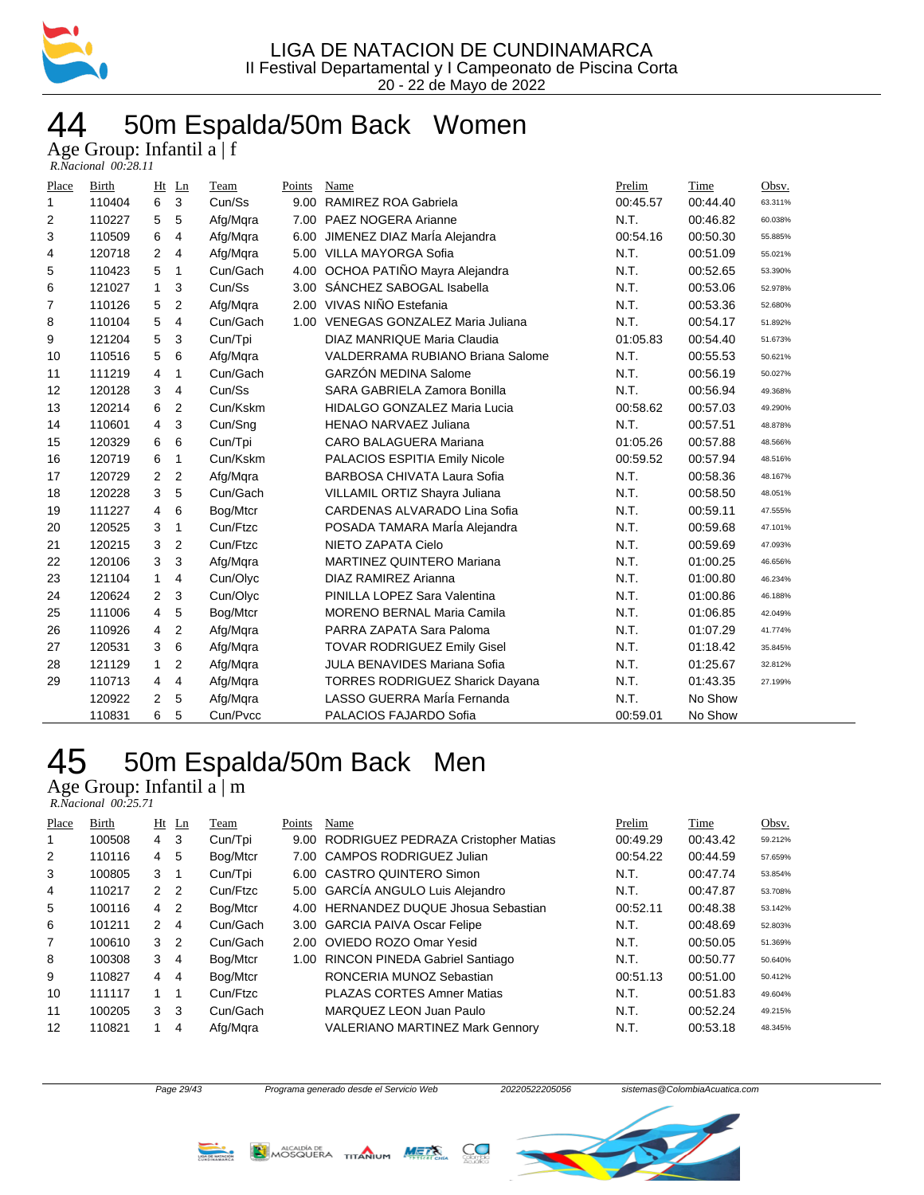# 44 50m Espalda/50m Back Women

Age Group: Infantil a | f

*R.Nacional 00:28.11*

| Place | Birth | Ht | Ln | Team | Points | Name | Prelim | Time | Obsv. |
|---|---|---|---|---|---|---|---|---|---|
| 1 | 110404 | 6 | 3 | Cun/Ss | 9.00 | RAMIREZ ROA Gabriela | 00:45.57 | 00:44.40 | 63.311% |
| 2 | 110227 | 5 | 5 | Afg/Mqra | 7.00 | PAEZ NOGERA Arianne | N.T. | 00:46.82 | 60.038% |
| 3 | 110509 | 6 | 4 | Afg/Mqra | 6.00 | JIMENEZ DIAZ MarÍa Alejandra | 00:54.16 | 00:50.30 | 55.885% |
| 4 | 120718 | 2 | 4 | Afg/Mqra | 5.00 | VILLA MAYORGA Sofia | N.T. | 00:51.09 | 55.021% |
| 5 | 110423 | 5 | 1 | Cun/Gach | 4.00 | OCHOA PATIÑO Mayra Alejandra | N.T. | 00:52.65 | 53.390% |
| 6 | 121027 | 1 | 3 | Cun/Ss | 3.00 | SÁNCHEZ SABOGAL Isabella | N.T. | 00:53.06 | 52.978% |
| 7 | 110126 | 5 | 2 | Afg/Mqra | 2.00 | VIVAS NIÑO Estefania | N.T. | 00:53.36 | 52.680% |
| 8 | 110104 | 5 | 4 | Cun/Gach | 1.00 | VENEGAS GONZALEZ Maria Juliana | N.T. | 00:54.17 | 51.892% |
| 9 | 121204 | 5 | 3 | Cun/Tpi | | DIAZ MANRIQUE Maria Claudia | 01:05.83 | 00:54.40 | 51.673% |
| 10 | 110516 | 5 | 6 | Afg/Mqra | | VALDERRAMA RUBIANO Briana Salome | N.T. | 00:55.53 | 50.621% |
| 11 | 111219 | 4 | 1 | Cun/Gach | | GARZÓN MEDINA Salome | N.T. | 00:56.19 | 50.027% |
| 12 | 120128 | 3 | 4 | Cun/Ss | | SARA GABRIELA Zamora Bonilla | N.T. | 00:56.94 | 49.368% |
| 13 | 120214 | 6 | 2 | Cun/Kskm | | HIDALGO GONZALEZ Maria Lucia | 00:58.62 | 00:57.03 | 49.290% |
| 14 | 110601 | 4 | 3 | Cun/Sng | | HENAO NARVAEZ Juliana | N.T. | 00:57.51 | 48.878% |
| 15 | 120329 | 6 | 6 | Cun/Tpi | | CARO BALAGUERA Mariana | 01:05.26 | 00:57.88 | 48.566% |
| 16 | 120719 | 6 | 1 | Cun/Kskm | | PALACIOS ESPITIA Emily Nicole | 00:59.52 | 00:57.94 | 48.516% |
| 17 | 120729 | 2 | 2 | Afg/Mqra | | BARBOSA CHIVATA Laura Sofia | N.T. | 00:58.36 | 48.167% |
| 18 | 120228 | 3 | 5 | Cun/Gach | | VILLAMIL ORTIZ Shayra Juliana | N.T. | 00:58.50 | 48.051% |
| 19 | 111227 | 4 | 6 | Bog/Mtcr | | CARDENAS ALVARADO Lina Sofia | N.T. | 00:59.11 | 47.555% |
| 20 | 120525 | 3 | 1 | Cun/Ftzc | | POSADA TAMARA MarÍa Alejandra | N.T. | 00:59.68 | 47.101% |
| 21 | 120215 | 3 | 2 | Cun/Ftzc | | NIETO ZAPATA Cielo | N.T. | 00:59.69 | 47.093% |
| 22 | 120106 | 3 | 3 | Afg/Mqra | | MARTINEZ QUINTERO Mariana | N.T. | 01:00.25 | 46.656% |
| 23 | 121104 | 1 | 4 | Cun/Olyc | | DIAZ RAMIREZ Arianna | N.T. | 01:00.80 | 46.234% |
| 24 | 120624 | 2 | 3 | Cun/Olyc | | PINILLA LOPEZ Sara Valentina | N.T. | 01:00.86 | 46.188% |
| 25 | 111006 | 4 | 5 | Bog/Mtcr | | MORENO BERNAL Maria Camila | N.T. | 01:06.85 | 42.049% |
| 26 | 110926 | 4 | 2 | Afg/Mqra | | PARRA ZAPATA Sara Paloma | N.T. | 01:07.29 | 41.774% |
| 27 | 120531 | 3 | 6 | Afg/Mqra | | TOVAR RODRIGUEZ Emily Gisel | N.T. | 01:18.42 | 35.845% |
| 28 | 121129 | 1 | 2 | Afg/Mqra | | JULA BENAVIDES Mariana Sofia | N.T. | 01:25.67 | 32.812% |
| 29 | 110713 | 4 | 4 | Afg/Mqra | | TORRES RODRIGUEZ Sharick Dayana | N.T. | 01:43.35 | 27.199% |
| | 120922 | 2 | 5 | Afg/Mqra | | LASSO GUERRA MarÍa Fernanda | N.T. | No Show | |
| | 110831 | 6 | 5 | Cun/Pvcc | | PALACIOS FAJARDO Sofia | 00:59.01 | No Show | |

# 45 50m Espalda/50m Back Men

Age Group: Infantil a | m

*R.Nacional 00:25.71*

| Place | Birth | Ht | Ln | Team | Points | Name | Prelim | Time | Obsv. |
|---|---|---|---|---|---|---|---|---|---|
| 1 | 100508 | 4 | 3 | Cun/Tpi | 9.00 | RODRIGUEZ PEDRAZA Cristopher Matias | 00:49.29 | 00:43.42 | 59.212% |
| 2 | 110116 | 4 | 5 | Bog/Mtcr | 7.00 | CAMPOS RODRIGUEZ Julian | 00:54.22 | 00:44.59 | 57.659% |
| 3 | 100805 | 3 | 1 | Cun/Tpi | 6.00 | CASTRO QUINTERO Simon | N.T. | 00:47.74 | 53.854% |
| 4 | 110217 | 2 | 2 | Cun/Ftzc | 5.00 | GARCÍA ANGULO Luis Alejandro | N.T. | 00:47.87 | 53.708% |
| 5 | 100116 | 4 | 2 | Bog/Mtcr | 4.00 | HERNANDEZ DUQUE Jhosua Sebastian | 00:52.11 | 00:48.38 | 53.142% |
| 6 | 101211 | 2 | 4 | Cun/Gach | 3.00 | GARCIA PAIVA Oscar Felipe | N.T. | 00:48.69 | 52.803% |
| 7 | 100610 | 3 | 2 | Cun/Gach | 2.00 | OVIEDO ROZO Omar Yesid | N.T. | 00:50.05 | 51.369% |
| 8 | 100308 | 3 | 4 | Bog/Mtcr | 1.00 | RINCON PINEDA Gabriel Santiago | N.T. | 00:50.77 | 50.640% |
| 9 | 110827 | 4 | 4 | Bog/Mtcr | | RONCERIA MUNOZ Sebastian | 00:51.13 | 00:51.00 | 50.412% |
| 10 | 111117 | 1 | 1 | Cun/Ftzc | | PLAZAS CORTES Amner Matias | N.T. | 00:51.83 | 49.604% |
| 11 | 100205 | 3 | 3 | Cun/Gach | | MARQUEZ LEON Juan Paulo | N.T. | 00:52.24 | 49.215% |
| 12 | 110821 | 1 | 4 | Afg/Mqra | | VALERIANO MARTINEZ Mark Gennory | N.T. | 00:53.18 | 48.345% |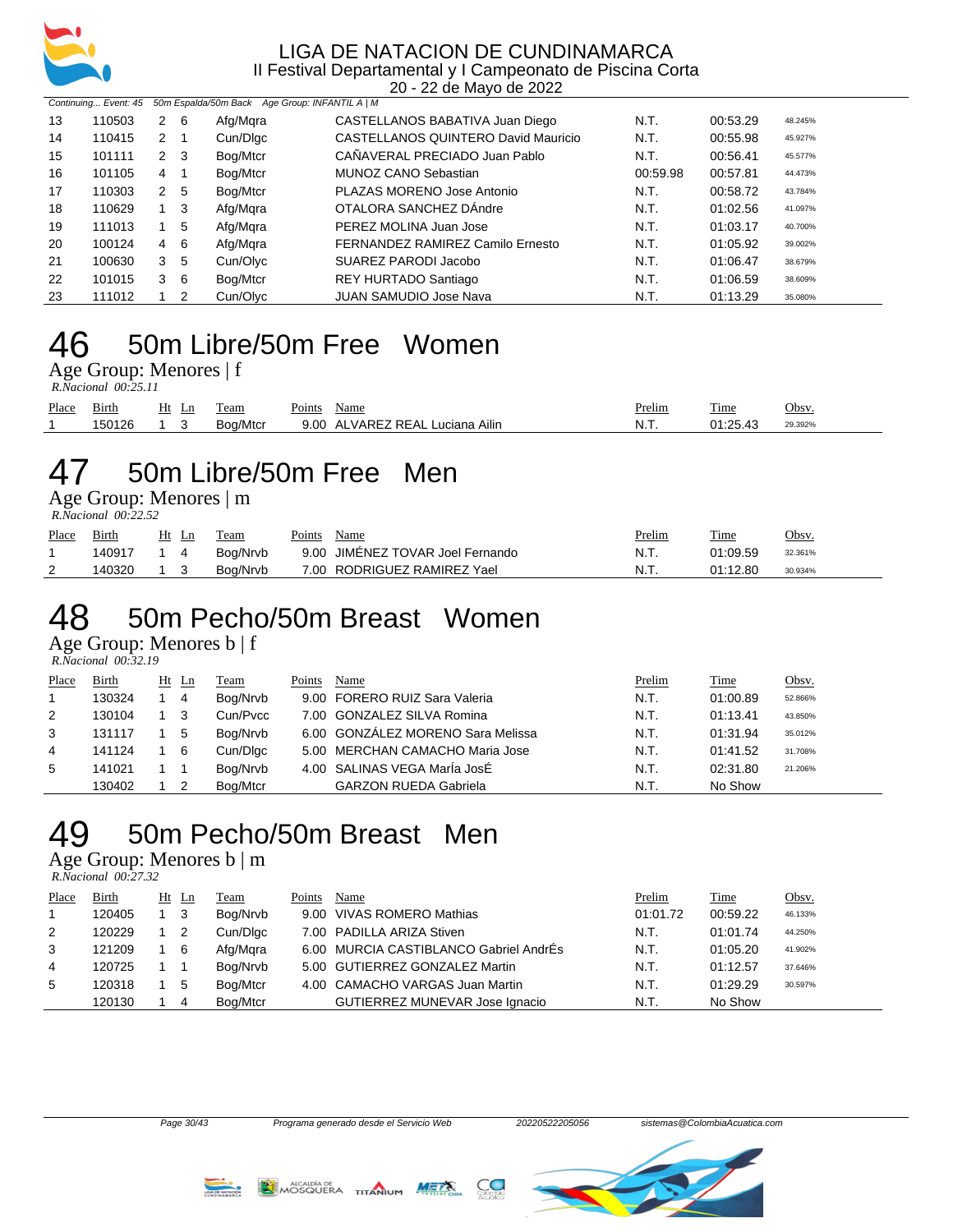Continuing... Event: 45 50m Espalda/50m Back Age Group: INFANTIL A | M

| Place | Birth | Ht | Ln | Team | Points | Name | Prelim | Time | Obsv. |
|---|---|---|---|---|---|---|---|---|---|
| 13 | 110503 | 2 | 6 | Afg/Mqra | | CASTELLANOS BABATIVA Juan Diego | N.T. | 00:53.29 | 48.245% |
| 14 | 110415 | 2 | 1 | Cun/Dlgc | | CASTELLANOS QUINTERO David Mauricio | N.T. | 00:55.98 | 45.927% |
| 15 | 101111 | 2 | 3 | Bog/Mtcr | | CAÑAVERAL PRECIADO Juan Pablo | N.T. | 00:56.41 | 45.577% |
| 16 | 101105 | 4 | 1 | Bog/Mtcr | | MUNOZ CANO Sebastian | 00:59.98 | 00:57.81 | 44.473% |
| 17 | 110303 | 2 | 5 | Bog/Mtcr | | PLAZAS MORENO Jose Antonio | N.T. | 00:58.72 | 43.784% |
| 18 | 110629 | 1 | 3 | Afg/Mqra | | OTALORA SANCHEZ DAndre | N.T. | 01:02.56 | 41.097% |
| 19 | 111013 | 1 | 5 | Afg/Mqra | | PEREZ MOLINA Juan Jose | N.T. | 01:03.17 | 40.700% |
| 20 | 100124 | 4 | 6 | Afg/Mqra | | FERNANDEZ RAMIREZ Camilo Ernesto | N.T. | 01:05.92 | 39.002% |
| 21 | 100630 | 3 | 5 | Cun/Olyc | | SUAREZ PARODI Jacobo | N.T. | 01:06.47 | 38.679% |
| 22 | 101015 | 3 | 6 | Bog/Mtcr | | REY HURTADO Santiago | N.T. | 01:06.59 | 38.609% |
| 23 | 111012 | 1 | 2 | Cun/Olyc | | JUAN SAMUDIO Jose Nava | N.T. | 01:13.29 | 35.080% |

# 46 50m Libre/50m Free Women

Age Group: Menores | f

*R.Nacional 00:25.11*

| Place | Birth | Ht | Ln | Team | Points | Name | Prelim | Time | Obsv. |
|---|---|---|---|---|---|---|---|---|---|
| 1 | 150126 | 1 | 3 | Bog/Mtcr | 9.00 | ALVAREZ REAL Luciana Ailin | N.T. | 01:25.43 | 29.392% |

# 47 50m Libre/50m Free Men

Age Group: Menores | m

*R.Nacional 00:22.52*

| Place | Birth | Ht | Ln | Team | Points | Name | Prelim | Time | Obsv. |
|---|---|---|---|---|---|---|---|---|---|
| 1 | 140917 | 1 | 4 | Bog/Nrvb | 9.00 | JIMÉNEZ TOVAR Joel Fernando | N.T. | 01:09.59 | 32.361% |
| 2 | 140320 | 1 | 3 | Bog/Nrvb | 7.00 | RODRIGUEZ RAMIREZ Yael | N.T. | 01:12.80 | 30.934% |

# 48 50m Pecho/50m Breast Women

Age Group: Menores b | f

*R.Nacional 00:32.19*

| Place | Birth | Ht | Ln | Team | Points | Name | Prelim | Time | Obsv. |
|---|---|---|---|---|---|---|---|---|---|
| 1 | 130324 | 1 | 4 | Bog/Nrvb | 9.00 | FORERO RUIZ Sara Valeria | N.T. | 01:00.89 | 52.866% |
| 2 | 130104 | 1 | 3 | Cun/Pvcc | 7.00 | GONZALEZ SILVA Romina | N.T. | 01:13.41 | 43.850% |
| 3 | 131117 | 1 | 5 | Bog/Nrvb | 6.00 | GONZÁLEZ MORENO Sara Melissa | N.T. | 01:31.94 | 35.012% |
| 4 | 141124 | 1 | 6 | Cun/Dlgc | 5.00 | MERCHAN CAMACHO Maria Jose | N.T. | 01:41.52 | 31.708% |
| 5 | 141021 | 1 | 1 | Bog/Nrvb | 4.00 | SALINAS VEGA MarÍa JosÉ | N.T. | 02:31.80 | 21.206% |
| | 130402 | 1 | 2 | Bog/Mtcr | | GARZON RUEDA Gabriela | N.T. | No Show | |

# 49 50m Pecho/50m Breast Men

Age Group: Menores b | m

*R.Nacional 00:27.32*

| Place | Birth | Ht | Ln | Team | Points | Name | Prelim | Time | Obsv. |
|---|---|---|---|---|---|---|---|---|---|
| 1 | 120405 | 1 | 3 | Bog/Nrvb | 9.00 | VIVAS ROMERO Mathias | 01:01.72 | 00:59.22 | 46.133% |
| 2 | 120229 | 1 | 2 | Cun/Dlgc | 7.00 | PADILLA ARIZA Stiven | N.T. | 01:01.74 | 44.250% |
| 3 | 121209 | 1 | 6 | Afg/Mqra | 6.00 | MURCIA CASTIBLANCO Gabriel AndrÉs | N.T. | 01:05.20 | 41.902% |
| 4 | 120725 | 1 | 1 | Bog/Nrvb | 5.00 | GUTIERREZ GONZALEZ Martin | N.T. | 01:12.57 | 37.646% |
| 5 | 120318 | 1 | 5 | Bog/Mtcr | 4.00 | CAMACHO VARGAS Juan Martin | N.T. | 01:29.29 | 30.597% |
| | 120130 | 1 | 4 | Bog/Mtcr | | GUTIERREZ MUNEVAR Jose Ignacio | N.T. | No Show | |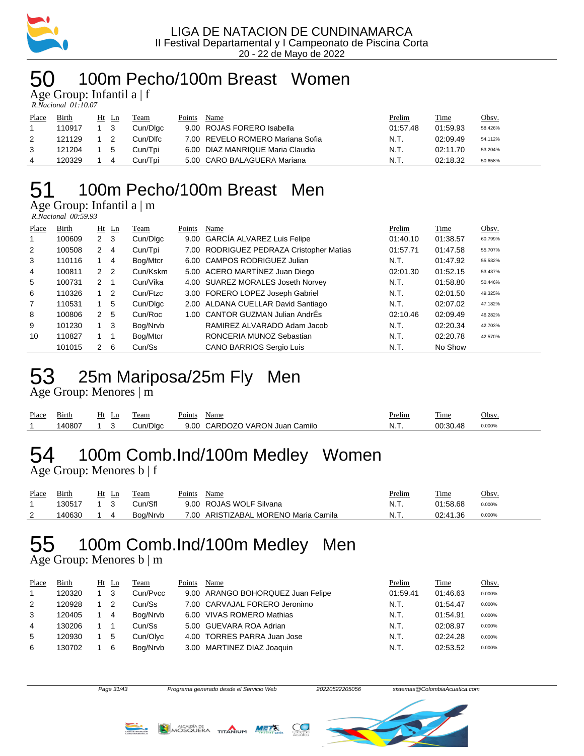LIGA DE NATACION DE CUNDINAMARCA
II Festival Departamental y I Campeonato de Piscina Corta
20 - 22 de Mayo de 2022

# 50 100m Pecho/100m Breast Women

Age Group: Infantil a | f
*R.Nacional 01:10.07*

| Place | Birth | Ht | Ln | Team | Points | Name | Prelim | Time | Obsv. |
|---|---|---|---|---|---|---|---|---|---|
| 1 | 110917 | 1 | 3 | Cun/Dlgc | 9.00 | ROJAS FORERO Isabella | 01:57.48 | 01:59.93 | 58.426% |
| 2 | 121129 | 1 | 2 | Cun/Dlfc | 7.00 | REVELO ROMERO Mariana Sofia | N.T. | 02:09.49 | 54.112% |
| 3 | 121204 | 1 | 5 | Cun/Tpi | 6.00 | DIAZ MANRIQUE Maria Claudia | N.T. | 02:11.70 | 53.204% |
| 4 | 120329 | 1 | 4 | Cun/Tpi | 5.00 | CARO BALAGUERA Mariana | N.T. | 02:18.32 | 50.658% |

# 51 100m Pecho/100m Breast Men

Age Group: Infantil a | m
*R.Nacional 00:59.93*

| Place | Birth | Ht | Ln | Team | Points | Name | Prelim | Time | Obsv. |
|---|---|---|---|---|---|---|---|---|---|
| 1 | 100609 | 2 | 3 | Cun/Dlgc | 9.00 | GARCÍA ALVAREZ Luis Felipe | 01:40.10 | 01:38.57 | 60.799% |
| 2 | 100508 | 2 | 4 | Cun/Tpi | 7.00 | RODRIGUEZ PEDRAZA Cristopher Matias | 01:57.71 | 01:47.58 | 55.707% |
| 3 | 110116 | 1 | 4 | Bog/Mtcr | 6.00 | CAMPOS RODRIGUEZ Julian | N.T. | 01:47.92 | 55.532% |
| 4 | 100811 | 2 | 2 | Cun/Kskm | 5.00 | ACERO MARTÍNEZ Juan Diego | 02:01.30 | 01:52.15 | 53.437% |
| 5 | 100731 | 2 | 1 | Cun/Vika | 4.00 | SUAREZ MORALES Joseth Norvey | N.T. | 01:58.80 | 50.446% |
| 6 | 110326 | 1 | 2 | Cun/Ftzc | 3.00 | FORERO LOPEZ Joseph Gabriel | N.T. | 02:01.50 | 49.325% |
| 7 | 110531 | 1 | 5 | Cun/Dlgc | 2.00 | ALDANA CUELLAR David Santiago | N.T. | 02:07.02 | 47.182% |
| 8 | 100806 | 2 | 5 | Cun/Roc | 1.00 | CANTOR GUZMAN Julian AndrÉs | 02:10.46 | 02:09.49 | 46.282% |
| 9 | 101230 | 1 | 3 | Bog/Nrvb | | RAMIREZ ALVARADO Adam Jacob | N.T. | 02:20.34 | 42.703% |
| 10 | 110827 | 1 | 1 | Bog/Mtcr | | RONCERIA MUNOZ Sebastian | N.T. | 02:20.78 | 42.570% |
| | 101015 | 2 | 6 | Cun/Ss | | CANO BARRIOS Sergio Luis | N.T. | No Show | |

# 53 25m Mariposa/25m Fly Men

Age Group: Menores | m

| Place | Birth | Ht | Ln | Team | Points | Name | Prelim | Time | Obsv. |
|---|---|---|---|---|---|---|---|---|---|
| 1 | 140807 | 1 | 3 | Cun/Dlgc | 9.00 | CARDOZO VARON Juan Camilo | N.T. | 00:30.48 | 0.000% |

# 54 100m Comb.Ind/100m Medley Women

Age Group: Menores b | f

| Place | Birth | Ht | Ln | Team | Points | Name | Prelim | Time | Obsv. |
|---|---|---|---|---|---|---|---|---|---|
| 1 | 130517 | 1 | 3 | Cun/Sfl | 9.00 | ROJAS WOLF Silvana | N.T. | 01:58.68 | 0.000% |
| 2 | 140630 | 1 | 4 | Bog/Nrvb | 7.00 | ARISTIZABAL MORENO Maria Camila | N.T. | 02:41.36 | 0.000% |

# 55 100m Comb.Ind/100m Medley Men

Age Group: Menores b | m

| Place | Birth | Ht | Ln | Team | Points | Name | Prelim | Time | Obsv. |
|---|---|---|---|---|---|---|---|---|---|
| 1 | 120320 | 1 | 3 | Cun/Pvcc | 9.00 | ARANGO BOHORQUEZ Juan Felipe | 01:59.41 | 01:46.63 | 0.000% |
| 2 | 120928 | 1 | 2 | Cun/Ss | 7.00 | CARVAJAL FORERO Jeronimo | N.T. | 01:54.47 | 0.000% |
| 3 | 120405 | 1 | 4 | Bog/Nrvb | 6.00 | VIVAS ROMERO Mathias | N.T. | 01:54.91 | 0.000% |
| 4 | 130206 | 1 | 1 | Cun/Ss | 5.00 | GUEVARA ROA Adrian | N.T. | 02:08.97 | 0.000% |
| 5 | 120930 | 1 | 5 | Cun/Olyc | 4.00 | TORRES PARRA Juan Jose | N.T. | 02:24.28 | 0.000% |
| 6 | 130702 | 1 | 6 | Bog/Nrvb | 3.00 | MARTINEZ DIAZ Joaquin | N.T. | 02:53.52 | 0.000% |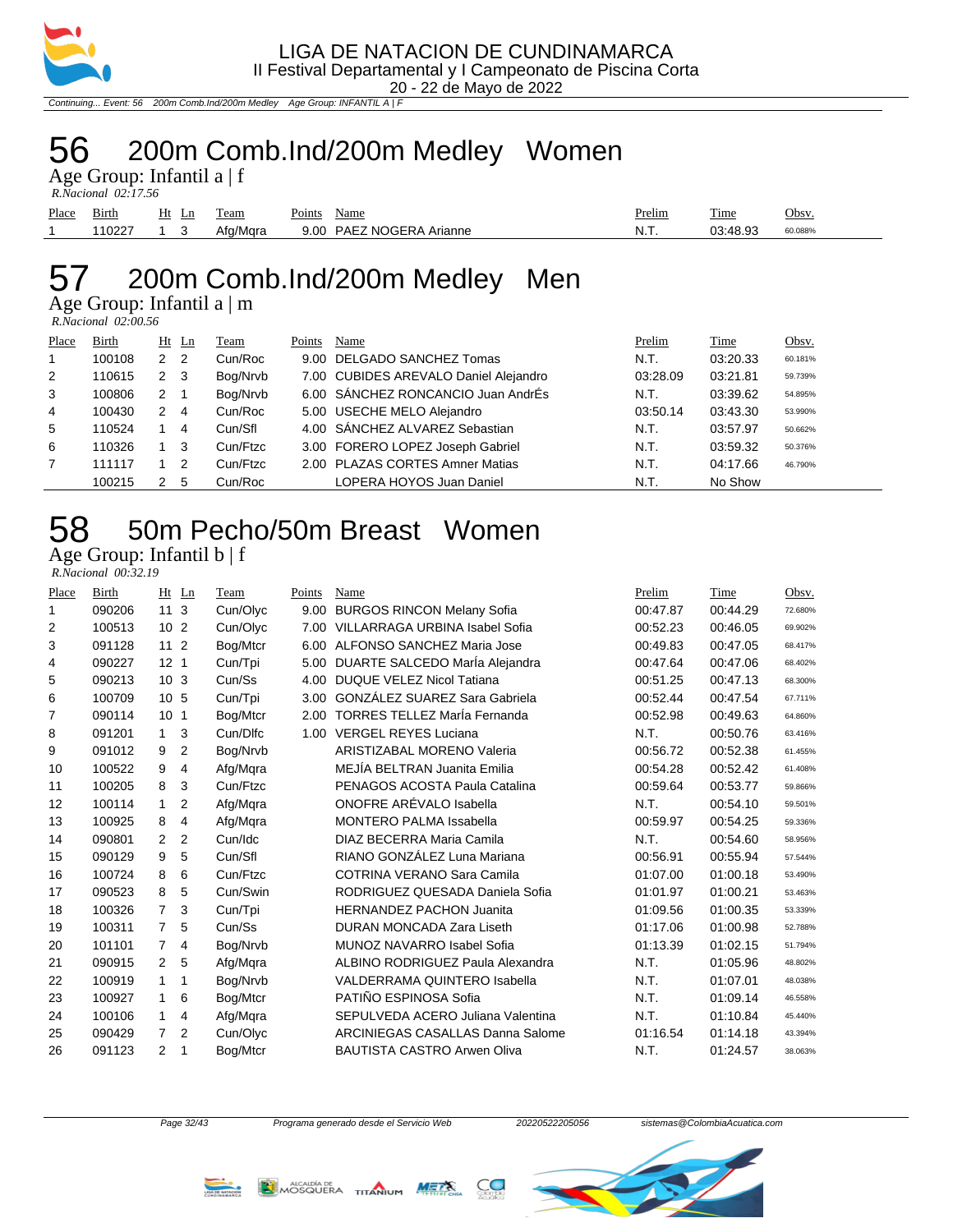# 56 200m Comb.Ind/200m Medley Women

Age Group: Infantil a | f

*R.Nacional 02:17.56*

| Place | Birth | Ht | Ln | Team | Points | Name | Prelim | Time | Obsv. |
|---|---|---|---|---|---|---|---|---|---|
| 1 | 110227 | 1 | 3 | Afg/Mqra | 9.00 | PAEZ NOGERA Arianne | N.T. | 03:48.93 | 60.088% |

# 57 200m Comb.Ind/200m Medley Men

Age Group: Infantil a | m

*R.Nacional 02:00.56*

| Place | Birth | Ht | Ln | Team | Points | Name | Prelim | Time | Obsv. |
|---|---|---|---|---|---|---|---|---|---|
| 1 | 100108 | 2 | 2 | Cun/Roc | 9.00 | DELGADO SANCHEZ Tomas | N.T. | 03:20.33 | 60.181% |
| 2 | 110615 | 2 | 3 | Bog/Nrvb | 7.00 | CUBIDES AREVALO Daniel Alejandro | 03:28.09 | 03:21.81 | 59.739% |
| 3 | 100806 | 2 | 1 | Bog/Nrvb | 6.00 | SÁNCHEZ RONCANCIO Juan AndrÉs | N.T. | 03:39.62 | 54.895% |
| 4 | 100430 | 2 | 4 | Cun/Roc | 5.00 | USECHE MELO Alejandro | 03:50.14 | 03:43.30 | 53.990% |
| 5 | 110524 | 1 | 4 | Cun/Sfl | 4.00 | SÁNCHEZ ALVAREZ Sebastian | N.T. | 03:57.97 | 50.662% |
| 6 | 110326 | 1 | 3 | Cun/Ftzc | 3.00 | FORERO LOPEZ Joseph Gabriel | N.T. | 03:59.32 | 50.376% |
| 7 | 111117 | 1 | 2 | Cun/Ftzc | 2.00 | PLAZAS CORTES Amner Matias | N.T. | 04:17.66 | 46.790% |
| | 100215 | 2 | 5 | Cun/Roc | | LOPERA HOYOS Juan Daniel | N.T. | No Show | |

# 58 50m Pecho/50m Breast Women

Age Group: Infantil b | f

*R.Nacional 00:32.19*

| Place | Birth | Ht | Ln | Team | Points | Name | Prelim | Time | Obsv. |
|---|---|---|---|---|---|---|---|---|---|
| 1 | 090206 | 11 | 3 | Cun/Olyc | 9.00 | BURGOS RINCON Melany Sofia | 00:47.87 | 00:44.29 | 72.680% |
| 2 | 100513 | 10 | 2 | Cun/Olyc | 7.00 | VILLARRAGA URBINA Isabel Sofia | 00:52.23 | 00:46.05 | 69.902% |
| 3 | 091128 | 11 | 2 | Bog/Mtcr | 6.00 | ALFONSO SANCHEZ Maria Jose | 00:49.83 | 00:47.05 | 68.417% |
| 4 | 090227 | 12 | 1 | Cun/Tpi | 5.00 | DUARTE SALCEDO MarÍa Alejandra | 00:47.64 | 00:47.06 | 68.402% |
| 5 | 090213 | 10 | 3 | Cun/Ss | 4.00 | DUQUE VELEZ Nicol Tatiana | 00:51.25 | 00:47.13 | 68.300% |
| 6 | 100709 | 10 | 5 | Cun/Tpi | 3.00 | GONZÁLEZ SUAREZ Sara Gabriela | 00:52.44 | 00:47.54 | 67.711% |
| 7 | 090114 | 10 | 1 | Bog/Mtcr | 2.00 | TORRES TELLEZ MarÍa Fernanda | 00:52.98 | 00:49.63 | 64.860% |
| 8 | 091201 | 1 | 3 | Cun/Dlfc | 1.00 | VERGEL REYES Luciana | N.T. | 00:50.76 | 63.416% |
| 9 | 091012 | 9 | 2 | Bog/Nrvb | | ARISTIZABAL MORENO Valeria | 00:56.72 | 00:52.38 | 61.455% |
| 10 | 100522 | 9 | 4 | Afg/Mqra | | MEJÍA BELTRAN Juanita Emilia | 00:54.28 | 00:52.42 | 61.408% |
| 11 | 100205 | 8 | 3 | Cun/Ftzc | | PENAGOS ACOSTA Paula Catalina | 00:59.64 | 00:53.77 | 59.866% |
| 12 | 100114 | 1 | 2 | Afg/Mqra | | ONOFRE ARÉVALO Isabella | N.T. | 00:54.10 | 59.501% |
| 13 | 100925 | 8 | 4 | Afg/Mqra | | MONTERO PALMA Issabella | 00:59.97 | 00:54.25 | 59.336% |
| 14 | 090801 | 2 | 2 | Cun/Idc | | DIAZ BECERRA Maria Camila | N.T. | 00:54.60 | 58.956% |
| 15 | 090129 | 9 | 5 | Cun/Sfl | | RIANO GONZÁLEZ Luna Mariana | 00:56.91 | 00:55.94 | 57.544% |
| 16 | 100724 | 8 | 6 | Cun/Ftzc | | COTRINA VERANO Sara Camila | 01:07.00 | 01:00.18 | 53.490% |
| 17 | 090523 | 8 | 5 | Cun/Swin | | RODRIGUEZ QUESADA Daniela Sofia | 01:01.97 | 01:00.21 | 53.463% |
| 18 | 100326 | 7 | 3 | Cun/Tpi | | HERNANDEZ PACHON Juanita | 01:09.56 | 01:00.35 | 53.339% |
| 19 | 100311 | 7 | 5 | Cun/Ss | | DURAN MONCADA Zara Liseth | 01:17.06 | 01:00.98 | 52.788% |
| 20 | 101101 | 7 | 4 | Bog/Nrvb | | MUNOZ NAVARRO Isabel Sofia | 01:13.39 | 01:02.15 | 51.794% |
| 21 | 090915 | 2 | 5 | Afg/Mqra | | ALBINO RODRIGUEZ Paula Alexandra | N.T. | 01:05.96 | 48.802% |
| 22 | 100919 | 1 | 1 | Bog/Nrvb | | VALDERRAMA QUINTERO Isabella | N.T. | 01:07.01 | 48.038% |
| 23 | 100927 | 1 | 6 | Bog/Mtcr | | PATIÑO ESPINOSA Sofia | N.T. | 01:09.14 | 46.558% |
| 24 | 100106 | 1 | 4 | Afg/Mqra | | SEPULVEDA ACERO Juliana Valentina | N.T. | 01:10.84 | 45.440% |
| 25 | 090429 | 7 | 2 | Cun/Olyc | | ARCINIEGAS CASALLAS Danna Salome | 01:16.54 | 01:14.18 | 43.394% |
| 26 | 091123 | 2 | 1 | Bog/Mtcr | | BAUTISTA CASTRO Arwen Oliva | N.T. | 01:24.57 | 38.063% |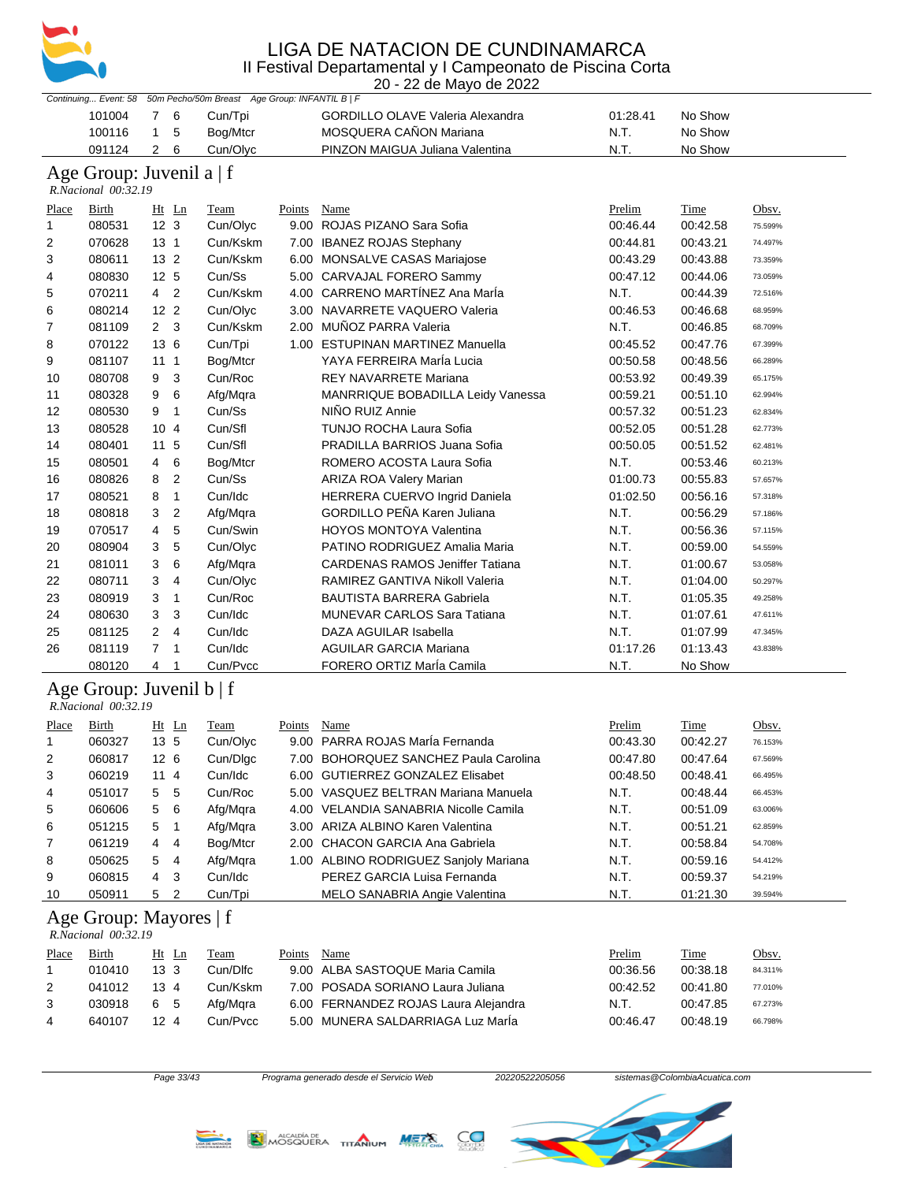# LIGA DE NATACION DE CUNDINAMARCA

## II Festival Departamental y I Campeonato de Piscina Corta

20 - 22 de Mayo de 2022

*Continuing... Event: 58 50m Pecho/50m Breast Age Group: INFANTIL B | F*

| | Birth | Ht | Ln | Team | Points | Name | Prelim | Time | Obsv. |
|---|---|---|---|---|---|---|---|---|---|
| | 101004 | 7 | 6 | Cun/Tpi | | GORDILLO OLAVE Valeria Alexandra | 01:28.41 | No Show | |
| | 100116 | 1 | 5 | Bog/Mtcr | | MOSQUERA CAÑON Mariana | N.T. | No Show | |
| | 091124 | 2 | 6 | Cun/Olyc | | PINZON MAIGUA Juliana Valentina | N.T. | No Show | |

## Age Group: Juvenil a | f

*R.Nacional 00:32.19*

| Place | Birth | Ht | Ln | Team | Points | Name | Prelim | Time | Obsv. |
|---|---|---|---|---|---|---|---|---|---|
| 1 | 080531 | 12 | 3 | Cun/Olyc | 9.00 | ROJAS PIZANO Sara Sofia | 00:46.44 | 00:42.58 | 75.599% |
| 2 | 070628 | 13 | 1 | Cun/Kskm | 7.00 | IBANEZ ROJAS Stephany | 00:44.81 | 00:43.21 | 74.497% |
| 3 | 080611 | 13 | 2 | Cun/Kskm | 6.00 | MONSALVE CASAS Mariajose | 00:43.29 | 00:43.88 | 73.359% |
| 4 | 080830 | 12 | 5 | Cun/Ss | 5.00 | CARVAJAL FORERO Sammy | 00:47.12 | 00:44.06 | 73.059% |
| 5 | 070211 | 4 | 2 | Cun/Kskm | 4.00 | CARRENO MARTÍNEZ Ana María | N.T. | 00:44.39 | 72.516% |
| 6 | 080214 | 12 | 2 | Cun/Olyc | 3.00 | NAVARRETE VAQUERO Valeria | 00:46.53 | 00:46.68 | 68.959% |
| 7 | 081109 | 2 | 3 | Cun/Kskm | 2.00 | MUÑOZ PARRA Valeria | N.T. | 00:46.85 | 68.709% |
| 8 | 070122 | 13 | 6 | Cun/Tpi | 1.00 | ESTUPINAN MARTINEZ Manuella | 00:45.52 | 00:47.76 | 67.399% |
| 9 | 081107 | 11 | 1 | Bog/Mtcr | | YAYA FERREIRA María Lucia | 00:50.58 | 00:48.56 | 66.289% |
| 10 | 080708 | 9 | 3 | Cun/Roc | | REY NAVARRETE Mariana | 00:53.92 | 00:49.39 | 65.175% |
| 11 | 080328 | 9 | 6 | Afg/Mqra | | MANRRIQUE BOBADILLA Leidy Vanessa | 00:59.21 | 00:51.10 | 62.994% |
| 12 | 080530 | 9 | 1 | Cun/Ss | | NIÑO RUIZ Annie | 00:57.32 | 00:51.23 | 62.834% |
| 13 | 080528 | 10 | 4 | Cun/Sfl | | TUNJO ROCHA Laura Sofia | 00:52.05 | 00:51.28 | 62.773% |
| 14 | 080401 | 11 | 5 | Cun/Sfl | | PRADILLA BARRIOS Juana Sofia | 00:50.05 | 00:51.52 | 62.481% |
| 15 | 080501 | 4 | 6 | Bog/Mtcr | | ROMERO ACOSTA Laura Sofia | N.T. | 00:53.46 | 60.213% |
| 16 | 080826 | 8 | 2 | Cun/Ss | | ARIZA ROA Valery Marian | 01:00.73 | 00:55.83 | 57.657% |
| 17 | 080521 | 8 | 1 | Cun/Idc | | HERRERA CUERVO Ingrid Daniela | 01:02.50 | 00:56.16 | 57.318% |
| 18 | 080818 | 3 | 2 | Afg/Mqra | | GORDILLO PEÑA Karen Juliana | N.T. | 00:56.29 | 57.186% |
| 19 | 070517 | 4 | 5 | Cun/Swin | | HOYOS MONTOYA Valentina | N.T. | 00:56.36 | 57.115% |
| 20 | 080904 | 3 | 5 | Cun/Olyc | | PATINO RODRIGUEZ Amalia Maria | N.T. | 00:59.00 | 54.559% |
| 21 | 081011 | 3 | 6 | Afg/Mqra | | CARDENAS RAMOS Jeniffer Tatiana | N.T. | 01:00.67 | 53.058% |
| 22 | 080711 | 3 | 4 | Cun/Olyc | | RAMIREZ GANTIVA Nikoll Valeria | N.T. | 01:04.00 | 50.297% |
| 23 | 080919 | 3 | 1 | Cun/Roc | | BAUTISTA BARRERA Gabriela | N.T. | 01:05.35 | 49.258% |
| 24 | 080630 | 3 | 3 | Cun/Idc | | MUNEVAR CARLOS Sara Tatiana | N.T. | 01:07.61 | 47.611% |
| 25 | 081125 | 2 | 4 | Cun/Idc | | DAZA AGUILAR Isabella | N.T. | 01:07.99 | 47.345% |
| 26 | 081119 | 7 | 1 | Cun/Idc | | AGUILAR GARCIA Mariana | 01:17.26 | 01:13.43 | 43.838% |
| | 080120 | 4 | 1 | Cun/Pvcc | | FORERO ORTIZ María Camila | N.T. | No Show | |

## Age Group: Juvenil b | f

*R.Nacional 00:32.19*

| Place | Birth | Ht | Ln | Team | Points | Name | Prelim | Time | Obsv. |
|---|---|---|---|---|---|---|---|---|---|
| 1 | 060327 | 13 | 5 | Cun/Olyc | 9.00 | PARRA ROJAS María Fernanda | 00:43.30 | 00:42.27 | 76.153% |
| 2 | 060817 | 12 | 6 | Cun/Dlgc | 7.00 | BOHORQUEZ SANCHEZ Paula Carolina | 00:47.80 | 00:47.64 | 67.569% |
| 3 | 060219 | 11 | 4 | Cun/Idc | 6.00 | GUTIERREZ GONZALEZ Elisabet | 00:48.50 | 00:48.41 | 66.495% |
| 4 | 051017 | 5 | 5 | Cun/Roc | 5.00 | VASQUEZ BELTRAN Mariana Manuela | N.T. | 00:48.44 | 66.453% |
| 5 | 060606 | 5 | 6 | Afg/Mqra | 4.00 | VELANDIA SANABRIA Nicolle Camila | N.T. | 00:51.09 | 63.006% |
| 6 | 051215 | 5 | 1 | Afg/Mqra | 3.00 | ARIZA ALBINO Karen Valentina | N.T. | 00:51.21 | 62.859% |
| 7 | 061219 | 4 | 4 | Bog/Mtcr | 2.00 | CHACON GARCIA Ana Gabriela | N.T. | 00:58.84 | 54.708% |
| 8 | 050625 | 5 | 4 | Afg/Mqra | 1.00 | ALBINO RODRIGUEZ Sanjoly Mariana | N.T. | 00:59.16 | 54.412% |
| 9 | 060815 | 4 | 3 | Cun/Idc | | PEREZ GARCIA Luisa Fernanda | N.T. | 00:59.37 | 54.219% |
| 10 | 050911 | 5 | 2 | Cun/Tpi | | MELO SANABRIA Angie Valentina | N.T. | 01:21.30 | 39.594% |

## Age Group: Mayores | f

*R.Nacional 00:32.19*

| Place | Birth | Ht | Ln | Team | Points | Name | Prelim | Time | Obsv. |
|---|---|---|---|---|---|---|---|---|---|
| 1 | 010410 | 13 | 3 | Cun/Dlfc | 9.00 | ALBA SASTOQUE Maria Camila | 00:36.56 | 00:38.18 | 84.311% |
| 2 | 041012 | 13 | 4 | Cun/Kskm | 7.00 | POSADA SORIANO Laura Juliana | 00:42.52 | 00:41.80 | 77.010% |
| 3 | 030918 | 6 | 5 | Afg/Mqra | 6.00 | FERNANDEZ ROJAS Laura Alejandra | N.T. | 00:47.85 | 67.273% |
| 4 | 640107 | 12 | 4 | Cun/Pvcc | 5.00 | MUNERA SALDARRIAGA Luz María | 00:46.47 | 00:48.19 | 66.798% |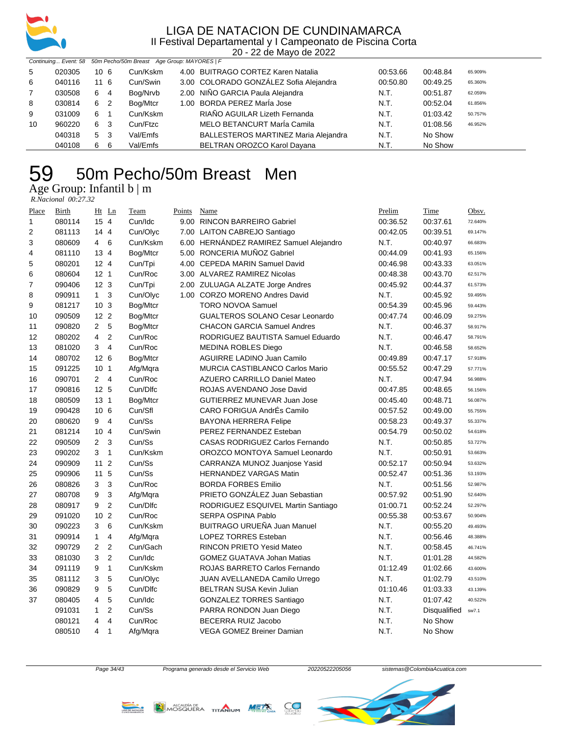Continuing... Event: 58 50m Pecho/50m Breast Age Group: MAYORES | F

| Place | Birth | Ht | Ln | Team | Points | Name | Prelim | Time | Obsv. |
|---|---|---|---|---|---|---|---|---|---|
| 5 | 020305 | 10 | 6 | Cun/Kskm | 4.00 | BUITRAGO CORTEZ Karen Natalia | 00:53.66 | 00:48.84 | 65.909% |
| 6 | 040116 | 11 | 6 | Cun/Swin | 3.00 | COLORADO GONZÁLEZ Sofia Alejandra | 00:50.80 | 00:49.25 | 65.360% |
| 7 | 030508 | 6 | 4 | Bog/Nrvb | 2.00 | NIÑO GARCIA Paula Alejandra | N.T. | 00:51.87 | 62.059% |
| 8 | 030814 | 6 | 2 | Bog/Mtcr | 1.00 | BORDA PEREZ MarÍa Jose | N.T. | 00:52.04 | 61.856% |
| 9 | 031009 | 6 | 1 | Cun/Kskm | | RIAÑO AGUILAR Lizeth Fernanda | N.T. | 01:03.42 | 50.757% |
| 10 | 960220 | 6 | 3 | Cun/Ftzc | | MELO BETANCURT MarÍa Camila | N.T. | 01:08.56 | 46.952% |
| | 040318 | 5 | 3 | Val/Emfs | | BALLESTEROS MARTINEZ Maria Alejandra | N.T. | No Show | |
| | 040108 | 6 | 6 | Val/Emfs | | BELTRAN OROZCO Karol Dayana | N.T. | No Show | |

# 59 50m Pecho/50m Breast Men

## Age Group: Infantil b | m

*R.Nacional 00:27.32*

| Place | Birth | Ht | Ln | Team | Points | Name | Prelim | Time | Obsv. |
|---|---|---|---|---|---|---|---|---|---|
| 1 | 080114 | 15 | 4 | Cun/Idc | 9.00 | RINCON BARREIRO Gabriel | 00:36.52 | 00:37.61 | 72.640% |
| 2 | 081113 | 14 | 4 | Cun/Olyc | 7.00 | LAITON CABREJO Santiago | 00:42.05 | 00:39.51 | 69.147% |
| 3 | 080609 | 4 | 6 | Cun/Kskm | 6.00 | HERNÁNDEZ RAMIREZ Samuel Alejandro | N.T. | 00:40.97 | 66.683% |
| 4 | 081110 | 13 | 4 | Bog/Mtcr | 5.00 | RONCERIA MUÑOZ Gabriel | 00:44.09 | 00:41.93 | 65.156% |
| 5 | 080201 | 12 | 4 | Cun/Tpi | 4.00 | CEPEDA MARIN Samuel David | 00:46.98 | 00:43.33 | 63.051% |
| 6 | 080604 | 12 | 1 | Cun/Roc | 3.00 | ALVAREZ RAMIREZ Nicolas | 00:48.38 | 00:43.70 | 62.517% |
| 7 | 090406 | 12 | 3 | Cun/Tpi | 2.00 | ZULUAGA ALZATE Jorge Andres | 00:45.92 | 00:44.37 | 61.573% |
| 8 | 090911 | 1 | 3 | Cun/Olyc | 1.00 | CORZO MORENO Andres David | N.T. | 00:45.92 | 59.495% |
| 9 | 081217 | 10 | 3 | Bog/Mtcr | | TORO NOVOA Samuel | 00:54.39 | 00:45.96 | 59.443% |
| 10 | 090509 | 12 | 2 | Bog/Mtcr | | GUALTEROS SOLANO Cesar Leonardo | 00:47.74 | 00:46.09 | 59.275% |
| 11 | 090820 | 2 | 5 | Bog/Mtcr | | CHACON GARCIA Samuel Andres | N.T. | 00:46.37 | 58.917% |
| 12 | 080202 | 4 | 2 | Cun/Roc | | RODRIGUEZ BAUTISTA Samuel Eduardo | N.T. | 00:46.47 | 58.791% |
| 13 | 081020 | 3 | 4 | Cun/Roc | | MEDINA ROBLES Diego | N.T. | 00:46.58 | 58.652% |
| 14 | 080702 | 12 | 6 | Bog/Mtcr | | AGUIRRE LADINO Juan Camilo | 00:49.89 | 00:47.17 | 57.918% |
| 15 | 091225 | 10 | 1 | Afg/Mqra | | MURCIA CASTIBLANCO Carlos Mario | 00:55.52 | 00:47.29 | 57.771% |
| 16 | 090701 | 2 | 4 | Cun/Roc | | AZUERO CARRILLO Daniel Mateo | N.T. | 00:47.94 | 56.988% |
| 17 | 090816 | 12 | 5 | Cun/Dlfc | | ROJAS AVENDANO Jose David | 00:47.85 | 00:48.65 | 56.156% |
| 18 | 080509 | 13 | 1 | Bog/Mtcr | | GUTIERREZ MUNEVAR Juan Jose | 00:45.40 | 00:48.71 | 56.087% |
| 19 | 090428 | 10 | 6 | Cun/Sfl | | CARO FORIGUA AndrÉs Camilo | 00:57.52 | 00:49.00 | 55.755% |
| 20 | 080620 | 9 | 4 | Cun/Ss | | BAYONA HERRERA Felipe | 00:58.23 | 00:49.37 | 55.337% |
| 21 | 081214 | 10 | 4 | Cun/Swin | | PEREZ FERNANDEZ Esteban | 00:54.79 | 00:50.02 | 54.618% |
| 22 | 090509 | 2 | 3 | Cun/Ss | | CASAS RODRIGUEZ Carlos Fernando | N.T. | 00:50.85 | 53.727% |
| 23 | 090202 | 3 | 1 | Cun/Kskm | | OROZCO MONTOYA Samuel Leonardo | N.T. | 00:50.91 | 53.663% |
| 24 | 090909 | 11 | 2 | Cun/Ss | | CARRANZA MUNOZ Juanjose Yasid | 00:52.17 | 00:50.94 | 53.632% |
| 25 | 090906 | 11 | 5 | Cun/Ss | | HERNANDEZ VARGAS Matin | 00:52.47 | 00:51.36 | 53.193% |
| 26 | 080826 | 3 | 3 | Cun/Roc | | BORDA FORBES Emilio | N.T. | 00:51.56 | 52.987% |
| 27 | 080708 | 9 | 3 | Afg/Mqra | | PRIETO GONZÁLEZ Juan Sebastian | 00:57.92 | 00:51.90 | 52.640% |
| 28 | 080917 | 9 | 2 | Cun/Dlfc | | RODRIGUEZ ESQUIVEL Martin Santiago | 01:00.71 | 00:52.24 | 52.297% |
| 29 | 091020 | 10 | 2 | Cun/Roc | | SERPA OSPINA Pablo | 00:55.38 | 00:53.67 | 50.904% |
| 30 | 090223 | 3 | 6 | Cun/Kskm | | BUITRAGO URUEÑA Juan Manuel | N.T. | 00:55.20 | 49.493% |
| 31 | 090914 | 1 | 4 | Afg/Mqra | | LOPEZ TORRES Esteban | N.T. | 00:56.46 | 48.388% |
| 32 | 090729 | 2 | 2 | Cun/Gach | | RINCON PRIETO Yesid Mateo | N.T. | 00:58.45 | 46.741% |
| 33 | 081030 | 3 | 2 | Cun/Idc | | GOMEZ GUATAVA Johan Matias | N.T. | 01:01.28 | 44.582% |
| 34 | 091119 | 9 | 1 | Cun/Kskm | | ROJAS BARRETO Carlos Fernando | 01:12.49 | 01:02.66 | 43.600% |
| 35 | 081112 | 3 | 5 | Cun/Olyc | | JUAN AVELLANEDA Camilo Urrego | N.T. | 01:02.79 | 43.510% |
| 36 | 090829 | 9 | 5 | Cun/Dlfc | | BELTRAN SUSA Kevin Julian | 01:10.46 | 01:03.33 | 43.139% |
| 37 | 080405 | 4 | 5 | Cun/Idc | | GONZALEZ TORRES Santiago | N.T. | 01:07.42 | 40.522% |
| | 091031 | 1 | 2 | Cun/Ss | | PARRA RONDON Juan Diego | N.T. | Disqualified | sw7.1 |
| | 080121 | 4 | 4 | Cun/Roc | | BECERRA RUIZ Jacobo | N.T. | No Show | |
| | 080510 | 4 | 1 | Afg/Mqra | | VEGA GOMEZ Breiner Damian | N.T. | No Show | |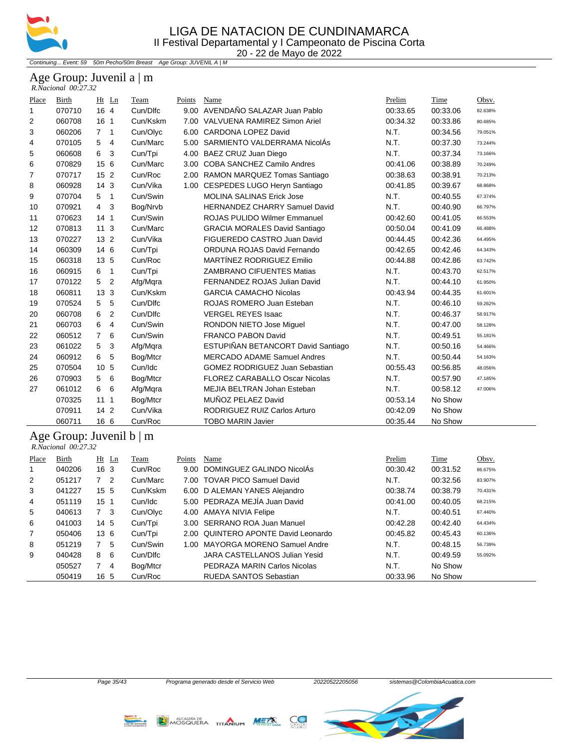# LIGA DE NATACION DE CUNDINAMARCA

II Festival Departamental y I Campeonato de Piscina Corta

20 - 22 de Mayo de 2022

*Continuing... Event: 59 50m Pecho/50m Breast Age Group: JUVENIL A | M*

## Age Group: Juvenil a | m

*R.Nacional 00:27.32*

| Place | Birth | Ht | Ln | Team | Points | Name | Prelim | Time | Obsv. |
|---|---|---|---|---|---|---|---|---|---|
| 1 | 070710 | 16 | 4 | Cun/Dlfc | 9.00 | AVENDAÑO SALAZAR Juan Pablo | 00:33.65 | 00:33.06 | 82.638% |
| 2 | 060708 | 16 | 1 | Cun/Kskm | 7.00 | VALVUENA RAMIREZ Simon Ariel | 00:34.32 | 00:33.86 | 80.685% |
| 3 | 060206 | 7 | 1 | Cun/Olyc | 6.00 | CARDONA LOPEZ David | N.T. | 00:34.56 | 79.051% |
| 4 | 070105 | 5 | 4 | Cun/Marc | 5.00 | SARMIENTO VALDERRAMA NicolÁs | N.T. | 00:37.30 | 73.244% |
| 5 | 060608 | 6 | 3 | Cun/Tpi | 4.00 | BAEZ CRUZ Juan Diego | N.T. | 00:37.34 | 73.166% |
| 6 | 070829 | 15 | 6 | Cun/Marc | 3.00 | COBA SANCHEZ Camilo Andres | 00:41.06 | 00:38.89 | 70.249% |
| 7 | 070717 | 15 | 2 | Cun/Roc | 2.00 | RAMON MARQUEZ Tomas Santiago | 00:38.63 | 00:38.91 | 70.213% |
| 8 | 060928 | 14 | 3 | Cun/Vika | 1.00 | CESPEDES LUGO Heryn Santiago | 00:41.85 | 00:39.67 | 68.868% |
| 9 | 070704 | 5 | 1 | Cun/Swin | | MOLINA SALINAS Erick Jose | N.T. | 00:40.55 | 67.374% |
| 10 | 070921 | 4 | 3 | Bog/Nrvb | | HERNANDEZ CHARRY Samuel David | N.T. | 00:40.90 | 66.797% |
| 11 | 070623 | 14 | 1 | Cun/Swin | | ROJAS PULIDO Wilmer Emmanuel | 00:42.60 | 00:41.05 | 66.553% |
| 12 | 070813 | 11 | 3 | Cun/Marc | | GRACIA MORALES David Santiago | 00:50.04 | 00:41.09 | 66.488% |
| 13 | 070227 | 13 | 2 | Cun/Vika | | FIGUEREDO CASTRO Juan David | 00:44.45 | 00:42.36 | 64.495% |
| 14 | 060309 | 14 | 6 | Cun/Tpi | | ORDUNA ROJAS David Fernando | 00:42.65 | 00:42.46 | 64.343% |
| 15 | 060318 | 13 | 5 | Cun/Roc | | MARTÍNEZ RODRIGUEZ Emilio | 00:44.88 | 00:42.86 | 63.742% |
| 16 | 060915 | 6 | 1 | Cun/Tpi | | ZAMBRANO CIFUENTES Matias | N.T. | 00:43.70 | 62.517% |
| 17 | 070122 | 5 | 2 | Afg/Mqra | | FERNANDEZ ROJAS Julian David | N.T. | 00:44.10 | 61.950% |
| 18 | 060811 | 13 | 3 | Cun/Kskm | | GARCIA CAMACHO Nicolas | 00:43.94 | 00:44.35 | 61.601% |
| 19 | 070524 | 5 | 5 | Cun/Dlfc | | ROJAS ROMERO Juan Esteban | N.T. | 00:46.10 | 59.262% |
| 20 | 060708 | 6 | 2 | Cun/Dlfc | | VERGEL REYES Isaac | N.T. | 00:46.37 | 58.917% |
| 21 | 060703 | 6 | 4 | Cun/Swin | | RONDON NIETO Jose Miguel | N.T. | 00:47.00 | 58.128% |
| 22 | 060512 | 7 | 6 | Cun/Swin | | FRANCO PABON David | N.T. | 00:49.51 | 55.181% |
| 23 | 061022 | 5 | 3 | Afg/Mqra | | ESTUPIÑAN BETANCORT David Santiago | N.T. | 00:50.16 | 54.466% |
| 24 | 060912 | 6 | 5 | Bog/Mtcr | | MERCADO ADAME Samuel Andres | N.T. | 00:50.44 | 54.163% |
| 25 | 070504 | 10 | 5 | Cun/Idc | | GOMEZ RODRIGUEZ Juan Sebastian | 00:55.43 | 00:56.85 | 48.056% |
| 26 | 070903 | 5 | 6 | Bog/Mtcr | | FLOREZ CARABALLO Oscar Nicolas | N.T. | 00:57.90 | 47.185% |
| 27 | 061012 | 6 | 6 | Afg/Mqra | | MEJIA BELTRAN Johan Esteban | N.T. | 00:58.12 | 47.006% |
| | 070325 | 11 | 1 | Bog/Mtcr | | MUÑOZ PELAEZ David | 00:53.14 | No Show | |
| | 070911 | 14 | 2 | Cun/Vika | | RODRIGUEZ RUIZ Carlos Arturo | 00:42.09 | No Show | |
| | 060711 | 16 | 6 | Cun/Roc | | TOBO MARIN Javier | 00:35.44 | No Show | |

## Age Group: Juvenil b | m

*R.Nacional 00:27.32*

| Place | Birth | Ht | Ln | Team | Points | Name | Prelim | Time | Obsv. |
|---|---|---|---|---|---|---|---|---|---|
| 1 | 040206 | 16 | 3 | Cun/Roc | 9.00 | DOMINGUEZ GALINDO NicolÁs | 00:30.42 | 00:31.52 | 86.675% |
| 2 | 051217 | 7 | 2 | Cun/Marc | 7.00 | TOVAR PICO Samuel David | N.T. | 00:32.56 | 83.907% |
| 3 | 041227 | 15 | 5 | Cun/Kskm | 6.00 | D ALEMAN YANES Alejandro | 00:38.74 | 00:38.79 | 70.431% |
| 4 | 051119 | 15 | 1 | Cun/Idc | 5.00 | PEDRAZA MEJÍA Juan David | 00:41.00 | 00:40.05 | 68.215% |
| 5 | 040613 | 7 | 3 | Cun/Olyc | 4.00 | AMAYA NIVIA Felipe | N.T. | 00:40.51 | 67.440% |
| 6 | 041003 | 14 | 5 | Cun/Tpi | 3.00 | SERRANO ROA Juan Manuel | 00:42.28 | 00:42.40 | 64.434% |
| 7 | 050406 | 13 | 6 | Cun/Tpi | 2.00 | QUINTERO APONTE David Leonardo | 00:45.82 | 00:45.43 | 60.136% |
| 8 | 051219 | 7 | 5 | Cun/Swin | 1.00 | MAYORGA MORENO Samuel Andre | N.T. | 00:48.15 | 56.739% |
| 9 | 040428 | 8 | 6 | Cun/Dlfc | | JARA CASTELLANOS Julian Yesid | N.T. | 00:49.59 | 55.092% |
| | 050527 | 7 | 4 | Bog/Mtcr | | PEDRAZA MARIN Carlos Nicolas | N.T. | No Show | |
| | 050419 | 16 | 5 | Cun/Roc | | RUEDA SANTOS Sebastian | 00:33.96 | No Show | |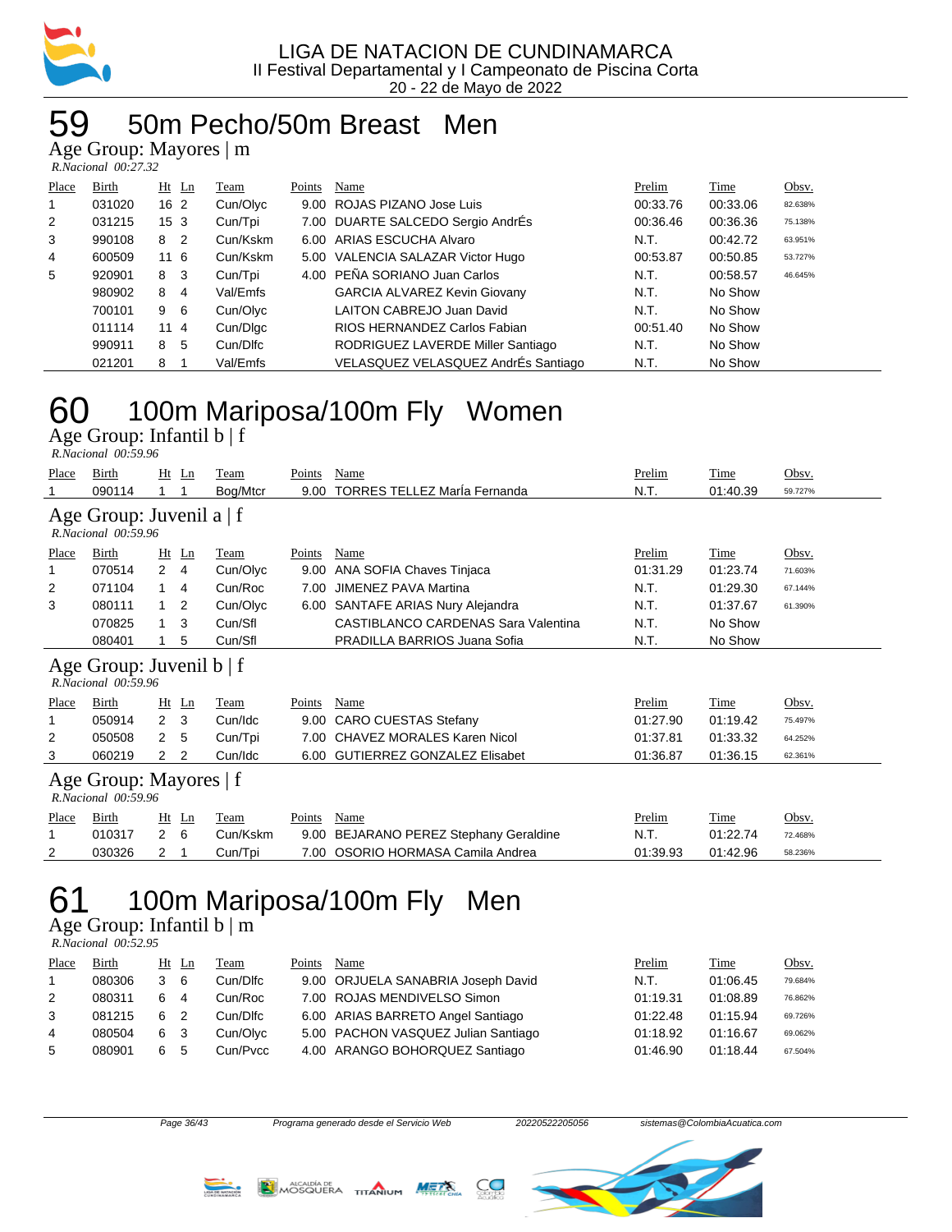LIGA DE NATACION DE CUNDINAMARCA
II Festival Departamental y I Campeonato de Piscina Corta
20 - 22 de Mayo de 2022

# 59 50m Pecho/50m Breast Men

## Age Group: Mayores | m

*R.Nacional 00:27.32*

| Place | Birth | Ht | Ln | Team | Points | Name | Prelim | Time | Obsv. |
|---|---|---|---|---|---|---|---|---|---|
| 1 | 031020 | 16 | 2 | Cun/Olyc | 9.00 | ROJAS PIZANO Jose Luis | 00:33.76 | 00:33.06 | 82.638% |
| 2 | 031215 | 15 | 3 | Cun/Tpi | 7.00 | DUARTE SALCEDO Sergio AndrÉs | 00:36.46 | 00:36.36 | 75.138% |
| 3 | 990108 | 8 | 2 | Cun/Kskm | 6.00 | ARIAS ESCUCHA Alvaro | N.T. | 00:42.72 | 63.951% |
| 4 | 600509 | 11 | 6 | Cun/Kskm | 5.00 | VALENCIA SALAZAR Victor Hugo | 00:53.87 | 00:50.85 | 53.727% |
| 5 | 920901 | 8 | 3 | Cun/Tpi | 4.00 | PEÑA SORIANO Juan Carlos | N.T. | 00:58.57 | 46.645% |
| | 980902 | 8 | 4 | Val/Emfs | | GARCIA ALVAREZ Kevin Giovany | N.T. | No Show | |
| | 700101 | 9 | 6 | Cun/Olyc | | LAITON CABREJO Juan David | N.T. | No Show | |
| | 011114 | 11 | 4 | Cun/Dlgc | | RIOS HERNANDEZ Carlos Fabian | 00:51.40 | No Show | |
| | 990911 | 8 | 5 | Cun/Dlfc | | RODRIGUEZ LAVERDE Miller Santiago | N.T. | No Show | |
| | 021201 | 8 | 1 | Val/Emfs | | VELASQUEZ VELASQUEZ AndrÉs Santiago | N.T. | No Show | |

# 60 100m Mariposa/100m Fly Women

## Age Group: Infantil b | f

*R.Nacional 00:59.96*

| Place | Birth | Ht | Ln | Team | Points | Name | Prelim | Time | Obsv. |
|---|---|---|---|---|---|---|---|---|---|
| 1 | 090114 | 1 | 1 | Bog/Mtcr | 9.00 | TORRES TELLEZ MarÍa Fernanda | N.T. | 01:40.39 | 59.727% |

## Age Group: Juvenil a | f

*R.Nacional 00:59.96*

| Place | Birth | Ht | Ln | Team | Points | Name | Prelim | Time | Obsv. |
|---|---|---|---|---|---|---|---|---|---|
| 1 | 070514 | 2 | 4 | Cun/Olyc | 9.00 | ANA SOFIA Chaves Tinjaca | 01:31.29 | 01:23.74 | 71.603% |
| 2 | 071104 | 1 | 4 | Cun/Roc | 7.00 | JIMENEZ PAVA Martina | N.T. | 01:29.30 | 67.144% |
| 3 | 080111 | 1 | 2 | Cun/Olyc | 6.00 | SANTAFE ARIAS Nury Alejandra | N.T. | 01:37.67 | 61.390% |
| | 070825 | 1 | 3 | Cun/Sfl | | CASTIBLANCO CARDENAS Sara Valentina | N.T. | No Show | |
| | 080401 | 1 | 5 | Cun/Sfl | | PRADILLA BARRIOS Juana Sofia | N.T. | No Show | |

## Age Group: Juvenil b | f

*R.Nacional 00:59.96*

| Place | Birth | Ht | Ln | Team | Points | Name | Prelim | Time | Obsv. |
|---|---|---|---|---|---|---|---|---|---|
| 1 | 050914 | 2 | 3 | Cun/Idc | 9.00 | CARO CUESTAS Stefany | 01:27.90 | 01:19.42 | 75.497% |
| 2 | 050508 | 2 | 5 | Cun/Tpi | 7.00 | CHAVEZ MORALES Karen Nicol | 01:37.81 | 01:33.32 | 64.252% |
| 3 | 060219 | 2 | 2 | Cun/Idc | 6.00 | GUTIERREZ GONZALEZ Elisabet | 01:36.87 | 01:36.15 | 62.361% |

## Age Group: Mayores | f

*R.Nacional 00:59.96*

| Place | Birth | Ht | Ln | Team | Points | Name | Prelim | Time | Obsv. |
|---|---|---|---|---|---|---|---|---|---|
| 1 | 010317 | 2 | 6 | Cun/Kskm | 9.00 | BEJARANO PEREZ Stephany Geraldine | N.T. | 01:22.74 | 72.468% |
| 2 | 030326 | 2 | 1 | Cun/Tpi | 7.00 | OSORIO HORMASA Camila Andrea | 01:39.93 | 01:42.96 | 58.236% |

# 61 100m Mariposa/100m Fly Men

## Age Group: Infantil b | m

*R.Nacional 00:52.95*

| Place | Birth | Ht | Ln | Team | Points | Name | Prelim | Time | Obsv. |
|---|---|---|---|---|---|---|---|---|---|
| 1 | 080306 | 3 | 6 | Cun/Dlfc | 9.00 | ORJUELA SANABRIA Joseph David | N.T. | 01:06.45 | 79.684% |
| 2 | 080311 | 6 | 4 | Cun/Roc | 7.00 | ROJAS MENDIVELSO Simon | 01:19.31 | 01:08.89 | 76.862% |
| 3 | 081215 | 6 | 2 | Cun/Dlfc | 6.00 | ARIAS BARRETO Angel Santiago | 01:22.48 | 01:15.94 | 69.726% |
| 4 | 080504 | 6 | 3 | Cun/Olyc | 5.00 | PACHON VASQUEZ Julian Santiago | 01:18.92 | 01:16.67 | 69.062% |
| 5 | 080901 | 6 | 5 | Cun/Pvcc | 4.00 | ARANGO BOHORQUEZ Santiago | 01:46.90 | 01:18.44 | 67.504% |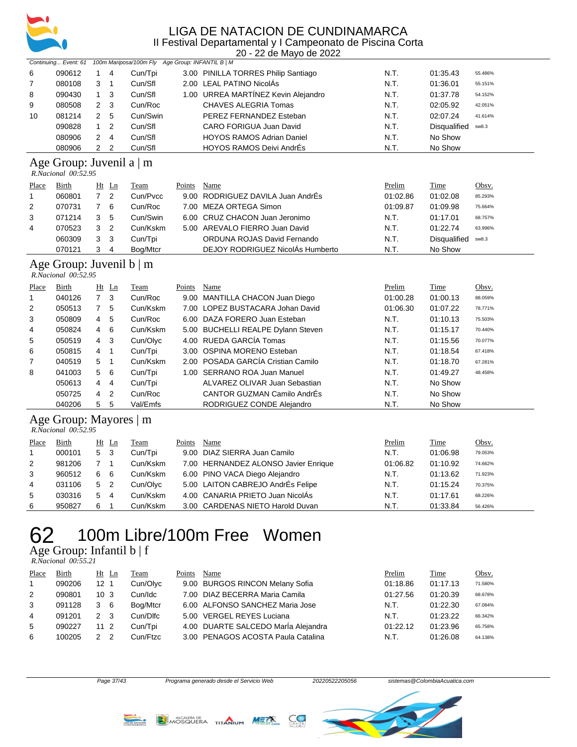Continuing... Event: 61 100m Mariposa/100m Fly Age Group: INFANTIL B | M

| Place | Birth | Ht | Ln | Team | Points | Name | Prelim | Time | Obsv. |
|---|---|---|---|---|---|---|---|---|---|
| 6 | 090612 | 1 | 4 | Cun/Tpi | 3.00 | PINILLA TORRES Philip Santiago | N.T. | 01:35.43 | 55.486% |
| 7 | 080108 | 3 | 1 | Cun/Sfl | 2.00 | LEAL PATINO NicolÁs | N.T. | 01:36.01 | 55.151% |
| 8 | 090430 | 1 | 3 | Cun/Sfl | 1.00 | URREA MARTÍNEZ Kevin Alejandro | N.T. | 01:37.78 | 54.152% |
| 9 | 080508 | 2 | 3 | Cun/Roc | | CHAVES ALEGRIA Tomas | N.T. | 02:05.92 | 42.051% |
| 10 | 081214 | 2 | 5 | Cun/Swin | | PEREZ FERNANDEZ Esteban | N.T. | 02:07.24 | 41.614% |
| | 090828 | 1 | 2 | Cun/Sfl | | CARO FORIGUA Juan David | N.T. | Disqualified | sw8.3 |
| | 080906 | 2 | 4 | Cun/Sfl | | HOYOS RAMOS Adrian Daniel | N.T. | No Show | |
| | 080906 | 2 | 2 | Cun/Sfl | | HOYOS RAMOS Deivi AndrÉs | N.T. | No Show | |

## Age Group: Juvenil a | m

*R.Nacional 00:52.95*

| Place | Birth | Ht | Ln | Team | Points | Name | Prelim | Time | Obsv. |
|---|---|---|---|---|---|---|---|---|---|
| 1 | 060801 | 7 | 2 | Cun/Pvcc | 9.00 | RODRIGUEZ DAVILA Juan AndrÉs | 01:02.86 | 01:02.08 | 85.293% |
| 2 | 070731 | 7 | 6 | Cun/Roc | 7.00 | MEZA ORTEGA Simon | 01:09.87 | 01:09.98 | 75.664% |
| 3 | 071214 | 3 | 5 | Cun/Swin | 6.00 | CRUZ CHACON Juan Jeronimo | N.T. | 01:17.01 | 68.757% |
| 4 | 070523 | 3 | 2 | Cun/Kskm | 5.00 | AREVALO FIERRO Juan David | N.T. | 01:22.74 | 63.996% |
| | 060309 | 3 | 3 | Cun/Tpi | | ORDUNA ROJAS David Fernando | N.T. | Disqualified | sw8.3 |
| | 070121 | 3 | 4 | Bog/Mtcr | | DEJOY RODRIGUEZ NicolÁs Humberto | N.T. | No Show | |

## Age Group: Juvenil b | m

*R.Nacional 00:52.95*

| Place | Birth | Ht | Ln | Team | Points | Name | Prelim | Time | Obsv. |
|---|---|---|---|---|---|---|---|---|---|
| 1 | 040126 | 7 | 3 | Cun/Roc | 9.00 | MANTILLA CHACON Juan Diego | 01:00.28 | 01:00.13 | 88.059% |
| 2 | 050513 | 7 | 5 | Cun/Kskm | 7.00 | LOPEZ BUSTACARA Johan David | 01:06.30 | 01:07.22 | 78.771% |
| 3 | 050809 | 4 | 5 | Cun/Roc | 6.00 | DAZA FORERO Juan Esteban | N.T. | 01:10.13 | 75.503% |
| 4 | 050824 | 4 | 6 | Cun/Kskm | 5.00 | BUCHELLI REALPE Dylann Steven | N.T. | 01:15.17 | 70.440% |
| 5 | 050519 | 4 | 3 | Cun/Olyc | 4.00 | RUEDA GARCÍA Tomas | N.T. | 01:15.56 | 70.077% |
| 6 | 050815 | 4 | 1 | Cun/Tpi | 3.00 | OSPINA MORENO Esteban | N.T. | 01:18.54 | 67.418% |
| 7 | 040519 | 5 | 1 | Cun/Kskm | 2.00 | POSADA GARCÍA Cristian Camilo | N.T. | 01:18.70 | 67.281% |
| 8 | 041003 | 5 | 6 | Cun/Tpi | 1.00 | SERRANO ROA Juan Manuel | N.T. | 01:49.27 | 48.458% |
| | 050613 | 4 | 4 | Cun/Tpi | | ALVAREZ OLIVAR Juan Sebastian | N.T. | No Show | |
| | 050725 | 4 | 2 | Cun/Roc | | CANTOR GUZMAN Camilo AndrÉs | N.T. | No Show | |
| | 040206 | 5 | 5 | Val/Emfs | | RODRIGUEZ CONDE Alejandro | N.T. | No Show | |

## Age Group: Mayores | m

*R.Nacional 00:52.95*

| Place | Birth | Ht | Ln | Team | Points | Name | Prelim | Time | Obsv. |
|---|---|---|---|---|---|---|---|---|---|
| 1 | 000101 | 5 | 3 | Cun/Tpi | 9.00 | DIAZ SIERRA Juan Camilo | N.T. | 01:06.98 | 79.053% |
| 2 | 981206 | 7 | 1 | Cun/Kskm | 7.00 | HERNANDEZ ALONSO Javier Enrique | 01:06.82 | 01:10.92 | 74.662% |
| 3 | 960512 | 6 | 6 | Cun/Kskm | 6.00 | PINO VACA Diego Alejandro | N.T. | 01:13.62 | 71.923% |
| 4 | 031106 | 5 | 2 | Cun/Olyc | 5.00 | LAITON CABREJO AndrÉs Felipe | N.T. | 01:15.24 | 70.375% |
| 5 | 030316 | 5 | 4 | Cun/Kskm | 4.00 | CANARIA PRIETO Juan NicolÁs | N.T. | 01:17.61 | 68.226% |
| 6 | 950827 | 6 | 1 | Cun/Kskm | 3.00 | CARDENAS NIETO Harold Duvan | N.T. | 01:33.84 | 56.426% |

# 62 100m Libre/100m Free Women

## Age Group: Infantil b | f

*R.Nacional 00:55.21*

| Place | Birth | Ht | Ln | Team | Points | Name | Prelim | Time | Obsv. |
|---|---|---|---|---|---|---|---|---|---|
| 1 | 090206 | 12 | 1 | Cun/Olyc | 9.00 | BURGOS RINCON Melany Sofia | 01:18.86 | 01:17.13 | 71.580% |
| 2 | 090801 | 10 | 3 | Cun/Idc | 7.00 | DIAZ BECERRA Maria Camila | 01:27.56 | 01:20.39 | 68.678% |
| 3 | 091128 | 3 | 6 | Bog/Mtcr | 6.00 | ALFONSO SANCHEZ Maria Jose | N.T. | 01:22.30 | 67.084% |
| 4 | 091201 | 2 | 3 | Cun/Dlfc | 5.00 | VERGEL REYES Luciana | N.T. | 01:23.22 | 66.342% |
| 5 | 090227 | 11 | 2 | Cun/Tpi | 4.00 | DUARTE SALCEDO MarÍa Alejandra | 01:22.12 | 01:23.96 | 65.758% |
| 6 | 100205 | 2 | 2 | Cun/Ftzc | 3.00 | PENAGOS ACOSTA Paula Catalina | N.T. | 01:26.08 | 64.138% |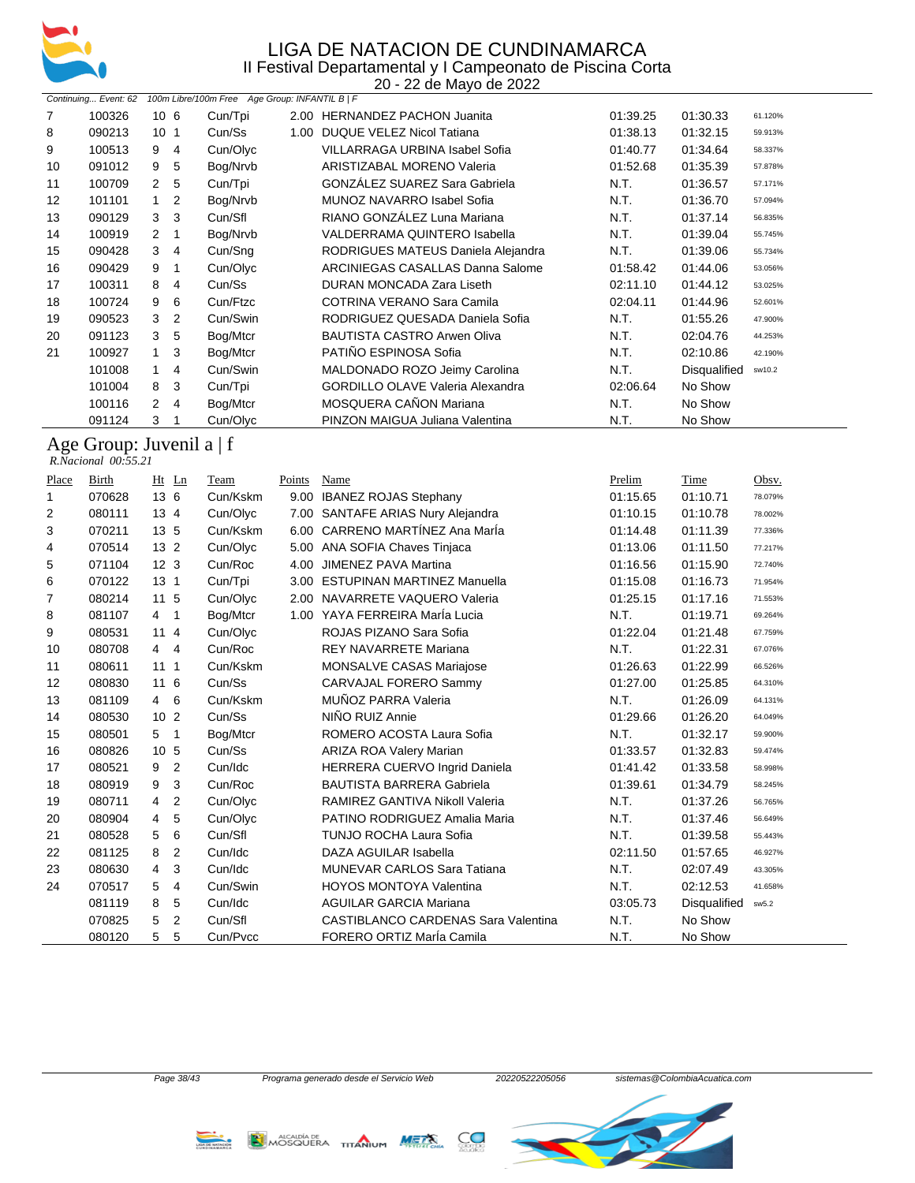# LIGA DE NATACION DE CUNDINAMARCA
## II Festival Departamental y I Campeonato de Piscina Corta
20 - 22 de Mayo de 2022

*Continuing... Event: 62 100m Libre/100m Free Age Group: INFANTIL B | F*

| Place | Birth | Ht | Ln | Team | Points | Name | Prelim | Time | Obsv. |
|---|---|---|---|---|---|---|---|---|---|
| 7 | 100326 | 10 | 6 | Cun/Tpi | 2.00 | HERNANDEZ PACHON Juanita | 01:39.25 | 01:30.33 | 61.120% |
| 8 | 090213 | 10 | 1 | Cun/Ss | 1.00 | DUQUE VELEZ Nicol Tatiana | 01:38.13 | 01:32.15 | 59.913% |
| 9 | 100513 | 9 | 4 | Cun/Olyc | | VILLARRAGA URBINA Isabel Sofia | 01:40.77 | 01:34.64 | 58.337% |
| 10 | 091012 | 9 | 5 | Bog/Nrvb | | ARISTIZABAL MORENO Valeria | 01:52.68 | 01:35.39 | 57.878% |
| 11 | 100709 | 2 | 5 | Cun/Tpi | | GONZÁLEZ SUAREZ Sara Gabriela | N.T. | 01:36.57 | 57.171% |
| 12 | 101101 | 1 | 2 | Bog/Nrvb | | MUNOZ NAVARRO Isabel Sofia | N.T. | 01:36.70 | 57.094% |
| 13 | 090129 | 3 | 3 | Cun/Sfl | | RIANO GONZÁLEZ Luna Mariana | N.T. | 01:37.14 | 56.835% |
| 14 | 100919 | 2 | 1 | Bog/Nrvb | | VALDERRAMA QUINTERO Isabella | N.T. | 01:39.04 | 55.745% |
| 15 | 090428 | 3 | 4 | Cun/Sng | | RODRIGUES MATEUS Daniela Alejandra | N.T. | 01:39.06 | 55.734% |
| 16 | 090429 | 9 | 1 | Cun/Olyc | | ARCINIEGAS CASALLAS Danna Salome | 01:58.42 | 01:44.06 | 53.056% |
| 17 | 100311 | 8 | 4 | Cun/Ss | | DURAN MONCADA Zara Liseth | 02:11.10 | 01:44.12 | 53.025% |
| 18 | 100724 | 9 | 6 | Cun/Ftzc | | COTRINA VERANO Sara Camila | 02:04.11 | 01:44.96 | 52.601% |
| 19 | 090523 | 3 | 2 | Cun/Swin | | RODRIGUEZ QUESADA Daniela Sofia | N.T. | 01:55.26 | 47.900% |
| 20 | 091123 | 3 | 5 | Bog/Mtcr | | BAUTISTA CASTRO Arwen Oliva | N.T. | 02:04.76 | 44.253% |
| 21 | 100927 | 1 | 3 | Bog/Mtcr | | PATIÑO ESPINOSA Sofia | N.T. | 02:10.86 | 42.190% |
| | 101008 | 1 | 4 | Cun/Swin | | MALDONADO ROZO Jeimy Carolina | N.T. | Disqualified | sw10.2 |
| | 101004 | 8 | 3 | Cun/Tpi | | GORDILLO OLAVE Valeria Alexandra | 02:06.64 | No Show | |
| | 100116 | 2 | 4 | Bog/Mtcr | | MOSQUERA CAÑON Mariana | N.T. | No Show | |
| | 091124 | 3 | 1 | Cun/Olyc | | PINZON MAIGUA Juliana Valentina | N.T. | No Show | |

## Age Group: Juvenil a | f

*R.Nacional 00:55.21*

| Place | Birth | Ht | Ln | Team | Points | Name | Prelim | Time | Obsv. |
|---|---|---|---|---|---|---|---|---|---|
| 1 | 070628 | 13 | 6 | Cun/Kskm | 9.00 | IBANEZ ROJAS Stephany | 01:15.65 | 01:10.71 | 78.079% |
| 2 | 080111 | 13 | 4 | Cun/Olyc | 7.00 | SANTAFE ARIAS Nury Alejandra | 01:10.15 | 01:10.78 | 78.002% |
| 3 | 070211 | 13 | 5 | Cun/Kskm | 6.00 | CARRENO MARTÍNEZ Ana María | 01:14.48 | 01:11.39 | 77.336% |
| 4 | 070514 | 13 | 2 | Cun/Olyc | 5.00 | ANA SOFIA Chaves Tinjaca | 01:13.06 | 01:11.50 | 77.217% |
| 5 | 071104 | 12 | 3 | Cun/Roc | 4.00 | JIMENEZ PAVA Martina | 01:16.56 | 01:15.90 | 72.740% |
| 6 | 070122 | 13 | 1 | Cun/Tpi | 3.00 | ESTUPINAN MARTINEZ Manuella | 01:15.08 | 01:16.73 | 71.954% |
| 7 | 080214 | 11 | 5 | Cun/Olyc | 2.00 | NAVARRETE VAQUERO Valeria | 01:25.15 | 01:17.16 | 71.553% |
| 8 | 081107 | 4 | 1 | Bog/Mtcr | 1.00 | YAYA FERREIRA María Lucia | N.T. | 01:19.71 | 69.264% |
| 9 | 080531 | 11 | 4 | Cun/Olyc | | ROJAS PIZANO Sara Sofia | 01:22.04 | 01:21.48 | 67.759% |
| 10 | 080708 | 4 | 4 | Cun/Roc | | REY NAVARRETE Mariana | N.T. | 01:22.31 | 67.076% |
| 11 | 080611 | 11 | 1 | Cun/Kskm | | MONSALVE CASAS Mariajose | 01:26.63 | 01:22.99 | 66.526% |
| 12 | 080830 | 11 | 6 | Cun/Ss | | CARVAJAL FORERO Sammy | 01:27.00 | 01:25.85 | 64.310% |
| 13 | 081109 | 4 | 6 | Cun/Kskm | | MUÑOZ PARRA Valeria | N.T. | 01:26.09 | 64.131% |
| 14 | 080530 | 10 | 2 | Cun/Ss | | NIÑO RUIZ Annie | 01:29.66 | 01:26.20 | 64.049% |
| 15 | 080501 | 5 | 1 | Bog/Mtcr | | ROMERO ACOSTA Laura Sofia | N.T. | 01:32.17 | 59.900% |
| 16 | 080826 | 10 | 5 | Cun/Ss | | ARIZA ROA Valery Marian | 01:33.57 | 01:32.83 | 59.474% |
| 17 | 080521 | 9 | 2 | Cun/Idc | | HERRERA CUERVO Ingrid Daniela | 01:41.42 | 01:33.58 | 58.998% |
| 18 | 080919 | 9 | 3 | Cun/Roc | | BAUTISTA BARRERA Gabriela | 01:39.61 | 01:34.79 | 58.245% |
| 19 | 080711 | 4 | 2 | Cun/Olyc | | RAMIREZ GANTIVA Nikoll Valeria | N.T. | 01:37.26 | 56.765% |
| 20 | 080904 | 4 | 5 | Cun/Olyc | | PATINO RODRIGUEZ Amalia Maria | N.T. | 01:37.46 | 56.649% |
| 21 | 080528 | 5 | 6 | Cun/Sfl | | TUNJO ROCHA Laura Sofia | N.T. | 01:39.58 | 55.443% |
| 22 | 081125 | 8 | 2 | Cun/Idc | | DAZA AGUILAR Isabella | 02:11.50 | 01:57.65 | 46.927% |
| 23 | 080630 | 4 | 3 | Cun/Idc | | MUNEVAR CARLOS Sara Tatiana | N.T. | 02:07.49 | 43.305% |
| 24 | 070517 | 5 | 4 | Cun/Swin | | HOYOS MONTOYA Valentina | N.T. | 02:12.53 | 41.658% |
| | 081119 | 8 | 5 | Cun/Idc | | AGUILAR GARCIA Mariana | 03:05.73 | Disqualified | sw5.2 |
| | 070825 | 5 | 2 | Cun/Sfl | | CASTIBLANCO CARDENAS Sara Valentina | N.T. | No Show | |
| | 080120 | 5 | 5 | Cun/Pvcc | | FORERO ORTIZ María Camila | N.T. | No Show | |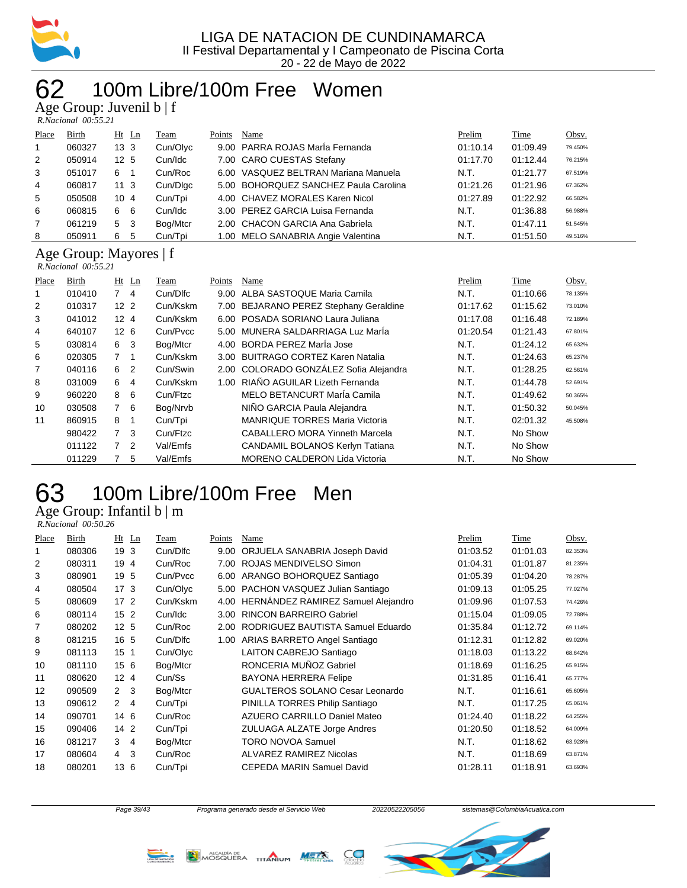# LIGA DE NATACION DE CUNDINAMARCA

II Festival Departamental y I Campeonato de Piscina Corta

20 - 22 de Mayo de 2022

# 62 100m Libre/100m Free Women

## Age Group: Juvenil b | f

*R.Nacional 00:55.21*

| Place | Birth | Ht | Ln | Team | Points | Name | Prelim | Time | Obsv. |
|---|---|---|---|---|---|---|---|---|---|
| 1 | 060327 | 13 | 3 | Cun/Olyc | 9.00 | PARRA ROJAS MarÍa Fernanda | 01:10.14 | 01:09.49 | 79.450% |
| 2 | 050914 | 12 | 5 | Cun/Idc | 7.00 | CARO CUESTAS Stefany | 01:17.70 | 01:12.44 | 76.215% |
| 3 | 051017 | 6 | 1 | Cun/Roc | 6.00 | VASQUEZ BELTRAN Mariana Manuela | N.T. | 01:21.77 | 67.519% |
| 4 | 060817 | 11 | 3 | Cun/Dlgc | 5.00 | BOHORQUEZ SANCHEZ Paula Carolina | 01:21.26 | 01:21.96 | 67.362% |
| 5 | 050508 | 10 | 4 | Cun/Tpi | 4.00 | CHAVEZ MORALES Karen Nicol | 01:27.89 | 01:22.92 | 66.582% |
| 6 | 060815 | 6 | 6 | Cun/Idc | 3.00 | PEREZ GARCIA Luisa Fernanda | N.T. | 01:36.88 | 56.988% |
| 7 | 061219 | 5 | 3 | Bog/Mtcr | 2.00 | CHACON GARCIA Ana Gabriela | N.T. | 01:47.11 | 51.545% |
| 8 | 050911 | 6 | 5 | Cun/Tpi | 1.00 | MELO SANABRIA Angie Valentina | N.T. | 01:51.50 | 49.516% |

## Age Group: Mayores | f

*R.Nacional 00:55.21*

| Place | Birth | Ht | Ln | Team | Points | Name | Prelim | Time | Obsv. |
|---|---|---|---|---|---|---|---|---|---|
| 1 | 010410 | 7 | 4 | Cun/Dlfc | 9.00 | ALBA SASTOQUE Maria Camila | N.T. | 01:10.66 | 78.135% |
| 2 | 010317 | 12 | 2 | Cun/Kskm | 7.00 | BEJARANO PEREZ Stephany Geraldine | 01:17.62 | 01:15.62 | 73.010% |
| 3 | 041012 | 12 | 4 | Cun/Kskm | 6.00 | POSADA SORIANO Laura Juliana | 01:17.08 | 01:16.48 | 72.189% |
| 4 | 640107 | 12 | 6 | Cun/Pvcc | 5.00 | MUNERA SALDARRIAGA Luz MarÍa | 01:20.54 | 01:21.43 | 67.801% |
| 5 | 030814 | 6 | 3 | Bog/Mtcr | 4.00 | BORDA PEREZ MarÍa Jose | N.T. | 01:24.12 | 65.632% |
| 6 | 020305 | 7 | 1 | Cun/Kskm | 3.00 | BUITRAGO CORTEZ Karen Natalia | N.T. | 01:24.63 | 65.237% |
| 7 | 040116 | 6 | 2 | Cun/Swin | 2.00 | COLORADO GONZÁLEZ Sofia Alejandra | N.T. | 01:28.25 | 62.561% |
| 8 | 031009 | 6 | 4 | Cun/Kskm | 1.00 | RIAÑO AGUILAR Lizeth Fernanda | N.T. | 01:44.78 | 52.691% |
| 9 | 960220 | 8 | 6 | Cun/Ftzc | | MELO BETANCURT MarÍa Camila | N.T. | 01:49.62 | 50.365% |
| 10 | 030508 | 7 | 6 | Bog/Nrvb | | NIÑO GARCIA Paula Alejandra | N.T. | 01:50.32 | 50.045% |
| 11 | 860915 | 8 | 1 | Cun/Tpi | | MANRIQUE TORRES Maria Victoria | N.T. | 02:01.32 | 45.508% |
| | 980422 | 7 | 3 | Cun/Ftzc | | CABALLERO MORA Yinneth Marcela | N.T. | No Show | |
| | 011122 | 7 | 2 | Val/Emfs | | CANDAMIL BOLANOS Kerlyn Tatiana | N.T. | No Show | |
| | 011229 | 7 | 5 | Val/Emfs | | MORENO CALDERON Lida Victoria | N.T. | No Show | |

# 63 100m Libre/100m Free Men

## Age Group: Infantil b | m

*R.Nacional 00:50.26*

| Place | Birth | Ht | Ln | Team | Points | Name | Prelim | Time | Obsv. |
|---|---|---|---|---|---|---|---|---|---|
| 1 | 080306 | 19 | 3 | Cun/Dlfc | 9.00 | ORJUELA SANABRIA Joseph David | 01:03.52 | 01:01.03 | 82.353% |
| 2 | 080311 | 19 | 4 | Cun/Roc | 7.00 | ROJAS MENDIVELSO Simon | 01:04.31 | 01:01.87 | 81.235% |
| 3 | 080901 | 19 | 5 | Cun/Pvcc | 6.00 | ARANGO BOHORQUEZ Santiago | 01:05.39 | 01:04.20 | 78.287% |
| 4 | 080504 | 17 | 3 | Cun/Olyc | 5.00 | PACHON VASQUEZ Julian Santiago | 01:09.13 | 01:05.25 | 77.027% |
| 5 | 080609 | 17 | 2 | Cun/Kskm | 4.00 | HERNÁNDEZ RAMIREZ Samuel Alejandro | 01:09.96 | 01:07.53 | 74.426% |
| 6 | 080114 | 15 | 2 | Cun/Idc | 3.00 | RINCON BARREIRO Gabriel | 01:15.04 | 01:09.05 | 72.788% |
| 7 | 080202 | 12 | 5 | Cun/Roc | 2.00 | RODRIGUEZ BAUTISTA Samuel Eduardo | 01:35.84 | 01:12.72 | 69.114% |
| 8 | 081215 | 16 | 5 | Cun/Dlfc | 1.00 | ARIAS BARRETO Angel Santiago | 01:12.31 | 01:12.82 | 69.020% |
| 9 | 081113 | 15 | 1 | Cun/Olyc | | LAITON CABREJO Santiago | 01:18.03 | 01:13.22 | 68.642% |
| 10 | 081110 | 15 | 6 | Bog/Mtcr | | RONCERIA MUÑOZ Gabriel | 01:18.69 | 01:16.25 | 65.915% |
| 11 | 080620 | 12 | 4 | Cun/Ss | | BAYONA HERRERA Felipe | 01:31.85 | 01:16.41 | 65.777% |
| 12 | 090509 | 2 | 3 | Bog/Mtcr | | GUALTEROS SOLANO Cesar Leonardo | N.T. | 01:16.61 | 65.605% |
| 13 | 090612 | 2 | 4 | Cun/Tpi | | PINILLA TORRES Philip Santiago | N.T. | 01:17.25 | 65.061% |
| 14 | 090701 | 14 | 6 | Cun/Roc | | AZUERO CARRILLO Daniel Mateo | 01:24.40 | 01:18.22 | 64.255% |
| 15 | 090406 | 14 | 2 | Cun/Tpi | | ZULUAGA ALZATE Jorge Andres | 01:20.50 | 01:18.52 | 64.009% |
| 16 | 081217 | 3 | 4 | Bog/Mtcr | | TORO NOVOA Samuel | N.T. | 01:18.62 | 63.928% |
| 17 | 080604 | 4 | 3 | Cun/Roc | | ALVAREZ RAMIREZ Nicolas | N.T. | 01:18.69 | 63.871% |
| 18 | 080201 | 13 | 6 | Cun/Tpi | | CEPEDA MARIN Samuel David | 01:28.11 | 01:18.91 | 63.693% |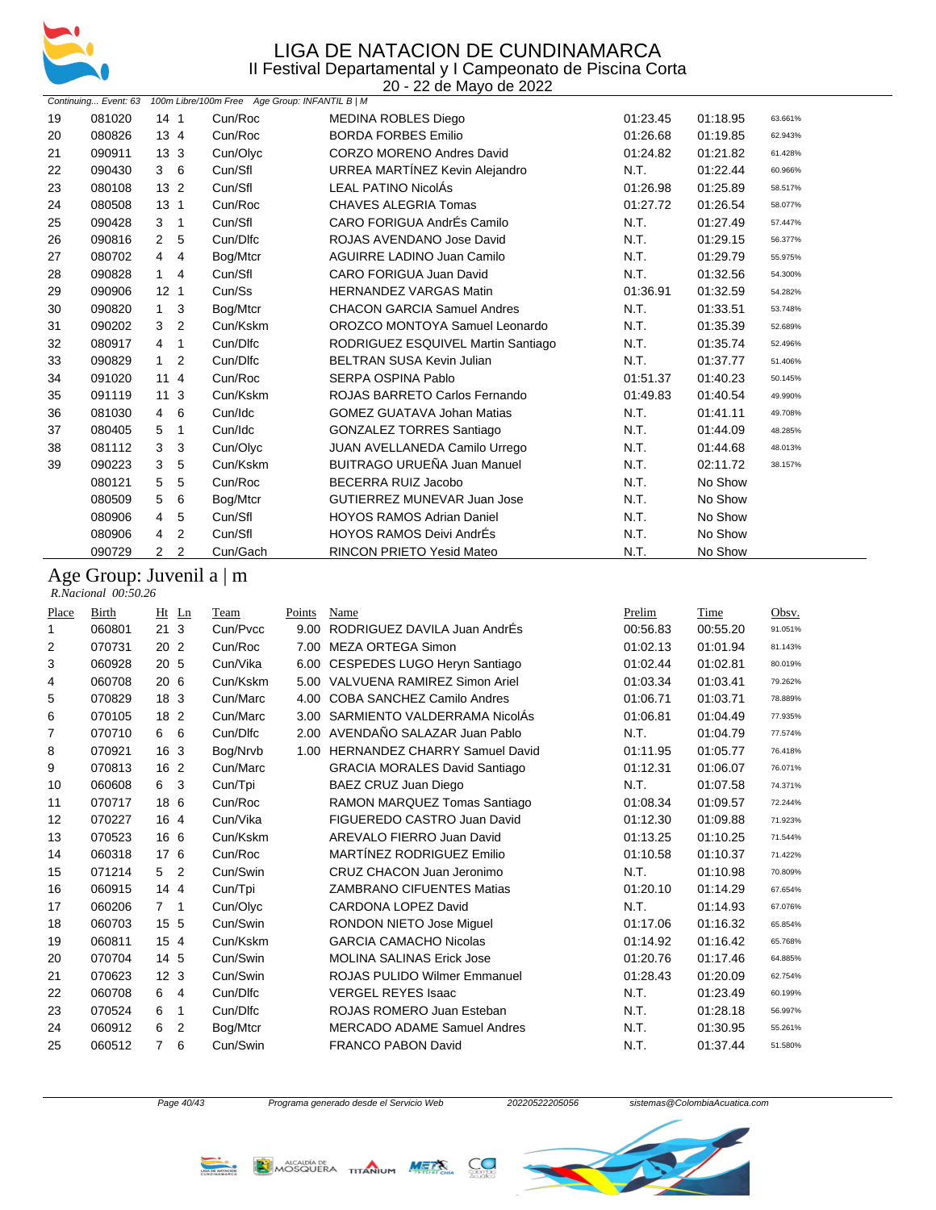# LIGA DE NATACION DE CUNDINAMARCA

II Festival Departamental y I Campeonato de Piscina Corta

20 - 22 de Mayo de 2022

*Continuing... Event: 63 100m Libre/100m Free Age Group: INFANTIL B | M*

| Place | Birth | Ht | Ln | Team | Points | Name | Prelim | Time | Obsv. |
|---|---|---|---|---|---|---|---|---|---|
| 19 | 081020 | 14 | 1 | Cun/Roc | | MEDINA ROBLES Diego | 01:23.45 | 01:18.95 | 63.661% |
| 20 | 080826 | 13 | 4 | Cun/Roc | | BORDA FORBES Emilio | 01:26.68 | 01:19.85 | 62.943% |
| 21 | 090911 | 13 | 3 | Cun/Olyc | | CORZO MORENO Andres David | 01:24.82 | 01:21.82 | 61.428% |
| 22 | 090430 | 3 | 6 | Cun/Sfl | | URREA MARTÍNEZ Kevin Alejandro | N.T. | 01:22.44 | 60.966% |
| 23 | 080108 | 13 | 2 | Cun/Sfl | | LEAL PATINO NicolÁs | 01:26.98 | 01:25.89 | 58.517% |
| 24 | 080508 | 13 | 1 | Cun/Roc | | CHAVES ALEGRIA Tomas | 01:27.72 | 01:26.54 | 58.077% |
| 25 | 090428 | 3 | 1 | Cun/Sfl | | CARO FORIGUA AndrÉs Camilo | N.T. | 01:27.49 | 57.447% |
| 26 | 090816 | 2 | 5 | Cun/Dlfc | | ROJAS AVENDANO Jose David | N.T. | 01:29.15 | 56.377% |
| 27 | 080702 | 4 | 4 | Bog/Mtcr | | AGUIRRE LADINO Juan Camilo | N.T. | 01:29.79 | 55.975% |
| 28 | 090828 | 1 | 4 | Cun/Sfl | | CARO FORIGUA Juan David | N.T. | 01:32.56 | 54.300% |
| 29 | 090906 | 12 | 1 | Cun/Ss | | HERNANDEZ VARGAS Matin | 01:36.91 | 01:32.59 | 54.282% |
| 30 | 090820 | 1 | 3 | Bog/Mtcr | | CHACON GARCIA Samuel Andres | N.T. | 01:33.51 | 53.748% |
| 31 | 090202 | 3 | 2 | Cun/Kskm | | OROZCO MONTOYA Samuel Leonardo | N.T. | 01:35.39 | 52.689% |
| 32 | 080917 | 4 | 1 | Cun/Dlfc | | RODRIGUEZ ESQUIVEL Martin Santiago | N.T. | 01:35.74 | 52.496% |
| 33 | 090829 | 1 | 2 | Cun/Dlfc | | BELTRAN SUSA Kevin Julian | N.T. | 01:37.77 | 51.406% |
| 34 | 091020 | 11 | 4 | Cun/Roc | | SERPA OSPINA Pablo | 01:51.37 | 01:40.23 | 50.145% |
| 35 | 091119 | 11 | 3 | Cun/Kskm | | ROJAS BARRETO Carlos Fernando | 01:49.83 | 01:40.54 | 49.990% |
| 36 | 081030 | 4 | 6 | Cun/Idc | | GOMEZ GUATAVA Johan Matias | N.T. | 01:41.11 | 49.708% |
| 37 | 080405 | 5 | 1 | Cun/Idc | | GONZALEZ TORRES Santiago | N.T. | 01:44.09 | 48.285% |
| 38 | 081112 | 3 | 3 | Cun/Olyc | | JUAN AVELLANEDA Camilo Urrego | N.T. | 01:44.68 | 48.013% |
| 39 | 090223 | 3 | 5 | Cun/Kskm | | BUITRAGO URUEÑA Juan Manuel | N.T. | 02:11.72 | 38.157% |
| | 080121 | 5 | 5 | Cun/Roc | | BECERRA RUIZ Jacobo | N.T. | No Show | |
| | 080509 | 5 | 6 | Bog/Mtcr | | GUTIERREZ MUNEVAR Juan Jose | N.T. | No Show | |
| | 080906 | 4 | 5 | Cun/Sfl | | HOYOS RAMOS Adrian Daniel | N.T. | No Show | |
| | 080906 | 4 | 2 | Cun/Sfl | | HOYOS RAMOS Deivi AndrÉs | N.T. | No Show | |
| | 090729 | 2 | 2 | Cun/Gach | | RINCON PRIETO Yesid Mateo | N.T. | No Show | |

## Age Group: Juvenil a | m

*R.Nacional 00:50.26*

| Place | Birth | Ht | Ln | Team | Points | Name | Prelim | Time | Obsv. |
|---|---|---|---|---|---|---|---|---|---|
| 1 | 060801 | 21 | 3 | Cun/Pvcc | 9.00 | RODRIGUEZ DAVILA Juan AndrÉs | 00:56.83 | 00:55.20 | 91.051% |
| 2 | 070731 | 20 | 2 | Cun/Roc | 7.00 | MEZA ORTEGA Simon | 01:02.13 | 01:01.94 | 81.143% |
| 3 | 060928 | 20 | 5 | Cun/Vika | 6.00 | CESPEDES LUGO Heryn Santiago | 01:02.44 | 01:02.81 | 80.019% |
| 4 | 060708 | 20 | 6 | Cun/Kskm | 5.00 | VALVUENA RAMIREZ Simon Ariel | 01:03.34 | 01:03.41 | 79.262% |
| 5 | 070829 | 18 | 3 | Cun/Marc | 4.00 | COBA SANCHEZ Camilo Andres | 01:06.71 | 01:03.71 | 78.889% |
| 6 | 070105 | 18 | 2 | Cun/Marc | 3.00 | SARMIENTO VALDERRAMA NicolÁs | 01:06.81 | 01:04.49 | 77.935% |
| 7 | 070710 | 6 | 6 | Cun/Dlfc | 2.00 | AVENDAÑO SALAZAR Juan Pablo | N.T. | 01:04.79 | 77.574% |
| 8 | 070921 | 16 | 3 | Bog/Nrvb | 1.00 | HERNANDEZ CHARRY Samuel David | 01:11.95 | 01:05.77 | 76.418% |
| 9 | 070813 | 16 | 2 | Cun/Marc | | GRACIA MORALES David Santiago | 01:12.31 | 01:06.07 | 76.071% |
| 10 | 060608 | 6 | 3 | Cun/Tpi | | BAEZ CRUZ Juan Diego | N.T. | 01:07.58 | 74.371% |
| 11 | 070717 | 18 | 6 | Cun/Roc | | RAMON MARQUEZ Tomas Santiago | 01:08.34 | 01:09.57 | 72.244% |
| 12 | 070227 | 16 | 4 | Cun/Vika | | FIGUEREDO CASTRO Juan David | 01:12.30 | 01:09.88 | 71.923% |
| 13 | 070523 | 16 | 6 | Cun/Kskm | | AREVALO FIERRO Juan David | 01:13.25 | 01:10.25 | 71.544% |
| 14 | 060318 | 17 | 6 | Cun/Roc | | MARTÍNEZ RODRIGUEZ Emilio | 01:10.58 | 01:10.37 | 71.422% |
| 15 | 071214 | 5 | 2 | Cun/Swin | | CRUZ CHACON Juan Jeronimo | N.T. | 01:10.98 | 70.809% |
| 16 | 060915 | 14 | 4 | Cun/Tpi | | ZAMBRANO CIFUENTES Matias | 01:20.10 | 01:14.29 | 67.654% |
| 17 | 060206 | 7 | 1 | Cun/Olyc | | CARDONA LOPEZ David | N.T. | 01:14.93 | 67.076% |
| 18 | 060703 | 15 | 5 | Cun/Swin | | RONDON NIETO Jose Miguel | 01:17.06 | 01:16.32 | 65.854% |
| 19 | 060811 | 15 | 4 | Cun/Kskm | | GARCIA CAMACHO Nicolas | 01:14.92 | 01:16.42 | 65.768% |
| 20 | 070704 | 14 | 5 | Cun/Swin | | MOLINA SALINAS Erick Jose | 01:20.76 | 01:17.46 | 64.885% |
| 21 | 070623 | 12 | 3 | Cun/Swin | | ROJAS PULIDO Wilmer Emmanuel | 01:28.43 | 01:20.09 | 62.754% |
| 22 | 060708 | 6 | 4 | Cun/Dlfc | | VERGEL REYES Isaac | N.T. | 01:23.49 | 60.199% |
| 23 | 070524 | 6 | 1 | Cun/Dlfc | | ROJAS ROMERO Juan Esteban | N.T. | 01:28.18 | 56.997% |
| 24 | 060912 | 6 | 2 | Bog/Mtcr | | MERCADO ADAME Samuel Andres | N.T. | 01:30.95 | 55.261% |
| 25 | 060512 | 7 | 6 | Cun/Swin | | FRANCO PABON David | N.T. | 01:37.44 | 51.580% |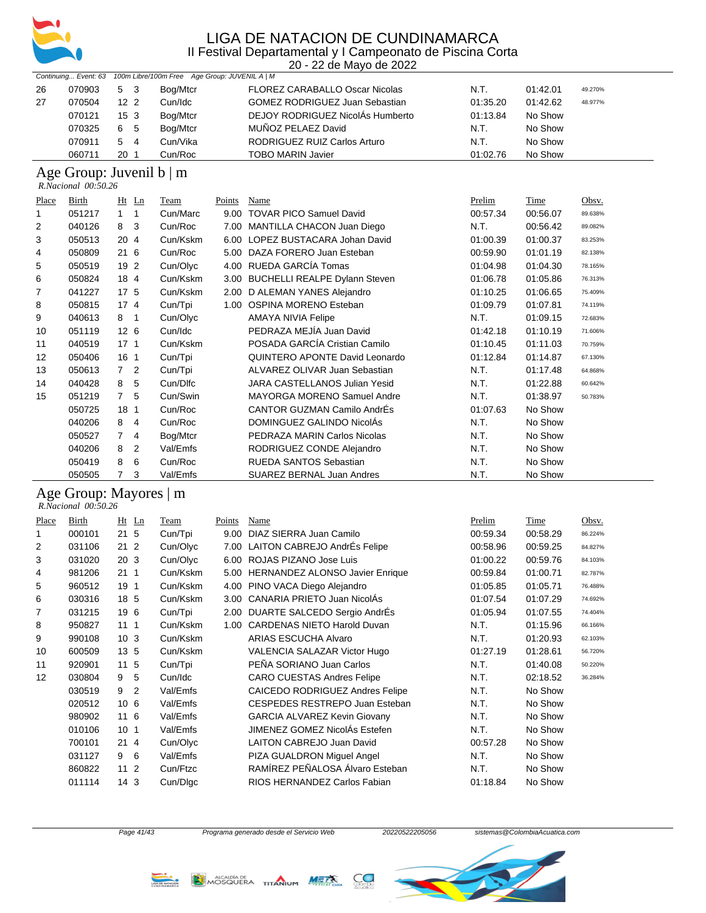# LIGA DE NATACION DE CUNDINAMARCA

II Festival Departamental y I Campeonato de Piscina Corta

20 - 22 de Mayo de 2022

*Continuing... Event: 63 100m Libre/100m Free Age Group: JUVENIL A | M*

| Place | Birth | Ht | Ln | Team | Points | Name | Prelim | Time | Obsv. |
|---|---|---|---|---|---|---|---|---|---|
| 26 | 070903 | 5 | 3 | Bog/Mtcr | | FLOREZ CARABALLO Oscar Nicolas | N.T. | 01:42.01 | 49.270% |
| 27 | 070504 | 12 | 2 | Cun/Idc | | GOMEZ RODRIGUEZ Juan Sebastian | 01:35.20 | 01:42.62 | 48.977% |
| | 070121 | 15 | 3 | Bog/Mtcr | | DEJOY RODRIGUEZ NicolÁs Humberto | 01:13.84 | No Show | |
| | 070325 | 6 | 5 | Bog/Mtcr | | MUÑOZ PELAEZ David | N.T. | No Show | |
| | 070911 | 5 | 4 | Cun/Vika | | RODRIGUEZ RUIZ Carlos Arturo | N.T. | No Show | |
| | 060711 | 20 | 1 | Cun/Roc | | TOBO MARIN Javier | 01:02.76 | No Show | |

## Age Group: Juvenil b | m

*R.Nacional 00:50.26*

| Place | Birth | Ht | Ln | Team | Points | Name | Prelim | Time | Obsv. |
|---|---|---|---|---|---|---|---|---|---|
| 1 | 051217 | 1 | 1 | Cun/Marc | 9.00 | TOVAR PICO Samuel David | 00:57.34 | 00:56.07 | 89.638% |
| 2 | 040126 | 8 | 3 | Cun/Roc | 7.00 | MANTILLA CHACON Juan Diego | N.T. | 00:56.42 | 89.082% |
| 3 | 050513 | 20 | 4 | Cun/Kskm | 6.00 | LOPEZ BUSTACARA Johan David | 01:00.39 | 01:00.37 | 83.253% |
| 4 | 050809 | 21 | 6 | Cun/Roc | 5.00 | DAZA FORERO Juan Esteban | 00:59.90 | 01:01.19 | 82.138% |
| 5 | 050519 | 19 | 2 | Cun/Olyc | 4.00 | RUEDA GARCÍA Tomas | 01:04.98 | 01:04.30 | 78.165% |
| 6 | 050824 | 18 | 4 | Cun/Kskm | 3.00 | BUCHELLI REALPE Dylann Steven | 01:06.78 | 01:05.86 | 76.313% |
| 7 | 041227 | 17 | 5 | Cun/Kskm | 2.00 | D ALEMAN YANES Alejandro | 01:10.25 | 01:06.65 | 75.409% |
| 8 | 050815 | 17 | 4 | Cun/Tpi | 1.00 | OSPINA MORENO Esteban | 01:09.79 | 01:07.81 | 74.119% |
| 9 | 040613 | 8 | 1 | Cun/Olyc | | AMAYA NIVIA Felipe | N.T. | 01:09.15 | 72.683% |
| 10 | 051119 | 12 | 6 | Cun/Idc | | PEDRAZA MEJÍA Juan David | 01:42.18 | 01:10.19 | 71.606% |
| 11 | 040519 | 17 | 1 | Cun/Kskm | | POSADA GARCÍA Cristian Camilo | 01:10.45 | 01:11.03 | 70.759% |
| 12 | 050406 | 16 | 1 | Cun/Tpi | | QUINTERO APONTE David Leonardo | 01:12.84 | 01:14.87 | 67.130% |
| 13 | 050613 | 7 | 2 | Cun/Tpi | | ALVAREZ OLIVAR Juan Sebastian | N.T. | 01:17.48 | 64.868% |
| 14 | 040428 | 8 | 5 | Cun/Dlfc | | JARA CASTELLANOS Julian Yesid | N.T. | 01:22.88 | 60.642% |
| 15 | 051219 | 7 | 5 | Cun/Swin | | MAYORGA MORENO Samuel Andre | N.T. | 01:38.97 | 50.783% |
| | 050725 | 18 | 1 | Cun/Roc | | CANTOR GUZMAN Camilo AndrÉs | 01:07.63 | No Show | |
| | 040206 | 8 | 4 | Cun/Roc | | DOMINGUEZ GALINDO NicolÁs | N.T. | No Show | |
| | 050527 | 7 | 4 | Bog/Mtcr | | PEDRAZA MARIN Carlos Nicolas | N.T. | No Show | |
| | 040206 | 8 | 2 | Val/Emfs | | RODRIGUEZ CONDE Alejandro | N.T. | No Show | |
| | 050419 | 8 | 6 | Cun/Roc | | RUEDA SANTOS Sebastian | N.T. | No Show | |
| | 050505 | 7 | 3 | Val/Emfs | | SUAREZ BERNAL Juan Andres | N.T. | No Show | |

## Age Group: Mayores | m

*R.Nacional 00:50.26*

| Place | Birth | Ht | Ln | Team | Points | Name | Prelim | Time | Obsv. |
|---|---|---|---|---|---|---|---|---|---|
| 1 | 000101 | 21 | 5 | Cun/Tpi | 9.00 | DIAZ SIERRA Juan Camilo | 00:59.34 | 00:58.29 | 86.224% |
| 2 | 031106 | 21 | 2 | Cun/Olyc | 7.00 | LAITON CABREJO AndrÉs Felipe | 00:58.96 | 00:59.25 | 84.827% |
| 3 | 031020 | 20 | 3 | Cun/Olyc | 6.00 | ROJAS PIZANO Jose Luis | 01:00.22 | 00:59.76 | 84.103% |
| 4 | 981206 | 21 | 1 | Cun/Kskm | 5.00 | HERNANDEZ ALONSO Javier Enrique | 00:59.84 | 01:00.71 | 82.787% |
| 5 | 960512 | 19 | 1 | Cun/Kskm | 4.00 | PINO VACA Diego Alejandro | 01:05.85 | 01:05.71 | 76.488% |
| 6 | 030316 | 18 | 5 | Cun/Kskm | 3.00 | CANARIA PRIETO Juan NicolÁs | 01:07.54 | 01:07.29 | 74.692% |
| 7 | 031215 | 19 | 6 | Cun/Tpi | 2.00 | DUARTE SALCEDO Sergio AndrÉs | 01:05.94 | 01:07.55 | 74.404% |
| 8 | 950827 | 11 | 1 | Cun/Kskm | 1.00 | CARDENAS NIETO Harold Duvan | N.T. | 01:15.96 | 66.166% |
| 9 | 990108 | 10 | 3 | Cun/Kskm | | ARIAS ESCUCHA Alvaro | N.T. | 01:20.93 | 62.103% |
| 10 | 600509 | 13 | 5 | Cun/Kskm | | VALENCIA SALAZAR Victor Hugo | 01:27.19 | 01:28.61 | 56.720% |
| 11 | 920901 | 11 | 5 | Cun/Tpi | | PEÑA SORIANO Juan Carlos | N.T. | 01:40.08 | 50.220% |
| 12 | 030804 | 9 | 5 | Cun/Idc | | CARO CUESTAS Andres Felipe | N.T. | 02:18.52 | 36.284% |
| | 030519 | 9 | 2 | Val/Emfs | | CAICEDO RODRIGUEZ Andres Felipe | N.T. | No Show | |
| | 020512 | 10 | 6 | Val/Emfs | | CESPEDES RESTREPO Juan Esteban | N.T. | No Show | |
| | 980902 | 11 | 6 | Val/Emfs | | GARCIA ALVAREZ Kevin Giovany | N.T. | No Show | |
| | 010106 | 10 | 1 | Val/Emfs | | JIMENEZ GOMEZ NicolÁs Estefen | N.T. | No Show | |
| | 700101 | 21 | 4 | Cun/Olyc | | LAITON CABREJO Juan David | 00:57.28 | No Show | |
| | 031127 | 9 | 6 | Val/Emfs | | PIZA GUALDRON Miguel Angel | N.T. | No Show | |
| | 860822 | 11 | 2 | Cun/Ftzc | | RAMÍREZ PEÑALOSA Álvaro Esteban | N.T. | No Show | |
| | 011114 | 14 | 3 | Cun/Dlgc | | RIOS HERNANDEZ Carlos Fabian | 01:18.84 | No Show | |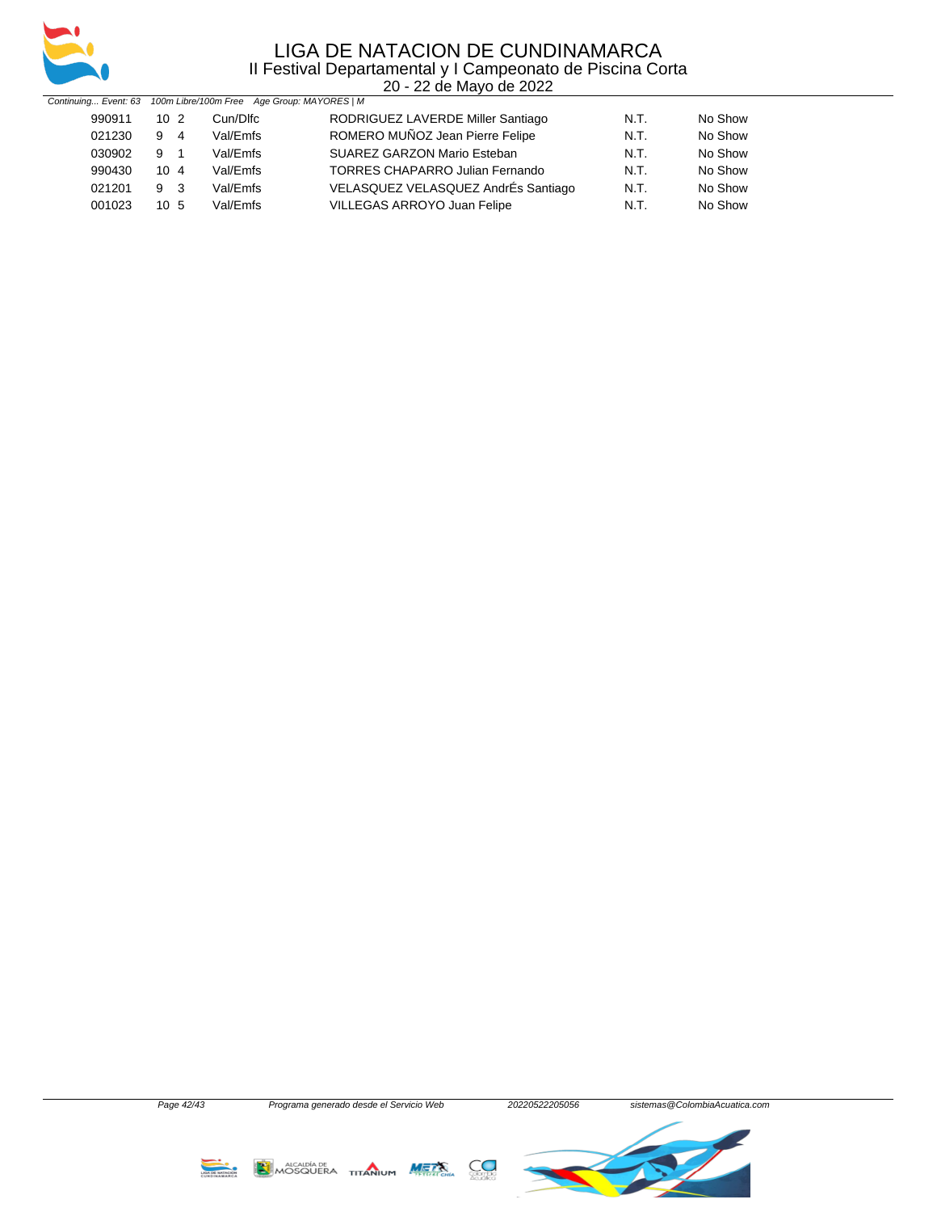Continuing... Event: 63 100m Libre/100m Free Age Group: MAYORES | M

| | | | | | | |
|---|---|---|---|---|---|---|
| 990911 | 10 | 2 | Cun/Dlfc | RODRIGUEZ LAVERDE Miller Santiago | N.T. | No Show |
| 021230 | 9 | 4 | Val/Emfs | ROMERO MUÑOZ Jean Pierre Felipe | N.T. | No Show |
| 030902 | 9 | 1 | Val/Emfs | SUAREZ GARZON Mario Esteban | N.T. | No Show |
| 990430 | 10 | 4 | Val/Emfs | TORRES CHAPARRO Julian Fernando | N.T. | No Show |
| 021201 | 9 | 3 | Val/Emfs | VELASQUEZ VELASQUEZ AndrÉs Santiago | N.T. | No Show |
| 001023 | 10 | 5 | Val/Emfs | VILLEGAS ARROYO Juan Felipe | N.T. | No Show |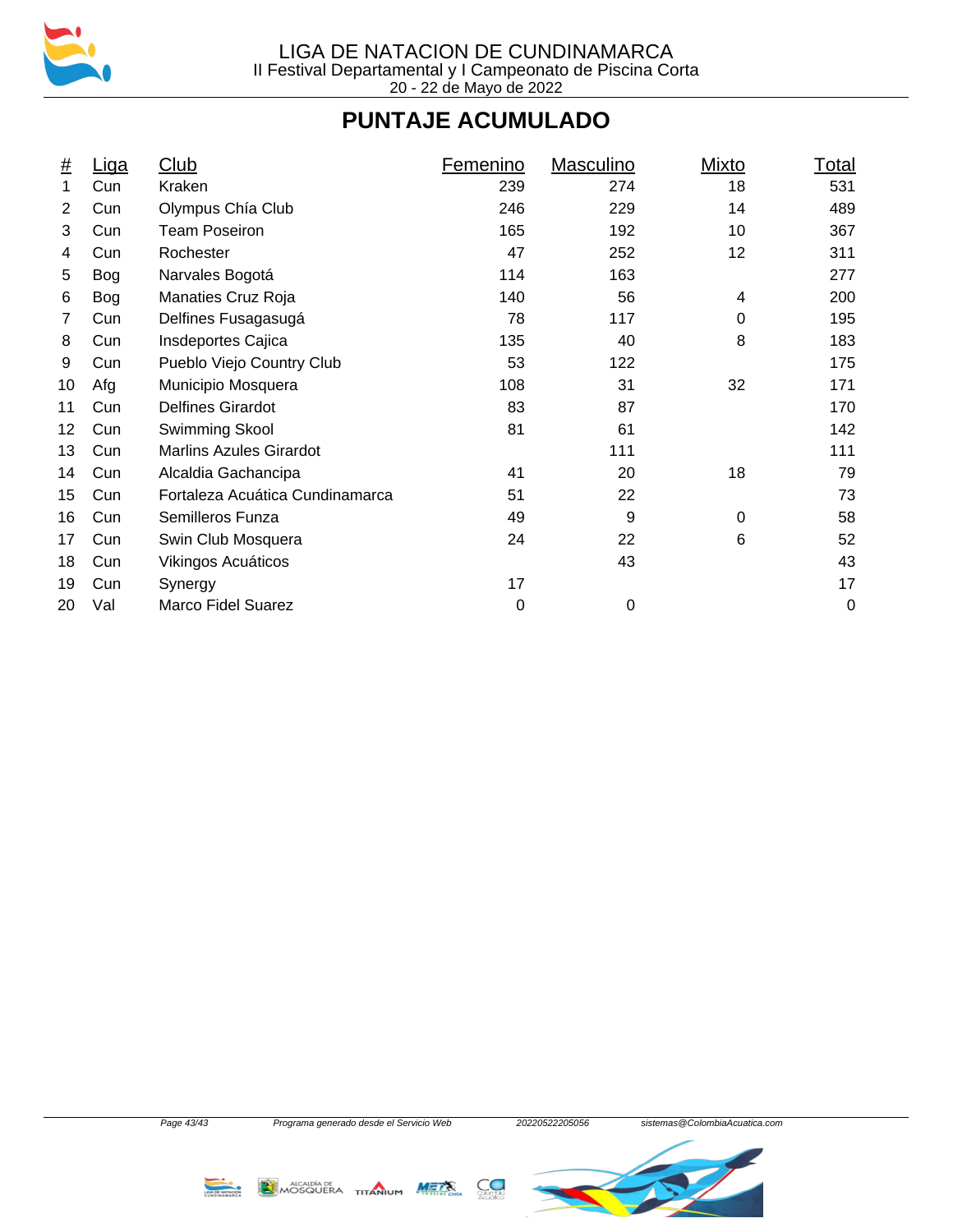LIGA DE NATACION DE CUNDINAMARCA
II Festival Departamental y I Campeonato de Piscina Corta
20 - 22 de Mayo de 2022

# PUNTAJE ACUMULADO

| # | Liga | Club | Femenino | Masculino | Mixto | Total |
|---|---|---|---|---|---|---|
| 1 | Cun | Kraken | 239 | 274 | 18 | 531 |
| 2 | Cun | Olympus Chía Club | 246 | 229 | 14 | 489 |
| 3 | Cun | Team Poseiron | 165 | 192 | 10 | 367 |
| 4 | Cun | Rochester | 47 | 252 | 12 | 311 |
| 5 | Bog | Narvales Bogotá | 114 | 163 | | 277 |
| 6 | Bog | Manaties Cruz Roja | 140 | 56 | 4 | 200 |
| 7 | Cun | Delfines Fusagasugá | 78 | 117 | 0 | 195 |
| 8 | Cun | Insdeportes Cajica | 135 | 40 | 8 | 183 |
| 9 | Cun | Pueblo Viejo Country Club | 53 | 122 | | 175 |
| 10 | Afg | Municipio Mosquera | 108 | 31 | 32 | 171 |
| 11 | Cun | Delfines Girardot | 83 | 87 | | 170 |
| 12 | Cun | Swimming Skool | 81 | 61 | | 142 |
| 13 | Cun | Marlins Azules Girardot | | 111 | | 111 |
| 14 | Cun | Alcaldia Gachancipa | 41 | 20 | 18 | 79 |
| 15 | Cun | Fortaleza Acuática Cundinamarca | 51 | 22 | | 73 |
| 16 | Cun | Semilleros Funza | 49 | 9 | 0 | 58 |
| 17 | Cun | Swin Club Mosquera | 24 | 22 | 6 | 52 |
| 18 | Cun | Vikingos Acuáticos | | 43 | | 43 |
| 19 | Cun | Synergy | 17 | | | 17 |
| 20 | Val | Marco Fidel Suarez | 0 | 0 | | 0 |

*Programa generado desde el Servicio Web* 20220522205056 *sistemas@ColombiaAcuatica.com*